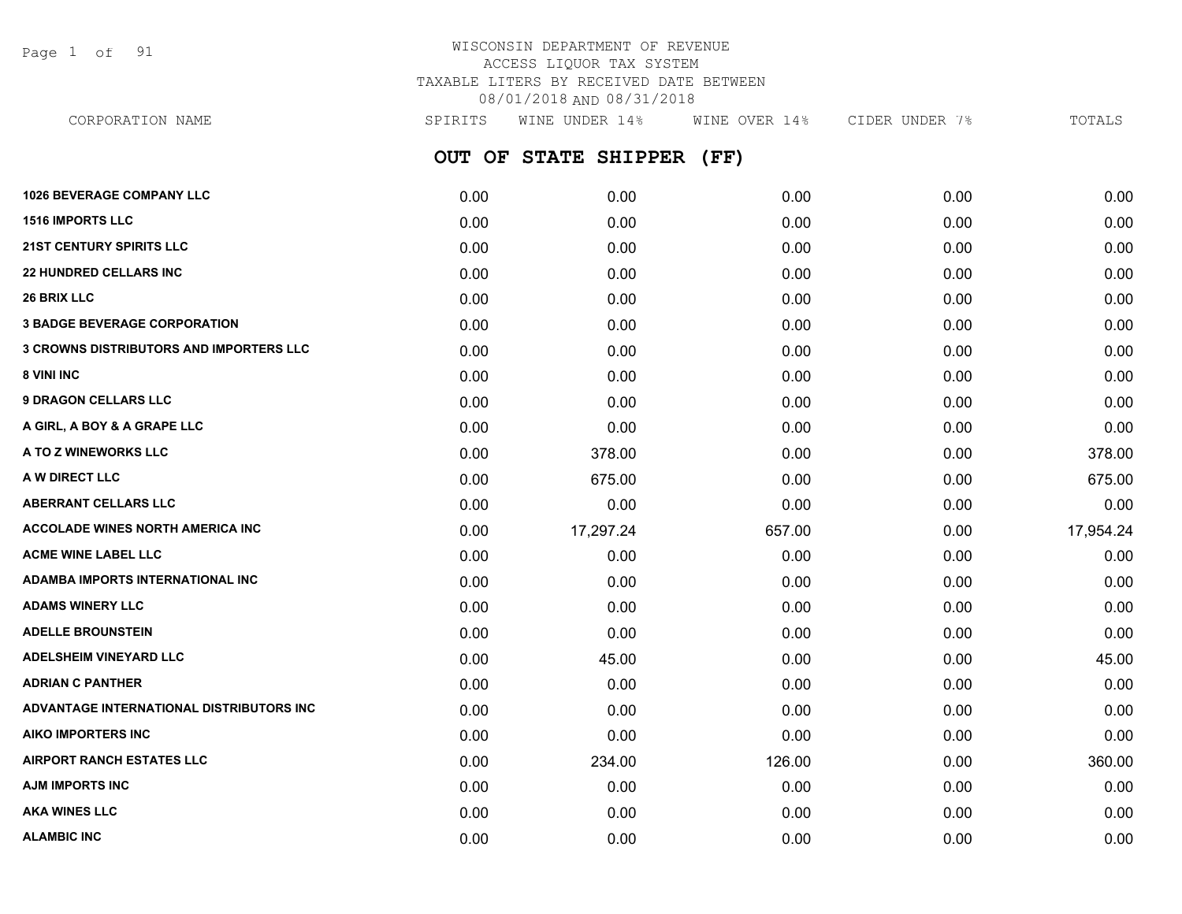# WISCONSIN DEPARTMENT OF REVENUE
## ACCESS LIQUOR TAX SYSTEM
## TAXABLE LITERS BY RECEIVED DATE BETWEEN 08/01/2018 AND 08/31/2018

## OUT OF STATE SHIPPER (FF)

| CORPORATION NAME | SPIRITS | WINE UNDER 14% | WINE OVER 14% | CIDER UNDER 7% | TOTALS |
|---|---|---|---|---|---|
| 1026 BEVERAGE COMPANY LLC | 0.00 | 0.00 | 0.00 | 0.00 | 0.00 |
| 1516 IMPORTS LLC | 0.00 | 0.00 | 0.00 | 0.00 | 0.00 |
| 21ST CENTURY SPIRITS LLC | 0.00 | 0.00 | 0.00 | 0.00 | 0.00 |
| 22 HUNDRED CELLARS INC | 0.00 | 0.00 | 0.00 | 0.00 | 0.00 |
| 26 BRIX LLC | 0.00 | 0.00 | 0.00 | 0.00 | 0.00 |
| 3 BADGE BEVERAGE CORPORATION | 0.00 | 0.00 | 0.00 | 0.00 | 0.00 |
| 3 CROWNS DISTRIBUTORS AND IMPORTERS LLC | 0.00 | 0.00 | 0.00 | 0.00 | 0.00 |
| 8 VINI INC | 0.00 | 0.00 | 0.00 | 0.00 | 0.00 |
| 9 DRAGON CELLARS LLC | 0.00 | 0.00 | 0.00 | 0.00 | 0.00 |
| A GIRL, A BOY & A GRAPE LLC | 0.00 | 0.00 | 0.00 | 0.00 | 0.00 |
| A TO Z WINEWORKS LLC | 0.00 | 378.00 | 0.00 | 0.00 | 378.00 |
| A W DIRECT LLC | 0.00 | 675.00 | 0.00 | 0.00 | 675.00 |
| ABERRANT CELLARS LLC | 0.00 | 0.00 | 0.00 | 0.00 | 0.00 |
| ACCOLADE WINES NORTH AMERICA INC | 0.00 | 17,297.24 | 657.00 | 0.00 | 17,954.24 |
| ACME WINE LABEL LLC | 0.00 | 0.00 | 0.00 | 0.00 | 0.00 |
| ADAMBA IMPORTS INTERNATIONAL INC | 0.00 | 0.00 | 0.00 | 0.00 | 0.00 |
| ADAMS WINERY LLC | 0.00 | 0.00 | 0.00 | 0.00 | 0.00 |
| ADELLE BROUNSTEIN | 0.00 | 0.00 | 0.00 | 0.00 | 0.00 |
| ADELSHEIM VINEYARD LLC | 0.00 | 45.00 | 0.00 | 0.00 | 45.00 |
| ADRIAN C PANTHER | 0.00 | 0.00 | 0.00 | 0.00 | 0.00 |
| ADVANTAGE INTERNATIONAL DISTRIBUTORS INC | 0.00 | 0.00 | 0.00 | 0.00 | 0.00 |
| AIKO IMPORTERS INC | 0.00 | 0.00 | 0.00 | 0.00 | 0.00 |
| AIRPORT RANCH ESTATES LLC | 0.00 | 234.00 | 126.00 | 0.00 | 360.00 |
| AJM IMPORTS INC | 0.00 | 0.00 | 0.00 | 0.00 | 0.00 |
| AKA WINES LLC | 0.00 | 0.00 | 0.00 | 0.00 | 0.00 |
| ALAMBIC INC | 0.00 | 0.00 | 0.00 | 0.00 | 0.00 |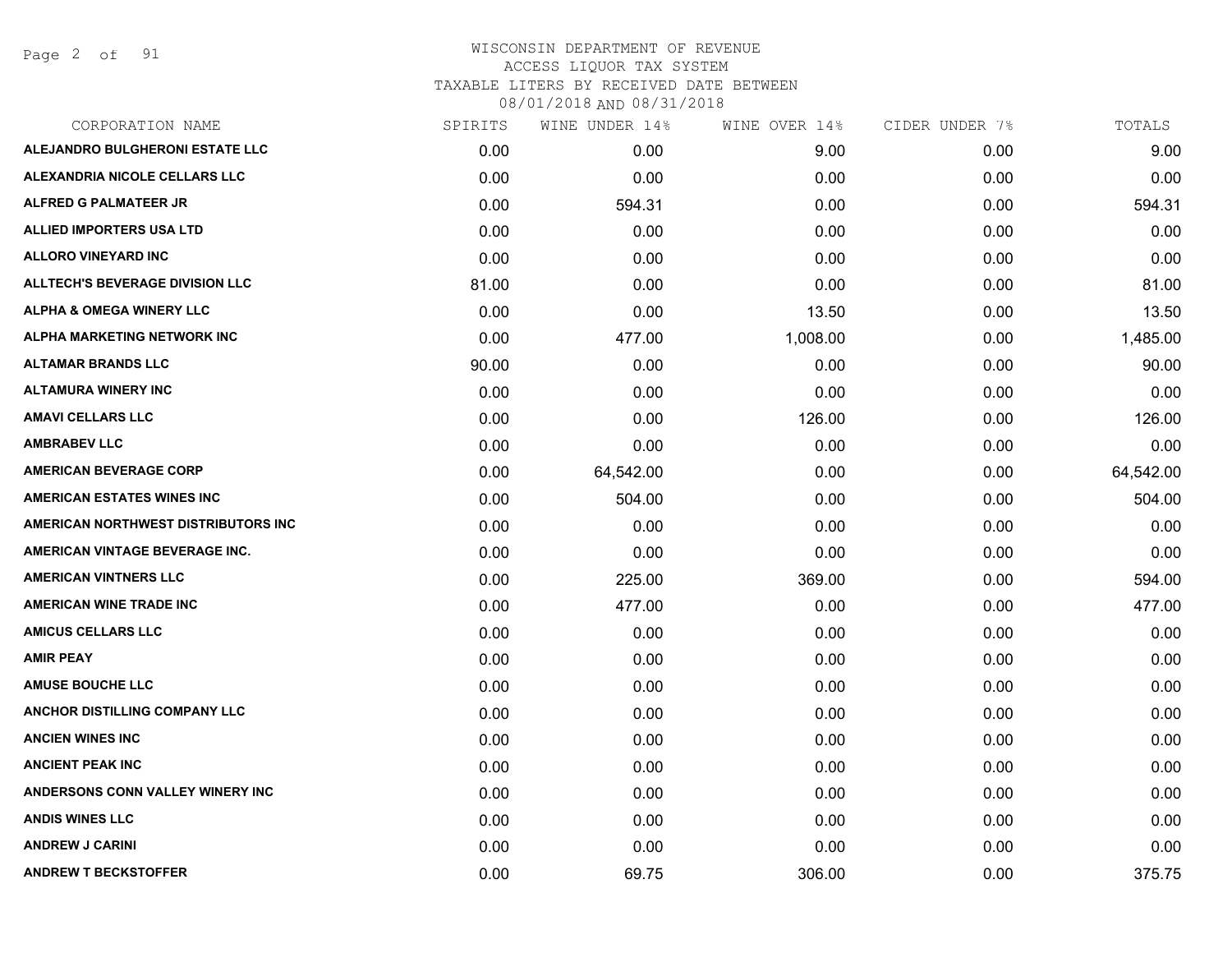WISCONSIN DEPARTMENT OF REVENUE
ACCESS LIQUOR TAX SYSTEM
TAXABLE LITERS BY RECEIVED DATE BETWEEN
08/01/2018 AND 08/31/2018

| CORPORATION NAME | SPIRITS | WINE UNDER 14% | WINE OVER 14% | CIDER UNDER 7% | TOTALS |
|---|---|---|---|---|---|
| ALEJANDRO BULGHERONI ESTATE LLC | 0.00 | 0.00 | 9.00 | 0.00 | 9.00 |
| ALEXANDRIA NICOLE CELLARS LLC | 0.00 | 0.00 | 0.00 | 0.00 | 0.00 |
| ALFRED G PALMATEER JR | 0.00 | 594.31 | 0.00 | 0.00 | 594.31 |
| ALLIED IMPORTERS USA LTD | 0.00 | 0.00 | 0.00 | 0.00 | 0.00 |
| ALLORO VINEYARD INC | 0.00 | 0.00 | 0.00 | 0.00 | 0.00 |
| ALLTECH'S BEVERAGE DIVISION LLC | 81.00 | 0.00 | 0.00 | 0.00 | 81.00 |
| ALPHA & OMEGA WINERY LLC | 0.00 | 0.00 | 13.50 | 0.00 | 13.50 |
| ALPHA MARKETING NETWORK INC | 0.00 | 477.00 | 1,008.00 | 0.00 | 1,485.00 |
| ALTAMAR BRANDS LLC | 90.00 | 0.00 | 0.00 | 0.00 | 90.00 |
| ALTAMURA WINERY INC | 0.00 | 0.00 | 0.00 | 0.00 | 0.00 |
| AMAVI CELLARS LLC | 0.00 | 0.00 | 126.00 | 0.00 | 126.00 |
| AMBRABEV LLC | 0.00 | 0.00 | 0.00 | 0.00 | 0.00 |
| AMERICAN BEVERAGE CORP | 0.00 | 64,542.00 | 0.00 | 0.00 | 64,542.00 |
| AMERICAN ESTATES WINES INC | 0.00 | 504.00 | 0.00 | 0.00 | 504.00 |
| AMERICAN NORTHWEST DISTRIBUTORS INC | 0.00 | 0.00 | 0.00 | 0.00 | 0.00 |
| AMERICAN VINTAGE BEVERAGE INC. | 0.00 | 0.00 | 0.00 | 0.00 | 0.00 |
| AMERICAN VINTNERS LLC | 0.00 | 225.00 | 369.00 | 0.00 | 594.00 |
| AMERICAN WINE TRADE INC | 0.00 | 477.00 | 0.00 | 0.00 | 477.00 |
| AMICUS CELLARS LLC | 0.00 | 0.00 | 0.00 | 0.00 | 0.00 |
| AMIR PEAY | 0.00 | 0.00 | 0.00 | 0.00 | 0.00 |
| AMUSE BOUCHE LLC | 0.00 | 0.00 | 0.00 | 0.00 | 0.00 |
| ANCHOR DISTILLING COMPANY LLC | 0.00 | 0.00 | 0.00 | 0.00 | 0.00 |
| ANCIEN WINES INC | 0.00 | 0.00 | 0.00 | 0.00 | 0.00 |
| ANCIENT PEAK INC | 0.00 | 0.00 | 0.00 | 0.00 | 0.00 |
| ANDERSONS CONN VALLEY WINERY INC | 0.00 | 0.00 | 0.00 | 0.00 | 0.00 |
| ANDIS WINES LLC | 0.00 | 0.00 | 0.00 | 0.00 | 0.00 |
| ANDREW J CARINI | 0.00 | 0.00 | 0.00 | 0.00 | 0.00 |
| ANDREW T BECKSTOFFER | 0.00 | 69.75 | 306.00 | 0.00 | 375.75 |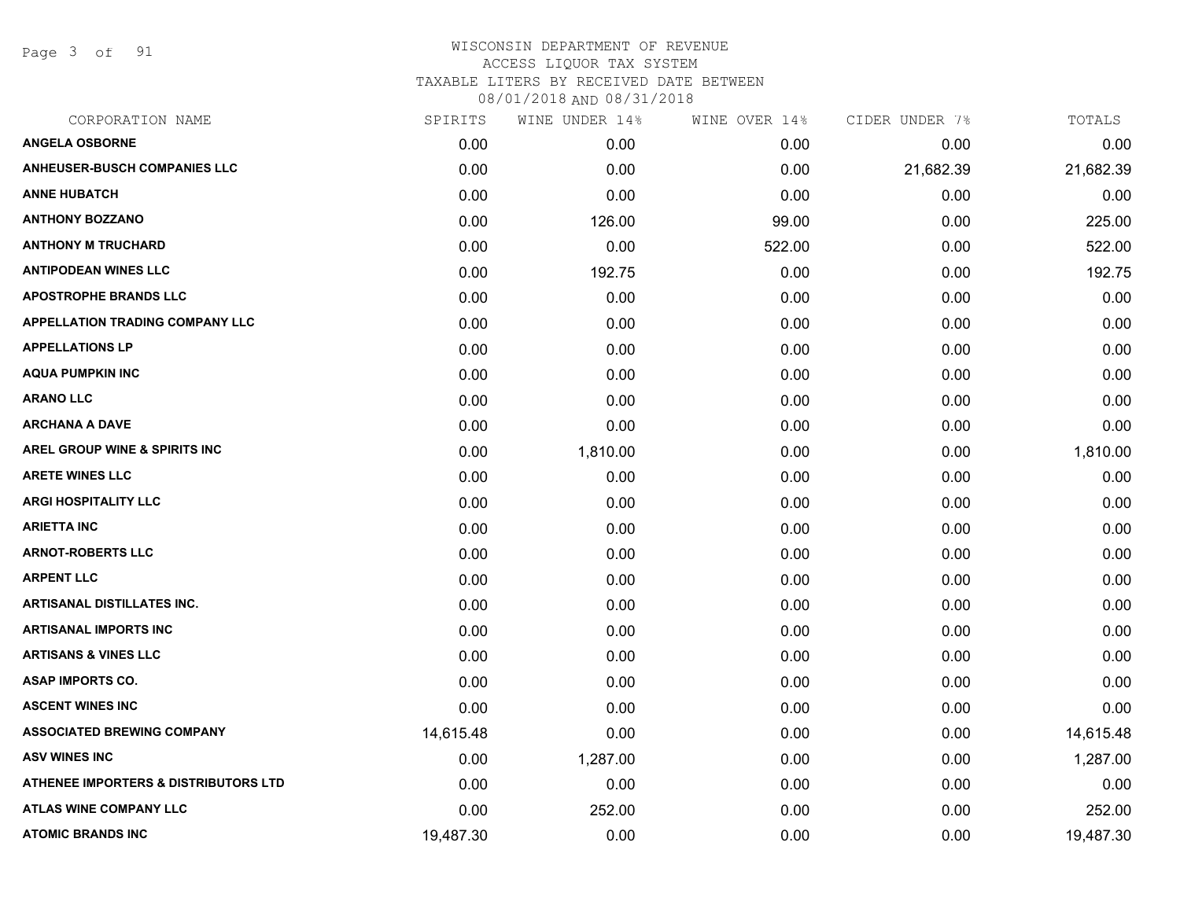# WISCONSIN DEPARTMENT OF REVENUE
## ACCESS LIQUOR TAX SYSTEM
### TAXABLE LITERS BY RECEIVED DATE BETWEEN 08/01/2018 AND 08/31/2018

| CORPORATION NAME | SPIRITS | WINE UNDER 14% | WINE OVER 14% | CIDER UNDER 7% | TOTALS |
|---|---|---|---|---|---|
| ANGELA OSBORNE | 0.00 | 0.00 | 0.00 | 0.00 | 0.00 |
| ANHEUSER-BUSCH COMPANIES LLC | 0.00 | 0.00 | 0.00 | 21,682.39 | 21,682.39 |
| ANNE HUBATCH | 0.00 | 0.00 | 0.00 | 0.00 | 0.00 |
| ANTHONY BOZZANO | 0.00 | 126.00 | 99.00 | 0.00 | 225.00 |
| ANTHONY M TRUCHARD | 0.00 | 0.00 | 522.00 | 0.00 | 522.00 |
| ANTIPODEAN WINES LLC | 0.00 | 192.75 | 0.00 | 0.00 | 192.75 |
| APOSTROPHE BRANDS LLC | 0.00 | 0.00 | 0.00 | 0.00 | 0.00 |
| APPELLATION TRADING COMPANY LLC | 0.00 | 0.00 | 0.00 | 0.00 | 0.00 |
| APPELLATIONS LP | 0.00 | 0.00 | 0.00 | 0.00 | 0.00 |
| AQUA PUMPKIN INC | 0.00 | 0.00 | 0.00 | 0.00 | 0.00 |
| ARANO LLC | 0.00 | 0.00 | 0.00 | 0.00 | 0.00 |
| ARCHANA A DAVE | 0.00 | 0.00 | 0.00 | 0.00 | 0.00 |
| AREL GROUP WINE & SPIRITS INC | 0.00 | 1,810.00 | 0.00 | 0.00 | 1,810.00 |
| ARETE WINES LLC | 0.00 | 0.00 | 0.00 | 0.00 | 0.00 |
| ARGI HOSPITALITY LLC | 0.00 | 0.00 | 0.00 | 0.00 | 0.00 |
| ARIETTA INC | 0.00 | 0.00 | 0.00 | 0.00 | 0.00 |
| ARNOT-ROBERTS LLC | 0.00 | 0.00 | 0.00 | 0.00 | 0.00 |
| ARPENT LLC | 0.00 | 0.00 | 0.00 | 0.00 | 0.00 |
| ARTISANAL DISTILLATES INC. | 0.00 | 0.00 | 0.00 | 0.00 | 0.00 |
| ARTISANAL IMPORTS INC | 0.00 | 0.00 | 0.00 | 0.00 | 0.00 |
| ARTISANS & VINES LLC | 0.00 | 0.00 | 0.00 | 0.00 | 0.00 |
| ASAP IMPORTS CO. | 0.00 | 0.00 | 0.00 | 0.00 | 0.00 |
| ASCENT WINES INC | 0.00 | 0.00 | 0.00 | 0.00 | 0.00 |
| ASSOCIATED BREWING COMPANY | 14,615.48 | 0.00 | 0.00 | 0.00 | 14,615.48 |
| ASV WINES INC | 0.00 | 1,287.00 | 0.00 | 0.00 | 1,287.00 |
| ATHENEE IMPORTERS & DISTRIBUTORS LTD | 0.00 | 0.00 | 0.00 | 0.00 | 0.00 |
| ATLAS WINE COMPANY LLC | 0.00 | 252.00 | 0.00 | 0.00 | 252.00 |
| ATOMIC BRANDS INC | 19,487.30 | 0.00 | 0.00 | 0.00 | 19,487.30 |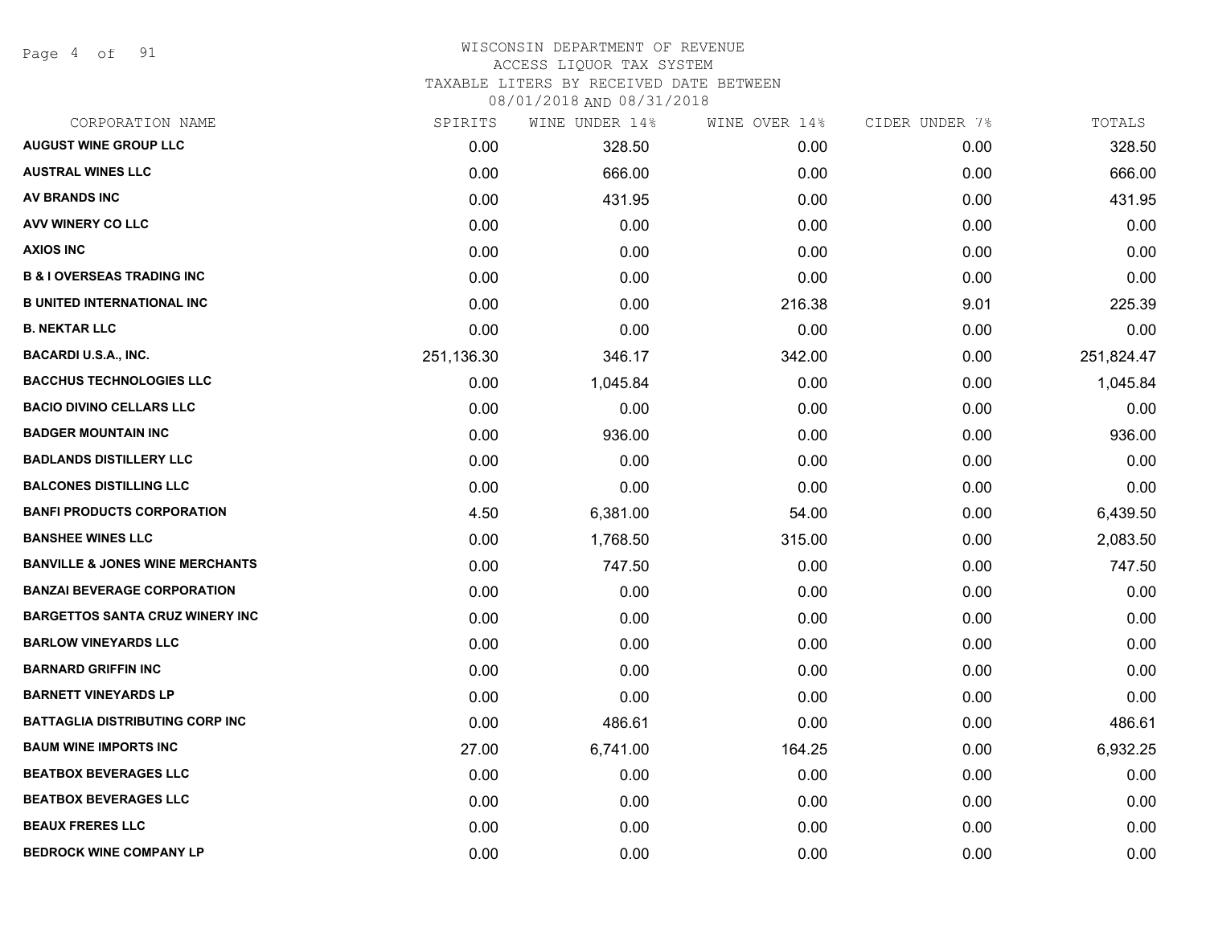# WISCONSIN DEPARTMENT OF REVENUE

ACCESS LIQUOR TAX SYSTEM

TAXABLE LITERS BY RECEIVED DATE BETWEEN 08/01/2018 AND 08/31/2018

| CORPORATION NAME | SPIRITS | WINE UNDER 14% | WINE OVER 14% | CIDER UNDER 7% | TOTALS |
|---|---|---|---|---|---|
| AUGUST WINE GROUP LLC | 0.00 | 328.50 | 0.00 | 0.00 | 328.50 |
| AUSTRAL WINES LLC | 0.00 | 666.00 | 0.00 | 0.00 | 666.00 |
| AV BRANDS INC | 0.00 | 431.95 | 0.00 | 0.00 | 431.95 |
| AVV WINERY CO LLC | 0.00 | 0.00 | 0.00 | 0.00 | 0.00 |
| AXIOS INC | 0.00 | 0.00 | 0.00 | 0.00 | 0.00 |
| B & I OVERSEAS TRADING INC | 0.00 | 0.00 | 0.00 | 0.00 | 0.00 |
| B UNITED INTERNATIONAL INC | 0.00 | 0.00 | 216.38 | 9.01 | 225.39 |
| B. NEKTAR LLC | 0.00 | 0.00 | 0.00 | 0.00 | 0.00 |
| BACARDI U.S.A., INC. | 251,136.30 | 346.17 | 342.00 | 0.00 | 251,824.47 |
| BACCHUS TECHNOLOGIES LLC | 0.00 | 1,045.84 | 0.00 | 0.00 | 1,045.84 |
| BACIO DIVINO CELLARS LLC | 0.00 | 0.00 | 0.00 | 0.00 | 0.00 |
| BADGER MOUNTAIN INC | 0.00 | 936.00 | 0.00 | 0.00 | 936.00 |
| BADLANDS DISTILLERY LLC | 0.00 | 0.00 | 0.00 | 0.00 | 0.00 |
| BALCONES DISTILLING LLC | 0.00 | 0.00 | 0.00 | 0.00 | 0.00 |
| BANFI PRODUCTS CORPORATION | 4.50 | 6,381.00 | 54.00 | 0.00 | 6,439.50 |
| BANSHEE WINES LLC | 0.00 | 1,768.50 | 315.00 | 0.00 | 2,083.50 |
| BANVILLE & JONES WINE MERCHANTS | 0.00 | 747.50 | 0.00 | 0.00 | 747.50 |
| BANZAI BEVERAGE CORPORATION | 0.00 | 0.00 | 0.00 | 0.00 | 0.00 |
| BARGETTOS SANTA CRUZ WINERY INC | 0.00 | 0.00 | 0.00 | 0.00 | 0.00 |
| BARLOW VINEYARDS LLC | 0.00 | 0.00 | 0.00 | 0.00 | 0.00 |
| BARNARD GRIFFIN INC | 0.00 | 0.00 | 0.00 | 0.00 | 0.00 |
| BARNETT VINEYARDS LP | 0.00 | 0.00 | 0.00 | 0.00 | 0.00 |
| BATTAGLIA DISTRIBUTING CORP INC | 0.00 | 486.61 | 0.00 | 0.00 | 486.61 |
| BAUM WINE IMPORTS INC | 27.00 | 6,741.00 | 164.25 | 0.00 | 6,932.25 |
| BEATBOX BEVERAGES LLC | 0.00 | 0.00 | 0.00 | 0.00 | 0.00 |
| BEATBOX BEVERAGES LLC | 0.00 | 0.00 | 0.00 | 0.00 | 0.00 |
| BEAUX FRERES LLC | 0.00 | 0.00 | 0.00 | 0.00 | 0.00 |
| BEDROCK WINE COMPANY LP | 0.00 | 0.00 | 0.00 | 0.00 | 0.00 |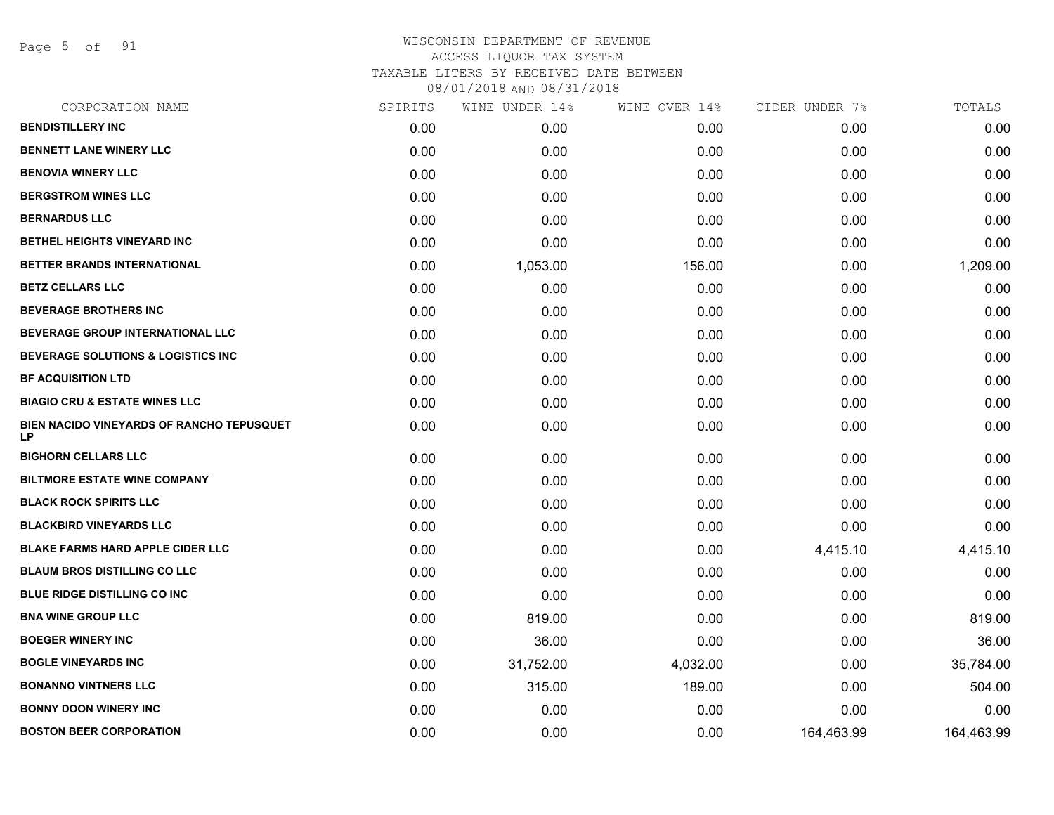# WISCONSIN DEPARTMENT OF REVENUE
ACCESS LIQUOR TAX SYSTEM
TAXABLE LITERS BY RECEIVED DATE BETWEEN
08/01/2018 AND 08/31/2018

| CORPORATION NAME | SPIRITS | WINE UNDER 14% | WINE OVER 14% | CIDER UNDER 7% | TOTALS |
|---|---|---|---|---|---|
| BENDISTILLERY INC | 0.00 | 0.00 | 0.00 | 0.00 | 0.00 |
| BENNETT LANE WINERY LLC | 0.00 | 0.00 | 0.00 | 0.00 | 0.00 |
| BENOVIA WINERY LLC | 0.00 | 0.00 | 0.00 | 0.00 | 0.00 |
| BERGSTROM WINES LLC | 0.00 | 0.00 | 0.00 | 0.00 | 0.00 |
| BERNARDUS LLC | 0.00 | 0.00 | 0.00 | 0.00 | 0.00 |
| BETHEL HEIGHTS VINEYARD INC | 0.00 | 0.00 | 0.00 | 0.00 | 0.00 |
| BETTER BRANDS INTERNATIONAL | 0.00 | 1,053.00 | 156.00 | 0.00 | 1,209.00 |
| BETZ CELLARS LLC | 0.00 | 0.00 | 0.00 | 0.00 | 0.00 |
| BEVERAGE BROTHERS INC | 0.00 | 0.00 | 0.00 | 0.00 | 0.00 |
| BEVERAGE GROUP INTERNATIONAL LLC | 0.00 | 0.00 | 0.00 | 0.00 | 0.00 |
| BEVERAGE SOLUTIONS & LOGISTICS INC | 0.00 | 0.00 | 0.00 | 0.00 | 0.00 |
| BF ACQUISITION LTD | 0.00 | 0.00 | 0.00 | 0.00 | 0.00 |
| BIAGIO CRU & ESTATE WINES LLC | 0.00 | 0.00 | 0.00 | 0.00 | 0.00 |
| BIEN NACIDO VINEYARDS OF RANCHO TEPUSQUET LP | 0.00 | 0.00 | 0.00 | 0.00 | 0.00 |
| BIGHORN CELLARS LLC | 0.00 | 0.00 | 0.00 | 0.00 | 0.00 |
| BILTMORE ESTATE WINE COMPANY | 0.00 | 0.00 | 0.00 | 0.00 | 0.00 |
| BLACK ROCK SPIRITS LLC | 0.00 | 0.00 | 0.00 | 0.00 | 0.00 |
| BLACKBIRD VINEYARDS LLC | 0.00 | 0.00 | 0.00 | 0.00 | 0.00 |
| BLAKE FARMS HARD APPLE CIDER LLC | 0.00 | 0.00 | 0.00 | 4,415.10 | 4,415.10 |
| BLAUM BROS DISTILLING CO LLC | 0.00 | 0.00 | 0.00 | 0.00 | 0.00 |
| BLUE RIDGE DISTILLING CO INC | 0.00 | 0.00 | 0.00 | 0.00 | 0.00 |
| BNA WINE GROUP LLC | 0.00 | 819.00 | 0.00 | 0.00 | 819.00 |
| BOEGER WINERY INC | 0.00 | 36.00 | 0.00 | 0.00 | 36.00 |
| BOGLE VINEYARDS INC | 0.00 | 31,752.00 | 4,032.00 | 0.00 | 35,784.00 |
| BONANNO VINTNERS LLC | 0.00 | 315.00 | 189.00 | 0.00 | 504.00 |
| BONNY DOON WINERY INC | 0.00 | 0.00 | 0.00 | 0.00 | 0.00 |
| BOSTON BEER CORPORATION | 0.00 | 0.00 | 0.00 | 164,463.99 | 164,463.99 |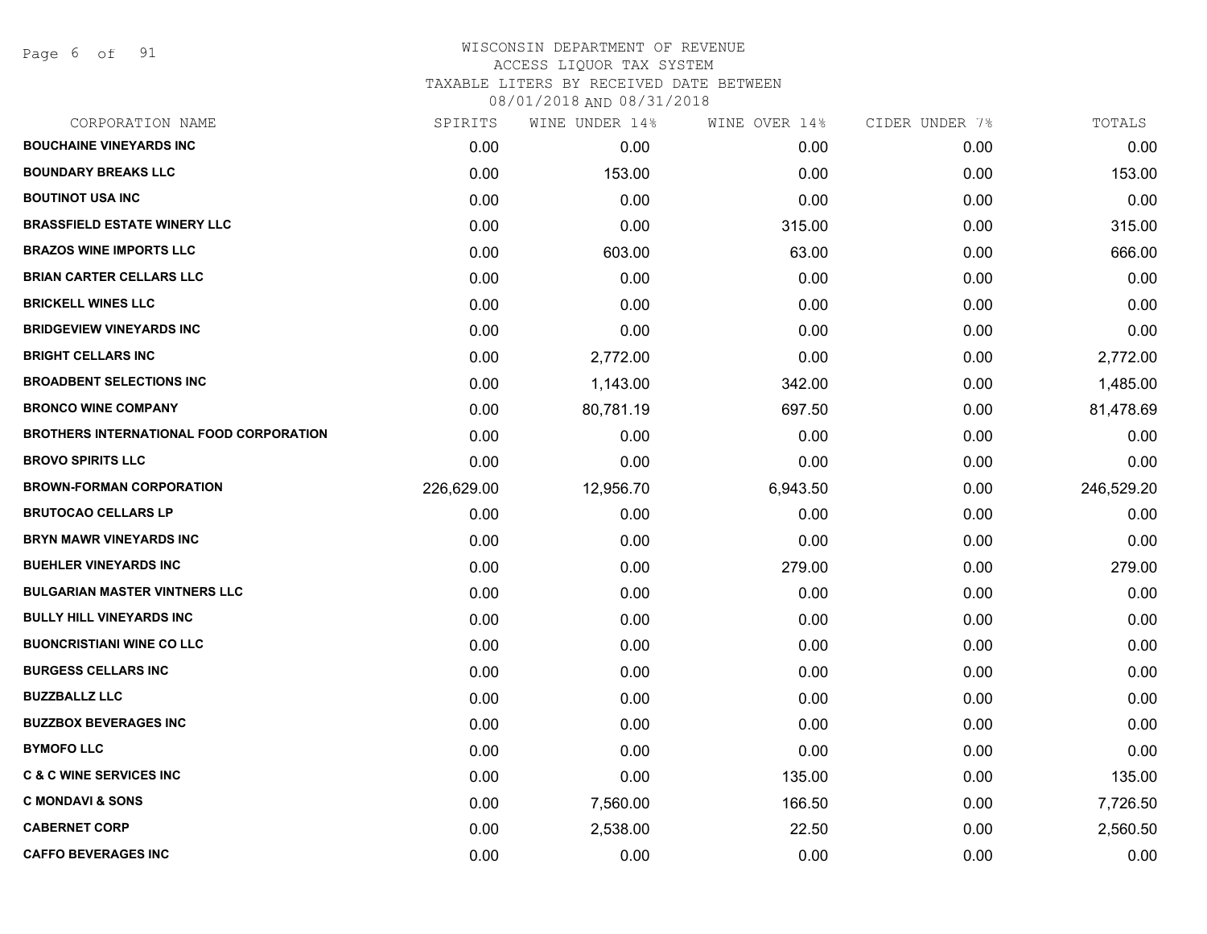# WISCONSIN DEPARTMENT OF REVENUE
## ACCESS LIQUOR TAX SYSTEM
### TAXABLE LITERS BY RECEIVED DATE BETWEEN 08/01/2018 AND 08/31/2018

| CORPORATION NAME | SPIRITS | WINE UNDER 14% | WINE OVER 14% | CIDER UNDER 7% | TOTALS |
|---|---|---|---|---|---|
| **BOUCHAINE VINEYARDS INC** | 0.00 | 0.00 | 0.00 | 0.00 | 0.00 |
| **BOUNDARY BREAKS LLC** | 0.00 | 153.00 | 0.00 | 0.00 | 153.00 |
| **BOUTINOT USA INC** | 0.00 | 0.00 | 0.00 | 0.00 | 0.00 |
| **BRASSFIELD ESTATE WINERY LLC** | 0.00 | 0.00 | 315.00 | 0.00 | 315.00 |
| **BRAZOS WINE IMPORTS LLC** | 0.00 | 603.00 | 63.00 | 0.00 | 666.00 |
| **BRIAN CARTER CELLARS LLC** | 0.00 | 0.00 | 0.00 | 0.00 | 0.00 |
| **BRICKELL WINES LLC** | 0.00 | 0.00 | 0.00 | 0.00 | 0.00 |
| **BRIDGEVIEW VINEYARDS INC** | 0.00 | 0.00 | 0.00 | 0.00 | 0.00 |
| **BRIGHT CELLARS INC** | 0.00 | 2,772.00 | 0.00 | 0.00 | 2,772.00 |
| **BROADBENT SELECTIONS INC** | 0.00 | 1,143.00 | 342.00 | 0.00 | 1,485.00 |
| **BRONCO WINE COMPANY** | 0.00 | 80,781.19 | 697.50 | 0.00 | 81,478.69 |
| **BROTHERS INTERNATIONAL FOOD CORPORATION** | 0.00 | 0.00 | 0.00 | 0.00 | 0.00 |
| **BROVO SPIRITS LLC** | 0.00 | 0.00 | 0.00 | 0.00 | 0.00 |
| **BROWN-FORMAN CORPORATION** | 226,629.00 | 12,956.70 | 6,943.50 | 0.00 | 246,529.20 |
| **BRUTOCAO CELLARS LP** | 0.00 | 0.00 | 0.00 | 0.00 | 0.00 |
| **BRYN MAWR VINEYARDS INC** | 0.00 | 0.00 | 0.00 | 0.00 | 0.00 |
| **BUEHLER VINEYARDS INC** | 0.00 | 0.00 | 279.00 | 0.00 | 279.00 |
| **BULGARIAN MASTER VINTNERS LLC** | 0.00 | 0.00 | 0.00 | 0.00 | 0.00 |
| **BULLY HILL VINEYARDS INC** | 0.00 | 0.00 | 0.00 | 0.00 | 0.00 |
| **BUONCRISTIANI WINE CO LLC** | 0.00 | 0.00 | 0.00 | 0.00 | 0.00 |
| **BURGESS CELLARS INC** | 0.00 | 0.00 | 0.00 | 0.00 | 0.00 |
| **BUZZBALLZ LLC** | 0.00 | 0.00 | 0.00 | 0.00 | 0.00 |
| **BUZZBOX BEVERAGES INC** | 0.00 | 0.00 | 0.00 | 0.00 | 0.00 |
| **BYMOFO LLC** | 0.00 | 0.00 | 0.00 | 0.00 | 0.00 |
| **C & C WINE SERVICES INC** | 0.00 | 0.00 | 135.00 | 0.00 | 135.00 |
| **C MONDAVI & SONS** | 0.00 | 7,560.00 | 166.50 | 0.00 | 7,726.50 |
| **CABERNET CORP** | 0.00 | 2,538.00 | 22.50 | 0.00 | 2,560.50 |
| **CAFFO BEVERAGES INC** | 0.00 | 0.00 | 0.00 | 0.00 | 0.00 |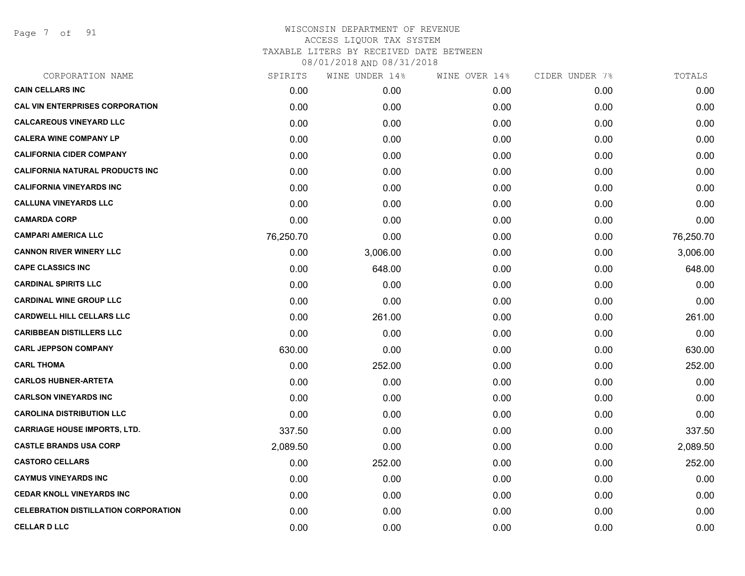WISCONSIN DEPARTMENT OF REVENUE
ACCESS LIQUOR TAX SYSTEM
TAXABLE LITERS BY RECEIVED DATE BETWEEN
08/01/2018 AND 08/31/2018

| CORPORATION NAME | SPIRITS | WINE UNDER 14% | WINE OVER 14% | CIDER UNDER 7% | TOTALS |
|---|---|---|---|---|---|
| CAIN CELLARS INC | 0.00 | 0.00 | 0.00 | 0.00 | 0.00 |
| CAL VIN ENTERPRISES CORPORATION | 0.00 | 0.00 | 0.00 | 0.00 | 0.00 |
| CALCAREOUS VINEYARD LLC | 0.00 | 0.00 | 0.00 | 0.00 | 0.00 |
| CALERA WINE COMPANY LP | 0.00 | 0.00 | 0.00 | 0.00 | 0.00 |
| CALIFORNIA CIDER COMPANY | 0.00 | 0.00 | 0.00 | 0.00 | 0.00 |
| CALIFORNIA NATURAL PRODUCTS INC | 0.00 | 0.00 | 0.00 | 0.00 | 0.00 |
| CALIFORNIA VINEYARDS INC | 0.00 | 0.00 | 0.00 | 0.00 | 0.00 |
| CALLUNA VINEYARDS LLC | 0.00 | 0.00 | 0.00 | 0.00 | 0.00 |
| CAMARDA CORP | 0.00 | 0.00 | 0.00 | 0.00 | 0.00 |
| CAMPARI AMERICA LLC | 76,250.70 | 0.00 | 0.00 | 0.00 | 76,250.70 |
| CANNON RIVER WINERY LLC | 0.00 | 3,006.00 | 0.00 | 0.00 | 3,006.00 |
| CAPE CLASSICS INC | 0.00 | 648.00 | 0.00 | 0.00 | 648.00 |
| CARDINAL SPIRITS LLC | 0.00 | 0.00 | 0.00 | 0.00 | 0.00 |
| CARDINAL WINE GROUP LLC | 0.00 | 0.00 | 0.00 | 0.00 | 0.00 |
| CARDWELL HILL CELLARS LLC | 0.00 | 261.00 | 0.00 | 0.00 | 261.00 |
| CARIBBEAN DISTILLERS LLC | 0.00 | 0.00 | 0.00 | 0.00 | 0.00 |
| CARL JEPPSON COMPANY | 630.00 | 0.00 | 0.00 | 0.00 | 630.00 |
| CARL THOMA | 0.00 | 252.00 | 0.00 | 0.00 | 252.00 |
| CARLOS HUBNER-ARTETA | 0.00 | 0.00 | 0.00 | 0.00 | 0.00 |
| CARLSON VINEYARDS INC | 0.00 | 0.00 | 0.00 | 0.00 | 0.00 |
| CAROLINA DISTRIBUTION LLC | 0.00 | 0.00 | 0.00 | 0.00 | 0.00 |
| CARRIAGE HOUSE IMPORTS, LTD. | 337.50 | 0.00 | 0.00 | 0.00 | 337.50 |
| CASTLE BRANDS USA CORP | 2,089.50 | 0.00 | 0.00 | 0.00 | 2,089.50 |
| CASTORO CELLARS | 0.00 | 252.00 | 0.00 | 0.00 | 252.00 |
| CAYMUS VINEYARDS INC | 0.00 | 0.00 | 0.00 | 0.00 | 0.00 |
| CEDAR KNOLL VINEYARDS INC | 0.00 | 0.00 | 0.00 | 0.00 | 0.00 |
| CELEBRATION DISTILLATION CORPORATION | 0.00 | 0.00 | 0.00 | 0.00 | 0.00 |
| CELLAR D LLC | 0.00 | 0.00 | 0.00 | 0.00 | 0.00 |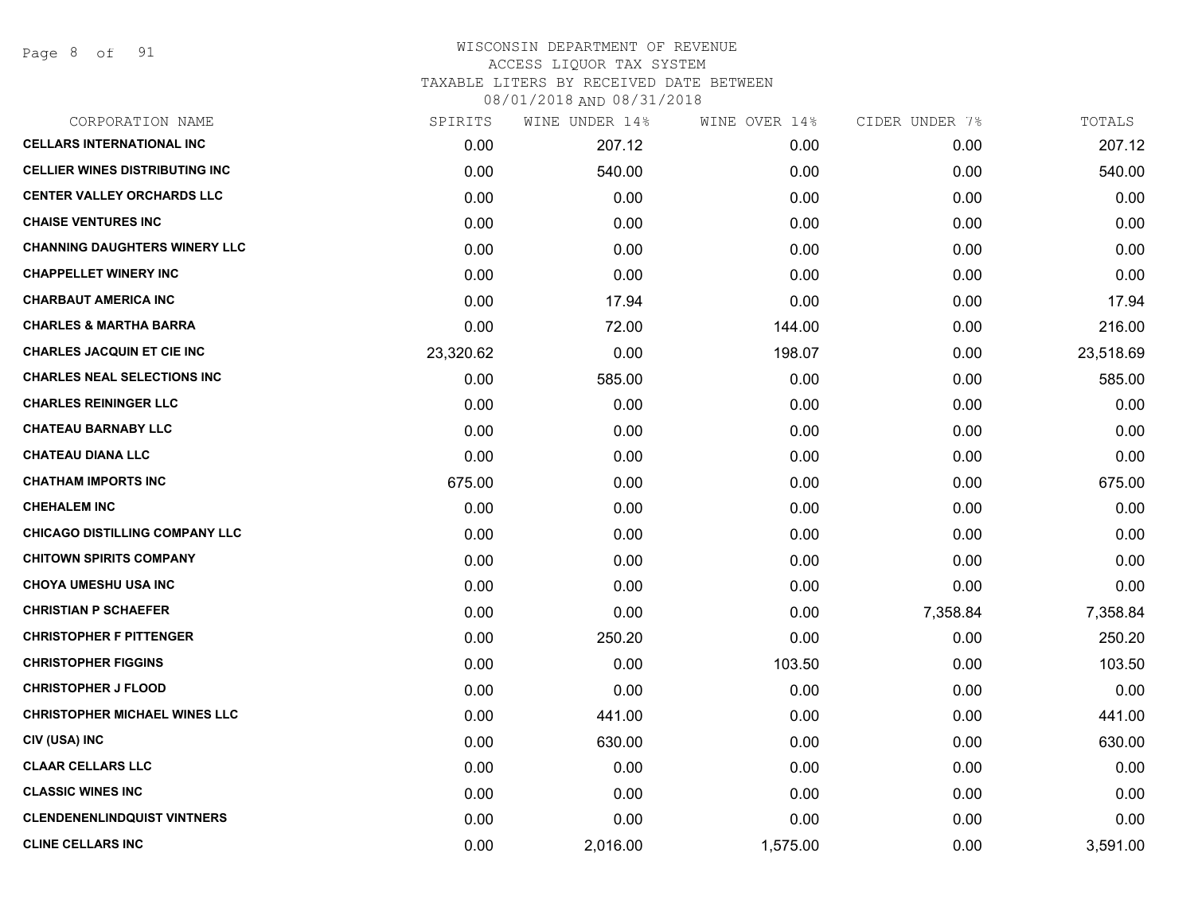WISCONSIN DEPARTMENT OF REVENUE
ACCESS LIQUOR TAX SYSTEM
TAXABLE LITERS BY RECEIVED DATE BETWEEN
08/01/2018 AND 08/31/2018

| CORPORATION NAME | SPIRITS | WINE UNDER 14% | WINE OVER 14% | CIDER UNDER 7% | TOTALS |
|---|---|---|---|---|---|
| CELLARS INTERNATIONAL INC | 0.00 | 207.12 | 0.00 | 0.00 | 207.12 |
| CELLIER WINES DISTRIBUTING INC | 0.00 | 540.00 | 0.00 | 0.00 | 540.00 |
| CENTER VALLEY ORCHARDS LLC | 0.00 | 0.00 | 0.00 | 0.00 | 0.00 |
| CHAISE VENTURES INC | 0.00 | 0.00 | 0.00 | 0.00 | 0.00 |
| CHANNING DAUGHTERS WINERY LLC | 0.00 | 0.00 | 0.00 | 0.00 | 0.00 |
| CHAPPELLET WINERY INC | 0.00 | 0.00 | 0.00 | 0.00 | 0.00 |
| CHARBAUT AMERICA INC | 0.00 | 17.94 | 0.00 | 0.00 | 17.94 |
| CHARLES & MARTHA BARRA | 0.00 | 72.00 | 144.00 | 0.00 | 216.00 |
| CHARLES JACQUIN ET CIE INC | 23,320.62 | 0.00 | 198.07 | 0.00 | 23,518.69 |
| CHARLES NEAL SELECTIONS INC | 0.00 | 585.00 | 0.00 | 0.00 | 585.00 |
| CHARLES REININGER LLC | 0.00 | 0.00 | 0.00 | 0.00 | 0.00 |
| CHATEAU BARNABY LLC | 0.00 | 0.00 | 0.00 | 0.00 | 0.00 |
| CHATEAU DIANA LLC | 0.00 | 0.00 | 0.00 | 0.00 | 0.00 |
| CHATHAM IMPORTS INC | 675.00 | 0.00 | 0.00 | 0.00 | 675.00 |
| CHEHALEM INC | 0.00 | 0.00 | 0.00 | 0.00 | 0.00 |
| CHICAGO DISTILLING COMPANY LLC | 0.00 | 0.00 | 0.00 | 0.00 | 0.00 |
| CHITOWN SPIRITS COMPANY | 0.00 | 0.00 | 0.00 | 0.00 | 0.00 |
| CHOYA UMESHU USA INC | 0.00 | 0.00 | 0.00 | 0.00 | 0.00 |
| CHRISTIAN P SCHAEFER | 0.00 | 0.00 | 0.00 | 7,358.84 | 7,358.84 |
| CHRISTOPHER F PITTENGER | 0.00 | 250.20 | 0.00 | 0.00 | 250.20 |
| CHRISTOPHER FIGGINS | 0.00 | 0.00 | 103.50 | 0.00 | 103.50 |
| CHRISTOPHER J FLOOD | 0.00 | 0.00 | 0.00 | 0.00 | 0.00 |
| CHRISTOPHER MICHAEL WINES LLC | 0.00 | 441.00 | 0.00 | 0.00 | 441.00 |
| CIV (USA) INC | 0.00 | 630.00 | 0.00 | 0.00 | 630.00 |
| CLAAR CELLARS LLC | 0.00 | 0.00 | 0.00 | 0.00 | 0.00 |
| CLASSIC WINES INC | 0.00 | 0.00 | 0.00 | 0.00 | 0.00 |
| CLENDENENLINDQUIST VINTNERS | 0.00 | 0.00 | 0.00 | 0.00 | 0.00 |
| CLINE CELLARS INC | 0.00 | 2,016.00 | 1,575.00 | 0.00 | 3,591.00 |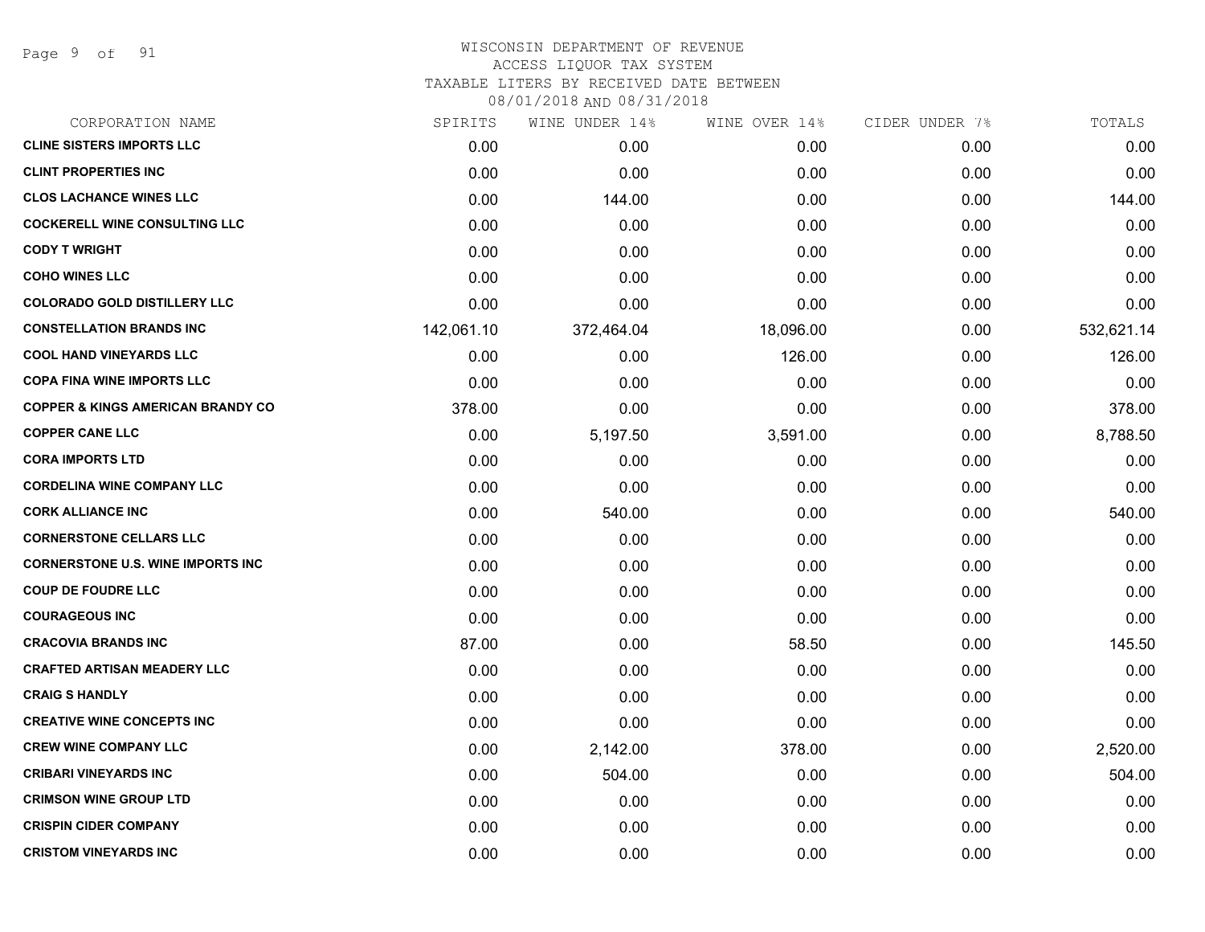WISCONSIN DEPARTMENT OF REVENUE
ACCESS LIQUOR TAX SYSTEM
TAXABLE LITERS BY RECEIVED DATE BETWEEN
08/01/2018 AND 08/31/2018

| CORPORATION NAME | SPIRITS | WINE UNDER 14% | WINE OVER 14% | CIDER UNDER 7% | TOTALS |
|---|---|---|---|---|---|
| CLINE SISTERS IMPORTS LLC | 0.00 | 0.00 | 0.00 | 0.00 | 0.00 |
| CLINT PROPERTIES INC | 0.00 | 0.00 | 0.00 | 0.00 | 0.00 |
| CLOS LACHANCE WINES LLC | 0.00 | 144.00 | 0.00 | 0.00 | 144.00 |
| COCKERELL WINE CONSULTING LLC | 0.00 | 0.00 | 0.00 | 0.00 | 0.00 |
| CODY T WRIGHT | 0.00 | 0.00 | 0.00 | 0.00 | 0.00 |
| COHO WINES LLC | 0.00 | 0.00 | 0.00 | 0.00 | 0.00 |
| COLORADO GOLD DISTILLERY LLC | 0.00 | 0.00 | 0.00 | 0.00 | 0.00 |
| CONSTELLATION BRANDS INC | 142,061.10 | 372,464.04 | 18,096.00 | 0.00 | 532,621.14 |
| COOL HAND VINEYARDS LLC | 0.00 | 0.00 | 126.00 | 0.00 | 126.00 |
| COPA FINA WINE IMPORTS LLC | 0.00 | 0.00 | 0.00 | 0.00 | 0.00 |
| COPPER & KINGS AMERICAN BRANDY CO | 378.00 | 0.00 | 0.00 | 0.00 | 378.00 |
| COPPER CANE LLC | 0.00 | 5,197.50 | 3,591.00 | 0.00 | 8,788.50 |
| CORA IMPORTS LTD | 0.00 | 0.00 | 0.00 | 0.00 | 0.00 |
| CORDELINA WINE COMPANY LLC | 0.00 | 0.00 | 0.00 | 0.00 | 0.00 |
| CORK ALLIANCE INC | 0.00 | 540.00 | 0.00 | 0.00 | 540.00 |
| CORNERSTONE CELLARS LLC | 0.00 | 0.00 | 0.00 | 0.00 | 0.00 |
| CORNERSTONE U.S. WINE IMPORTS INC | 0.00 | 0.00 | 0.00 | 0.00 | 0.00 |
| COUP DE FOUDRE LLC | 0.00 | 0.00 | 0.00 | 0.00 | 0.00 |
| COURAGEOUS INC | 0.00 | 0.00 | 0.00 | 0.00 | 0.00 |
| CRACOVIA BRANDS INC | 87.00 | 0.00 | 58.50 | 0.00 | 145.50 |
| CRAFTED ARTISAN MEADERY LLC | 0.00 | 0.00 | 0.00 | 0.00 | 0.00 |
| CRAIG S HANDLY | 0.00 | 0.00 | 0.00 | 0.00 | 0.00 |
| CREATIVE WINE CONCEPTS INC | 0.00 | 0.00 | 0.00 | 0.00 | 0.00 |
| CREW WINE COMPANY LLC | 0.00 | 2,142.00 | 378.00 | 0.00 | 2,520.00 |
| CRIBARI VINEYARDS INC | 0.00 | 504.00 | 0.00 | 0.00 | 504.00 |
| CRIMSON WINE GROUP LTD | 0.00 | 0.00 | 0.00 | 0.00 | 0.00 |
| CRISPIN CIDER COMPANY | 0.00 | 0.00 | 0.00 | 0.00 | 0.00 |
| CRISTOM VINEYARDS INC | 0.00 | 0.00 | 0.00 | 0.00 | 0.00 |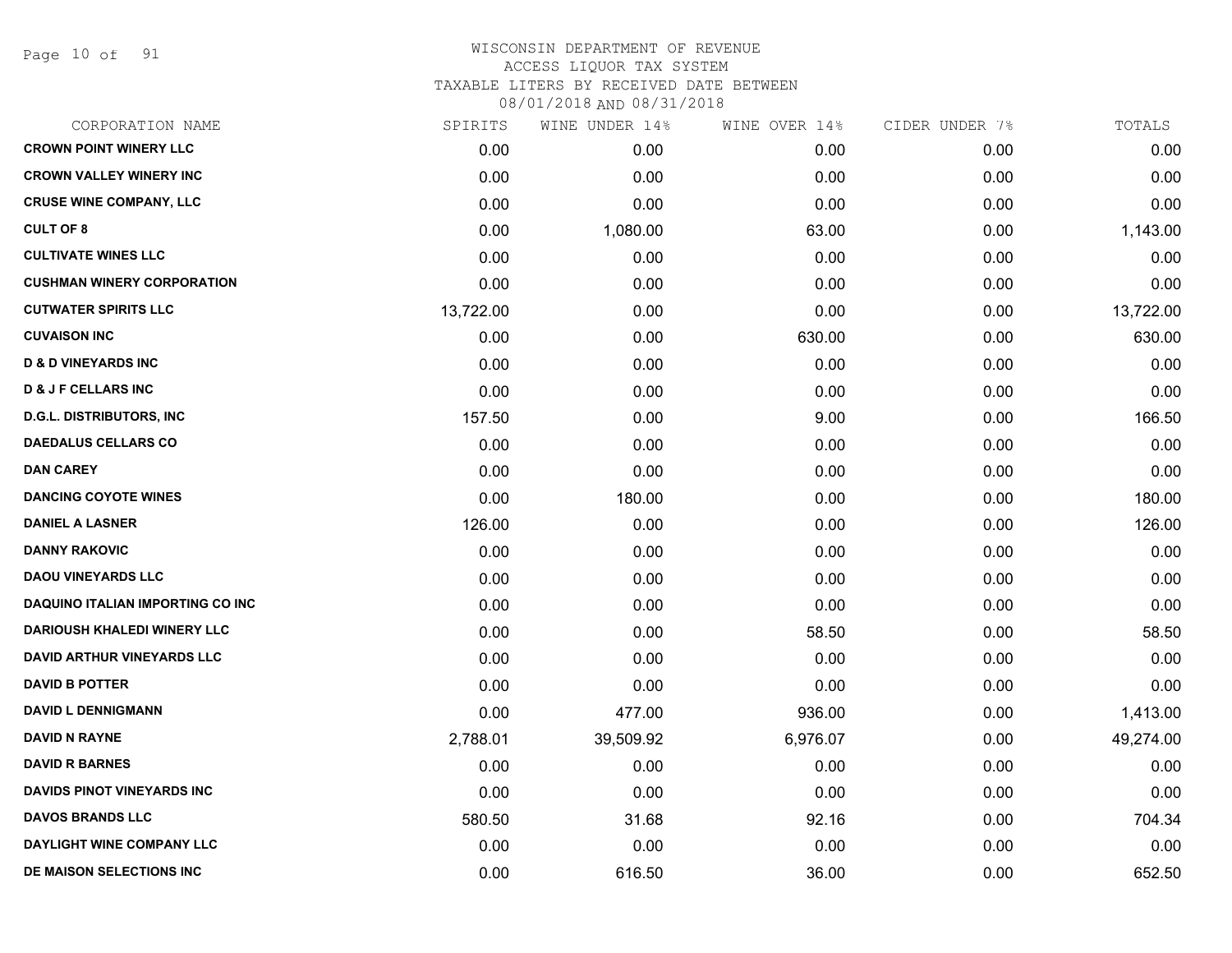# WISCONSIN DEPARTMENT OF REVENUE

ACCESS LIQUOR TAX SYSTEM

TAXABLE LITERS BY RECEIVED DATE BETWEEN

08/01/2018 AND 08/31/2018

| CORPORATION NAME | SPIRITS | WINE UNDER 14% | WINE OVER 14% | CIDER UNDER 7% | TOTALS |
|---|---|---|---|---|---|
| CROWN POINT WINERY LLC | 0.00 | 0.00 | 0.00 | 0.00 | 0.00 |
| CROWN VALLEY WINERY INC | 0.00 | 0.00 | 0.00 | 0.00 | 0.00 |
| CRUSE WINE COMPANY, LLC | 0.00 | 0.00 | 0.00 | 0.00 | 0.00 |
| CULT OF 8 | 0.00 | 1,080.00 | 63.00 | 0.00 | 1,143.00 |
| CULTIVATE WINES LLC | 0.00 | 0.00 | 0.00 | 0.00 | 0.00 |
| CUSHMAN WINERY CORPORATION | 0.00 | 0.00 | 0.00 | 0.00 | 0.00 |
| CUTWATER SPIRITS LLC | 13,722.00 | 0.00 | 0.00 | 0.00 | 13,722.00 |
| CUVAISON INC | 0.00 | 0.00 | 630.00 | 0.00 | 630.00 |
| D & D VINEYARDS INC | 0.00 | 0.00 | 0.00 | 0.00 | 0.00 |
| D & J F CELLARS INC | 0.00 | 0.00 | 0.00 | 0.00 | 0.00 |
| D.G.L. DISTRIBUTORS, INC | 157.50 | 0.00 | 9.00 | 0.00 | 166.50 |
| DAEDALUS CELLARS CO | 0.00 | 0.00 | 0.00 | 0.00 | 0.00 |
| DAN CAREY | 0.00 | 0.00 | 0.00 | 0.00 | 0.00 |
| DANCING COYOTE WINES | 0.00 | 180.00 | 0.00 | 0.00 | 180.00 |
| DANIEL A LASNER | 126.00 | 0.00 | 0.00 | 0.00 | 126.00 |
| DANNY RAKOVIC | 0.00 | 0.00 | 0.00 | 0.00 | 0.00 |
| DAOU VINEYARDS LLC | 0.00 | 0.00 | 0.00 | 0.00 | 0.00 |
| DAQUINO ITALIAN IMPORTING CO INC | 0.00 | 0.00 | 0.00 | 0.00 | 0.00 |
| DARIOUSH KHALEDI WINERY LLC | 0.00 | 0.00 | 58.50 | 0.00 | 58.50 |
| DAVID ARTHUR VINEYARDS LLC | 0.00 | 0.00 | 0.00 | 0.00 | 0.00 |
| DAVID B POTTER | 0.00 | 0.00 | 0.00 | 0.00 | 0.00 |
| DAVID L DENNIGMANN | 0.00 | 477.00 | 936.00 | 0.00 | 1,413.00 |
| DAVID N RAYNE | 2,788.01 | 39,509.92 | 6,976.07 | 0.00 | 49,274.00 |
| DAVID R BARNES | 0.00 | 0.00 | 0.00 | 0.00 | 0.00 |
| DAVIDS PINOT VINEYARDS INC | 0.00 | 0.00 | 0.00 | 0.00 | 0.00 |
| DAVOS BRANDS LLC | 580.50 | 31.68 | 92.16 | 0.00 | 704.34 |
| DAYLIGHT WINE COMPANY LLC | 0.00 | 0.00 | 0.00 | 0.00 | 0.00 |
| DE MAISON SELECTIONS INC | 0.00 | 616.50 | 36.00 | 0.00 | 652.50 |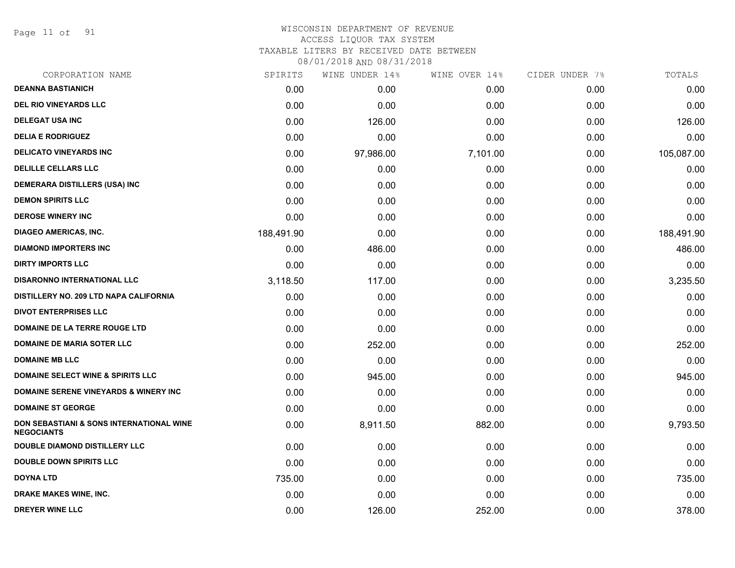# WISCONSIN DEPARTMENT OF REVENUE
ACCESS LIQUOR TAX SYSTEM
TAXABLE LITERS BY RECEIVED DATE BETWEEN
08/01/2018 AND 08/31/2018

| CORPORATION NAME | SPIRITS | WINE UNDER 14% | WINE OVER 14% | CIDER UNDER 7% | TOTALS |
|---|---|---|---|---|---|
| DEANNA BASTIANICH | 0.00 | 0.00 | 0.00 | 0.00 | 0.00 |
| DEL RIO VINEYARDS LLC | 0.00 | 0.00 | 0.00 | 0.00 | 0.00 |
| DELEGAT USA INC | 0.00 | 126.00 | 0.00 | 0.00 | 126.00 |
| DELIA E RODRIGUEZ | 0.00 | 0.00 | 0.00 | 0.00 | 0.00 |
| DELICATO VINEYARDS INC | 0.00 | 97,986.00 | 7,101.00 | 0.00 | 105,087.00 |
| DELILLE CELLARS LLC | 0.00 | 0.00 | 0.00 | 0.00 | 0.00 |
| DEMERARA DISTILLERS (USA) INC | 0.00 | 0.00 | 0.00 | 0.00 | 0.00 |
| DEMON SPIRITS LLC | 0.00 | 0.00 | 0.00 | 0.00 | 0.00 |
| DEROSE WINERY INC | 0.00 | 0.00 | 0.00 | 0.00 | 0.00 |
| DIAGEO AMERICAS, INC. | 188,491.90 | 0.00 | 0.00 | 0.00 | 188,491.90 |
| DIAMOND IMPORTERS INC | 0.00 | 486.00 | 0.00 | 0.00 | 486.00 |
| DIRTY IMPORTS LLC | 0.00 | 0.00 | 0.00 | 0.00 | 0.00 |
| DISARONNO INTERNATIONAL LLC | 3,118.50 | 117.00 | 0.00 | 0.00 | 3,235.50 |
| DISTILLERY NO. 209 LTD NAPA CALIFORNIA | 0.00 | 0.00 | 0.00 | 0.00 | 0.00 |
| DIVOT ENTERPRISES LLC | 0.00 | 0.00 | 0.00 | 0.00 | 0.00 |
| DOMAINE DE LA TERRE ROUGE LTD | 0.00 | 0.00 | 0.00 | 0.00 | 0.00 |
| DOMAINE DE MARIA SOTER LLC | 0.00 | 252.00 | 0.00 | 0.00 | 252.00 |
| DOMAINE MB LLC | 0.00 | 0.00 | 0.00 | 0.00 | 0.00 |
| DOMAINE SELECT WINE & SPIRITS LLC | 0.00 | 945.00 | 0.00 | 0.00 | 945.00 |
| DOMAINE SERENE VINEYARDS & WINERY INC | 0.00 | 0.00 | 0.00 | 0.00 | 0.00 |
| DOMAINE ST GEORGE | 0.00 | 0.00 | 0.00 | 0.00 | 0.00 |
| DON SEBASTIANI & SONS INTERNATIONAL WINE NEGOCIANTS | 0.00 | 8,911.50 | 882.00 | 0.00 | 9,793.50 |
| DOUBLE DIAMOND DISTILLERY LLC | 0.00 | 0.00 | 0.00 | 0.00 | 0.00 |
| DOUBLE DOWN SPIRITS LLC | 0.00 | 0.00 | 0.00 | 0.00 | 0.00 |
| DOYNA LTD | 735.00 | 0.00 | 0.00 | 0.00 | 735.00 |
| DRAKE MAKES WINE, INC. | 0.00 | 0.00 | 0.00 | 0.00 | 0.00 |
| DREYER WINE LLC | 0.00 | 126.00 | 252.00 | 0.00 | 378.00 |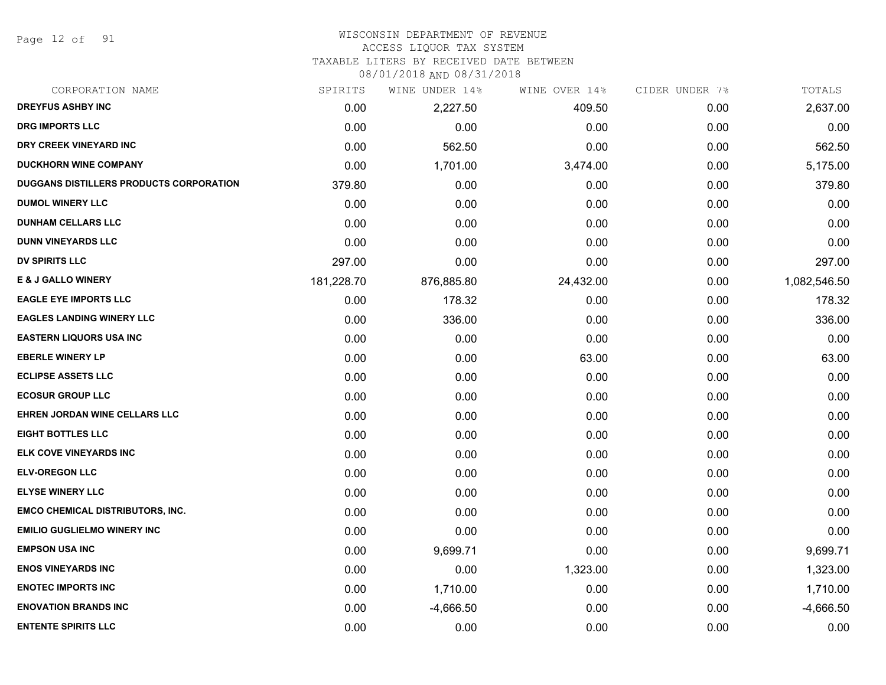# WISCONSIN DEPARTMENT OF REVENUE
ACCESS LIQUOR TAX SYSTEM
TAXABLE LITERS BY RECEIVED DATE BETWEEN
08/01/2018 AND 08/31/2018

| CORPORATION NAME | SPIRITS | WINE UNDER 14% | WINE OVER 14% | CIDER UNDER 7% | TOTALS |
|---|---|---|---|---|---|
| DREYFUS ASHBY INC | 0.00 | 2,227.50 | 409.50 | 0.00 | 2,637.00 |
| DRG IMPORTS LLC | 0.00 | 0.00 | 0.00 | 0.00 | 0.00 |
| DRY CREEK VINEYARD INC | 0.00 | 562.50 | 0.00 | 0.00 | 562.50 |
| DUCKHORN WINE COMPANY | 0.00 | 1,701.00 | 3,474.00 | 0.00 | 5,175.00 |
| DUGGANS DISTILLERS PRODUCTS CORPORATION | 379.80 | 0.00 | 0.00 | 0.00 | 379.80 |
| DUMOL WINERY LLC | 0.00 | 0.00 | 0.00 | 0.00 | 0.00 |
| DUNHAM CELLARS LLC | 0.00 | 0.00 | 0.00 | 0.00 | 0.00 |
| DUNN VINEYARDS LLC | 0.00 | 0.00 | 0.00 | 0.00 | 0.00 |
| DV SPIRITS LLC | 297.00 | 0.00 | 0.00 | 0.00 | 297.00 |
| E & J GALLO WINERY | 181,228.70 | 876,885.80 | 24,432.00 | 0.00 | 1,082,546.50 |
| EAGLE EYE IMPORTS LLC | 0.00 | 178.32 | 0.00 | 0.00 | 178.32 |
| EAGLES LANDING WINERY LLC | 0.00 | 336.00 | 0.00 | 0.00 | 336.00 |
| EASTERN LIQUORS USA INC | 0.00 | 0.00 | 0.00 | 0.00 | 0.00 |
| EBERLE WINERY LP | 0.00 | 0.00 | 63.00 | 0.00 | 63.00 |
| ECLIPSE ASSETS LLC | 0.00 | 0.00 | 0.00 | 0.00 | 0.00 |
| ECOSUR GROUP LLC | 0.00 | 0.00 | 0.00 | 0.00 | 0.00 |
| EHREN JORDAN WINE CELLARS LLC | 0.00 | 0.00 | 0.00 | 0.00 | 0.00 |
| EIGHT BOTTLES LLC | 0.00 | 0.00 | 0.00 | 0.00 | 0.00 |
| ELK COVE VINEYARDS INC | 0.00 | 0.00 | 0.00 | 0.00 | 0.00 |
| ELV-OREGON LLC | 0.00 | 0.00 | 0.00 | 0.00 | 0.00 |
| ELYSE WINERY LLC | 0.00 | 0.00 | 0.00 | 0.00 | 0.00 |
| EMCO CHEMICAL DISTRIBUTORS, INC. | 0.00 | 0.00 | 0.00 | 0.00 | 0.00 |
| EMILIO GUGLIELMO WINERY INC | 0.00 | 0.00 | 0.00 | 0.00 | 0.00 |
| EMPSON USA INC | 0.00 | 9,699.71 | 0.00 | 0.00 | 9,699.71 |
| ENOS VINEYARDS INC | 0.00 | 0.00 | 1,323.00 | 0.00 | 1,323.00 |
| ENOTEC IMPORTS INC | 0.00 | 1,710.00 | 0.00 | 0.00 | 1,710.00 |
| ENOVATION BRANDS INC | 0.00 | -4,666.50 | 0.00 | 0.00 | -4,666.50 |
| ENTENTE SPIRITS LLC | 0.00 | 0.00 | 0.00 | 0.00 | 0.00 |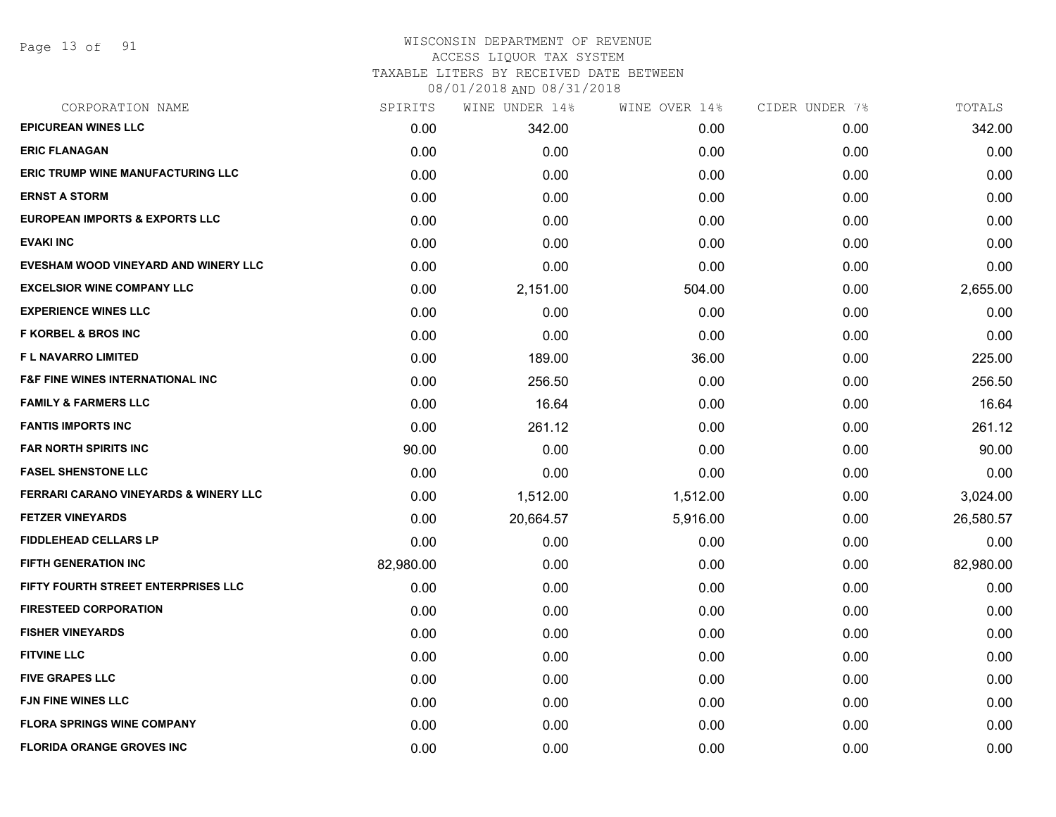# WISCONSIN DEPARTMENT OF REVENUE
## ACCESS LIQUOR TAX SYSTEM
### TAXABLE LITERS BY RECEIVED DATE BETWEEN 08/01/2018 AND 08/31/2018

| CORPORATION NAME | SPIRITS | WINE UNDER 14% | WINE OVER 14% | CIDER UNDER 7% | TOTALS |
|---|---|---|---|---|---|
| EPICUREAN WINES LLC | 0.00 | 342.00 | 0.00 | 0.00 | 342.00 |
| ERIC FLANAGAN | 0.00 | 0.00 | 0.00 | 0.00 | 0.00 |
| ERIC TRUMP WINE MANUFACTURING LLC | 0.00 | 0.00 | 0.00 | 0.00 | 0.00 |
| ERNST A STORM | 0.00 | 0.00 | 0.00 | 0.00 | 0.00 |
| EUROPEAN IMPORTS & EXPORTS LLC | 0.00 | 0.00 | 0.00 | 0.00 | 0.00 |
| EVAKI INC | 0.00 | 0.00 | 0.00 | 0.00 | 0.00 |
| EVESHAM WOOD VINEYARD AND WINERY LLC | 0.00 | 0.00 | 0.00 | 0.00 | 0.00 |
| EXCELSIOR WINE COMPANY LLC | 0.00 | 2,151.00 | 504.00 | 0.00 | 2,655.00 |
| EXPERIENCE WINES LLC | 0.00 | 0.00 | 0.00 | 0.00 | 0.00 |
| F KORBEL & BROS INC | 0.00 | 0.00 | 0.00 | 0.00 | 0.00 |
| F L NAVARRO LIMITED | 0.00 | 189.00 | 36.00 | 0.00 | 225.00 |
| F&F FINE WINES INTERNATIONAL INC | 0.00 | 256.50 | 0.00 | 0.00 | 256.50 |
| FAMILY & FARMERS LLC | 0.00 | 16.64 | 0.00 | 0.00 | 16.64 |
| FANTIS IMPORTS INC | 0.00 | 261.12 | 0.00 | 0.00 | 261.12 |
| FAR NORTH SPIRITS INC | 90.00 | 0.00 | 0.00 | 0.00 | 90.00 |
| FASEL SHENSTONE LLC | 0.00 | 0.00 | 0.00 | 0.00 | 0.00 |
| FERRARI CARANO VINEYARDS & WINERY LLC | 0.00 | 1,512.00 | 1,512.00 | 0.00 | 3,024.00 |
| FETZER VINEYARDS | 0.00 | 20,664.57 | 5,916.00 | 0.00 | 26,580.57 |
| FIDDLEHEAD CELLARS LP | 0.00 | 0.00 | 0.00 | 0.00 | 0.00 |
| FIFTH GENERATION INC | 82,980.00 | 0.00 | 0.00 | 0.00 | 82,980.00 |
| FIFTY FOURTH STREET ENTERPRISES LLC | 0.00 | 0.00 | 0.00 | 0.00 | 0.00 |
| FIRESTEED CORPORATION | 0.00 | 0.00 | 0.00 | 0.00 | 0.00 |
| FISHER VINEYARDS | 0.00 | 0.00 | 0.00 | 0.00 | 0.00 |
| FITVINE LLC | 0.00 | 0.00 | 0.00 | 0.00 | 0.00 |
| FIVE GRAPES LLC | 0.00 | 0.00 | 0.00 | 0.00 | 0.00 |
| FJN FINE WINES LLC | 0.00 | 0.00 | 0.00 | 0.00 | 0.00 |
| FLORA SPRINGS WINE COMPANY | 0.00 | 0.00 | 0.00 | 0.00 | 0.00 |
| FLORIDA ORANGE GROVES INC | 0.00 | 0.00 | 0.00 | 0.00 | 0.00 |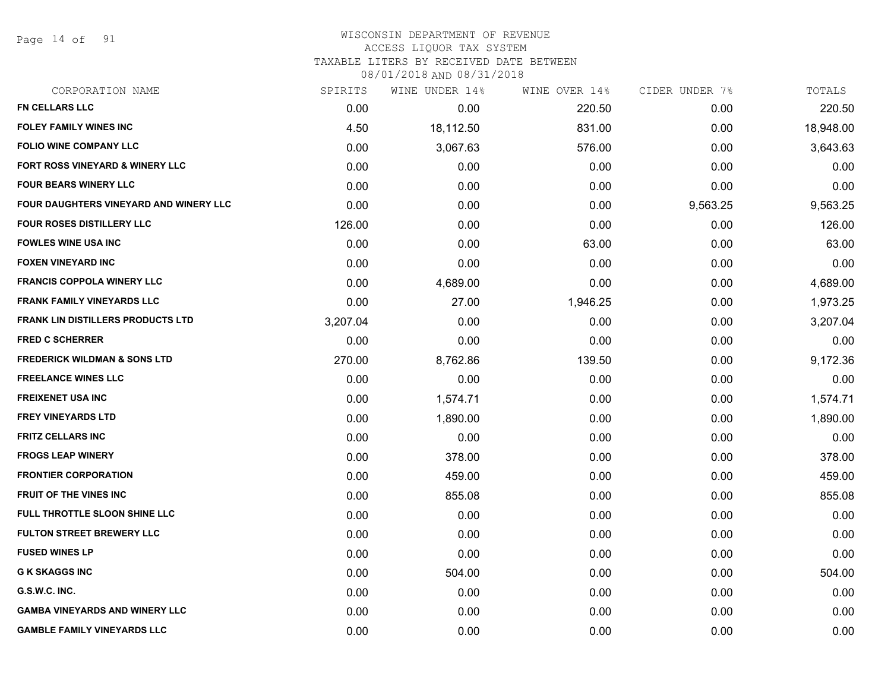# WISCONSIN DEPARTMENT OF REVENUE
## ACCESS LIQUOR TAX SYSTEM
### TAXABLE LITERS BY RECEIVED DATE BETWEEN 08/01/2018 AND 08/31/2018

| CORPORATION NAME | SPIRITS | WINE UNDER 14% | WINE OVER 14% | CIDER UNDER 7% | TOTALS |
|---|---|---|---|---|---|
| FN CELLARS LLC | 0.00 | 0.00 | 220.50 | 0.00 | 220.50 |
| FOLEY FAMILY WINES INC | 4.50 | 18,112.50 | 831.00 | 0.00 | 18,948.00 |
| FOLIO WINE COMPANY LLC | 0.00 | 3,067.63 | 576.00 | 0.00 | 3,643.63 |
| FORT ROSS VINEYARD & WINERY LLC | 0.00 | 0.00 | 0.00 | 0.00 | 0.00 |
| FOUR BEARS WINERY LLC | 0.00 | 0.00 | 0.00 | 0.00 | 0.00 |
| FOUR DAUGHTERS VINEYARD AND WINERY LLC | 0.00 | 0.00 | 0.00 | 9,563.25 | 9,563.25 |
| FOUR ROSES DISTILLERY LLC | 126.00 | 0.00 | 0.00 | 0.00 | 126.00 |
| FOWLES WINE USA INC | 0.00 | 0.00 | 63.00 | 0.00 | 63.00 |
| FOXEN VINEYARD INC | 0.00 | 0.00 | 0.00 | 0.00 | 0.00 |
| FRANCIS COPPOLA WINERY LLC | 0.00 | 4,689.00 | 0.00 | 0.00 | 4,689.00 |
| FRANK FAMILY VINEYARDS LLC | 0.00 | 27.00 | 1,946.25 | 0.00 | 1,973.25 |
| FRANK LIN DISTILLERS PRODUCTS LTD | 3,207.04 | 0.00 | 0.00 | 0.00 | 3,207.04 |
| FRED C SCHERRER | 0.00 | 0.00 | 0.00 | 0.00 | 0.00 |
| FREDERICK WILDMAN & SONS LTD | 270.00 | 8,762.86 | 139.50 | 0.00 | 9,172.36 |
| FREELANCE WINES LLC | 0.00 | 0.00 | 0.00 | 0.00 | 0.00 |
| FREIXENET USA INC | 0.00 | 1,574.71 | 0.00 | 0.00 | 1,574.71 |
| FREY VINEYARDS LTD | 0.00 | 1,890.00 | 0.00 | 0.00 | 1,890.00 |
| FRITZ CELLARS INC | 0.00 | 0.00 | 0.00 | 0.00 | 0.00 |
| FROGS LEAP WINERY | 0.00 | 378.00 | 0.00 | 0.00 | 378.00 |
| FRONTIER CORPORATION | 0.00 | 459.00 | 0.00 | 0.00 | 459.00 |
| FRUIT OF THE VINES INC | 0.00 | 855.08 | 0.00 | 0.00 | 855.08 |
| FULL THROTTLE SLOON SHINE LLC | 0.00 | 0.00 | 0.00 | 0.00 | 0.00 |
| FULTON STREET BREWERY LLC | 0.00 | 0.00 | 0.00 | 0.00 | 0.00 |
| FUSED WINES LP | 0.00 | 0.00 | 0.00 | 0.00 | 0.00 |
| G K SKAGGS INC | 0.00 | 504.00 | 0.00 | 0.00 | 504.00 |
| G.S.W.C. INC. | 0.00 | 0.00 | 0.00 | 0.00 | 0.00 |
| GAMBA VINEYARDS AND WINERY LLC | 0.00 | 0.00 | 0.00 | 0.00 | 0.00 |
| GAMBLE FAMILY VINEYARDS LLC | 0.00 | 0.00 | 0.00 | 0.00 | 0.00 |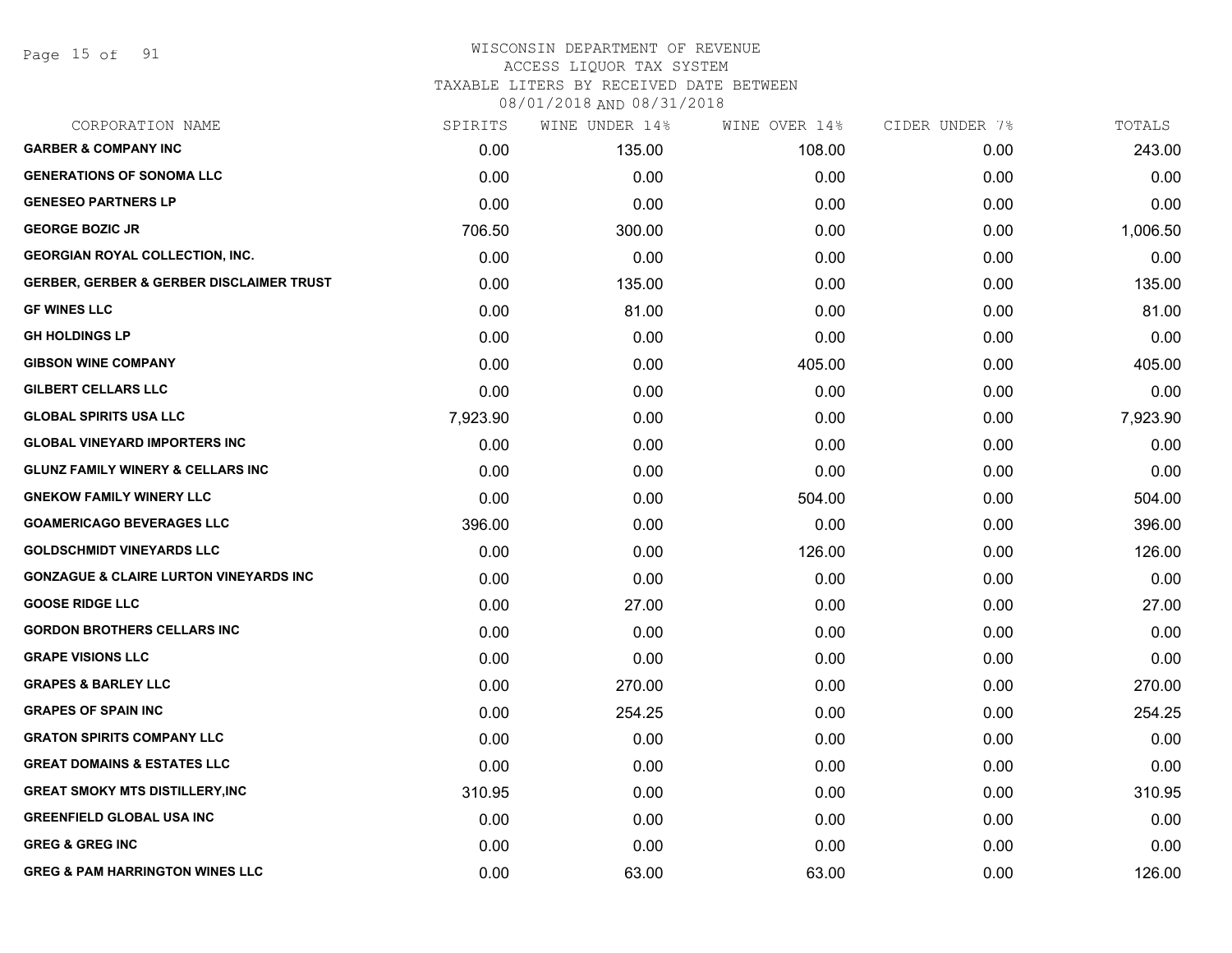WISCONSIN DEPARTMENT OF REVENUE
ACCESS LIQUOR TAX SYSTEM
TAXABLE LITERS BY RECEIVED DATE BETWEEN
08/01/2018 AND 08/31/2018

| CORPORATION NAME | SPIRITS | WINE UNDER 14% | WINE OVER 14% | CIDER UNDER 7% | TOTALS |
|---|---|---|---|---|---|
| **GARBER & COMPANY INC** | 0.00 | 135.00 | 108.00 | 0.00 | 243.00 |
| **GENERATIONS OF SONOMA LLC** | 0.00 | 0.00 | 0.00 | 0.00 | 0.00 |
| **GENESEO PARTNERS LP** | 0.00 | 0.00 | 0.00 | 0.00 | 0.00 |
| **GEORGE BOZIC JR** | 706.50 | 300.00 | 0.00 | 0.00 | 1,006.50 |
| **GEORGIAN ROYAL COLLECTION, INC.** | 0.00 | 0.00 | 0.00 | 0.00 | 0.00 |
| **GERBER, GERBER & GERBER DISCLAIMER TRUST** | 0.00 | 135.00 | 0.00 | 0.00 | 135.00 |
| **GF WINES LLC** | 0.00 | 81.00 | 0.00 | 0.00 | 81.00 |
| **GH HOLDINGS LP** | 0.00 | 0.00 | 0.00 | 0.00 | 0.00 |
| **GIBSON WINE COMPANY** | 0.00 | 0.00 | 405.00 | 0.00 | 405.00 |
| **GILBERT CELLARS LLC** | 0.00 | 0.00 | 0.00 | 0.00 | 0.00 |
| **GLOBAL SPIRITS USA LLC** | 7,923.90 | 0.00 | 0.00 | 0.00 | 7,923.90 |
| **GLOBAL VINEYARD IMPORTERS INC** | 0.00 | 0.00 | 0.00 | 0.00 | 0.00 |
| **GLUNZ FAMILY WINERY & CELLARS INC** | 0.00 | 0.00 | 0.00 | 0.00 | 0.00 |
| **GNEKOW FAMILY WINERY LLC** | 0.00 | 0.00 | 504.00 | 0.00 | 504.00 |
| **GOAMERICAGO BEVERAGES LLC** | 396.00 | 0.00 | 0.00 | 0.00 | 396.00 |
| **GOLDSCHMIDT VINEYARDS LLC** | 0.00 | 0.00 | 126.00 | 0.00 | 126.00 |
| **GONZAGUE & CLAIRE LURTON VINEYARDS INC** | 0.00 | 0.00 | 0.00 | 0.00 | 0.00 |
| **GOOSE RIDGE LLC** | 0.00 | 27.00 | 0.00 | 0.00 | 27.00 |
| **GORDON BROTHERS CELLARS INC** | 0.00 | 0.00 | 0.00 | 0.00 | 0.00 |
| **GRAPE VISIONS LLC** | 0.00 | 0.00 | 0.00 | 0.00 | 0.00 |
| **GRAPES & BARLEY LLC** | 0.00 | 270.00 | 0.00 | 0.00 | 270.00 |
| **GRAPES OF SPAIN INC** | 0.00 | 254.25 | 0.00 | 0.00 | 254.25 |
| **GRATON SPIRITS COMPANY LLC** | 0.00 | 0.00 | 0.00 | 0.00 | 0.00 |
| **GREAT DOMAINS & ESTATES LLC** | 0.00 | 0.00 | 0.00 | 0.00 | 0.00 |
| **GREAT SMOKY MTS DISTILLERY,INC** | 310.95 | 0.00 | 0.00 | 0.00 | 310.95 |
| **GREENFIELD GLOBAL USA INC** | 0.00 | 0.00 | 0.00 | 0.00 | 0.00 |
| **GREG & GREG INC** | 0.00 | 0.00 | 0.00 | 0.00 | 0.00 |
| **GREG & PAM HARRINGTON WINES LLC** | 0.00 | 63.00 | 63.00 | 0.00 | 126.00 |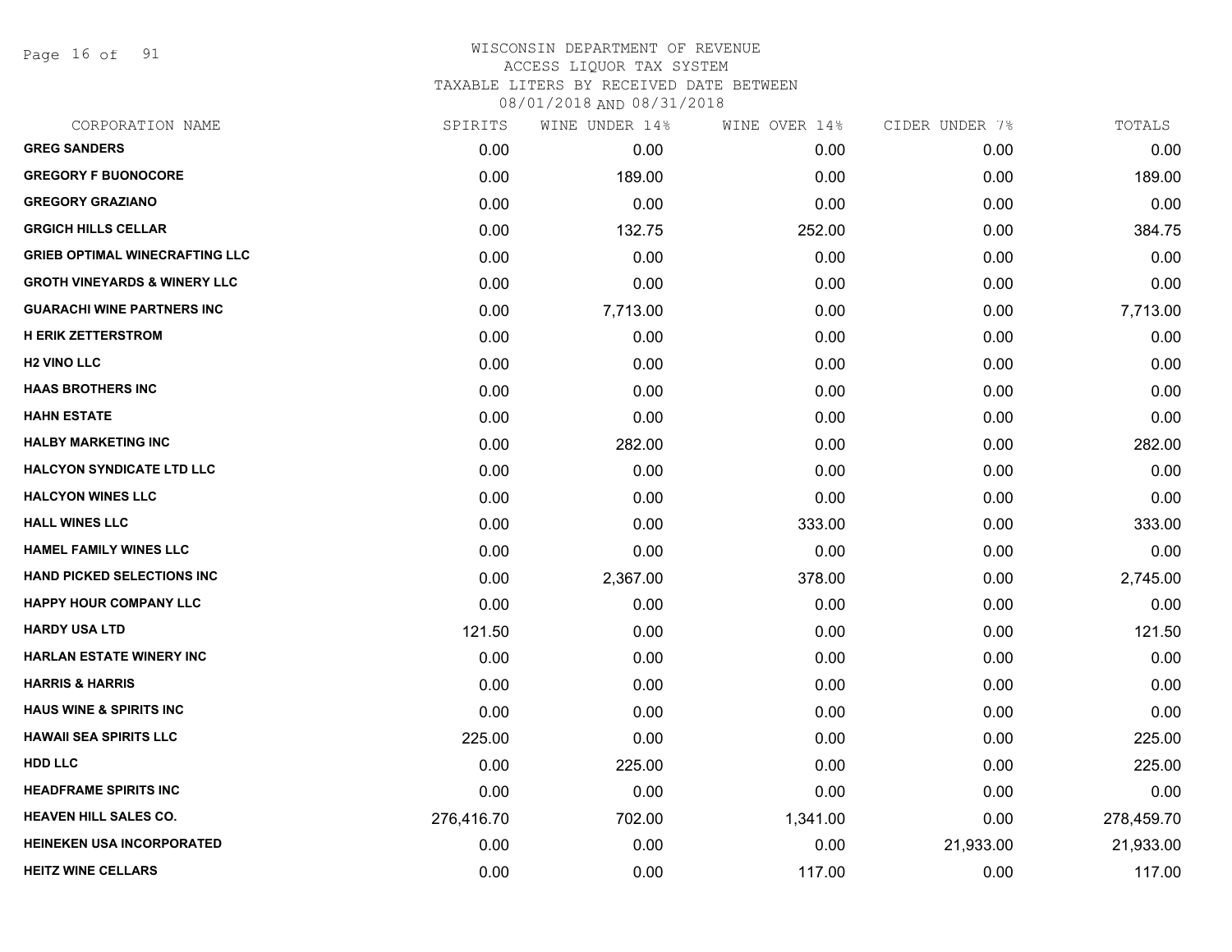# WISCONSIN DEPARTMENT OF REVENUE
ACCESS LIQUOR TAX SYSTEM
TAXABLE LITERS BY RECEIVED DATE BETWEEN
08/01/2018 AND 08/31/2018

| CORPORATION NAME | SPIRITS | WINE UNDER 14% | WINE OVER 14% | CIDER UNDER 7% | TOTALS |
|---|---|---|---|---|---|
| GREG SANDERS | 0.00 | 0.00 | 0.00 | 0.00 | 0.00 |
| GREGORY F BUONOCORE | 0.00 | 189.00 | 0.00 | 0.00 | 189.00 |
| GREGORY GRAZIANO | 0.00 | 0.00 | 0.00 | 0.00 | 0.00 |
| GRGICH HILLS CELLAR | 0.00 | 132.75 | 252.00 | 0.00 | 384.75 |
| GRIEB OPTIMAL WINECRAFTING LLC | 0.00 | 0.00 | 0.00 | 0.00 | 0.00 |
| GROTH VINEYARDS & WINERY LLC | 0.00 | 0.00 | 0.00 | 0.00 | 0.00 |
| GUARACHI WINE PARTNERS INC | 0.00 | 7,713.00 | 0.00 | 0.00 | 7,713.00 |
| H ERIK ZETTERSTROM | 0.00 | 0.00 | 0.00 | 0.00 | 0.00 |
| H2 VINO LLC | 0.00 | 0.00 | 0.00 | 0.00 | 0.00 |
| HAAS BROTHERS INC | 0.00 | 0.00 | 0.00 | 0.00 | 0.00 |
| HAHN ESTATE | 0.00 | 0.00 | 0.00 | 0.00 | 0.00 |
| HALBY MARKETING INC | 0.00 | 282.00 | 0.00 | 0.00 | 282.00 |
| HALCYON SYNDICATE LTD LLC | 0.00 | 0.00 | 0.00 | 0.00 | 0.00 |
| HALCYON WINES LLC | 0.00 | 0.00 | 0.00 | 0.00 | 0.00 |
| HALL WINES LLC | 0.00 | 0.00 | 333.00 | 0.00 | 333.00 |
| HAMEL FAMILY WINES LLC | 0.00 | 0.00 | 0.00 | 0.00 | 0.00 |
| HAND PICKED SELECTIONS INC | 0.00 | 2,367.00 | 378.00 | 0.00 | 2,745.00 |
| HAPPY HOUR COMPANY LLC | 0.00 | 0.00 | 0.00 | 0.00 | 0.00 |
| HARDY USA LTD | 121.50 | 0.00 | 0.00 | 0.00 | 121.50 |
| HARLAN ESTATE WINERY INC | 0.00 | 0.00 | 0.00 | 0.00 | 0.00 |
| HARRIS & HARRIS | 0.00 | 0.00 | 0.00 | 0.00 | 0.00 |
| HAUS WINE & SPIRITS INC | 0.00 | 0.00 | 0.00 | 0.00 | 0.00 |
| HAWAII SEA SPIRITS LLC | 225.00 | 0.00 | 0.00 | 0.00 | 225.00 |
| HDD LLC | 0.00 | 225.00 | 0.00 | 0.00 | 225.00 |
| HEADFRAME SPIRITS INC | 0.00 | 0.00 | 0.00 | 0.00 | 0.00 |
| HEAVEN HILL SALES CO. | 276,416.70 | 702.00 | 1,341.00 | 0.00 | 278,459.70 |
| HEINEKEN USA INCORPORATED | 0.00 | 0.00 | 0.00 | 21,933.00 | 21,933.00 |
| HEITZ WINE CELLARS | 0.00 | 0.00 | 117.00 | 0.00 | 117.00 |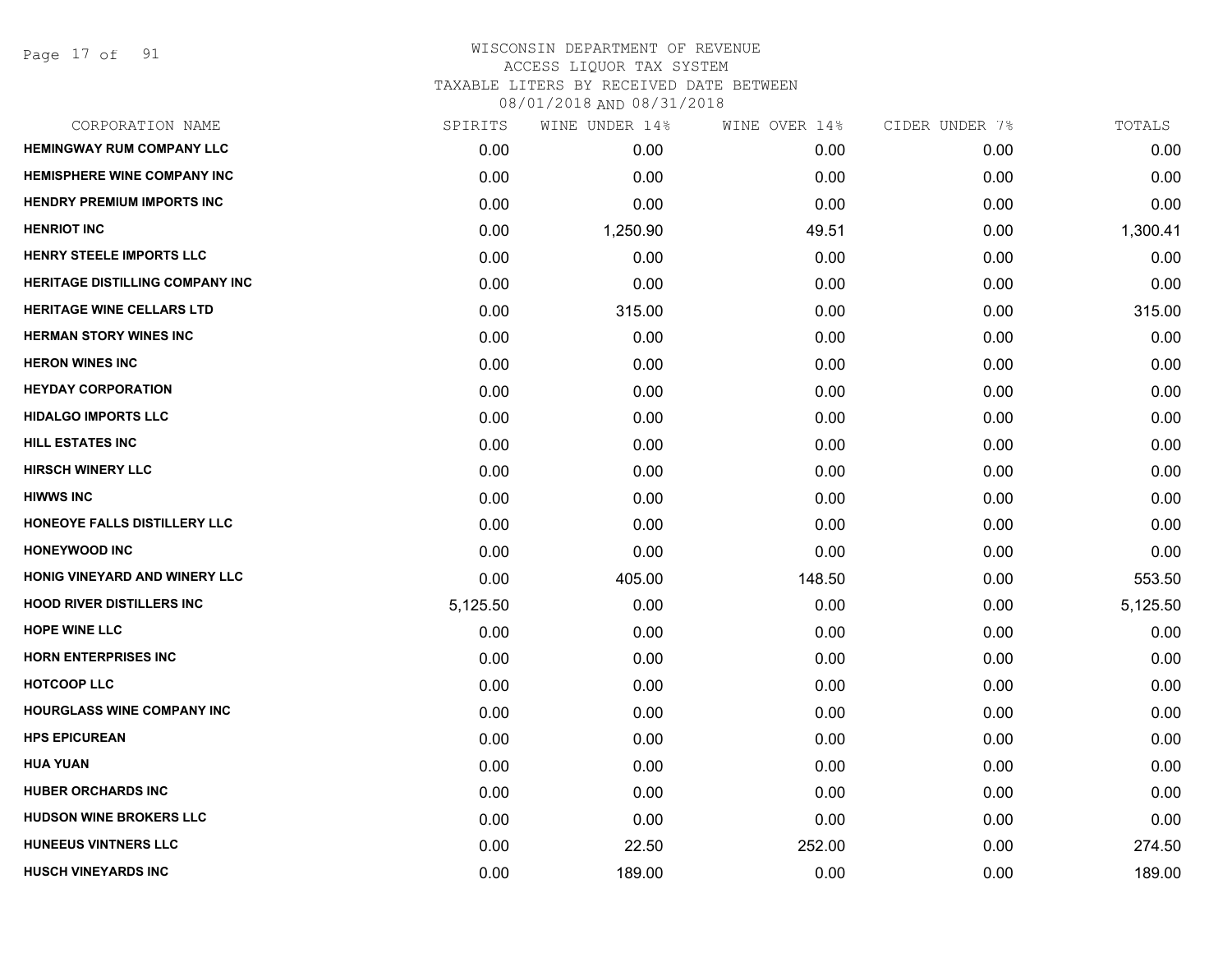# WISCONSIN DEPARTMENT OF REVENUE
ACCESS LIQUOR TAX SYSTEM
TAXABLE LITERS BY RECEIVED DATE BETWEEN
08/01/2018 AND 08/31/2018

| CORPORATION NAME | SPIRITS | WINE UNDER 14% | WINE OVER 14% | CIDER UNDER 7% | TOTALS |
|---|---|---|---|---|---|
| HEMINGWAY RUM COMPANY LLC | 0.00 | 0.00 | 0.00 | 0.00 | 0.00 |
| HEMISPHERE WINE COMPANY INC | 0.00 | 0.00 | 0.00 | 0.00 | 0.00 |
| HENDRY PREMIUM IMPORTS INC | 0.00 | 0.00 | 0.00 | 0.00 | 0.00 |
| HENRIOT INC | 0.00 | 1,250.90 | 49.51 | 0.00 | 1,300.41 |
| HENRY STEELE IMPORTS LLC | 0.00 | 0.00 | 0.00 | 0.00 | 0.00 |
| HERITAGE DISTILLING COMPANY INC | 0.00 | 0.00 | 0.00 | 0.00 | 0.00 |
| HERITAGE WINE CELLARS LTD | 0.00 | 315.00 | 0.00 | 0.00 | 315.00 |
| HERMAN STORY WINES INC | 0.00 | 0.00 | 0.00 | 0.00 | 0.00 |
| HERON WINES INC | 0.00 | 0.00 | 0.00 | 0.00 | 0.00 |
| HEYDAY CORPORATION | 0.00 | 0.00 | 0.00 | 0.00 | 0.00 |
| HIDALGO IMPORTS LLC | 0.00 | 0.00 | 0.00 | 0.00 | 0.00 |
| HILL ESTATES INC | 0.00 | 0.00 | 0.00 | 0.00 | 0.00 |
| HIRSCH WINERY LLC | 0.00 | 0.00 | 0.00 | 0.00 | 0.00 |
| HIWWS INC | 0.00 | 0.00 | 0.00 | 0.00 | 0.00 |
| HONEOYE FALLS DISTILLERY LLC | 0.00 | 0.00 | 0.00 | 0.00 | 0.00 |
| HONEYWOOD INC | 0.00 | 0.00 | 0.00 | 0.00 | 0.00 |
| HONIG VINEYARD AND WINERY LLC | 0.00 | 405.00 | 148.50 | 0.00 | 553.50 |
| HOOD RIVER DISTILLERS INC | 5,125.50 | 0.00 | 0.00 | 0.00 | 5,125.50 |
| HOPE WINE LLC | 0.00 | 0.00 | 0.00 | 0.00 | 0.00 |
| HORN ENTERPRISES INC | 0.00 | 0.00 | 0.00 | 0.00 | 0.00 |
| HOTCOOP LLC | 0.00 | 0.00 | 0.00 | 0.00 | 0.00 |
| HOURGLASS WINE COMPANY INC | 0.00 | 0.00 | 0.00 | 0.00 | 0.00 |
| HPS EPICUREAN | 0.00 | 0.00 | 0.00 | 0.00 | 0.00 |
| HUA YUAN | 0.00 | 0.00 | 0.00 | 0.00 | 0.00 |
| HUBER ORCHARDS INC | 0.00 | 0.00 | 0.00 | 0.00 | 0.00 |
| HUDSON WINE BROKERS LLC | 0.00 | 0.00 | 0.00 | 0.00 | 0.00 |
| HUNEEUS VINTNERS LLC | 0.00 | 22.50 | 252.00 | 0.00 | 274.50 |
| HUSCH VINEYARDS INC | 0.00 | 189.00 | 0.00 | 0.00 | 189.00 |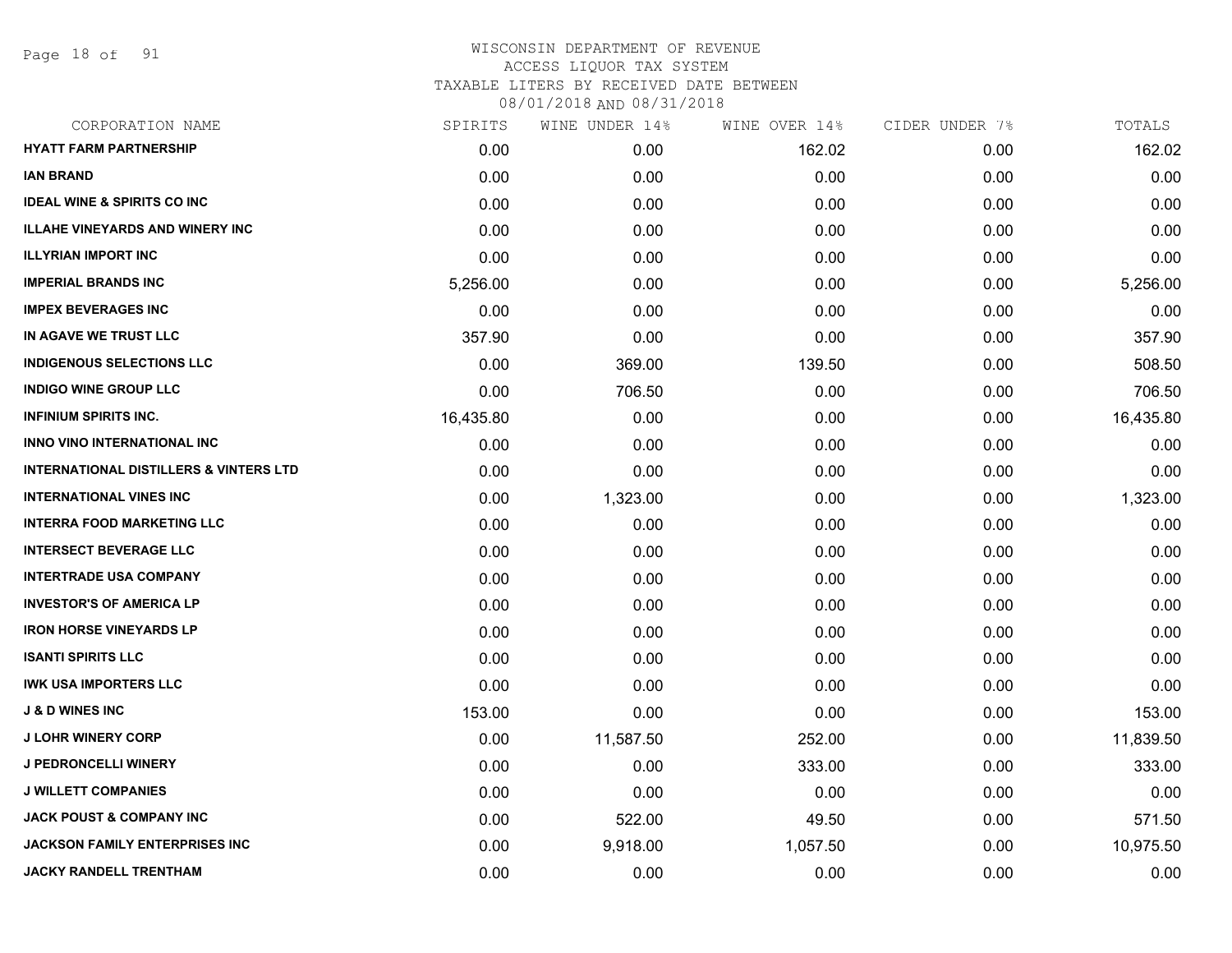WISCONSIN DEPARTMENT OF REVENUE
ACCESS LIQUOR TAX SYSTEM
TAXABLE LITERS BY RECEIVED DATE BETWEEN
08/01/2018 AND 08/31/2018

| CORPORATION NAME | SPIRITS | WINE UNDER 14% | WINE OVER 14% | CIDER UNDER 7% | TOTALS |
|---|---|---|---|---|---|
| **HYATT FARM PARTNERSHIP** | 0.00 | 0.00 | 162.02 | 0.00 | 162.02 |
| **IAN BRAND** | 0.00 | 0.00 | 0.00 | 0.00 | 0.00 |
| **IDEAL WINE & SPIRITS CO INC** | 0.00 | 0.00 | 0.00 | 0.00 | 0.00 |
| **ILLAHE VINEYARDS AND WINERY INC** | 0.00 | 0.00 | 0.00 | 0.00 | 0.00 |
| **ILLYRIAN IMPORT INC** | 0.00 | 0.00 | 0.00 | 0.00 | 0.00 |
| **IMPERIAL BRANDS INC** | 5,256.00 | 0.00 | 0.00 | 0.00 | 5,256.00 |
| **IMPEX BEVERAGES INC** | 0.00 | 0.00 | 0.00 | 0.00 | 0.00 |
| **IN AGAVE WE TRUST LLC** | 357.90 | 0.00 | 0.00 | 0.00 | 357.90 |
| **INDIGENOUS SELECTIONS LLC** | 0.00 | 369.00 | 139.50 | 0.00 | 508.50 |
| **INDIGO WINE GROUP LLC** | 0.00 | 706.50 | 0.00 | 0.00 | 706.50 |
| **INFINIUM SPIRITS INC.** | 16,435.80 | 0.00 | 0.00 | 0.00 | 16,435.80 |
| **INNO VINO INTERNATIONAL INC** | 0.00 | 0.00 | 0.00 | 0.00 | 0.00 |
| **INTERNATIONAL DISTILLERS & VINTERS LTD** | 0.00 | 0.00 | 0.00 | 0.00 | 0.00 |
| **INTERNATIONAL VINES INC** | 0.00 | 1,323.00 | 0.00 | 0.00 | 1,323.00 |
| **INTERRA FOOD MARKETING LLC** | 0.00 | 0.00 | 0.00 | 0.00 | 0.00 |
| **INTERSECT BEVERAGE LLC** | 0.00 | 0.00 | 0.00 | 0.00 | 0.00 |
| **INTERTRADE USA COMPANY** | 0.00 | 0.00 | 0.00 | 0.00 | 0.00 |
| **INVESTOR'S OF AMERICA LP** | 0.00 | 0.00 | 0.00 | 0.00 | 0.00 |
| **IRON HORSE VINEYARDS LP** | 0.00 | 0.00 | 0.00 | 0.00 | 0.00 |
| **ISANTI SPIRITS LLC** | 0.00 | 0.00 | 0.00 | 0.00 | 0.00 |
| **IWK USA IMPORTERS LLC** | 0.00 | 0.00 | 0.00 | 0.00 | 0.00 |
| **J & D WINES INC** | 153.00 | 0.00 | 0.00 | 0.00 | 153.00 |
| **J LOHR WINERY CORP** | 0.00 | 11,587.50 | 252.00 | 0.00 | 11,839.50 |
| **J PEDRONCELLI WINERY** | 0.00 | 0.00 | 333.00 | 0.00 | 333.00 |
| **J WILLETT COMPANIES** | 0.00 | 0.00 | 0.00 | 0.00 | 0.00 |
| **JACK POUST & COMPANY INC** | 0.00 | 522.00 | 49.50 | 0.00 | 571.50 |
| **JACKSON FAMILY ENTERPRISES INC** | 0.00 | 9,918.00 | 1,057.50 | 0.00 | 10,975.50 |
| **JACKY RANDELL TRENTHAM** | 0.00 | 0.00 | 0.00 | 0.00 | 0.00 |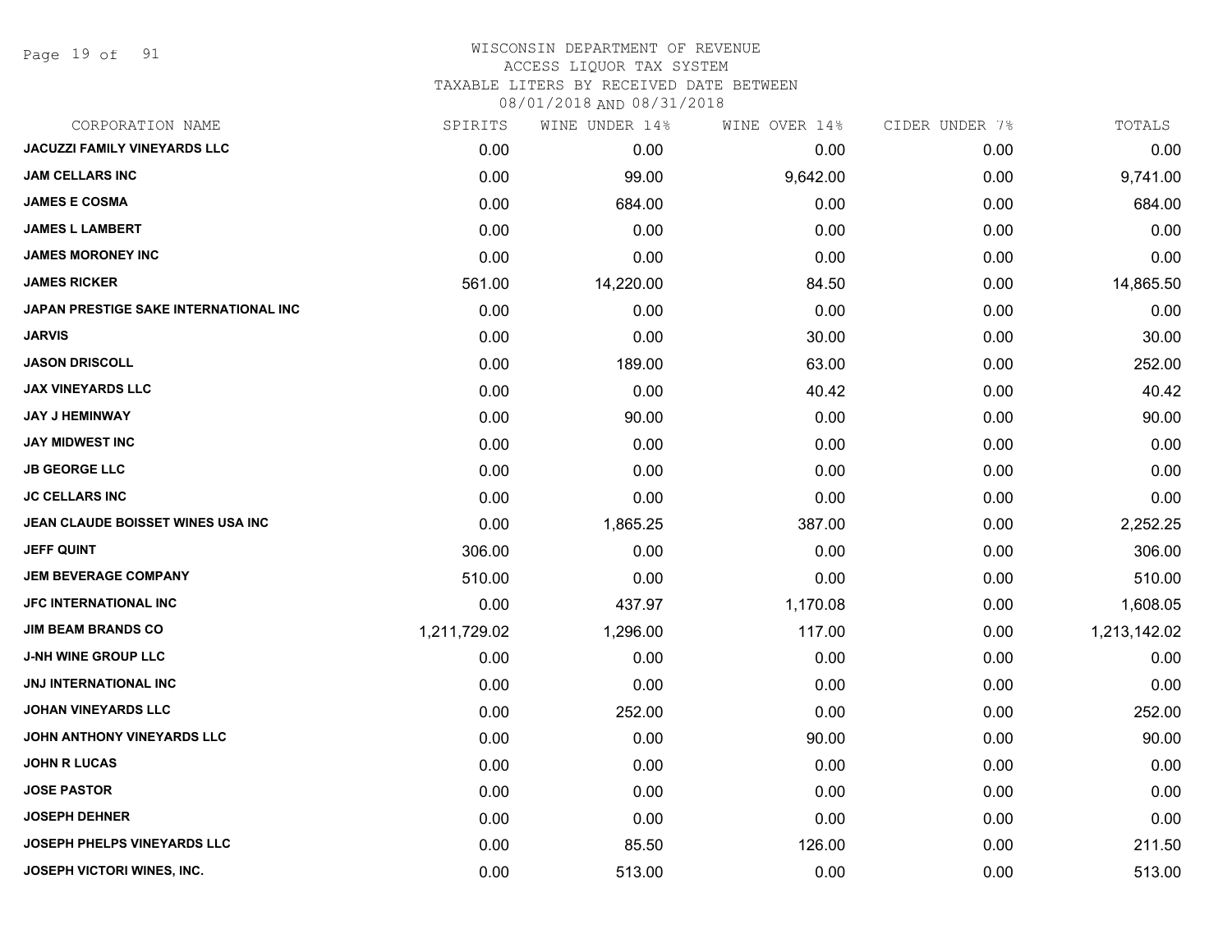WISCONSIN DEPARTMENT OF REVENUE
ACCESS LIQUOR TAX SYSTEM
TAXABLE LITERS BY RECEIVED DATE BETWEEN
08/01/2018 AND 08/31/2018

| CORPORATION NAME | SPIRITS | WINE UNDER 14% | WINE OVER 14% | CIDER UNDER 7% | TOTALS |
|---|---|---|---|---|---|
| JACUZZI FAMILY VINEYARDS LLC | 0.00 | 0.00 | 0.00 | 0.00 | 0.00 |
| JAM CELLARS INC | 0.00 | 99.00 | 9,642.00 | 0.00 | 9,741.00 |
| JAMES E COSMA | 0.00 | 684.00 | 0.00 | 0.00 | 684.00 |
| JAMES L LAMBERT | 0.00 | 0.00 | 0.00 | 0.00 | 0.00 |
| JAMES MORONEY INC | 0.00 | 0.00 | 0.00 | 0.00 | 0.00 |
| JAMES RICKER | 561.00 | 14,220.00 | 84.50 | 0.00 | 14,865.50 |
| JAPAN PRESTIGE SAKE INTERNATIONAL INC | 0.00 | 0.00 | 0.00 | 0.00 | 0.00 |
| JARVIS | 0.00 | 0.00 | 30.00 | 0.00 | 30.00 |
| JASON DRISCOLL | 0.00 | 189.00 | 63.00 | 0.00 | 252.00 |
| JAX VINEYARDS LLC | 0.00 | 0.00 | 40.42 | 0.00 | 40.42 |
| JAY J HEMINWAY | 0.00 | 90.00 | 0.00 | 0.00 | 90.00 |
| JAY MIDWEST INC | 0.00 | 0.00 | 0.00 | 0.00 | 0.00 |
| JB GEORGE LLC | 0.00 | 0.00 | 0.00 | 0.00 | 0.00 |
| JC CELLARS INC | 0.00 | 0.00 | 0.00 | 0.00 | 0.00 |
| JEAN CLAUDE BOISSET WINES USA INC | 0.00 | 1,865.25 | 387.00 | 0.00 | 2,252.25 |
| JEFF QUINT | 306.00 | 0.00 | 0.00 | 0.00 | 306.00 |
| JEM BEVERAGE COMPANY | 510.00 | 0.00 | 0.00 | 0.00 | 510.00 |
| JFC INTERNATIONAL INC | 0.00 | 437.97 | 1,170.08 | 0.00 | 1,608.05 |
| JIM BEAM BRANDS CO | 1,211,729.02 | 1,296.00 | 117.00 | 0.00 | 1,213,142.02 |
| J-NH WINE GROUP LLC | 0.00 | 0.00 | 0.00 | 0.00 | 0.00 |
| JNJ INTERNATIONAL INC | 0.00 | 0.00 | 0.00 | 0.00 | 0.00 |
| JOHAN VINEYARDS LLC | 0.00 | 252.00 | 0.00 | 0.00 | 252.00 |
| JOHN ANTHONY VINEYARDS LLC | 0.00 | 0.00 | 90.00 | 0.00 | 90.00 |
| JOHN R LUCAS | 0.00 | 0.00 | 0.00 | 0.00 | 0.00 |
| JOSE PASTOR | 0.00 | 0.00 | 0.00 | 0.00 | 0.00 |
| JOSEPH DEHNER | 0.00 | 0.00 | 0.00 | 0.00 | 0.00 |
| JOSEPH PHELPS VINEYARDS LLC | 0.00 | 85.50 | 126.00 | 0.00 | 211.50 |
| JOSEPH VICTORI WINES, INC. | 0.00 | 513.00 | 0.00 | 0.00 | 513.00 |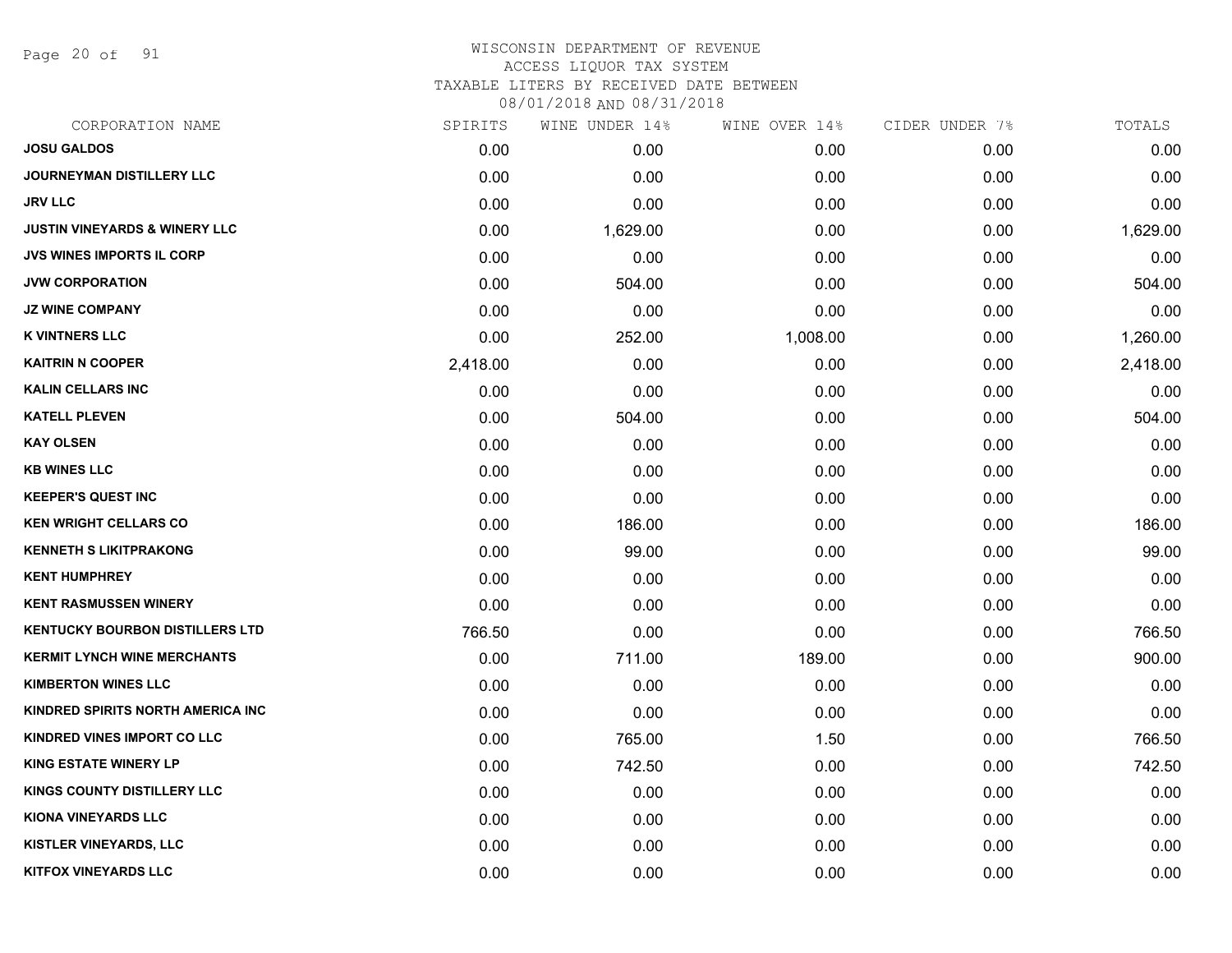# WISCONSIN DEPARTMENT OF REVENUE
## ACCESS LIQUOR TAX SYSTEM
### TAXABLE LITERS BY RECEIVED DATE BETWEEN 08/01/2018 AND 08/31/2018

| CORPORATION NAME | SPIRITS | WINE UNDER 14% | WINE OVER 14% | CIDER UNDER 7% | TOTALS |
|---|---|---|---|---|---|
| JOSU GALDOS | 0.00 | 0.00 | 0.00 | 0.00 | 0.00 |
| JOURNEYMAN DISTILLERY LLC | 0.00 | 0.00 | 0.00 | 0.00 | 0.00 |
| JRV LLC | 0.00 | 0.00 | 0.00 | 0.00 | 0.00 |
| JUSTIN VINEYARDS & WINERY LLC | 0.00 | 1,629.00 | 0.00 | 0.00 | 1,629.00 |
| JVS WINES IMPORTS IL CORP | 0.00 | 0.00 | 0.00 | 0.00 | 0.00 |
| JVW CORPORATION | 0.00 | 504.00 | 0.00 | 0.00 | 504.00 |
| JZ WINE COMPANY | 0.00 | 0.00 | 0.00 | 0.00 | 0.00 |
| K VINTNERS LLC | 0.00 | 252.00 | 1,008.00 | 0.00 | 1,260.00 |
| KAITRIN N COOPER | 2,418.00 | 0.00 | 0.00 | 0.00 | 2,418.00 |
| KALIN CELLARS INC | 0.00 | 0.00 | 0.00 | 0.00 | 0.00 |
| KATELL PLEVEN | 0.00 | 504.00 | 0.00 | 0.00 | 504.00 |
| KAY OLSEN | 0.00 | 0.00 | 0.00 | 0.00 | 0.00 |
| KB WINES LLC | 0.00 | 0.00 | 0.00 | 0.00 | 0.00 |
| KEEPER'S QUEST INC | 0.00 | 0.00 | 0.00 | 0.00 | 0.00 |
| KEN WRIGHT CELLARS CO | 0.00 | 186.00 | 0.00 | 0.00 | 186.00 |
| KENNETH S LIKITPRAKONG | 0.00 | 99.00 | 0.00 | 0.00 | 99.00 |
| KENT HUMPHREY | 0.00 | 0.00 | 0.00 | 0.00 | 0.00 |
| KENT RASMUSSEN WINERY | 0.00 | 0.00 | 0.00 | 0.00 | 0.00 |
| KENTUCKY BOURBON DISTILLERS LTD | 766.50 | 0.00 | 0.00 | 0.00 | 766.50 |
| KERMIT LYNCH WINE MERCHANTS | 0.00 | 711.00 | 189.00 | 0.00 | 900.00 |
| KIMBERTON WINES LLC | 0.00 | 0.00 | 0.00 | 0.00 | 0.00 |
| KINDRED SPIRITS NORTH AMERICA INC | 0.00 | 0.00 | 0.00 | 0.00 | 0.00 |
| KINDRED VINES IMPORT CO LLC | 0.00 | 765.00 | 1.50 | 0.00 | 766.50 |
| KING ESTATE WINERY LP | 0.00 | 742.50 | 0.00 | 0.00 | 742.50 |
| KINGS COUNTY DISTILLERY LLC | 0.00 | 0.00 | 0.00 | 0.00 | 0.00 |
| KIONA VINEYARDS LLC | 0.00 | 0.00 | 0.00 | 0.00 | 0.00 |
| KISTLER VINEYARDS, LLC | 0.00 | 0.00 | 0.00 | 0.00 | 0.00 |
| KITFOX VINEYARDS LLC | 0.00 | 0.00 | 0.00 | 0.00 | 0.00 |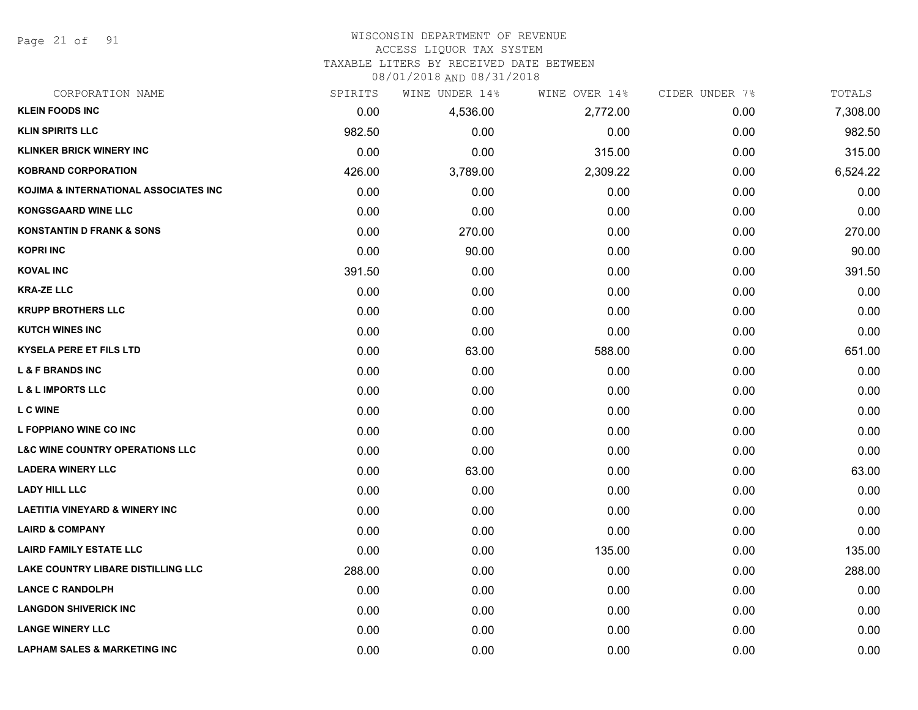# WISCONSIN DEPARTMENT OF REVENUE
## ACCESS LIQUOR TAX SYSTEM
### TAXABLE LITERS BY RECEIVED DATE BETWEEN 08/01/2018 AND 08/31/2018

| CORPORATION NAME | SPIRITS | WINE UNDER 14% | WINE OVER 14% | CIDER UNDER 7% | TOTALS |
|---|---|---|---|---|---|
| KLEIN FOODS INC | 0.00 | 4,536.00 | 2,772.00 | 0.00 | 7,308.00 |
| KLIN SPIRITS LLC | 982.50 | 0.00 | 0.00 | 0.00 | 982.50 |
| KLINKER BRICK WINERY INC | 0.00 | 0.00 | 315.00 | 0.00 | 315.00 |
| KOBRAND CORPORATION | 426.00 | 3,789.00 | 2,309.22 | 0.00 | 6,524.22 |
| KOJIMA & INTERNATIONAL ASSOCIATES INC | 0.00 | 0.00 | 0.00 | 0.00 | 0.00 |
| KONGSGAARD WINE LLC | 0.00 | 0.00 | 0.00 | 0.00 | 0.00 |
| KONSTANTIN D FRANK & SONS | 0.00 | 270.00 | 0.00 | 0.00 | 270.00 |
| KOPRI INC | 0.00 | 90.00 | 0.00 | 0.00 | 90.00 |
| KOVAL INC | 391.50 | 0.00 | 0.00 | 0.00 | 391.50 |
| KRA-ZE LLC | 0.00 | 0.00 | 0.00 | 0.00 | 0.00 |
| KRUPP BROTHERS LLC | 0.00 | 0.00 | 0.00 | 0.00 | 0.00 |
| KUTCH WINES INC | 0.00 | 0.00 | 0.00 | 0.00 | 0.00 |
| KYSELA PERE ET FILS LTD | 0.00 | 63.00 | 588.00 | 0.00 | 651.00 |
| L & F BRANDS INC | 0.00 | 0.00 | 0.00 | 0.00 | 0.00 |
| L & L IMPORTS LLC | 0.00 | 0.00 | 0.00 | 0.00 | 0.00 |
| L C WINE | 0.00 | 0.00 | 0.00 | 0.00 | 0.00 |
| L FOPPIANO WINE CO INC | 0.00 | 0.00 | 0.00 | 0.00 | 0.00 |
| L&C WINE COUNTRY OPERATIONS LLC | 0.00 | 0.00 | 0.00 | 0.00 | 0.00 |
| LADERA WINERY LLC | 0.00 | 63.00 | 0.00 | 0.00 | 63.00 |
| LADY HILL LLC | 0.00 | 0.00 | 0.00 | 0.00 | 0.00 |
| LAETITIA VINEYARD & WINERY INC | 0.00 | 0.00 | 0.00 | 0.00 | 0.00 |
| LAIRD & COMPANY | 0.00 | 0.00 | 0.00 | 0.00 | 0.00 |
| LAIRD FAMILY ESTATE LLC | 0.00 | 0.00 | 135.00 | 0.00 | 135.00 |
| LAKE COUNTRY LIBARE DISTILLING LLC | 288.00 | 0.00 | 0.00 | 0.00 | 288.00 |
| LANCE C RANDOLPH | 0.00 | 0.00 | 0.00 | 0.00 | 0.00 |
| LANGDON SHIVERICK INC | 0.00 | 0.00 | 0.00 | 0.00 | 0.00 |
| LANGE WINERY LLC | 0.00 | 0.00 | 0.00 | 0.00 | 0.00 |
| LAPHAM SALES & MARKETING INC | 0.00 | 0.00 | 0.00 | 0.00 | 0.00 |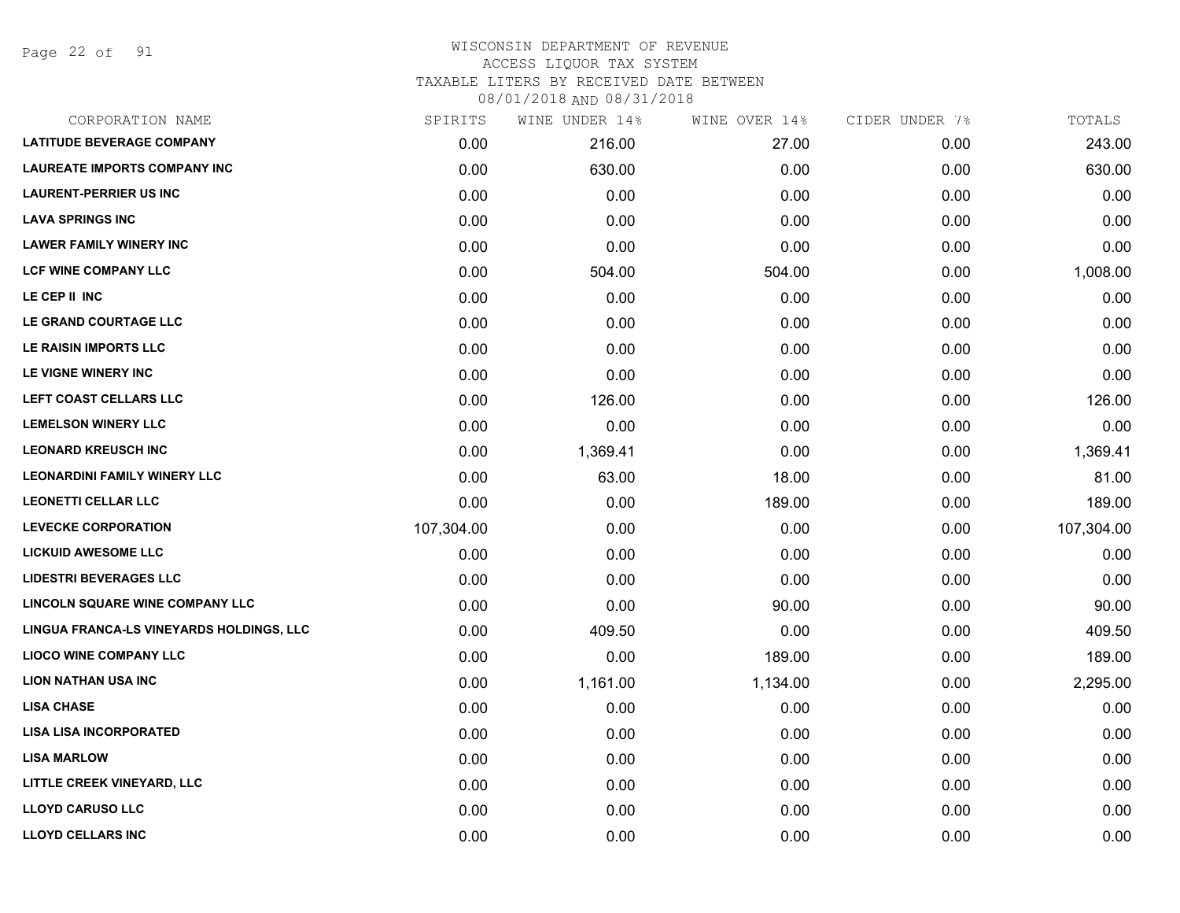WISCONSIN DEPARTMENT OF REVENUE
ACCESS LIQUOR TAX SYSTEM
TAXABLE LITERS BY RECEIVED DATE BETWEEN
08/01/2018 AND 08/31/2018

| CORPORATION NAME | SPIRITS | WINE UNDER 14% | WINE OVER 14% | CIDER UNDER 7% | TOTALS |
|---|---|---|---|---|---|
| LATITUDE BEVERAGE COMPANY | 0.00 | 216.00 | 27.00 | 0.00 | 243.00 |
| LAUREATE IMPORTS COMPANY INC | 0.00 | 630.00 | 0.00 | 0.00 | 630.00 |
| LAURENT-PERRIER US INC | 0.00 | 0.00 | 0.00 | 0.00 | 0.00 |
| LAVA SPRINGS INC | 0.00 | 0.00 | 0.00 | 0.00 | 0.00 |
| LAWER FAMILY WINERY INC | 0.00 | 0.00 | 0.00 | 0.00 | 0.00 |
| LCF WINE COMPANY LLC | 0.00 | 504.00 | 504.00 | 0.00 | 1,008.00 |
| LE CEP II INC | 0.00 | 0.00 | 0.00 | 0.00 | 0.00 |
| LE GRAND COURTAGE LLC | 0.00 | 0.00 | 0.00 | 0.00 | 0.00 |
| LE RAISIN IMPORTS LLC | 0.00 | 0.00 | 0.00 | 0.00 | 0.00 |
| LE VIGNE WINERY INC | 0.00 | 0.00 | 0.00 | 0.00 | 0.00 |
| LEFT COAST CELLARS LLC | 0.00 | 126.00 | 0.00 | 0.00 | 126.00 |
| LEMELSON WINERY LLC | 0.00 | 0.00 | 0.00 | 0.00 | 0.00 |
| LEONARD KREUSCH INC | 0.00 | 1,369.41 | 0.00 | 0.00 | 1,369.41 |
| LEONARDINI FAMILY WINERY LLC | 0.00 | 63.00 | 18.00 | 0.00 | 81.00 |
| LEONETTI CELLAR LLC | 0.00 | 0.00 | 189.00 | 0.00 | 189.00 |
| LEVECKE CORPORATION | 107,304.00 | 0.00 | 0.00 | 0.00 | 107,304.00 |
| LICKUID AWESOME LLC | 0.00 | 0.00 | 0.00 | 0.00 | 0.00 |
| LIDESTRI BEVERAGES LLC | 0.00 | 0.00 | 0.00 | 0.00 | 0.00 |
| LINCOLN SQUARE WINE COMPANY LLC | 0.00 | 0.00 | 90.00 | 0.00 | 90.00 |
| LINGUA FRANCA-LS VINEYARDS HOLDINGS, LLC | 0.00 | 409.50 | 0.00 | 0.00 | 409.50 |
| LIOCO WINE COMPANY LLC | 0.00 | 0.00 | 189.00 | 0.00 | 189.00 |
| LION NATHAN USA INC | 0.00 | 1,161.00 | 1,134.00 | 0.00 | 2,295.00 |
| LISA CHASE | 0.00 | 0.00 | 0.00 | 0.00 | 0.00 |
| LISA LISA INCORPORATED | 0.00 | 0.00 | 0.00 | 0.00 | 0.00 |
| LISA MARLOW | 0.00 | 0.00 | 0.00 | 0.00 | 0.00 |
| LITTLE CREEK VINEYARD, LLC | 0.00 | 0.00 | 0.00 | 0.00 | 0.00 |
| LLOYD CARUSO LLC | 0.00 | 0.00 | 0.00 | 0.00 | 0.00 |
| LLOYD CELLARS INC | 0.00 | 0.00 | 0.00 | 0.00 | 0.00 |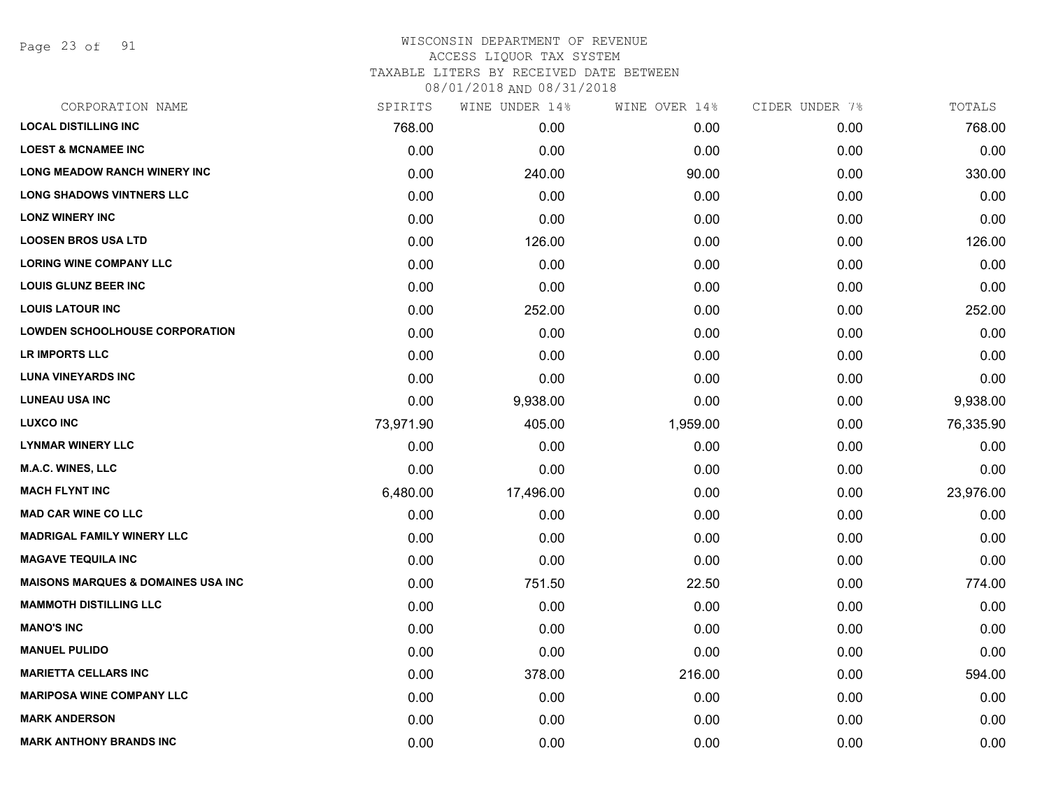WISCONSIN DEPARTMENT OF REVENUE
ACCESS LIQUOR TAX SYSTEM
TAXABLE LITERS BY RECEIVED DATE BETWEEN
08/01/2018 AND 08/31/2018

| CORPORATION NAME | SPIRITS | WINE UNDER 14% | WINE OVER 14% | CIDER UNDER 7% | TOTALS |
|---|---|---|---|---|---|
| LOCAL DISTILLING INC | 768.00 | 0.00 | 0.00 | 0.00 | 768.00 |
| LOEST & MCNAMEE INC | 0.00 | 0.00 | 0.00 | 0.00 | 0.00 |
| LONG MEADOW RANCH WINERY INC | 0.00 | 240.00 | 90.00 | 0.00 | 330.00 |
| LONG SHADOWS VINTNERS LLC | 0.00 | 0.00 | 0.00 | 0.00 | 0.00 |
| LONZ WINERY INC | 0.00 | 0.00 | 0.00 | 0.00 | 0.00 |
| LOOSEN BROS USA LTD | 0.00 | 126.00 | 0.00 | 0.00 | 126.00 |
| LORING WINE COMPANY LLC | 0.00 | 0.00 | 0.00 | 0.00 | 0.00 |
| LOUIS GLUNZ BEER INC | 0.00 | 0.00 | 0.00 | 0.00 | 0.00 |
| LOUIS LATOUR INC | 0.00 | 252.00 | 0.00 | 0.00 | 252.00 |
| LOWDEN SCHOOLHOUSE CORPORATION | 0.00 | 0.00 | 0.00 | 0.00 | 0.00 |
| LR IMPORTS LLC | 0.00 | 0.00 | 0.00 | 0.00 | 0.00 |
| LUNA VINEYARDS INC | 0.00 | 0.00 | 0.00 | 0.00 | 0.00 |
| LUNEAU USA INC | 0.00 | 9,938.00 | 0.00 | 0.00 | 9,938.00 |
| LUXCO INC | 73,971.90 | 405.00 | 1,959.00 | 0.00 | 76,335.90 |
| LYNMAR WINERY LLC | 0.00 | 0.00 | 0.00 | 0.00 | 0.00 |
| M.A.C. WINES, LLC | 0.00 | 0.00 | 0.00 | 0.00 | 0.00 |
| MACH FLYNT INC | 6,480.00 | 17,496.00 | 0.00 | 0.00 | 23,976.00 |
| MAD CAR WINE CO LLC | 0.00 | 0.00 | 0.00 | 0.00 | 0.00 |
| MADRIGAL FAMILY WINERY LLC | 0.00 | 0.00 | 0.00 | 0.00 | 0.00 |
| MAGAVE TEQUILA INC | 0.00 | 0.00 | 0.00 | 0.00 | 0.00 |
| MAISONS MARQUES & DOMAINES USA INC | 0.00 | 751.50 | 22.50 | 0.00 | 774.00 |
| MAMMOTH DISTILLING LLC | 0.00 | 0.00 | 0.00 | 0.00 | 0.00 |
| MANO'S INC | 0.00 | 0.00 | 0.00 | 0.00 | 0.00 |
| MANUEL PULIDO | 0.00 | 0.00 | 0.00 | 0.00 | 0.00 |
| MARIETTA CELLARS INC | 0.00 | 378.00 | 216.00 | 0.00 | 594.00 |
| MARIPOSA WINE COMPANY LLC | 0.00 | 0.00 | 0.00 | 0.00 | 0.00 |
| MARK ANDERSON | 0.00 | 0.00 | 0.00 | 0.00 | 0.00 |
| MARK ANTHONY BRANDS INC | 0.00 | 0.00 | 0.00 | 0.00 | 0.00 |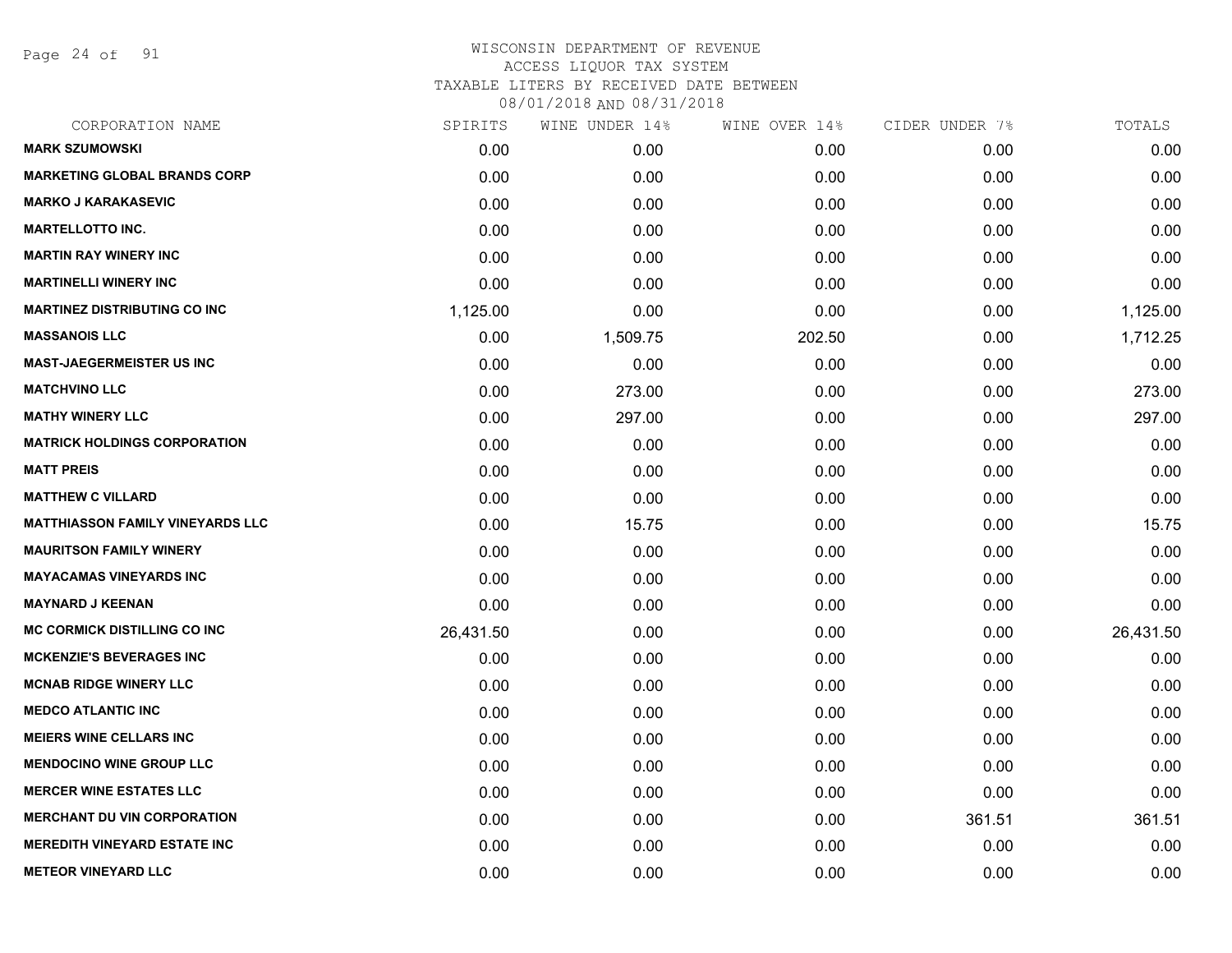WISCONSIN DEPARTMENT OF REVENUE
ACCESS LIQUOR TAX SYSTEM
TAXABLE LITERS BY RECEIVED DATE BETWEEN
08/01/2018 AND 08/31/2018

| CORPORATION NAME | SPIRITS | WINE UNDER 14% | WINE OVER 14% | CIDER UNDER 7% | TOTALS |
|---|---|---|---|---|---|
| MARK SZUMOWSKI | 0.00 | 0.00 | 0.00 | 0.00 | 0.00 |
| MARKETING GLOBAL BRANDS CORP | 0.00 | 0.00 | 0.00 | 0.00 | 0.00 |
| MARKO J KARAKASEVIC | 0.00 | 0.00 | 0.00 | 0.00 | 0.00 |
| MARTELLOTTO INC. | 0.00 | 0.00 | 0.00 | 0.00 | 0.00 |
| MARTIN RAY WINERY INC | 0.00 | 0.00 | 0.00 | 0.00 | 0.00 |
| MARTINELLI WINERY INC | 0.00 | 0.00 | 0.00 | 0.00 | 0.00 |
| MARTINEZ DISTRIBUTING CO INC | 1,125.00 | 0.00 | 0.00 | 0.00 | 1,125.00 |
| MASSANOIS LLC | 0.00 | 1,509.75 | 202.50 | 0.00 | 1,712.25 |
| MAST-JAEGERMEISTER US INC | 0.00 | 0.00 | 0.00 | 0.00 | 0.00 |
| MATCHVINO LLC | 0.00 | 273.00 | 0.00 | 0.00 | 273.00 |
| MATHY WINERY LLC | 0.00 | 297.00 | 0.00 | 0.00 | 297.00 |
| MATRICK HOLDINGS CORPORATION | 0.00 | 0.00 | 0.00 | 0.00 | 0.00 |
| MATT PREIS | 0.00 | 0.00 | 0.00 | 0.00 | 0.00 |
| MATTHEW C VILLARD | 0.00 | 0.00 | 0.00 | 0.00 | 0.00 |
| MATTHIASSON FAMILY VINEYARDS LLC | 0.00 | 15.75 | 0.00 | 0.00 | 15.75 |
| MAURITSON FAMILY WINERY | 0.00 | 0.00 | 0.00 | 0.00 | 0.00 |
| MAYACAMAS VINEYARDS INC | 0.00 | 0.00 | 0.00 | 0.00 | 0.00 |
| MAYNARD J KEENAN | 0.00 | 0.00 | 0.00 | 0.00 | 0.00 |
| MC CORMICK DISTILLING CO INC | 26,431.50 | 0.00 | 0.00 | 0.00 | 26,431.50 |
| MCKENZIE'S BEVERAGES INC | 0.00 | 0.00 | 0.00 | 0.00 | 0.00 |
| MCNAB RIDGE WINERY LLC | 0.00 | 0.00 | 0.00 | 0.00 | 0.00 |
| MEDCO ATLANTIC INC | 0.00 | 0.00 | 0.00 | 0.00 | 0.00 |
| MEIERS WINE CELLARS INC | 0.00 | 0.00 | 0.00 | 0.00 | 0.00 |
| MENDOCINO WINE GROUP LLC | 0.00 | 0.00 | 0.00 | 0.00 | 0.00 |
| MERCER WINE ESTATES LLC | 0.00 | 0.00 | 0.00 | 0.00 | 0.00 |
| MERCHANT DU VIN CORPORATION | 0.00 | 0.00 | 0.00 | 361.51 | 361.51 |
| MEREDITH VINEYARD ESTATE INC | 0.00 | 0.00 | 0.00 | 0.00 | 0.00 |
| METEOR VINEYARD LLC | 0.00 | 0.00 | 0.00 | 0.00 | 0.00 |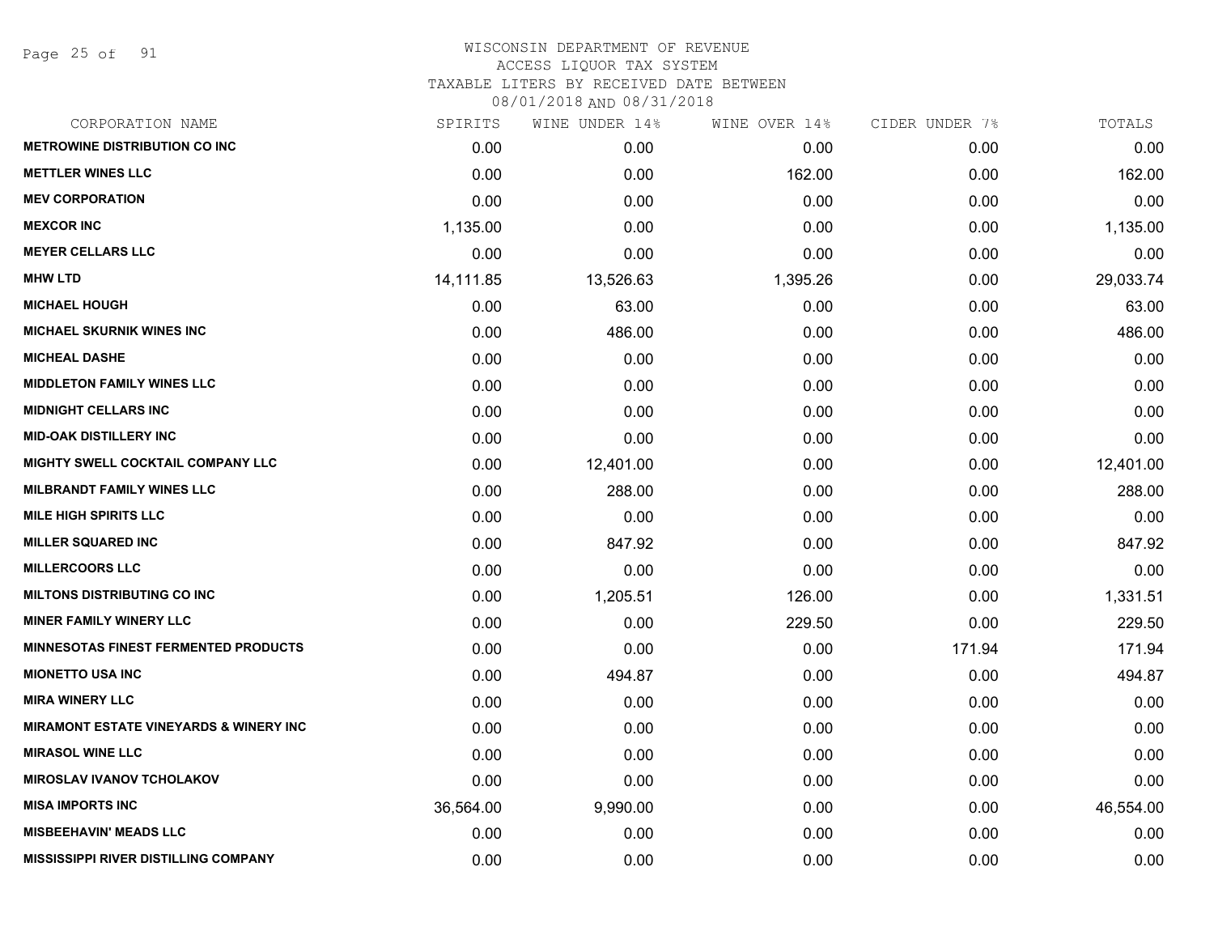WISCONSIN DEPARTMENT OF REVENUE
ACCESS LIQUOR TAX SYSTEM
TAXABLE LITERS BY RECEIVED DATE BETWEEN
08/01/2018 AND 08/31/2018

| CORPORATION NAME | SPIRITS | WINE UNDER 14% | WINE OVER 14% | CIDER UNDER 7% | TOTALS |
|---|---|---|---|---|---|
| METROWINE DISTRIBUTION CO INC | 0.00 | 0.00 | 0.00 | 0.00 | 0.00 |
| METTLER WINES LLC | 0.00 | 0.00 | 162.00 | 0.00 | 162.00 |
| MEV CORPORATION | 0.00 | 0.00 | 0.00 | 0.00 | 0.00 |
| MEXCOR INC | 1,135.00 | 0.00 | 0.00 | 0.00 | 1,135.00 |
| MEYER CELLARS LLC | 0.00 | 0.00 | 0.00 | 0.00 | 0.00 |
| MHW LTD | 14,111.85 | 13,526.63 | 1,395.26 | 0.00 | 29,033.74 |
| MICHAEL HOUGH | 0.00 | 63.00 | 0.00 | 0.00 | 63.00 |
| MICHAEL SKURNIK WINES INC | 0.00 | 486.00 | 0.00 | 0.00 | 486.00 |
| MICHEAL DASHE | 0.00 | 0.00 | 0.00 | 0.00 | 0.00 |
| MIDDLETON FAMILY WINES LLC | 0.00 | 0.00 | 0.00 | 0.00 | 0.00 |
| MIDNIGHT CELLARS INC | 0.00 | 0.00 | 0.00 | 0.00 | 0.00 |
| MID-OAK DISTILLERY INC | 0.00 | 0.00 | 0.00 | 0.00 | 0.00 |
| MIGHTY SWELL COCKTAIL COMPANY LLC | 0.00 | 12,401.00 | 0.00 | 0.00 | 12,401.00 |
| MILBRANDT FAMILY WINES LLC | 0.00 | 288.00 | 0.00 | 0.00 | 288.00 |
| MILE HIGH SPIRITS LLC | 0.00 | 0.00 | 0.00 | 0.00 | 0.00 |
| MILLER SQUARED INC | 0.00 | 847.92 | 0.00 | 0.00 | 847.92 |
| MILLERCOORS LLC | 0.00 | 0.00 | 0.00 | 0.00 | 0.00 |
| MILTONS DISTRIBUTING CO INC | 0.00 | 1,205.51 | 126.00 | 0.00 | 1,331.51 |
| MINER FAMILY WINERY LLC | 0.00 | 0.00 | 229.50 | 0.00 | 229.50 |
| MINNESOTAS FINEST FERMENTED PRODUCTS | 0.00 | 0.00 | 0.00 | 171.94 | 171.94 |
| MIONETTO USA INC | 0.00 | 494.87 | 0.00 | 0.00 | 494.87 |
| MIRA WINERY LLC | 0.00 | 0.00 | 0.00 | 0.00 | 0.00 |
| MIRAMONT ESTATE VINEYARDS & WINERY INC | 0.00 | 0.00 | 0.00 | 0.00 | 0.00 |
| MIRASOL WINE LLC | 0.00 | 0.00 | 0.00 | 0.00 | 0.00 |
| MIROSLAV IVANOV TCHOLAKOV | 0.00 | 0.00 | 0.00 | 0.00 | 0.00 |
| MISA IMPORTS INC | 36,564.00 | 9,990.00 | 0.00 | 0.00 | 46,554.00 |
| MISBEEHAVIN' MEADS LLC | 0.00 | 0.00 | 0.00 | 0.00 | 0.00 |
| MISSISSIPPI RIVER DISTILLING COMPANY | 0.00 | 0.00 | 0.00 | 0.00 | 0.00 |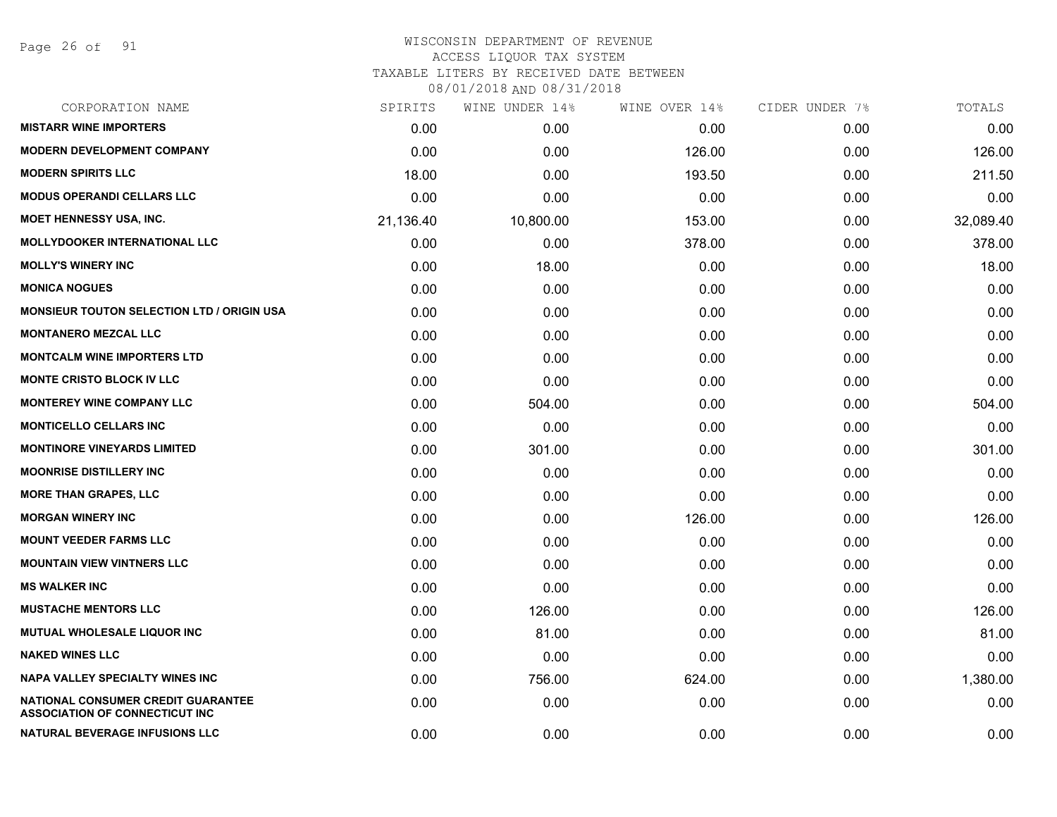# WISCONSIN DEPARTMENT OF REVENUE
## ACCESS LIQUOR TAX SYSTEM
### TAXABLE LITERS BY RECEIVED DATE BETWEEN 08/01/2018 AND 08/31/2018

| CORPORATION NAME | SPIRITS | WINE UNDER 14% | WINE OVER 14% | CIDER UNDER 7% | TOTALS |
|---|---|---|---|---|---|
| **MISTARR WINE IMPORTERS** | 0.00 | 0.00 | 0.00 | 0.00 | 0.00 |
| **MODERN DEVELOPMENT COMPANY** | 0.00 | 0.00 | 126.00 | 0.00 | 126.00 |
| **MODERN SPIRITS LLC** | 18.00 | 0.00 | 193.50 | 0.00 | 211.50 |
| **MODUS OPERANDI CELLARS LLC** | 0.00 | 0.00 | 0.00 | 0.00 | 0.00 |
| **MOET HENNESSY USA, INC.** | 21,136.40 | 10,800.00 | 153.00 | 0.00 | 32,089.40 |
| **MOLLYDOOKER INTERNATIONAL LLC** | 0.00 | 0.00 | 378.00 | 0.00 | 378.00 |
| **MOLLY'S WINERY INC** | 0.00 | 18.00 | 0.00 | 0.00 | 18.00 |
| **MONICA NOGUES** | 0.00 | 0.00 | 0.00 | 0.00 | 0.00 |
| **MONSIEUR TOUTON SELECTION LTD / ORIGIN USA** | 0.00 | 0.00 | 0.00 | 0.00 | 0.00 |
| **MONTANERO MEZCAL LLC** | 0.00 | 0.00 | 0.00 | 0.00 | 0.00 |
| **MONTCALM WINE IMPORTERS LTD** | 0.00 | 0.00 | 0.00 | 0.00 | 0.00 |
| **MONTE CRISTO BLOCK IV LLC** | 0.00 | 0.00 | 0.00 | 0.00 | 0.00 |
| **MONTEREY WINE COMPANY LLC** | 0.00 | 504.00 | 0.00 | 0.00 | 504.00 |
| **MONTICELLO CELLARS INC** | 0.00 | 0.00 | 0.00 | 0.00 | 0.00 |
| **MONTINORE VINEYARDS LIMITED** | 0.00 | 301.00 | 0.00 | 0.00 | 301.00 |
| **MOONRISE DISTILLERY INC** | 0.00 | 0.00 | 0.00 | 0.00 | 0.00 |
| **MORE THAN GRAPES, LLC** | 0.00 | 0.00 | 0.00 | 0.00 | 0.00 |
| **MORGAN WINERY INC** | 0.00 | 0.00 | 126.00 | 0.00 | 126.00 |
| **MOUNT VEEDER FARMS LLC** | 0.00 | 0.00 | 0.00 | 0.00 | 0.00 |
| **MOUNTAIN VIEW VINTNERS LLC** | 0.00 | 0.00 | 0.00 | 0.00 | 0.00 |
| **MS WALKER INC** | 0.00 | 0.00 | 0.00 | 0.00 | 0.00 |
| **MUSTACHE MENTORS LLC** | 0.00 | 126.00 | 0.00 | 0.00 | 126.00 |
| **MUTUAL WHOLESALE LIQUOR INC** | 0.00 | 81.00 | 0.00 | 0.00 | 81.00 |
| **NAKED WINES LLC** | 0.00 | 0.00 | 0.00 | 0.00 | 0.00 |
| **NAPA VALLEY SPECIALTY WINES INC** | 0.00 | 756.00 | 624.00 | 0.00 | 1,380.00 |
| **NATIONAL CONSUMER CREDIT GUARANTEE ASSOCIATION OF CONNECTICUT INC** | 0.00 | 0.00 | 0.00 | 0.00 | 0.00 |
| **NATURAL BEVERAGE INFUSIONS LLC** | 0.00 | 0.00 | 0.00 | 0.00 | 0.00 |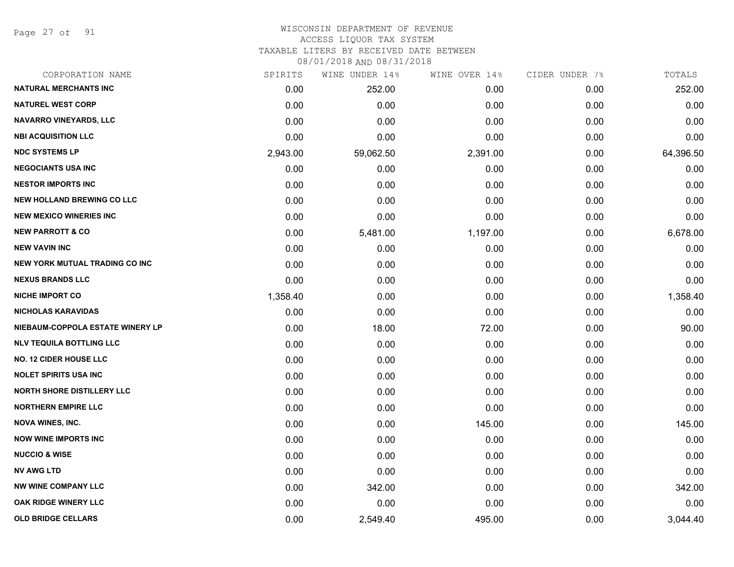# WISCONSIN DEPARTMENT OF REVENUE
## ACCESS LIQUOR TAX SYSTEM
### TAXABLE LITERS BY RECEIVED DATE BETWEEN 08/01/2018 AND 08/31/2018

| CORPORATION NAME | SPIRITS | WINE UNDER 14% | WINE OVER 14% | CIDER UNDER 7% | TOTALS |
|---|---|---|---|---|---|
| NATURAL MERCHANTS INC | 0.00 | 252.00 | 0.00 | 0.00 | 252.00 |
| NATUREL WEST CORP | 0.00 | 0.00 | 0.00 | 0.00 | 0.00 |
| NAVARRO VINEYARDS, LLC | 0.00 | 0.00 | 0.00 | 0.00 | 0.00 |
| NBI ACQUISITION LLC | 0.00 | 0.00 | 0.00 | 0.00 | 0.00 |
| NDC SYSTEMS LP | 2,943.00 | 59,062.50 | 2,391.00 | 0.00 | 64,396.50 |
| NEGOCIANTS USA INC | 0.00 | 0.00 | 0.00 | 0.00 | 0.00 |
| NESTOR IMPORTS INC | 0.00 | 0.00 | 0.00 | 0.00 | 0.00 |
| NEW HOLLAND BREWING CO LLC | 0.00 | 0.00 | 0.00 | 0.00 | 0.00 |
| NEW MEXICO WINERIES INC | 0.00 | 0.00 | 0.00 | 0.00 | 0.00 |
| NEW PARROTT & CO | 0.00 | 5,481.00 | 1,197.00 | 0.00 | 6,678.00 |
| NEW VAVIN INC | 0.00 | 0.00 | 0.00 | 0.00 | 0.00 |
| NEW YORK MUTUAL TRADING CO INC | 0.00 | 0.00 | 0.00 | 0.00 | 0.00 |
| NEXUS BRANDS LLC | 0.00 | 0.00 | 0.00 | 0.00 | 0.00 |
| NICHE IMPORT CO | 1,358.40 | 0.00 | 0.00 | 0.00 | 1,358.40 |
| NICHOLAS KARAVIDAS | 0.00 | 0.00 | 0.00 | 0.00 | 0.00 |
| NIEBAUM-COPPOLA ESTATE WINERY LP | 0.00 | 18.00 | 72.00 | 0.00 | 90.00 |
| NLV TEQUILA BOTTLING LLC | 0.00 | 0.00 | 0.00 | 0.00 | 0.00 |
| NO. 12 CIDER HOUSE LLC | 0.00 | 0.00 | 0.00 | 0.00 | 0.00 |
| NOLET SPIRITS USA INC | 0.00 | 0.00 | 0.00 | 0.00 | 0.00 |
| NORTH SHORE DISTILLERY LLC | 0.00 | 0.00 | 0.00 | 0.00 | 0.00 |
| NORTHERN EMPIRE LLC | 0.00 | 0.00 | 0.00 | 0.00 | 0.00 |
| NOVA WINES, INC. | 0.00 | 0.00 | 145.00 | 0.00 | 145.00 |
| NOW WINE IMPORTS INC | 0.00 | 0.00 | 0.00 | 0.00 | 0.00 |
| NUCCIO & WISE | 0.00 | 0.00 | 0.00 | 0.00 | 0.00 |
| NV AWG LTD | 0.00 | 0.00 | 0.00 | 0.00 | 0.00 |
| NW WINE COMPANY LLC | 0.00 | 342.00 | 0.00 | 0.00 | 342.00 |
| OAK RIDGE WINERY LLC | 0.00 | 0.00 | 0.00 | 0.00 | 0.00 |
| OLD BRIDGE CELLARS | 0.00 | 2,549.40 | 495.00 | 0.00 | 3,044.40 |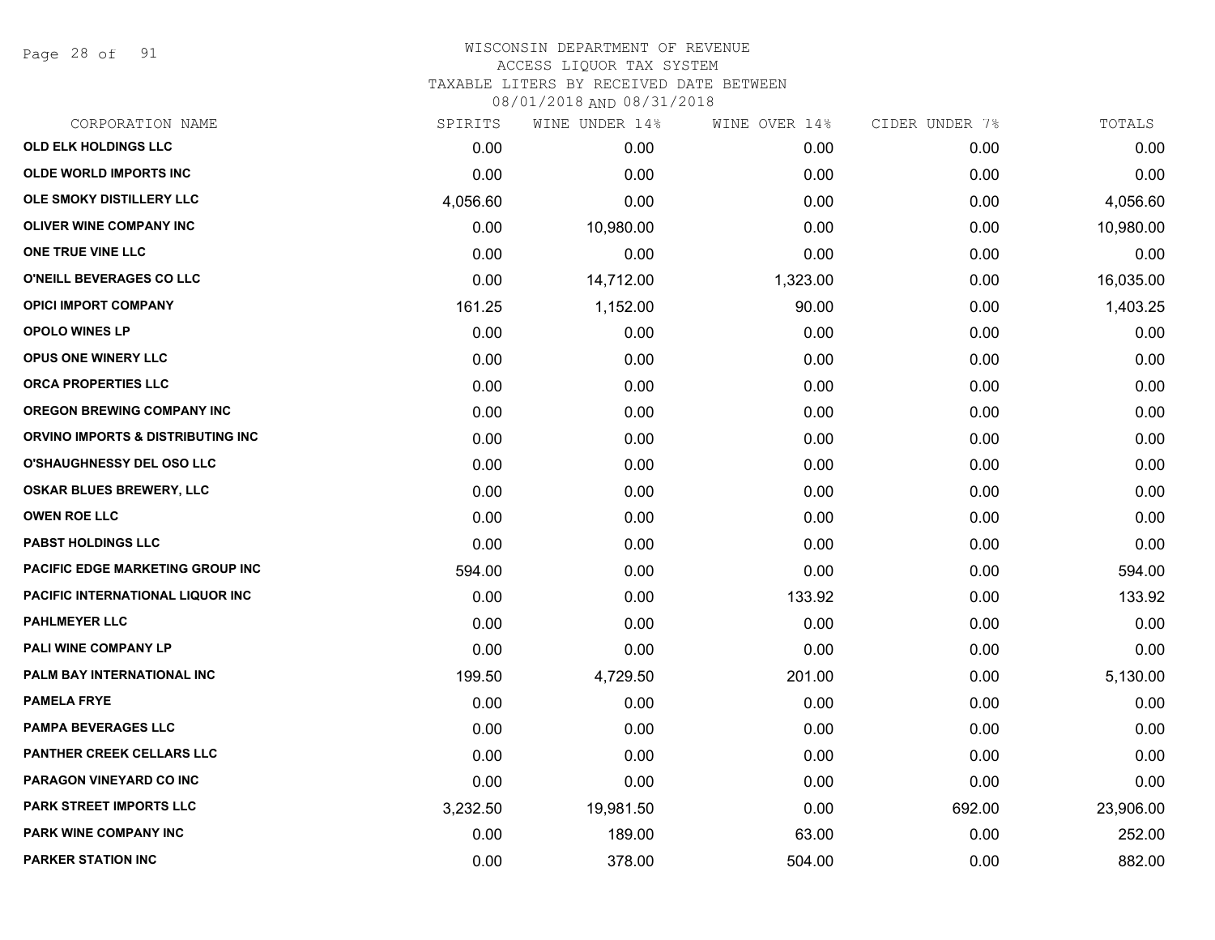WISCONSIN DEPARTMENT OF REVENUE
ACCESS LIQUOR TAX SYSTEM
TAXABLE LITERS BY RECEIVED DATE BETWEEN
08/01/2018 AND 08/31/2018

| CORPORATION NAME | SPIRITS | WINE UNDER 14% | WINE OVER 14% | CIDER UNDER 7% | TOTALS |
|---|---|---|---|---|---|
| OLD ELK HOLDINGS LLC | 0.00 | 0.00 | 0.00 | 0.00 | 0.00 |
| OLDE WORLD IMPORTS INC | 0.00 | 0.00 | 0.00 | 0.00 | 0.00 |
| OLE SMOKY DISTILLERY LLC | 4,056.60 | 0.00 | 0.00 | 0.00 | 4,056.60 |
| OLIVER WINE COMPANY INC | 0.00 | 10,980.00 | 0.00 | 0.00 | 10,980.00 |
| ONE TRUE VINE LLC | 0.00 | 0.00 | 0.00 | 0.00 | 0.00 |
| O'NEILL BEVERAGES CO LLC | 0.00 | 14,712.00 | 1,323.00 | 0.00 | 16,035.00 |
| OPICI IMPORT COMPANY | 161.25 | 1,152.00 | 90.00 | 0.00 | 1,403.25 |
| OPOLO WINES LP | 0.00 | 0.00 | 0.00 | 0.00 | 0.00 |
| OPUS ONE WINERY LLC | 0.00 | 0.00 | 0.00 | 0.00 | 0.00 |
| ORCA PROPERTIES LLC | 0.00 | 0.00 | 0.00 | 0.00 | 0.00 |
| OREGON BREWING COMPANY INC | 0.00 | 0.00 | 0.00 | 0.00 | 0.00 |
| ORVINO IMPORTS & DISTRIBUTING INC | 0.00 | 0.00 | 0.00 | 0.00 | 0.00 |
| O'SHAUGHNESSY DEL OSO LLC | 0.00 | 0.00 | 0.00 | 0.00 | 0.00 |
| OSKAR BLUES BREWERY, LLC | 0.00 | 0.00 | 0.00 | 0.00 | 0.00 |
| OWEN ROE LLC | 0.00 | 0.00 | 0.00 | 0.00 | 0.00 |
| PABST HOLDINGS LLC | 0.00 | 0.00 | 0.00 | 0.00 | 0.00 |
| PACIFIC EDGE MARKETING GROUP INC | 594.00 | 0.00 | 0.00 | 0.00 | 594.00 |
| PACIFIC INTERNATIONAL LIQUOR INC | 0.00 | 0.00 | 133.92 | 0.00 | 133.92 |
| PAHLMEYER LLC | 0.00 | 0.00 | 0.00 | 0.00 | 0.00 |
| PALI WINE COMPANY LP | 0.00 | 0.00 | 0.00 | 0.00 | 0.00 |
| PALM BAY INTERNATIONAL INC | 199.50 | 4,729.50 | 201.00 | 0.00 | 5,130.00 |
| PAMELA FRYE | 0.00 | 0.00 | 0.00 | 0.00 | 0.00 |
| PAMPA BEVERAGES LLC | 0.00 | 0.00 | 0.00 | 0.00 | 0.00 |
| PANTHER CREEK CELLARS LLC | 0.00 | 0.00 | 0.00 | 0.00 | 0.00 |
| PARAGON VINEYARD CO INC | 0.00 | 0.00 | 0.00 | 0.00 | 0.00 |
| PARK STREET IMPORTS LLC | 3,232.50 | 19,981.50 | 0.00 | 692.00 | 23,906.00 |
| PARK WINE COMPANY INC | 0.00 | 189.00 | 63.00 | 0.00 | 252.00 |
| PARKER STATION INC | 0.00 | 378.00 | 504.00 | 0.00 | 882.00 |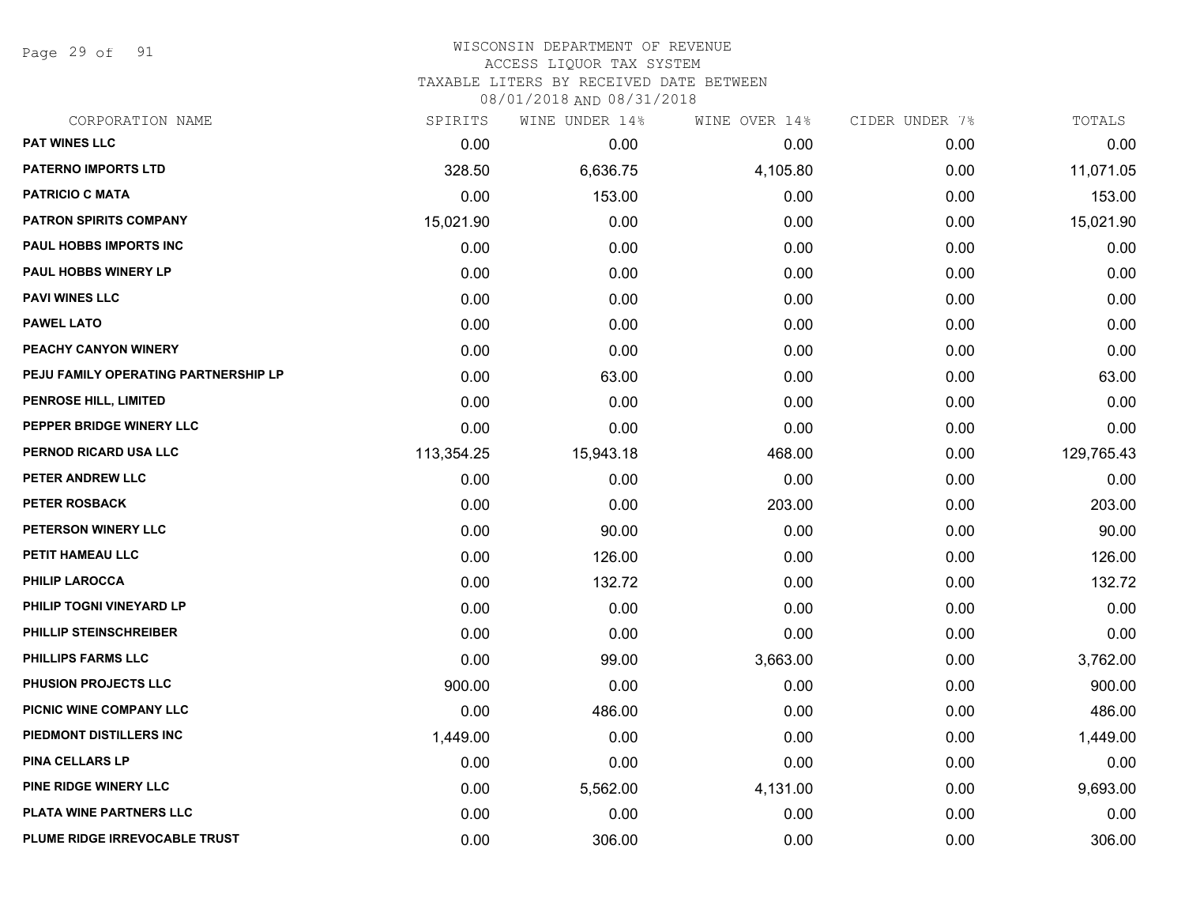# WISCONSIN DEPARTMENT OF REVENUE
## ACCESS LIQUOR TAX SYSTEM
### TAXABLE LITERS BY RECEIVED DATE BETWEEN 08/01/2018 AND 08/31/2018

| CORPORATION NAME | SPIRITS | WINE UNDER 14% | WINE OVER 14% | CIDER UNDER 7% | TOTALS |
|---|---|---|---|---|---|
| PAT WINES LLC | 0.00 | 0.00 | 0.00 | 0.00 | 0.00 |
| PATERNO IMPORTS LTD | 328.50 | 6,636.75 | 4,105.80 | 0.00 | 11,071.05 |
| PATRICIO C MATA | 0.00 | 153.00 | 0.00 | 0.00 | 153.00 |
| PATRON SPIRITS COMPANY | 15,021.90 | 0.00 | 0.00 | 0.00 | 15,021.90 |
| PAUL HOBBS IMPORTS INC | 0.00 | 0.00 | 0.00 | 0.00 | 0.00 |
| PAUL HOBBS WINERY LP | 0.00 | 0.00 | 0.00 | 0.00 | 0.00 |
| PAVI WINES LLC | 0.00 | 0.00 | 0.00 | 0.00 | 0.00 |
| PAWEL LATO | 0.00 | 0.00 | 0.00 | 0.00 | 0.00 |
| PEACHY CANYON WINERY | 0.00 | 0.00 | 0.00 | 0.00 | 0.00 |
| PEJU FAMILY OPERATING PARTNERSHIP LP | 0.00 | 63.00 | 0.00 | 0.00 | 63.00 |
| PENROSE HILL, LIMITED | 0.00 | 0.00 | 0.00 | 0.00 | 0.00 |
| PEPPER BRIDGE WINERY LLC | 0.00 | 0.00 | 0.00 | 0.00 | 0.00 |
| PERNOD RICARD USA LLC | 113,354.25 | 15,943.18 | 468.00 | 0.00 | 129,765.43 |
| PETER ANDREW LLC | 0.00 | 0.00 | 0.00 | 0.00 | 0.00 |
| PETER ROSBACK | 0.00 | 0.00 | 203.00 | 0.00 | 203.00 |
| PETERSON WINERY LLC | 0.00 | 90.00 | 0.00 | 0.00 | 90.00 |
| PETIT HAMEAU LLC | 0.00 | 126.00 | 0.00 | 0.00 | 126.00 |
| PHILIP LAROCCA | 0.00 | 132.72 | 0.00 | 0.00 | 132.72 |
| PHILIP TOGNI VINEYARD LP | 0.00 | 0.00 | 0.00 | 0.00 | 0.00 |
| PHILLIP STEINSCHREIBER | 0.00 | 0.00 | 0.00 | 0.00 | 0.00 |
| PHILLIPS FARMS LLC | 0.00 | 99.00 | 3,663.00 | 0.00 | 3,762.00 |
| PHUSION PROJECTS LLC | 900.00 | 0.00 | 0.00 | 0.00 | 900.00 |
| PICNIC WINE COMPANY LLC | 0.00 | 486.00 | 0.00 | 0.00 | 486.00 |
| PIEDMONT DISTILLERS INC | 1,449.00 | 0.00 | 0.00 | 0.00 | 1,449.00 |
| PINA CELLARS LP | 0.00 | 0.00 | 0.00 | 0.00 | 0.00 |
| PINE RIDGE WINERY LLC | 0.00 | 5,562.00 | 4,131.00 | 0.00 | 9,693.00 |
| PLATA WINE PARTNERS LLC | 0.00 | 0.00 | 0.00 | 0.00 | 0.00 |
| PLUME RIDGE IRREVOCABLE TRUST | 0.00 | 306.00 | 0.00 | 0.00 | 306.00 |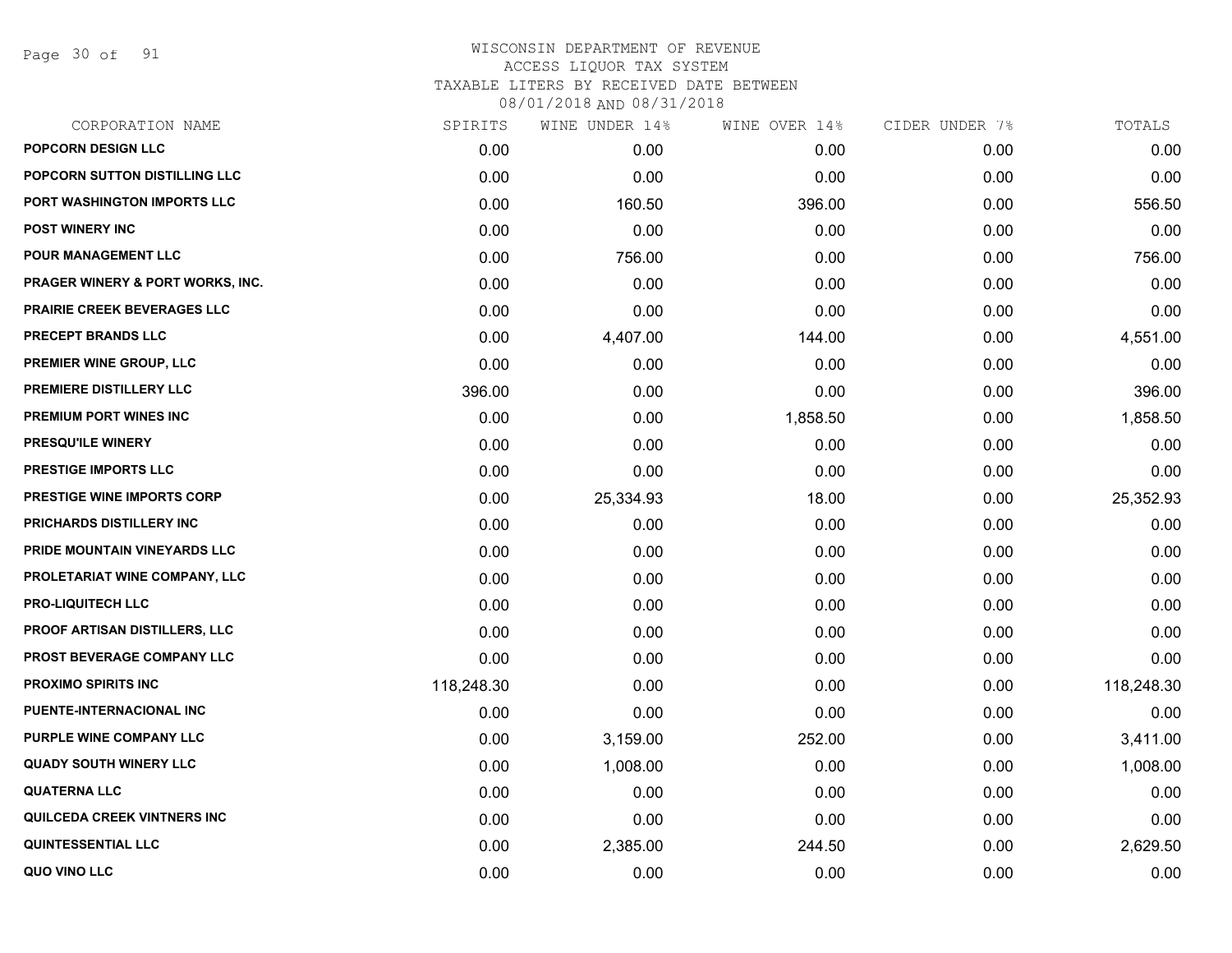WISCONSIN DEPARTMENT OF REVENUE
ACCESS LIQUOR TAX SYSTEM
TAXABLE LITERS BY RECEIVED DATE BETWEEN
08/01/2018 AND 08/31/2018

| CORPORATION NAME | SPIRITS | WINE UNDER 14% | WINE OVER 14% | CIDER UNDER 7% | TOTALS |
|---|---|---|---|---|---|
| POPCORN DESIGN LLC | 0.00 | 0.00 | 0.00 | 0.00 | 0.00 |
| POPCORN SUTTON DISTILLING LLC | 0.00 | 0.00 | 0.00 | 0.00 | 0.00 |
| PORT WASHINGTON IMPORTS LLC | 0.00 | 160.50 | 396.00 | 0.00 | 556.50 |
| POST WINERY INC | 0.00 | 0.00 | 0.00 | 0.00 | 0.00 |
| POUR MANAGEMENT LLC | 0.00 | 756.00 | 0.00 | 0.00 | 756.00 |
| PRAGER WINERY & PORT WORKS, INC. | 0.00 | 0.00 | 0.00 | 0.00 | 0.00 |
| PRAIRIE CREEK BEVERAGES LLC | 0.00 | 0.00 | 0.00 | 0.00 | 0.00 |
| PRECEPT BRANDS LLC | 0.00 | 4,407.00 | 144.00 | 0.00 | 4,551.00 |
| PREMIER WINE GROUP, LLC | 0.00 | 0.00 | 0.00 | 0.00 | 0.00 |
| PREMIERE DISTILLERY LLC | 396.00 | 0.00 | 0.00 | 0.00 | 396.00 |
| PREMIUM PORT WINES INC | 0.00 | 0.00 | 1,858.50 | 0.00 | 1,858.50 |
| PRESQU'ILE WINERY | 0.00 | 0.00 | 0.00 | 0.00 | 0.00 |
| PRESTIGE IMPORTS LLC | 0.00 | 0.00 | 0.00 | 0.00 | 0.00 |
| PRESTIGE WINE IMPORTS CORP | 0.00 | 25,334.93 | 18.00 | 0.00 | 25,352.93 |
| PRICHARDS DISTILLERY INC | 0.00 | 0.00 | 0.00 | 0.00 | 0.00 |
| PRIDE MOUNTAIN VINEYARDS LLC | 0.00 | 0.00 | 0.00 | 0.00 | 0.00 |
| PROLETARIAT WINE COMPANY, LLC | 0.00 | 0.00 | 0.00 | 0.00 | 0.00 |
| PRO-LIQUITECH LLC | 0.00 | 0.00 | 0.00 | 0.00 | 0.00 |
| PROOF ARTISAN DISTILLERS, LLC | 0.00 | 0.00 | 0.00 | 0.00 | 0.00 |
| PROST BEVERAGE COMPANY LLC | 0.00 | 0.00 | 0.00 | 0.00 | 0.00 |
| PROXIMO SPIRITS INC | 118,248.30 | 0.00 | 0.00 | 0.00 | 118,248.30 |
| PUENTE-INTERNACIONAL INC | 0.00 | 0.00 | 0.00 | 0.00 | 0.00 |
| PURPLE WINE COMPANY LLC | 0.00 | 3,159.00 | 252.00 | 0.00 | 3,411.00 |
| QUADY SOUTH WINERY LLC | 0.00 | 1,008.00 | 0.00 | 0.00 | 1,008.00 |
| QUATERNA LLC | 0.00 | 0.00 | 0.00 | 0.00 | 0.00 |
| QUILCEDA CREEK VINTNERS INC | 0.00 | 0.00 | 0.00 | 0.00 | 0.00 |
| QUINTESSENTIAL LLC | 0.00 | 2,385.00 | 244.50 | 0.00 | 2,629.50 |
| QUO VINO LLC | 0.00 | 0.00 | 0.00 | 0.00 | 0.00 |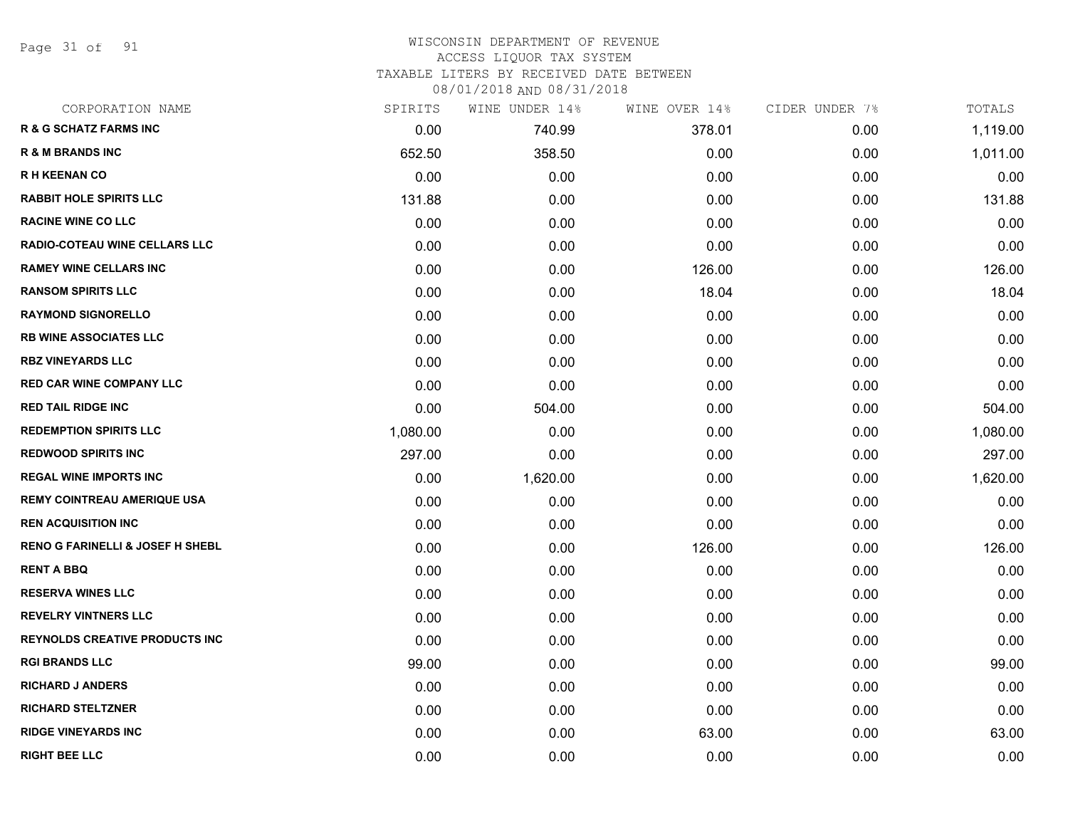WISCONSIN DEPARTMENT OF REVENUE
ACCESS LIQUOR TAX SYSTEM
TAXABLE LITERS BY RECEIVED DATE BETWEEN
08/01/2018 AND 08/31/2018

| CORPORATION NAME | SPIRITS | WINE UNDER 14% | WINE OVER 14% | CIDER UNDER 7% | TOTALS |
|---|---|---|---|---|---|
| R & G SCHATZ FARMS INC | 0.00 | 740.99 | 378.01 | 0.00 | 1,119.00 |
| R & M BRANDS INC | 652.50 | 358.50 | 0.00 | 0.00 | 1,011.00 |
| R H KEENAN CO | 0.00 | 0.00 | 0.00 | 0.00 | 0.00 |
| RABBIT HOLE SPIRITS LLC | 131.88 | 0.00 | 0.00 | 0.00 | 131.88 |
| RACINE WINE CO LLC | 0.00 | 0.00 | 0.00 | 0.00 | 0.00 |
| RADIO-COTEAU WINE CELLARS LLC | 0.00 | 0.00 | 0.00 | 0.00 | 0.00 |
| RAMEY WINE CELLARS INC | 0.00 | 0.00 | 126.00 | 0.00 | 126.00 |
| RANSOM SPIRITS LLC | 0.00 | 0.00 | 18.04 | 0.00 | 18.04 |
| RAYMOND SIGNORELLO | 0.00 | 0.00 | 0.00 | 0.00 | 0.00 |
| RB WINE ASSOCIATES LLC | 0.00 | 0.00 | 0.00 | 0.00 | 0.00 |
| RBZ VINEYARDS LLC | 0.00 | 0.00 | 0.00 | 0.00 | 0.00 |
| RED CAR WINE COMPANY LLC | 0.00 | 0.00 | 0.00 | 0.00 | 0.00 |
| RED TAIL RIDGE INC | 0.00 | 504.00 | 0.00 | 0.00 | 504.00 |
| REDEMPTION SPIRITS LLC | 1,080.00 | 0.00 | 0.00 | 0.00 | 1,080.00 |
| REDWOOD SPIRITS INC | 297.00 | 0.00 | 0.00 | 0.00 | 297.00 |
| REGAL WINE IMPORTS INC | 0.00 | 1,620.00 | 0.00 | 0.00 | 1,620.00 |
| REMY COINTREAU AMERIQUE USA | 0.00 | 0.00 | 0.00 | 0.00 | 0.00 |
| REN ACQUISITION INC | 0.00 | 0.00 | 0.00 | 0.00 | 0.00 |
| RENO G FARINELLI & JOSEF H SHEBL | 0.00 | 0.00 | 126.00 | 0.00 | 126.00 |
| RENT A BBQ | 0.00 | 0.00 | 0.00 | 0.00 | 0.00 |
| RESERVA WINES LLC | 0.00 | 0.00 | 0.00 | 0.00 | 0.00 |
| REVELRY VINTNERS LLC | 0.00 | 0.00 | 0.00 | 0.00 | 0.00 |
| REYNOLDS CREATIVE PRODUCTS INC | 0.00 | 0.00 | 0.00 | 0.00 | 0.00 |
| RGI BRANDS LLC | 99.00 | 0.00 | 0.00 | 0.00 | 99.00 |
| RICHARD J ANDERS | 0.00 | 0.00 | 0.00 | 0.00 | 0.00 |
| RICHARD STELTZNER | 0.00 | 0.00 | 0.00 | 0.00 | 0.00 |
| RIDGE VINEYARDS INC | 0.00 | 0.00 | 63.00 | 0.00 | 63.00 |
| RIGHT BEE LLC | 0.00 | 0.00 | 0.00 | 0.00 | 0.00 |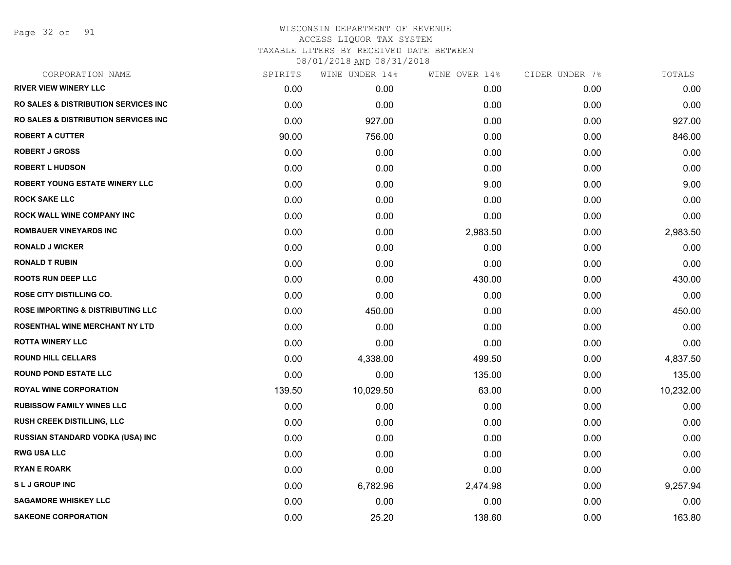# WISCONSIN DEPARTMENT OF REVENUE
## ACCESS LIQUOR TAX SYSTEM
### TAXABLE LITERS BY RECEIVED DATE BETWEEN 08/01/2018 AND 08/31/2018

| CORPORATION NAME | SPIRITS | WINE UNDER 14% | WINE OVER 14% | CIDER UNDER 7% | TOTALS |
|---|---|---|---|---|---|
| RIVER VIEW WINERY LLC | 0.00 | 0.00 | 0.00 | 0.00 | 0.00 |
| RO SALES & DISTRIBUTION SERVICES INC | 0.00 | 0.00 | 0.00 | 0.00 | 0.00 |
| RO SALES & DISTRIBUTION SERVICES INC | 0.00 | 927.00 | 0.00 | 0.00 | 927.00 |
| ROBERT A CUTTER | 90.00 | 756.00 | 0.00 | 0.00 | 846.00 |
| ROBERT J GROSS | 0.00 | 0.00 | 0.00 | 0.00 | 0.00 |
| ROBERT L HUDSON | 0.00 | 0.00 | 0.00 | 0.00 | 0.00 |
| ROBERT YOUNG ESTATE WINERY LLC | 0.00 | 0.00 | 9.00 | 0.00 | 9.00 |
| ROCK SAKE LLC | 0.00 | 0.00 | 0.00 | 0.00 | 0.00 |
| ROCK WALL WINE COMPANY INC | 0.00 | 0.00 | 0.00 | 0.00 | 0.00 |
| ROMBAUER VINEYARDS INC | 0.00 | 0.00 | 2,983.50 | 0.00 | 2,983.50 |
| RONALD J WICKER | 0.00 | 0.00 | 0.00 | 0.00 | 0.00 |
| RONALD T RUBIN | 0.00 | 0.00 | 0.00 | 0.00 | 0.00 |
| ROOTS RUN DEEP LLC | 0.00 | 0.00 | 430.00 | 0.00 | 430.00 |
| ROSE CITY DISTILLING CO. | 0.00 | 0.00 | 0.00 | 0.00 | 0.00 |
| ROSE IMPORTING & DISTRIBUTING LLC | 0.00 | 450.00 | 0.00 | 0.00 | 450.00 |
| ROSENTHAL WINE MERCHANT NY LTD | 0.00 | 0.00 | 0.00 | 0.00 | 0.00 |
| ROTTA WINERY LLC | 0.00 | 0.00 | 0.00 | 0.00 | 0.00 |
| ROUND HILL CELLARS | 0.00 | 4,338.00 | 499.50 | 0.00 | 4,837.50 |
| ROUND POND ESTATE LLC | 0.00 | 0.00 | 135.00 | 0.00 | 135.00 |
| ROYAL WINE CORPORATION | 139.50 | 10,029.50 | 63.00 | 0.00 | 10,232.00 |
| RUBISSOW FAMILY WINES LLC | 0.00 | 0.00 | 0.00 | 0.00 | 0.00 |
| RUSH CREEK DISTILLING, LLC | 0.00 | 0.00 | 0.00 | 0.00 | 0.00 |
| RUSSIAN STANDARD VODKA (USA) INC | 0.00 | 0.00 | 0.00 | 0.00 | 0.00 |
| RWG USA LLC | 0.00 | 0.00 | 0.00 | 0.00 | 0.00 |
| RYAN E ROARK | 0.00 | 0.00 | 0.00 | 0.00 | 0.00 |
| S L J GROUP INC | 0.00 | 6,782.96 | 2,474.98 | 0.00 | 9,257.94 |
| SAGAMORE WHISKEY LLC | 0.00 | 0.00 | 0.00 | 0.00 | 0.00 |
| SAKEONE CORPORATION | 0.00 | 25.20 | 138.60 | 0.00 | 163.80 |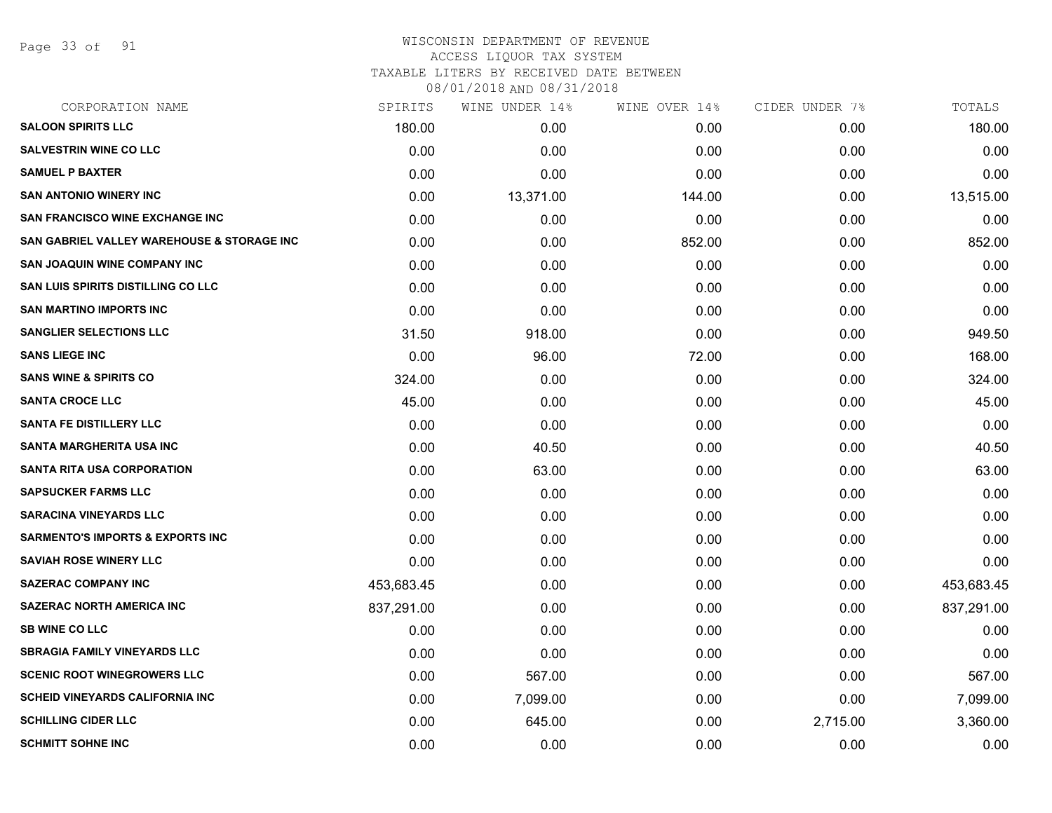# WISCONSIN DEPARTMENT OF REVENUE
## ACCESS LIQUOR TAX SYSTEM
### TAXABLE LITERS BY RECEIVED DATE BETWEEN 08/01/2018 AND 08/31/2018

| CORPORATION NAME | SPIRITS | WINE UNDER 14% | WINE OVER 14% | CIDER UNDER 7% | TOTALS |
|---|---|---|---|---|---|
| SALOON SPIRITS LLC | 180.00 | 0.00 | 0.00 | 0.00 | 180.00 |
| SALVESTRIN WINE CO LLC | 0.00 | 0.00 | 0.00 | 0.00 | 0.00 |
| SAMUEL P BAXTER | 0.00 | 0.00 | 0.00 | 0.00 | 0.00 |
| SAN ANTONIO WINERY INC | 0.00 | 13,371.00 | 144.00 | 0.00 | 13,515.00 |
| SAN FRANCISCO WINE EXCHANGE INC | 0.00 | 0.00 | 0.00 | 0.00 | 0.00 |
| SAN GABRIEL VALLEY WAREHOUSE & STORAGE INC | 0.00 | 0.00 | 852.00 | 0.00 | 852.00 |
| SAN JOAQUIN WINE COMPANY INC | 0.00 | 0.00 | 0.00 | 0.00 | 0.00 |
| SAN LUIS SPIRITS DISTILLING CO LLC | 0.00 | 0.00 | 0.00 | 0.00 | 0.00 |
| SAN MARTINO IMPORTS INC | 0.00 | 0.00 | 0.00 | 0.00 | 0.00 |
| SANGLIER SELECTIONS LLC | 31.50 | 918.00 | 0.00 | 0.00 | 949.50 |
| SANS LIEGE INC | 0.00 | 96.00 | 72.00 | 0.00 | 168.00 |
| SANS WINE & SPIRITS CO | 324.00 | 0.00 | 0.00 | 0.00 | 324.00 |
| SANTA CROCE LLC | 45.00 | 0.00 | 0.00 | 0.00 | 45.00 |
| SANTA FE DISTILLERY LLC | 0.00 | 0.00 | 0.00 | 0.00 | 0.00 |
| SANTA MARGHERITA USA INC | 0.00 | 40.50 | 0.00 | 0.00 | 40.50 |
| SANTA RITA USA CORPORATION | 0.00 | 63.00 | 0.00 | 0.00 | 63.00 |
| SAPSUCKER FARMS LLC | 0.00 | 0.00 | 0.00 | 0.00 | 0.00 |
| SARACINA VINEYARDS LLC | 0.00 | 0.00 | 0.00 | 0.00 | 0.00 |
| SARMENTO'S IMPORTS & EXPORTS INC | 0.00 | 0.00 | 0.00 | 0.00 | 0.00 |
| SAVIAH ROSE WINERY LLC | 0.00 | 0.00 | 0.00 | 0.00 | 0.00 |
| SAZERAC COMPANY INC | 453,683.45 | 0.00 | 0.00 | 0.00 | 453,683.45 |
| SAZERAC NORTH AMERICA INC | 837,291.00 | 0.00 | 0.00 | 0.00 | 837,291.00 |
| SB WINE CO LLC | 0.00 | 0.00 | 0.00 | 0.00 | 0.00 |
| SBRAGIA FAMILY VINEYARDS LLC | 0.00 | 0.00 | 0.00 | 0.00 | 0.00 |
| SCENIC ROOT WINEGROWERS LLC | 0.00 | 567.00 | 0.00 | 0.00 | 567.00 |
| SCHEID VINEYARDS CALIFORNIA INC | 0.00 | 7,099.00 | 0.00 | 0.00 | 7,099.00 |
| SCHILLING CIDER LLC | 0.00 | 645.00 | 0.00 | 2,715.00 | 3,360.00 |
| SCHMITT SOHNE INC | 0.00 | 0.00 | 0.00 | 0.00 | 0.00 |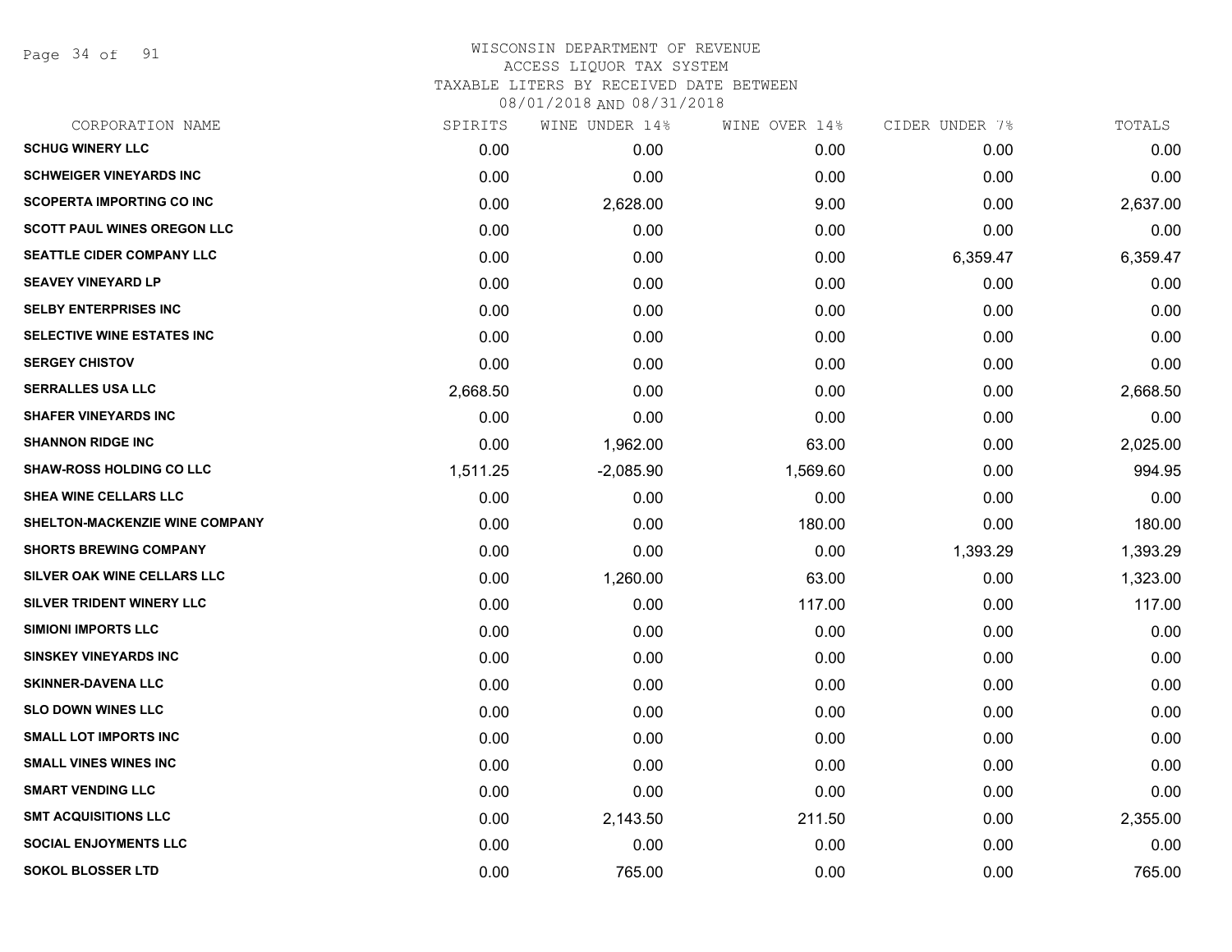WISCONSIN DEPARTMENT OF REVENUE
ACCESS LIQUOR TAX SYSTEM
TAXABLE LITERS BY RECEIVED DATE BETWEEN
08/01/2018 AND 08/31/2018

| CORPORATION NAME | SPIRITS | WINE UNDER 14% | WINE OVER 14% | CIDER UNDER 7% | TOTALS |
|---|---|---|---|---|---|
| SCHUG WINERY LLC | 0.00 | 0.00 | 0.00 | 0.00 | 0.00 |
| SCHWEIGER VINEYARDS INC | 0.00 | 0.00 | 0.00 | 0.00 | 0.00 |
| SCOPERTA IMPORTING CO INC | 0.00 | 2,628.00 | 9.00 | 0.00 | 2,637.00 |
| SCOTT PAUL WINES OREGON LLC | 0.00 | 0.00 | 0.00 | 0.00 | 0.00 |
| SEATTLE CIDER COMPANY LLC | 0.00 | 0.00 | 0.00 | 6,359.47 | 6,359.47 |
| SEAVEY VINEYARD LP | 0.00 | 0.00 | 0.00 | 0.00 | 0.00 |
| SELBY ENTERPRISES INC | 0.00 | 0.00 | 0.00 | 0.00 | 0.00 |
| SELECTIVE WINE ESTATES INC | 0.00 | 0.00 | 0.00 | 0.00 | 0.00 |
| SERGEY CHISTOV | 0.00 | 0.00 | 0.00 | 0.00 | 0.00 |
| SERRALLES USA LLC | 2,668.50 | 0.00 | 0.00 | 0.00 | 2,668.50 |
| SHAFER VINEYARDS INC | 0.00 | 0.00 | 0.00 | 0.00 | 0.00 |
| SHANNON RIDGE INC | 0.00 | 1,962.00 | 63.00 | 0.00 | 2,025.00 |
| SHAW-ROSS HOLDING CO LLC | 1,511.25 | -2,085.90 | 1,569.60 | 0.00 | 994.95 |
| SHEA WINE CELLARS LLC | 0.00 | 0.00 | 0.00 | 0.00 | 0.00 |
| SHELTON-MACKENZIE WINE COMPANY | 0.00 | 0.00 | 180.00 | 0.00 | 180.00 |
| SHORTS BREWING COMPANY | 0.00 | 0.00 | 0.00 | 1,393.29 | 1,393.29 |
| SILVER OAK WINE CELLARS LLC | 0.00 | 1,260.00 | 63.00 | 0.00 | 1,323.00 |
| SILVER TRIDENT WINERY LLC | 0.00 | 0.00 | 117.00 | 0.00 | 117.00 |
| SIMIONI IMPORTS LLC | 0.00 | 0.00 | 0.00 | 0.00 | 0.00 |
| SINSKEY VINEYARDS INC | 0.00 | 0.00 | 0.00 | 0.00 | 0.00 |
| SKINNER-DAVENA LLC | 0.00 | 0.00 | 0.00 | 0.00 | 0.00 |
| SLO DOWN WINES LLC | 0.00 | 0.00 | 0.00 | 0.00 | 0.00 |
| SMALL LOT IMPORTS INC | 0.00 | 0.00 | 0.00 | 0.00 | 0.00 |
| SMALL VINES WINES INC | 0.00 | 0.00 | 0.00 | 0.00 | 0.00 |
| SMART VENDING LLC | 0.00 | 0.00 | 0.00 | 0.00 | 0.00 |
| SMT ACQUISITIONS LLC | 0.00 | 2,143.50 | 211.50 | 0.00 | 2,355.00 |
| SOCIAL ENJOYMENTS LLC | 0.00 | 0.00 | 0.00 | 0.00 | 0.00 |
| SOKOL BLOSSER LTD | 0.00 | 765.00 | 0.00 | 0.00 | 765.00 |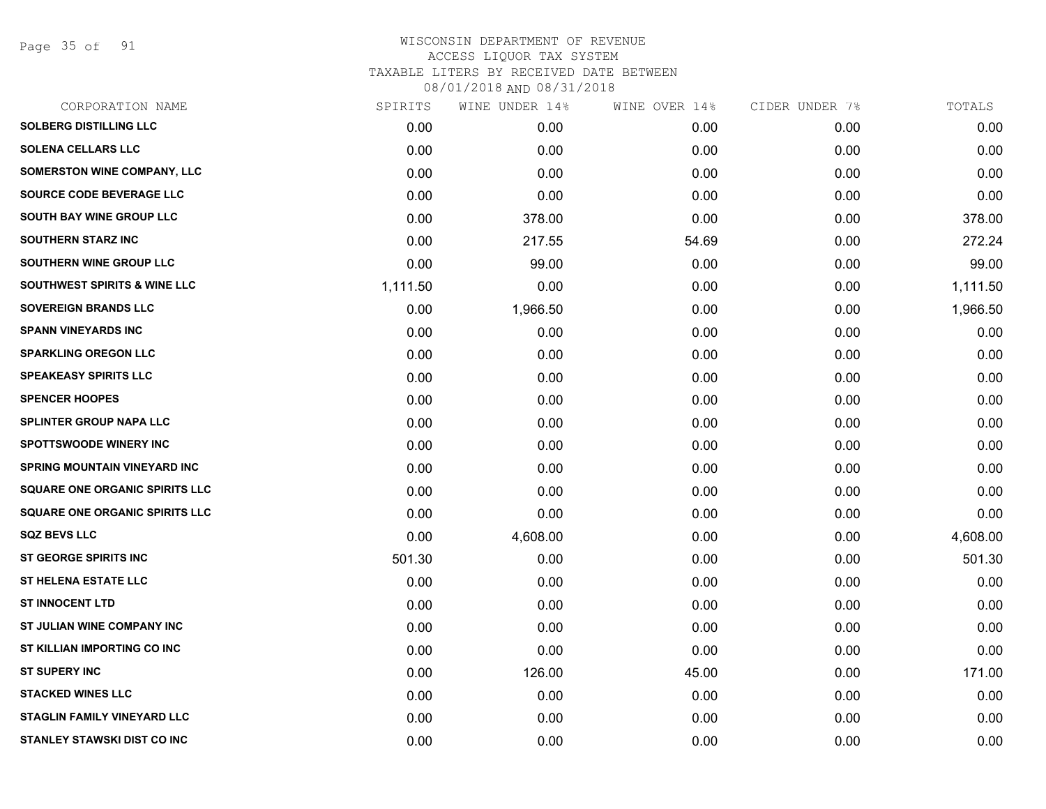# WISCONSIN DEPARTMENT OF REVENUE
## ACCESS LIQUOR TAX SYSTEM
### TAXABLE LITERS BY RECEIVED DATE BETWEEN 08/01/2018 AND 08/31/2018

| CORPORATION NAME | SPIRITS | WINE UNDER 14% | WINE OVER 14% | CIDER UNDER 7% | TOTALS |
|---|---|---|---|---|---|
| SOLBERG DISTILLING LLC | 0.00 | 0.00 | 0.00 | 0.00 | 0.00 |
| SOLENA CELLARS LLC | 0.00 | 0.00 | 0.00 | 0.00 | 0.00 |
| SOMERSTON WINE COMPANY, LLC | 0.00 | 0.00 | 0.00 | 0.00 | 0.00 |
| SOURCE CODE BEVERAGE LLC | 0.00 | 0.00 | 0.00 | 0.00 | 0.00 |
| SOUTH BAY WINE GROUP LLC | 0.00 | 378.00 | 0.00 | 0.00 | 378.00 |
| SOUTHERN STARZ INC | 0.00 | 217.55 | 54.69 | 0.00 | 272.24 |
| SOUTHERN WINE GROUP LLC | 0.00 | 99.00 | 0.00 | 0.00 | 99.00 |
| SOUTHWEST SPIRITS & WINE LLC | 1,111.50 | 0.00 | 0.00 | 0.00 | 1,111.50 |
| SOVEREIGN BRANDS LLC | 0.00 | 1,966.50 | 0.00 | 0.00 | 1,966.50 |
| SPANN VINEYARDS INC | 0.00 | 0.00 | 0.00 | 0.00 | 0.00 |
| SPARKLING OREGON LLC | 0.00 | 0.00 | 0.00 | 0.00 | 0.00 |
| SPEAKEASY SPIRITS LLC | 0.00 | 0.00 | 0.00 | 0.00 | 0.00 |
| SPENCER HOOPES | 0.00 | 0.00 | 0.00 | 0.00 | 0.00 |
| SPLINTER GROUP NAPA LLC | 0.00 | 0.00 | 0.00 | 0.00 | 0.00 |
| SPOTTSWOODE WINERY INC | 0.00 | 0.00 | 0.00 | 0.00 | 0.00 |
| SPRING MOUNTAIN VINEYARD INC | 0.00 | 0.00 | 0.00 | 0.00 | 0.00 |
| SQUARE ONE ORGANIC SPIRITS LLC | 0.00 | 0.00 | 0.00 | 0.00 | 0.00 |
| SQUARE ONE ORGANIC SPIRITS LLC | 0.00 | 0.00 | 0.00 | 0.00 | 0.00 |
| SQZ BEVS LLC | 0.00 | 4,608.00 | 0.00 | 0.00 | 4,608.00 |
| ST GEORGE SPIRITS INC | 501.30 | 0.00 | 0.00 | 0.00 | 501.30 |
| ST HELENA ESTATE LLC | 0.00 | 0.00 | 0.00 | 0.00 | 0.00 |
| ST INNOCENT LTD | 0.00 | 0.00 | 0.00 | 0.00 | 0.00 |
| ST JULIAN WINE COMPANY INC | 0.00 | 0.00 | 0.00 | 0.00 | 0.00 |
| ST KILLIAN IMPORTING CO INC | 0.00 | 0.00 | 0.00 | 0.00 | 0.00 |
| ST SUPERY INC | 0.00 | 126.00 | 45.00 | 0.00 | 171.00 |
| STACKED WINES LLC | 0.00 | 0.00 | 0.00 | 0.00 | 0.00 |
| STAGLIN FAMILY VINEYARD LLC | 0.00 | 0.00 | 0.00 | 0.00 | 0.00 |
| STANLEY STAWSKI DIST CO INC | 0.00 | 0.00 | 0.00 | 0.00 | 0.00 |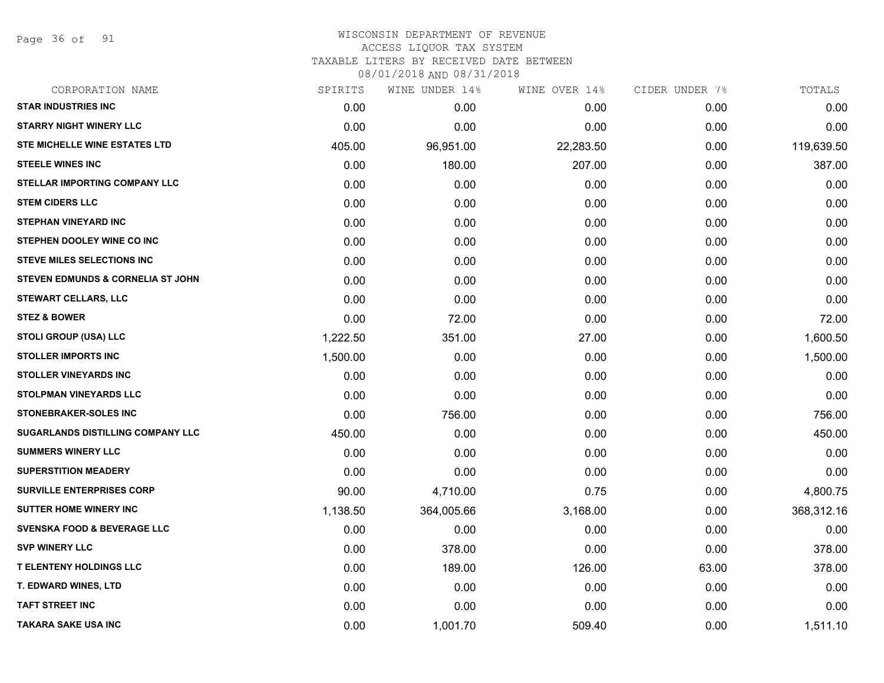# WISCONSIN DEPARTMENT OF REVENUE
ACCESS LIQUOR TAX SYSTEM
TAXABLE LITERS BY RECEIVED DATE BETWEEN
08/01/2018 AND 08/31/2018

| CORPORATION NAME | SPIRITS | WINE UNDER 14% | WINE OVER 14% | CIDER UNDER 7% | TOTALS |
|---|---|---|---|---|---|
| STAR INDUSTRIES INC | 0.00 | 0.00 | 0.00 | 0.00 | 0.00 |
| STARRY NIGHT WINERY LLC | 0.00 | 0.00 | 0.00 | 0.00 | 0.00 |
| STE MICHELLE WINE ESTATES LTD | 405.00 | 96,951.00 | 22,283.50 | 0.00 | 119,639.50 |
| STEELE WINES INC | 0.00 | 180.00 | 207.00 | 0.00 | 387.00 |
| STELLAR IMPORTING COMPANY LLC | 0.00 | 0.00 | 0.00 | 0.00 | 0.00 |
| STEM CIDERS LLC | 0.00 | 0.00 | 0.00 | 0.00 | 0.00 |
| STEPHAN VINEYARD INC | 0.00 | 0.00 | 0.00 | 0.00 | 0.00 |
| STEPHEN DOOLEY WINE CO INC | 0.00 | 0.00 | 0.00 | 0.00 | 0.00 |
| STEVE MILES SELECTIONS INC | 0.00 | 0.00 | 0.00 | 0.00 | 0.00 |
| STEVEN EDMUNDS & CORNELIA ST JOHN | 0.00 | 0.00 | 0.00 | 0.00 | 0.00 |
| STEWART CELLARS, LLC | 0.00 | 0.00 | 0.00 | 0.00 | 0.00 |
| STEZ & BOWER | 0.00 | 72.00 | 0.00 | 0.00 | 72.00 |
| STOLI GROUP (USA) LLC | 1,222.50 | 351.00 | 27.00 | 0.00 | 1,600.50 |
| STOLLER IMPORTS INC | 1,500.00 | 0.00 | 0.00 | 0.00 | 1,500.00 |
| STOLLER VINEYARDS INC | 0.00 | 0.00 | 0.00 | 0.00 | 0.00 |
| STOLPMAN VINEYARDS LLC | 0.00 | 0.00 | 0.00 | 0.00 | 0.00 |
| STONEBRAKER-SOLES INC | 0.00 | 756.00 | 0.00 | 0.00 | 756.00 |
| SUGARLANDS DISTILLING COMPANY LLC | 450.00 | 0.00 | 0.00 | 0.00 | 450.00 |
| SUMMERS WINERY LLC | 0.00 | 0.00 | 0.00 | 0.00 | 0.00 |
| SUPERSTITION MEADERY | 0.00 | 0.00 | 0.00 | 0.00 | 0.00 |
| SURVILLE ENTERPRISES CORP | 90.00 | 4,710.00 | 0.75 | 0.00 | 4,800.75 |
| SUTTER HOME WINERY INC | 1,138.50 | 364,005.66 | 3,168.00 | 0.00 | 368,312.16 |
| SVENSKA FOOD & BEVERAGE LLC | 0.00 | 0.00 | 0.00 | 0.00 | 0.00 |
| SVP WINERY LLC | 0.00 | 378.00 | 0.00 | 0.00 | 378.00 |
| T ELENTENY HOLDINGS LLC | 0.00 | 189.00 | 126.00 | 63.00 | 378.00 |
| T. EDWARD WINES, LTD | 0.00 | 0.00 | 0.00 | 0.00 | 0.00 |
| TAFT STREET INC | 0.00 | 0.00 | 0.00 | 0.00 | 0.00 |
| TAKARA SAKE USA INC | 0.00 | 1,001.70 | 509.40 | 0.00 | 1,511.10 |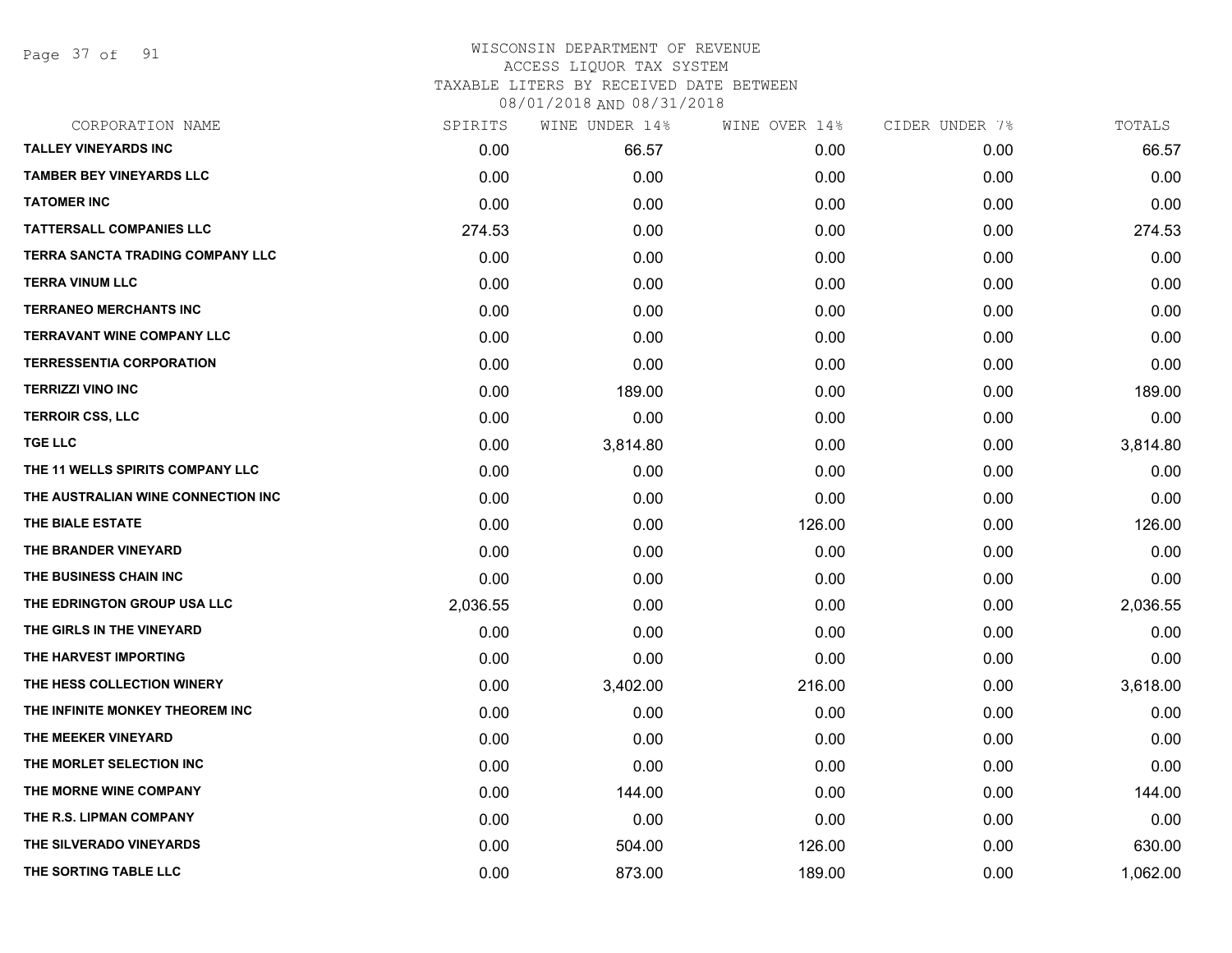WISCONSIN DEPARTMENT OF REVENUE
ACCESS LIQUOR TAX SYSTEM
TAXABLE LITERS BY RECEIVED DATE BETWEEN
08/01/2018 AND 08/31/2018

| CORPORATION NAME | SPIRITS | WINE UNDER 14% | WINE OVER 14% | CIDER UNDER 7% | TOTALS |
|---|---|---|---|---|---|
| TALLEY VINEYARDS INC | 0.00 | 66.57 | 0.00 | 0.00 | 66.57 |
| TAMBER BEY VINEYARDS LLC | 0.00 | 0.00 | 0.00 | 0.00 | 0.00 |
| TATOMER INC | 0.00 | 0.00 | 0.00 | 0.00 | 0.00 |
| TATTERSALL COMPANIES LLC | 274.53 | 0.00 | 0.00 | 0.00 | 274.53 |
| TERRA SANCTA TRADING COMPANY LLC | 0.00 | 0.00 | 0.00 | 0.00 | 0.00 |
| TERRA VINUM LLC | 0.00 | 0.00 | 0.00 | 0.00 | 0.00 |
| TERRANEO MERCHANTS INC | 0.00 | 0.00 | 0.00 | 0.00 | 0.00 |
| TERRAVANT WINE COMPANY LLC | 0.00 | 0.00 | 0.00 | 0.00 | 0.00 |
| TERRESSENTIA CORPORATION | 0.00 | 0.00 | 0.00 | 0.00 | 0.00 |
| TERRIZZI VINO INC | 0.00 | 189.00 | 0.00 | 0.00 | 189.00 |
| TERROIR CSS, LLC | 0.00 | 0.00 | 0.00 | 0.00 | 0.00 |
| TGE LLC | 0.00 | 3,814.80 | 0.00 | 0.00 | 3,814.80 |
| THE 11 WELLS SPIRITS COMPANY LLC | 0.00 | 0.00 | 0.00 | 0.00 | 0.00 |
| THE AUSTRALIAN WINE CONNECTION INC | 0.00 | 0.00 | 0.00 | 0.00 | 0.00 |
| THE BIALE ESTATE | 0.00 | 0.00 | 126.00 | 0.00 | 126.00 |
| THE BRANDER VINEYARD | 0.00 | 0.00 | 0.00 | 0.00 | 0.00 |
| THE BUSINESS CHAIN INC | 0.00 | 0.00 | 0.00 | 0.00 | 0.00 |
| THE EDRINGTON GROUP USA LLC | 2,036.55 | 0.00 | 0.00 | 0.00 | 2,036.55 |
| THE GIRLS IN THE VINEYARD | 0.00 | 0.00 | 0.00 | 0.00 | 0.00 |
| THE HARVEST IMPORTING | 0.00 | 0.00 | 0.00 | 0.00 | 0.00 |
| THE HESS COLLECTION WINERY | 0.00 | 3,402.00 | 216.00 | 0.00 | 3,618.00 |
| THE INFINITE MONKEY THEOREM INC | 0.00 | 0.00 | 0.00 | 0.00 | 0.00 |
| THE MEEKER VINEYARD | 0.00 | 0.00 | 0.00 | 0.00 | 0.00 |
| THE MORLET SELECTION INC | 0.00 | 0.00 | 0.00 | 0.00 | 0.00 |
| THE MORNE WINE COMPANY | 0.00 | 144.00 | 0.00 | 0.00 | 144.00 |
| THE R.S. LIPMAN COMPANY | 0.00 | 0.00 | 0.00 | 0.00 | 0.00 |
| THE SILVERADO VINEYARDS | 0.00 | 504.00 | 126.00 | 0.00 | 630.00 |
| THE SORTING TABLE LLC | 0.00 | 873.00 | 189.00 | 0.00 | 1,062.00 |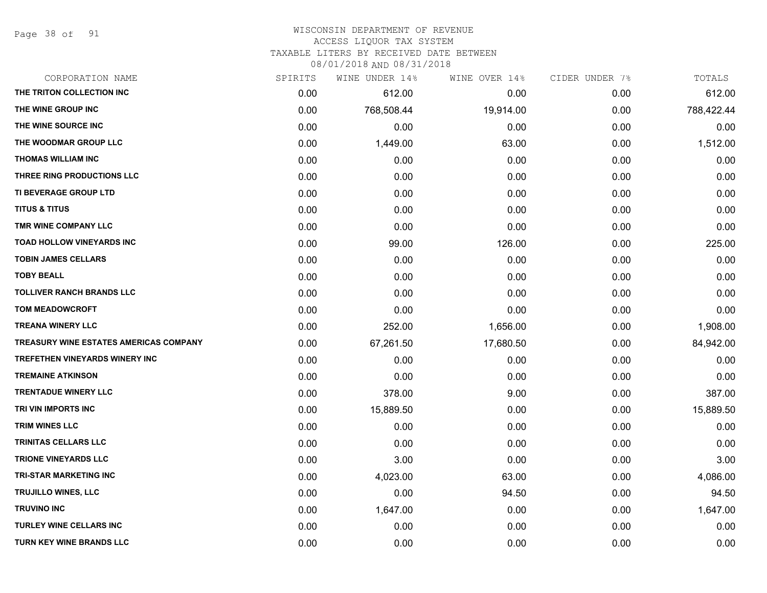WISCONSIN DEPARTMENT OF REVENUE
ACCESS LIQUOR TAX SYSTEM
TAXABLE LITERS BY RECEIVED DATE BETWEEN
08/01/2018 AND 08/31/2018

| CORPORATION NAME | SPIRITS | WINE UNDER 14% | WINE OVER 14% | CIDER UNDER 7% | TOTALS |
|---|---|---|---|---|---|
| THE TRITON COLLECTION INC | 0.00 | 612.00 | 0.00 | 0.00 | 612.00 |
| THE WINE GROUP INC | 0.00 | 768,508.44 | 19,914.00 | 0.00 | 788,422.44 |
| THE WINE SOURCE INC | 0.00 | 0.00 | 0.00 | 0.00 | 0.00 |
| THE WOODMAR GROUP LLC | 0.00 | 1,449.00 | 63.00 | 0.00 | 1,512.00 |
| THOMAS WILLIAM INC | 0.00 | 0.00 | 0.00 | 0.00 | 0.00 |
| THREE RING PRODUCTIONS LLC | 0.00 | 0.00 | 0.00 | 0.00 | 0.00 |
| TI BEVERAGE GROUP LTD | 0.00 | 0.00 | 0.00 | 0.00 | 0.00 |
| TITUS & TITUS | 0.00 | 0.00 | 0.00 | 0.00 | 0.00 |
| TMR WINE COMPANY LLC | 0.00 | 0.00 | 0.00 | 0.00 | 0.00 |
| TOAD HOLLOW VINEYARDS INC | 0.00 | 99.00 | 126.00 | 0.00 | 225.00 |
| TOBIN JAMES CELLARS | 0.00 | 0.00 | 0.00 | 0.00 | 0.00 |
| TOBY BEALL | 0.00 | 0.00 | 0.00 | 0.00 | 0.00 |
| TOLLIVER RANCH BRANDS LLC | 0.00 | 0.00 | 0.00 | 0.00 | 0.00 |
| TOM MEADOWCROFT | 0.00 | 0.00 | 0.00 | 0.00 | 0.00 |
| TREANA WINERY LLC | 0.00 | 252.00 | 1,656.00 | 0.00 | 1,908.00 |
| TREASURY WINE ESTATES AMERICAS COMPANY | 0.00 | 67,261.50 | 17,680.50 | 0.00 | 84,942.00 |
| TREFETHEN VINEYARDS WINERY INC | 0.00 | 0.00 | 0.00 | 0.00 | 0.00 |
| TREMAINE ATKINSON | 0.00 | 0.00 | 0.00 | 0.00 | 0.00 |
| TRENTADUE WINERY LLC | 0.00 | 378.00 | 9.00 | 0.00 | 387.00 |
| TRI VIN IMPORTS INC | 0.00 | 15,889.50 | 0.00 | 0.00 | 15,889.50 |
| TRIM WINES LLC | 0.00 | 0.00 | 0.00 | 0.00 | 0.00 |
| TRINITAS CELLARS LLC | 0.00 | 0.00 | 0.00 | 0.00 | 0.00 |
| TRIONE VINEYARDS LLC | 0.00 | 3.00 | 0.00 | 0.00 | 3.00 |
| TRI-STAR MARKETING INC | 0.00 | 4,023.00 | 63.00 | 0.00 | 4,086.00 |
| TRUJILLO WINES, LLC | 0.00 | 0.00 | 94.50 | 0.00 | 94.50 |
| TRUVINO INC | 0.00 | 1,647.00 | 0.00 | 0.00 | 1,647.00 |
| TURLEY WINE CELLARS INC | 0.00 | 0.00 | 0.00 | 0.00 | 0.00 |
| TURN KEY WINE BRANDS LLC | 0.00 | 0.00 | 0.00 | 0.00 | 0.00 |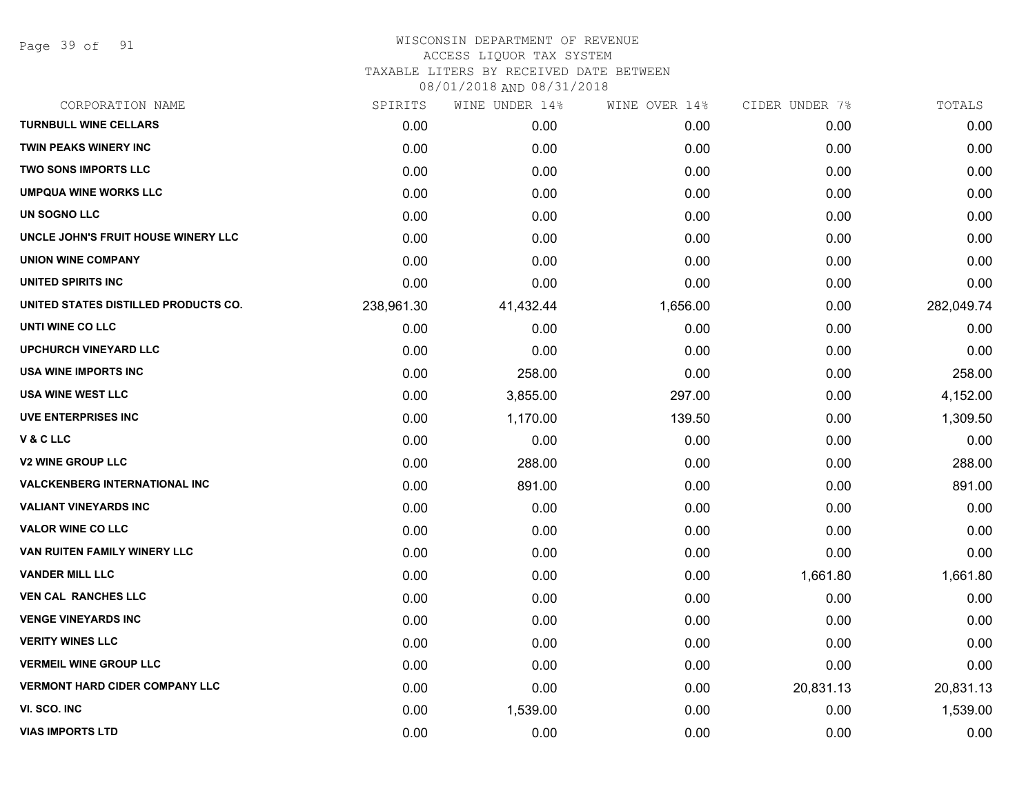WISCONSIN DEPARTMENT OF REVENUE
ACCESS LIQUOR TAX SYSTEM
TAXABLE LITERS BY RECEIVED DATE BETWEEN
08/01/2018 AND 08/31/2018

| CORPORATION NAME | SPIRITS | WINE UNDER 14% | WINE OVER 14% | CIDER UNDER 7% | TOTALS |
|---|---|---|---|---|---|
| TURNBULL WINE CELLARS | 0.00 | 0.00 | 0.00 | 0.00 | 0.00 |
| TWIN PEAKS WINERY INC | 0.00 | 0.00 | 0.00 | 0.00 | 0.00 |
| TWO SONS IMPORTS LLC | 0.00 | 0.00 | 0.00 | 0.00 | 0.00 |
| UMPQUA WINE WORKS LLC | 0.00 | 0.00 | 0.00 | 0.00 | 0.00 |
| UN SOGNO LLC | 0.00 | 0.00 | 0.00 | 0.00 | 0.00 |
| UNCLE JOHN'S FRUIT HOUSE WINERY LLC | 0.00 | 0.00 | 0.00 | 0.00 | 0.00 |
| UNION WINE COMPANY | 0.00 | 0.00 | 0.00 | 0.00 | 0.00 |
| UNITED SPIRITS INC | 0.00 | 0.00 | 0.00 | 0.00 | 0.00 |
| UNITED STATES DISTILLED PRODUCTS CO. | 238,961.30 | 41,432.44 | 1,656.00 | 0.00 | 282,049.74 |
| UNTI WINE CO LLC | 0.00 | 0.00 | 0.00 | 0.00 | 0.00 |
| UPCHURCH VINEYARD LLC | 0.00 | 0.00 | 0.00 | 0.00 | 0.00 |
| USA WINE IMPORTS INC | 0.00 | 258.00 | 0.00 | 0.00 | 258.00 |
| USA WINE WEST LLC | 0.00 | 3,855.00 | 297.00 | 0.00 | 4,152.00 |
| UVE ENTERPRISES INC | 0.00 | 1,170.00 | 139.50 | 0.00 | 1,309.50 |
| V & C LLC | 0.00 | 0.00 | 0.00 | 0.00 | 0.00 |
| V2 WINE GROUP LLC | 0.00 | 288.00 | 0.00 | 0.00 | 288.00 |
| VALCKENBERG INTERNATIONAL INC | 0.00 | 891.00 | 0.00 | 0.00 | 891.00 |
| VALIANT VINEYARDS INC | 0.00 | 0.00 | 0.00 | 0.00 | 0.00 |
| VALOR WINE CO LLC | 0.00 | 0.00 | 0.00 | 0.00 | 0.00 |
| VAN RUITEN FAMILY WINERY LLC | 0.00 | 0.00 | 0.00 | 0.00 | 0.00 |
| VANDER MILL LLC | 0.00 | 0.00 | 0.00 | 1,661.80 | 1,661.80 |
| VEN CAL RANCHES LLC | 0.00 | 0.00 | 0.00 | 0.00 | 0.00 |
| VENGE VINEYARDS INC | 0.00 | 0.00 | 0.00 | 0.00 | 0.00 |
| VERITY WINES LLC | 0.00 | 0.00 | 0.00 | 0.00 | 0.00 |
| VERMEIL WINE GROUP LLC | 0.00 | 0.00 | 0.00 | 0.00 | 0.00 |
| VERMONT HARD CIDER COMPANY LLC | 0.00 | 0.00 | 0.00 | 20,831.13 | 20,831.13 |
| VI. SCO. INC | 0.00 | 1,539.00 | 0.00 | 0.00 | 1,539.00 |
| VIAS IMPORTS LTD | 0.00 | 0.00 | 0.00 | 0.00 | 0.00 |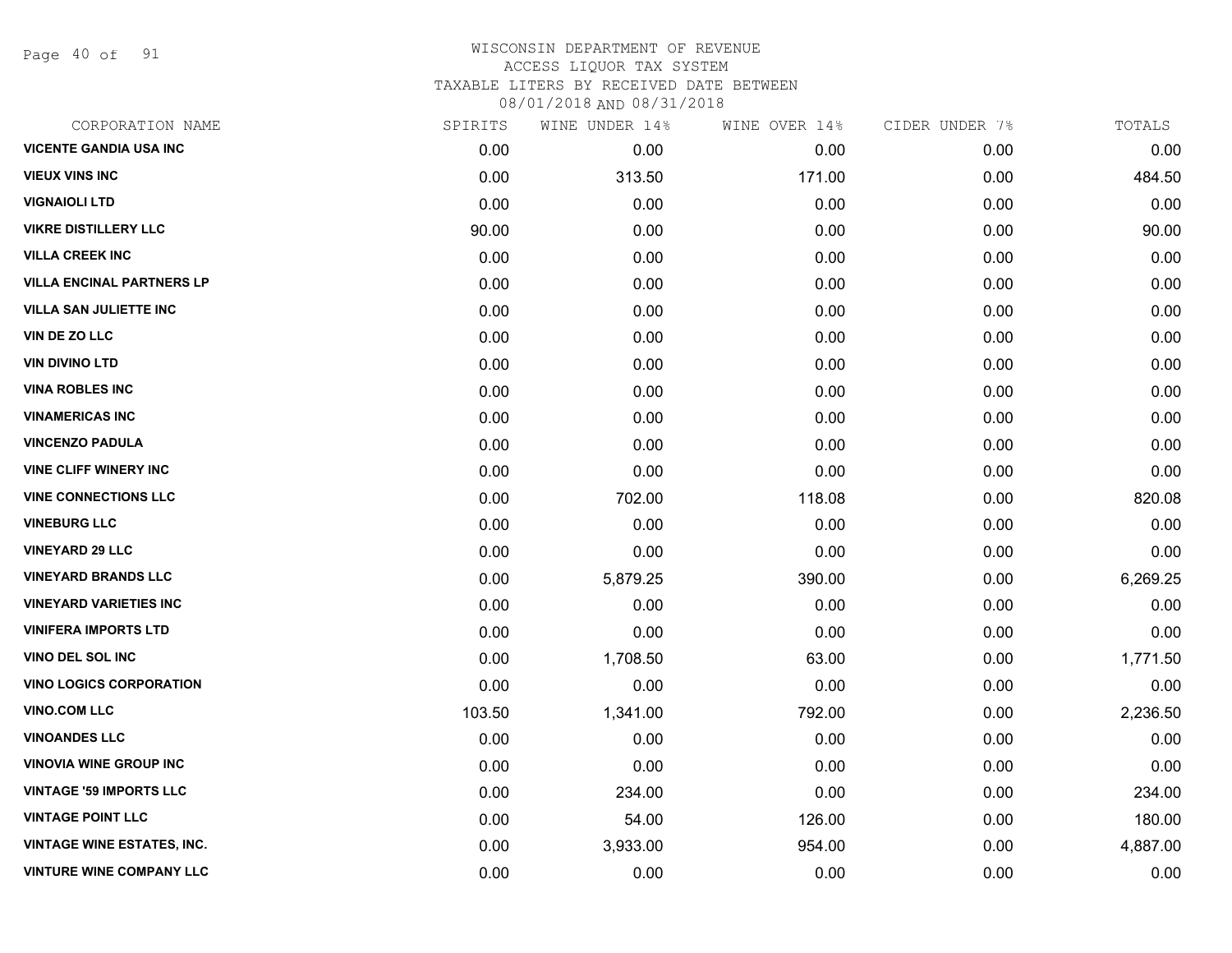# WISCONSIN DEPARTMENT OF REVENUE
## ACCESS LIQUOR TAX SYSTEM
### TAXABLE LITERS BY RECEIVED DATE BETWEEN 08/01/2018 AND 08/31/2018

| CORPORATION NAME | SPIRITS | WINE UNDER 14% | WINE OVER 14% | CIDER UNDER 7% | TOTALS |
|---|---|---|---|---|---|
| VICENTE GANDIA USA INC | 0.00 | 0.00 | 0.00 | 0.00 | 0.00 |
| VIEUX VINS INC | 0.00 | 313.50 | 171.00 | 0.00 | 484.50 |
| VIGNAIOLI LTD | 0.00 | 0.00 | 0.00 | 0.00 | 0.00 |
| VIKRE DISTILLERY LLC | 90.00 | 0.00 | 0.00 | 0.00 | 90.00 |
| VILLA CREEK INC | 0.00 | 0.00 | 0.00 | 0.00 | 0.00 |
| VILLA ENCINAL PARTNERS LP | 0.00 | 0.00 | 0.00 | 0.00 | 0.00 |
| VILLA SAN JULIETTE INC | 0.00 | 0.00 | 0.00 | 0.00 | 0.00 |
| VIN DE ZO LLC | 0.00 | 0.00 | 0.00 | 0.00 | 0.00 |
| VIN DIVINO LTD | 0.00 | 0.00 | 0.00 | 0.00 | 0.00 |
| VINA ROBLES INC | 0.00 | 0.00 | 0.00 | 0.00 | 0.00 |
| VINAMERICAS INC | 0.00 | 0.00 | 0.00 | 0.00 | 0.00 |
| VINCENZO PADULA | 0.00 | 0.00 | 0.00 | 0.00 | 0.00 |
| VINE CLIFF WINERY INC | 0.00 | 0.00 | 0.00 | 0.00 | 0.00 |
| VINE CONNECTIONS LLC | 0.00 | 702.00 | 118.08 | 0.00 | 820.08 |
| VINEBURG LLC | 0.00 | 0.00 | 0.00 | 0.00 | 0.00 |
| VINEYARD 29 LLC | 0.00 | 0.00 | 0.00 | 0.00 | 0.00 |
| VINEYARD BRANDS LLC | 0.00 | 5,879.25 | 390.00 | 0.00 | 6,269.25 |
| VINEYARD VARIETIES INC | 0.00 | 0.00 | 0.00 | 0.00 | 0.00 |
| VINIFERA IMPORTS LTD | 0.00 | 0.00 | 0.00 | 0.00 | 0.00 |
| VINO DEL SOL INC | 0.00 | 1,708.50 | 63.00 | 0.00 | 1,771.50 |
| VINO LOGICS CORPORATION | 0.00 | 0.00 | 0.00 | 0.00 | 0.00 |
| VINO.COM LLC | 103.50 | 1,341.00 | 792.00 | 0.00 | 2,236.50 |
| VINOANDES LLC | 0.00 | 0.00 | 0.00 | 0.00 | 0.00 |
| VINOVIA WINE GROUP INC | 0.00 | 0.00 | 0.00 | 0.00 | 0.00 |
| VINTAGE '59 IMPORTS LLC | 0.00 | 234.00 | 0.00 | 0.00 | 234.00 |
| VINTAGE POINT LLC | 0.00 | 54.00 | 126.00 | 0.00 | 180.00 |
| VINTAGE WINE ESTATES, INC. | 0.00 | 3,933.00 | 954.00 | 0.00 | 4,887.00 |
| VINTURE WINE COMPANY LLC | 0.00 | 0.00 | 0.00 | 0.00 | 0.00 |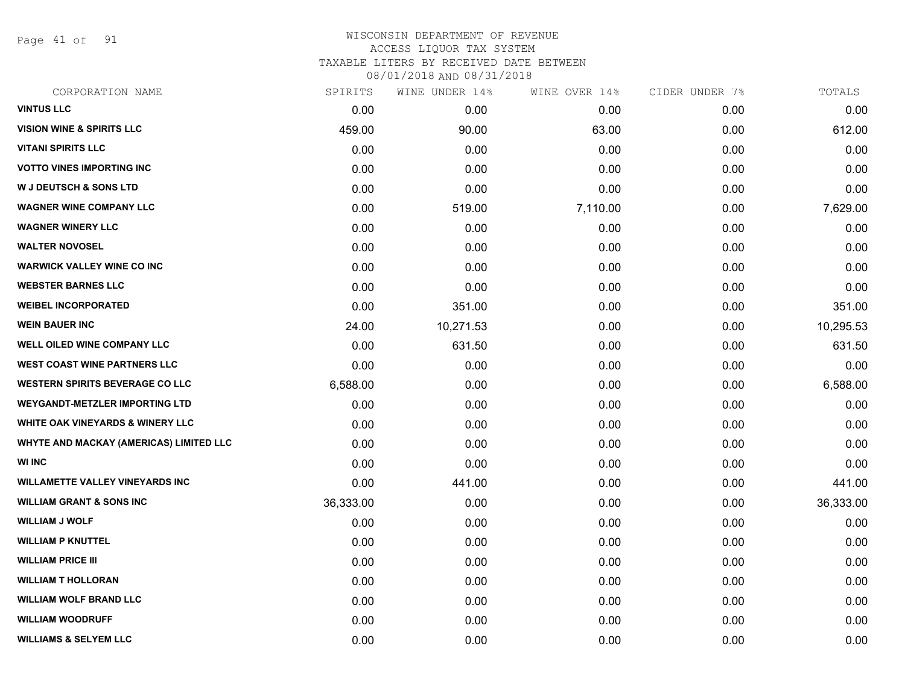WISCONSIN DEPARTMENT OF REVENUE
ACCESS LIQUOR TAX SYSTEM
TAXABLE LITERS BY RECEIVED DATE BETWEEN
08/01/2018 AND 08/31/2018

| CORPORATION NAME | SPIRITS | WINE UNDER 14% | WINE OVER 14% | CIDER UNDER 7% | TOTALS |
|---|---|---|---|---|---|
| **VINTUS LLC** | 0.00 | 0.00 | 0.00 | 0.00 | 0.00 |
| **VISION WINE & SPIRITS LLC** | 459.00 | 90.00 | 63.00 | 0.00 | 612.00 |
| **VITANI SPIRITS LLC** | 0.00 | 0.00 | 0.00 | 0.00 | 0.00 |
| **VOTTO VINES IMPORTING INC** | 0.00 | 0.00 | 0.00 | 0.00 | 0.00 |
| **W J DEUTSCH & SONS LTD** | 0.00 | 0.00 | 0.00 | 0.00 | 0.00 |
| **WAGNER WINE COMPANY LLC** | 0.00 | 519.00 | 7,110.00 | 0.00 | 7,629.00 |
| **WAGNER WINERY LLC** | 0.00 | 0.00 | 0.00 | 0.00 | 0.00 |
| **WALTER NOVOSEL** | 0.00 | 0.00 | 0.00 | 0.00 | 0.00 |
| **WARWICK VALLEY WINE CO INC** | 0.00 | 0.00 | 0.00 | 0.00 | 0.00 |
| **WEBSTER BARNES LLC** | 0.00 | 0.00 | 0.00 | 0.00 | 0.00 |
| **WEIBEL INCORPORATED** | 0.00 | 351.00 | 0.00 | 0.00 | 351.00 |
| **WEIN BAUER INC** | 24.00 | 10,271.53 | 0.00 | 0.00 | 10,295.53 |
| **WELL OILED WINE COMPANY LLC** | 0.00 | 631.50 | 0.00 | 0.00 | 631.50 |
| **WEST COAST WINE PARTNERS LLC** | 0.00 | 0.00 | 0.00 | 0.00 | 0.00 |
| **WESTERN SPIRITS BEVERAGE CO LLC** | 6,588.00 | 0.00 | 0.00 | 0.00 | 6,588.00 |
| **WEYGANDT-METZLER IMPORTING LTD** | 0.00 | 0.00 | 0.00 | 0.00 | 0.00 |
| **WHITE OAK VINEYARDS & WINERY LLC** | 0.00 | 0.00 | 0.00 | 0.00 | 0.00 |
| **WHYTE AND MACKAY (AMERICAS) LIMITED LLC** | 0.00 | 0.00 | 0.00 | 0.00 | 0.00 |
| **WI INC** | 0.00 | 0.00 | 0.00 | 0.00 | 0.00 |
| **WILLAMETTE VALLEY VINEYARDS INC** | 0.00 | 441.00 | 0.00 | 0.00 | 441.00 |
| **WILLIAM GRANT & SONS INC** | 36,333.00 | 0.00 | 0.00 | 0.00 | 36,333.00 |
| **WILLIAM J WOLF** | 0.00 | 0.00 | 0.00 | 0.00 | 0.00 |
| **WILLIAM P KNUTTEL** | 0.00 | 0.00 | 0.00 | 0.00 | 0.00 |
| **WILLIAM PRICE III** | 0.00 | 0.00 | 0.00 | 0.00 | 0.00 |
| **WILLIAM T HOLLORAN** | 0.00 | 0.00 | 0.00 | 0.00 | 0.00 |
| **WILLIAM WOLF BRAND LLC** | 0.00 | 0.00 | 0.00 | 0.00 | 0.00 |
| **WILLIAM WOODRUFF** | 0.00 | 0.00 | 0.00 | 0.00 | 0.00 |
| **WILLIAMS & SELYEM LLC** | 0.00 | 0.00 | 0.00 | 0.00 | 0.00 |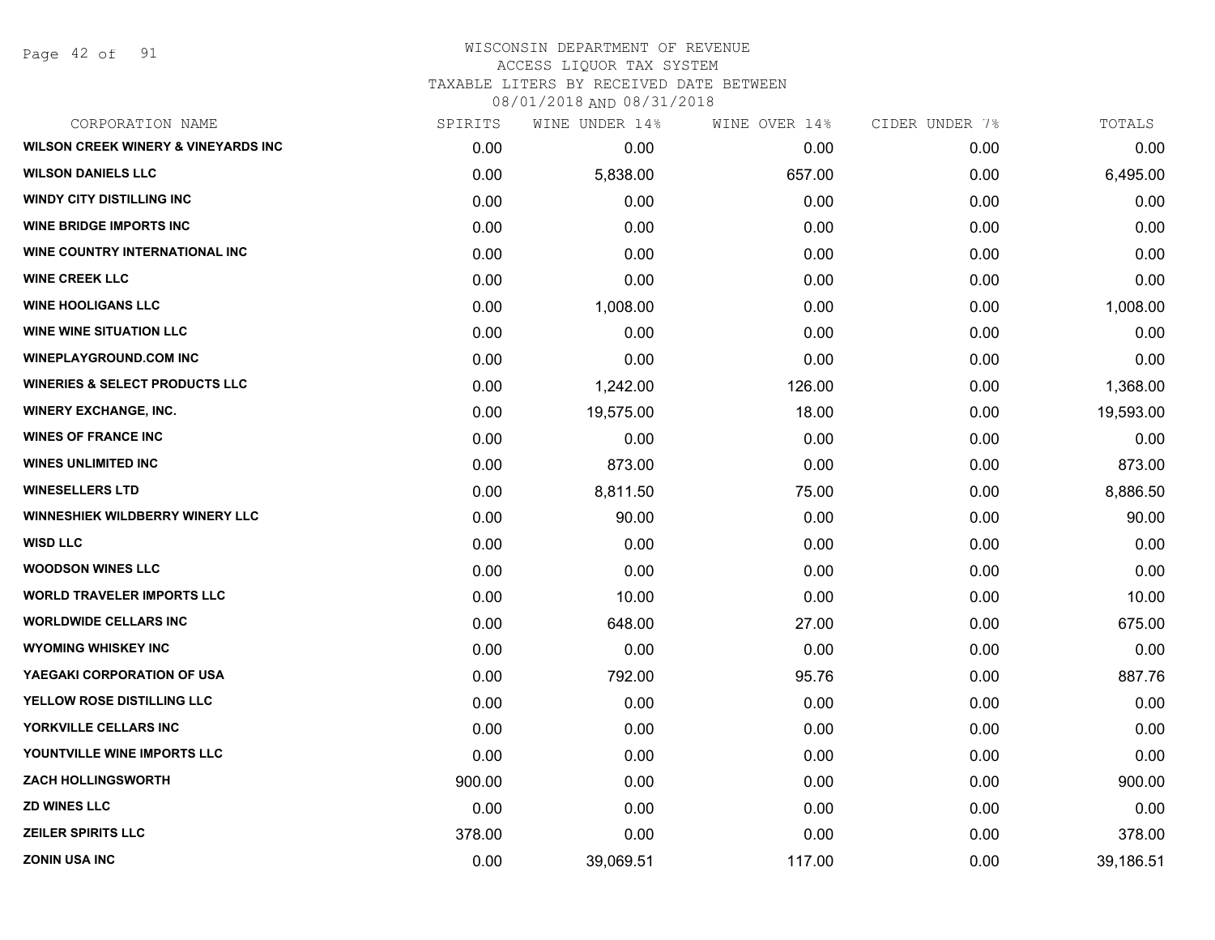WISCONSIN DEPARTMENT OF REVENUE
ACCESS LIQUOR TAX SYSTEM
TAXABLE LITERS BY RECEIVED DATE BETWEEN
08/01/2018 AND 08/31/2018

| CORPORATION NAME | SPIRITS | WINE UNDER 14% | WINE OVER 14% | CIDER UNDER 7% | TOTALS |
|---|---|---|---|---|---|
| WILSON CREEK WINERY & VINEYARDS INC | 0.00 | 0.00 | 0.00 | 0.00 | 0.00 |
| WILSON DANIELS LLC | 0.00 | 5,838.00 | 657.00 | 0.00 | 6,495.00 |
| WINDY CITY DISTILLING INC | 0.00 | 0.00 | 0.00 | 0.00 | 0.00 |
| WINE BRIDGE IMPORTS INC | 0.00 | 0.00 | 0.00 | 0.00 | 0.00 |
| WINE COUNTRY INTERNATIONAL INC | 0.00 | 0.00 | 0.00 | 0.00 | 0.00 |
| WINE CREEK LLC | 0.00 | 0.00 | 0.00 | 0.00 | 0.00 |
| WINE HOOLIGANS LLC | 0.00 | 1,008.00 | 0.00 | 0.00 | 1,008.00 |
| WINE WINE SITUATION LLC | 0.00 | 0.00 | 0.00 | 0.00 | 0.00 |
| WINEPLAYGROUND.COM INC | 0.00 | 0.00 | 0.00 | 0.00 | 0.00 |
| WINERIES & SELECT PRODUCTS LLC | 0.00 | 1,242.00 | 126.00 | 0.00 | 1,368.00 |
| WINERY EXCHANGE, INC. | 0.00 | 19,575.00 | 18.00 | 0.00 | 19,593.00 |
| WINES OF FRANCE INC | 0.00 | 0.00 | 0.00 | 0.00 | 0.00 |
| WINES UNLIMITED INC | 0.00 | 873.00 | 0.00 | 0.00 | 873.00 |
| WINESELLERS LTD | 0.00 | 8,811.50 | 75.00 | 0.00 | 8,886.50 |
| WINNESHIEK WILDBERRY WINERY LLC | 0.00 | 90.00 | 0.00 | 0.00 | 90.00 |
| WISD LLC | 0.00 | 0.00 | 0.00 | 0.00 | 0.00 |
| WOODSON WINES LLC | 0.00 | 0.00 | 0.00 | 0.00 | 0.00 |
| WORLD TRAVELER IMPORTS LLC | 0.00 | 10.00 | 0.00 | 0.00 | 10.00 |
| WORLDWIDE CELLARS INC | 0.00 | 648.00 | 27.00 | 0.00 | 675.00 |
| WYOMING WHISKEY INC | 0.00 | 0.00 | 0.00 | 0.00 | 0.00 |
| YAEGAKI CORPORATION OF USA | 0.00 | 792.00 | 95.76 | 0.00 | 887.76 |
| YELLOW ROSE DISTILLING LLC | 0.00 | 0.00 | 0.00 | 0.00 | 0.00 |
| YORKVILLE CELLARS INC | 0.00 | 0.00 | 0.00 | 0.00 | 0.00 |
| YOUNTVILLE WINE IMPORTS LLC | 0.00 | 0.00 | 0.00 | 0.00 | 0.00 |
| ZACH HOLLINGSWORTH | 900.00 | 0.00 | 0.00 | 0.00 | 900.00 |
| ZD WINES LLC | 0.00 | 0.00 | 0.00 | 0.00 | 0.00 |
| ZEILER SPIRITS LLC | 378.00 | 0.00 | 0.00 | 0.00 | 378.00 |
| ZONIN USA INC | 0.00 | 39,069.51 | 117.00 | 0.00 | 39,186.51 |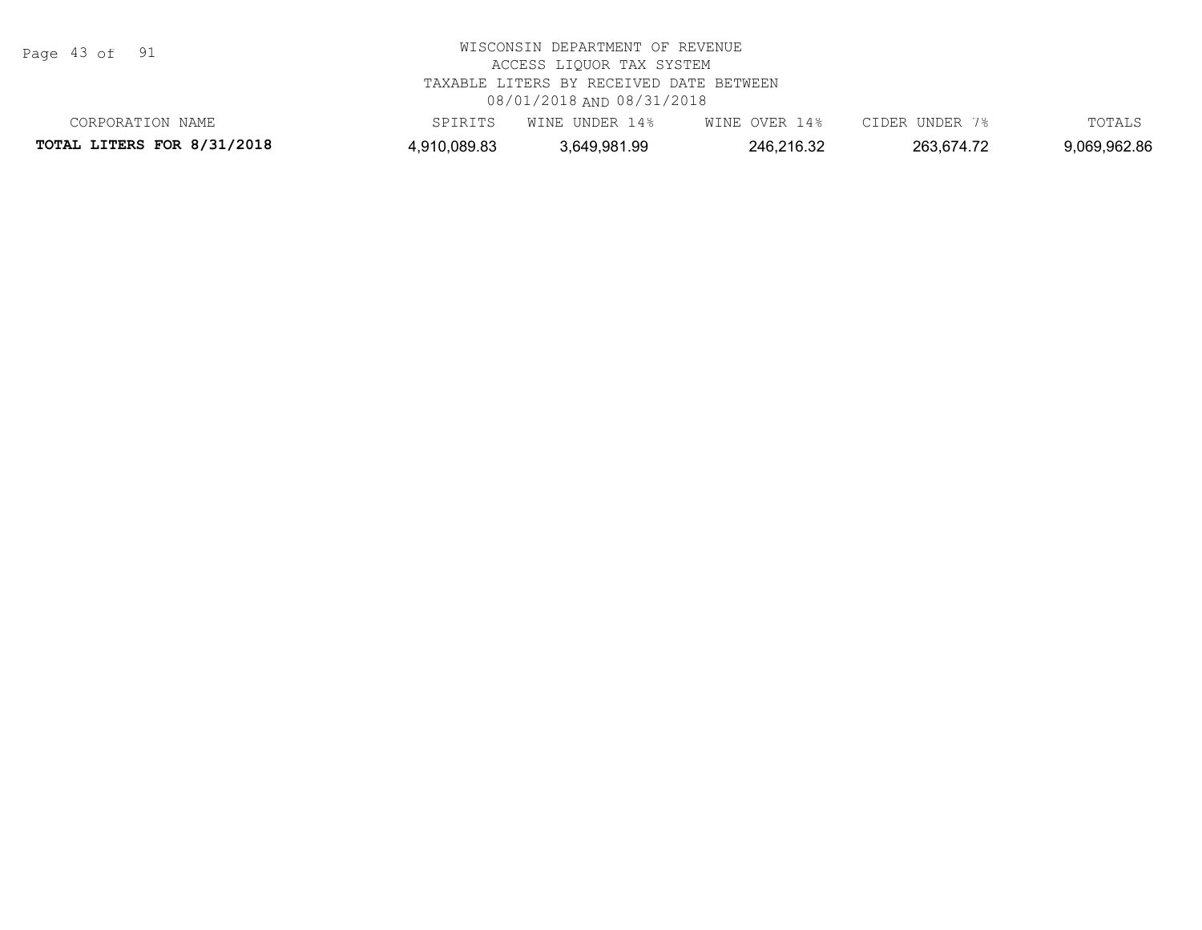WISCONSIN DEPARTMENT OF REVENUE
ACCESS LIQUOR TAX SYSTEM
TAXABLE LITERS BY RECEIVED DATE BETWEEN
08/01/2018 AND 08/31/2018

| CORPORATION NAME | SPIRITS | WINE UNDER 14% | WINE OVER 14% | CIDER UNDER 7% | TOTALS |
|---|---|---|---|---|---|
| **TOTAL LITERS FOR 8/31/2018** | 4,910,089.83 | 3,649,981.99 | 246,216.32 | 263,674.72 | 9,069,962.86 |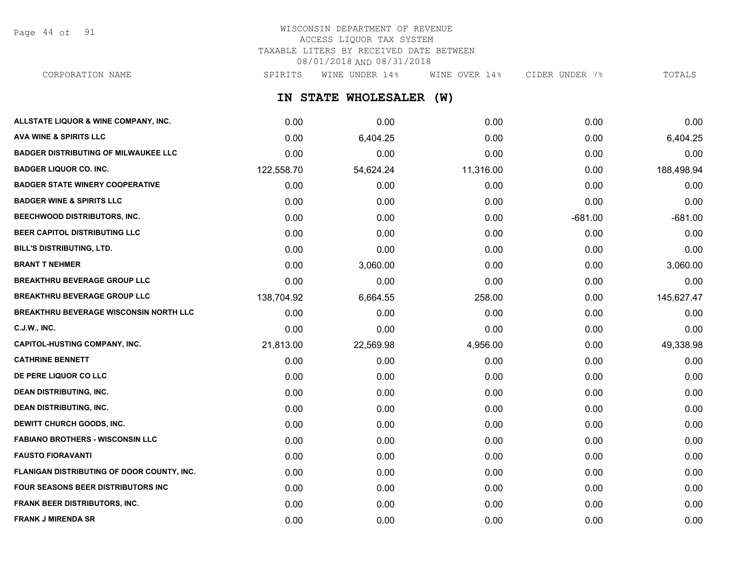# WISCONSIN DEPARTMENT OF REVENUE
ACCESS LIQUOR TAX SYSTEM
TAXABLE LITERS BY RECEIVED DATE BETWEEN
08/01/2018 AND 08/31/2018

## IN STATE WHOLESALER (W)

| CORPORATION NAME | SPIRITS | WINE UNDER 14% | WINE OVER 14% | CIDER UNDER 7% | TOTALS |
|---|---|---|---|---|---|
| ALLSTATE LIQUOR & WINE COMPANY, INC. | 0.00 | 0.00 | 0.00 | 0.00 | 0.00 |
| AVA WINE & SPIRITS LLC | 0.00 | 6,404.25 | 0.00 | 0.00 | 6,404.25 |
| BADGER DISTRIBUTING OF MILWAUKEE LLC | 0.00 | 0.00 | 0.00 | 0.00 | 0.00 |
| BADGER LIQUOR CO. INC. | 122,558.70 | 54,624.24 | 11,316.00 | 0.00 | 188,498.94 |
| BADGER STATE WINERY COOPERATIVE | 0.00 | 0.00 | 0.00 | 0.00 | 0.00 |
| BADGER WINE & SPIRITS LLC | 0.00 | 0.00 | 0.00 | 0.00 | 0.00 |
| BEECHWOOD DISTRIBUTORS, INC. | 0.00 | 0.00 | 0.00 | -681.00 | -681.00 |
| BEER CAPITOL DISTRIBUTING LLC | 0.00 | 0.00 | 0.00 | 0.00 | 0.00 |
| BILL'S DISTRIBUTING, LTD. | 0.00 | 0.00 | 0.00 | 0.00 | 0.00 |
| BRANT T NEHMER | 0.00 | 3,060.00 | 0.00 | 0.00 | 3,060.00 |
| BREAKTHRU BEVERAGE GROUP LLC | 0.00 | 0.00 | 0.00 | 0.00 | 0.00 |
| BREAKTHRU BEVERAGE GROUP LLC | 138,704.92 | 6,664.55 | 258.00 | 0.00 | 145,627.47 |
| BREAKTHRU BEVERAGE WISCONSIN NORTH LLC | 0.00 | 0.00 | 0.00 | 0.00 | 0.00 |
| C.J.W., INC. | 0.00 | 0.00 | 0.00 | 0.00 | 0.00 |
| CAPITOL-HUSTING COMPANY, INC. | 21,813.00 | 22,569.98 | 4,956.00 | 0.00 | 49,338.98 |
| CATHRINE BENNETT | 0.00 | 0.00 | 0.00 | 0.00 | 0.00 |
| DE PERE LIQUOR CO LLC | 0.00 | 0.00 | 0.00 | 0.00 | 0.00 |
| DEAN DISTRIBUTING, INC. | 0.00 | 0.00 | 0.00 | 0.00 | 0.00 |
| DEAN DISTRIBUTING, INC. | 0.00 | 0.00 | 0.00 | 0.00 | 0.00 |
| DEWITT CHURCH GOODS, INC. | 0.00 | 0.00 | 0.00 | 0.00 | 0.00 |
| FABIANO BROTHERS - WISCONSIN LLC | 0.00 | 0.00 | 0.00 | 0.00 | 0.00 |
| FAUSTO FIORAVANTI | 0.00 | 0.00 | 0.00 | 0.00 | 0.00 |
| FLANIGAN DISTRIBUTING OF DOOR COUNTY, INC. | 0.00 | 0.00 | 0.00 | 0.00 | 0.00 |
| FOUR SEASONS BEER DISTRIBUTORS INC | 0.00 | 0.00 | 0.00 | 0.00 | 0.00 |
| FRANK BEER DISTRIBUTORS, INC. | 0.00 | 0.00 | 0.00 | 0.00 | 0.00 |
| FRANK J MIRENDA SR | 0.00 | 0.00 | 0.00 | 0.00 | 0.00 |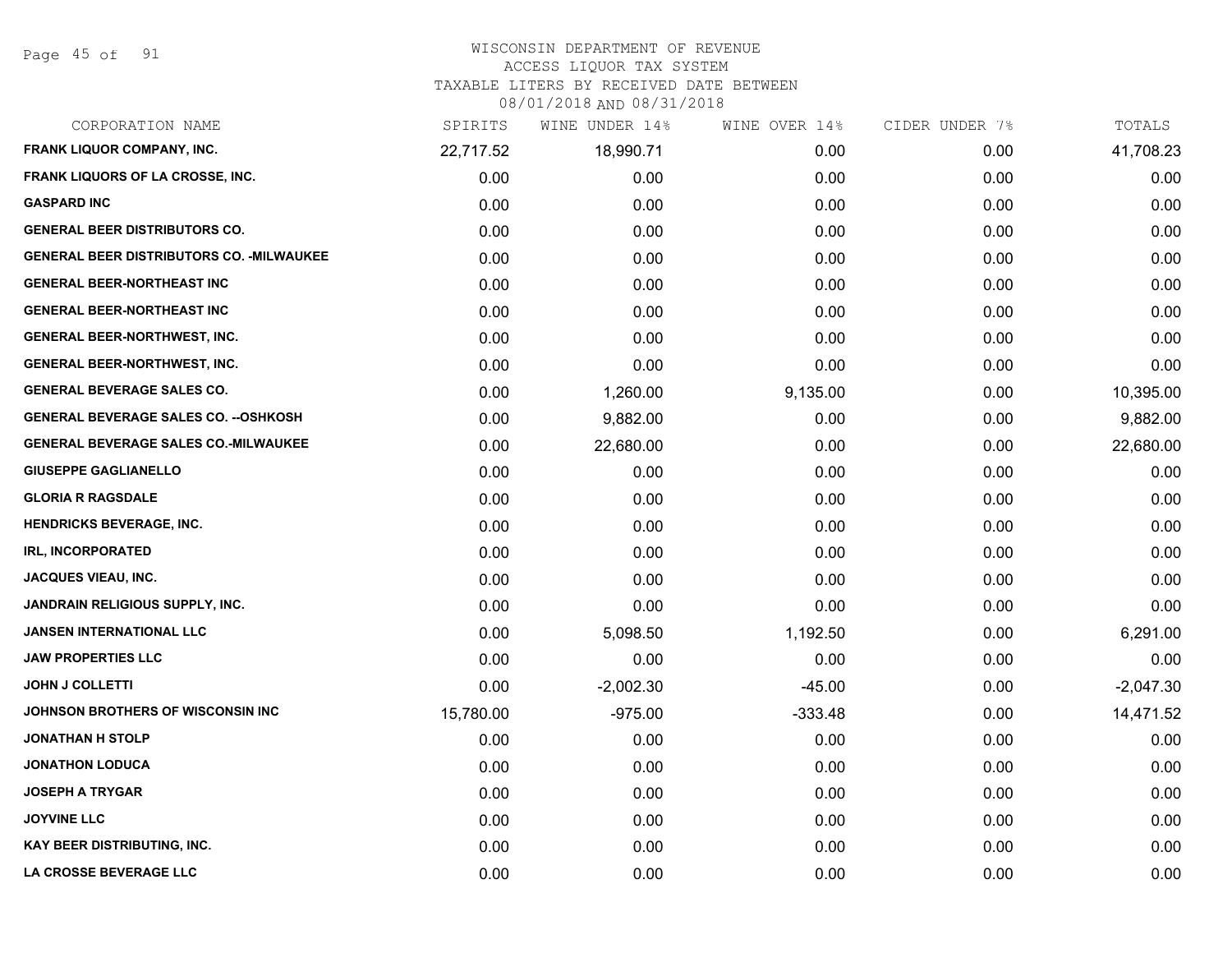# WISCONSIN DEPARTMENT OF REVENUE
## ACCESS LIQUOR TAX SYSTEM
### TAXABLE LITERS BY RECEIVED DATE BETWEEN 08/01/2018 AND 08/31/2018

| CORPORATION NAME | SPIRITS | WINE UNDER 14% | WINE OVER 14% | CIDER UNDER 7% | TOTALS |
|---|---|---|---|---|---|
| FRANK LIQUOR COMPANY, INC. | 22,717.52 | 18,990.71 | 0.00 | 0.00 | 41,708.23 |
| FRANK LIQUORS OF LA CROSSE, INC. | 0.00 | 0.00 | 0.00 | 0.00 | 0.00 |
| GASPARD INC | 0.00 | 0.00 | 0.00 | 0.00 | 0.00 |
| GENERAL BEER DISTRIBUTORS CO. | 0.00 | 0.00 | 0.00 | 0.00 | 0.00 |
| GENERAL BEER DISTRIBUTORS CO. -MILWAUKEE | 0.00 | 0.00 | 0.00 | 0.00 | 0.00 |
| GENERAL BEER-NORTHEAST INC | 0.00 | 0.00 | 0.00 | 0.00 | 0.00 |
| GENERAL BEER-NORTHEAST INC | 0.00 | 0.00 | 0.00 | 0.00 | 0.00 |
| GENERAL BEER-NORTHWEST, INC. | 0.00 | 0.00 | 0.00 | 0.00 | 0.00 |
| GENERAL BEER-NORTHWEST, INC. | 0.00 | 0.00 | 0.00 | 0.00 | 0.00 |
| GENERAL BEVERAGE SALES CO. | 0.00 | 1,260.00 | 9,135.00 | 0.00 | 10,395.00 |
| GENERAL BEVERAGE SALES CO. --OSHKOSH | 0.00 | 9,882.00 | 0.00 | 0.00 | 9,882.00 |
| GENERAL BEVERAGE SALES CO.-MILWAUKEE | 0.00 | 22,680.00 | 0.00 | 0.00 | 22,680.00 |
| GIUSEPPE GAGLIANELLO | 0.00 | 0.00 | 0.00 | 0.00 | 0.00 |
| GLORIA R RAGSDALE | 0.00 | 0.00 | 0.00 | 0.00 | 0.00 |
| HENDRICKS BEVERAGE, INC. | 0.00 | 0.00 | 0.00 | 0.00 | 0.00 |
| IRL, INCORPORATED | 0.00 | 0.00 | 0.00 | 0.00 | 0.00 |
| JACQUES VIEAU, INC. | 0.00 | 0.00 | 0.00 | 0.00 | 0.00 |
| JANDRAIN RELIGIOUS SUPPLY, INC. | 0.00 | 0.00 | 0.00 | 0.00 | 0.00 |
| JANSEN INTERNATIONAL LLC | 0.00 | 5,098.50 | 1,192.50 | 0.00 | 6,291.00 |
| JAW PROPERTIES LLC | 0.00 | 0.00 | 0.00 | 0.00 | 0.00 |
| JOHN J COLLETTI | 0.00 | -2,002.30 | -45.00 | 0.00 | -2,047.30 |
| JOHNSON BROTHERS OF WISCONSIN INC | 15,780.00 | -975.00 | -333.48 | 0.00 | 14,471.52 |
| JONATHAN H STOLP | 0.00 | 0.00 | 0.00 | 0.00 | 0.00 |
| JONATHON LODUCA | 0.00 | 0.00 | 0.00 | 0.00 | 0.00 |
| JOSEPH A TRYGAR | 0.00 | 0.00 | 0.00 | 0.00 | 0.00 |
| JOYVINE LLC | 0.00 | 0.00 | 0.00 | 0.00 | 0.00 |
| KAY BEER DISTRIBUTING, INC. | 0.00 | 0.00 | 0.00 | 0.00 | 0.00 |
| LA CROSSE BEVERAGE LLC | 0.00 | 0.00 | 0.00 | 0.00 | 0.00 |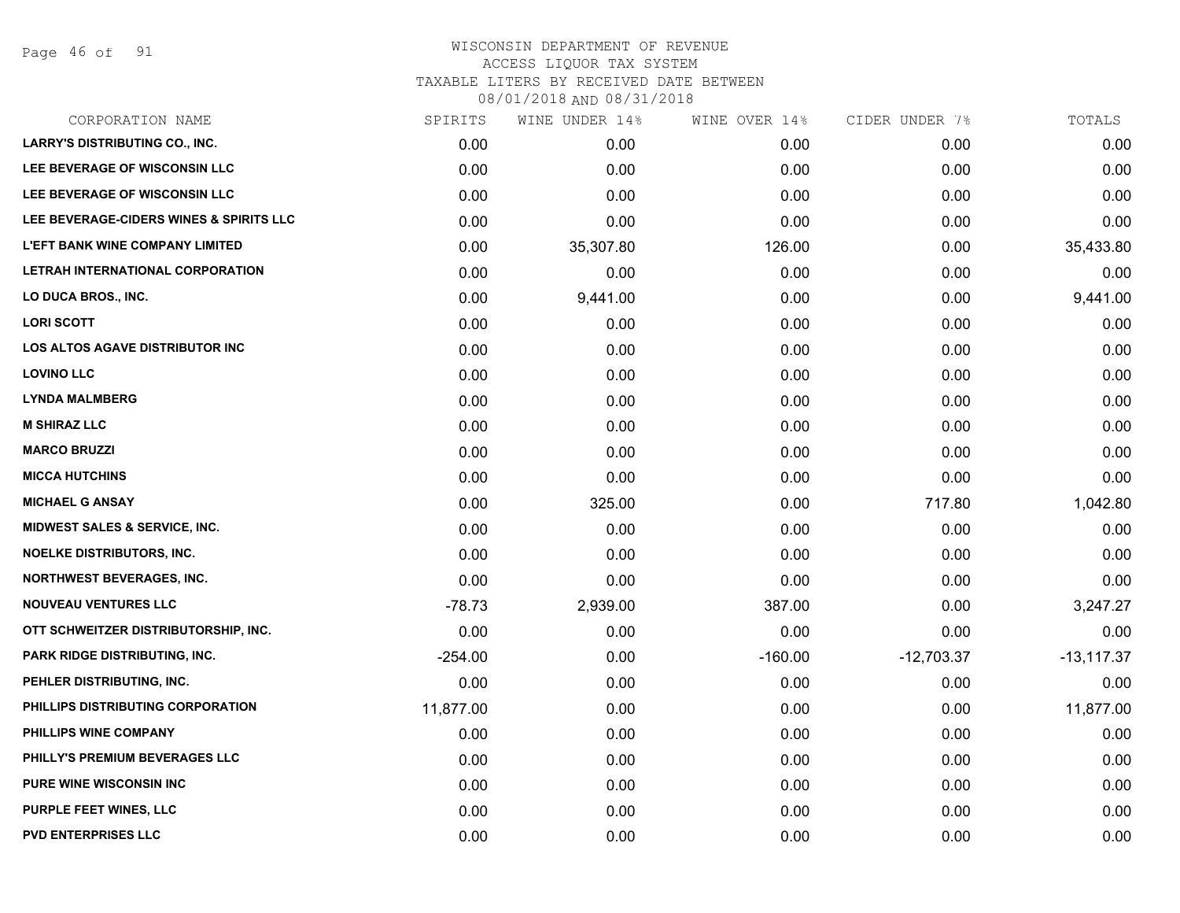# WISCONSIN DEPARTMENT OF REVENUE
## ACCESS LIQUOR TAX SYSTEM
### TAXABLE LITERS BY RECEIVED DATE BETWEEN 08/01/2018 AND 08/31/2018

| CORPORATION NAME | SPIRITS | WINE UNDER 14% | WINE OVER 14% | CIDER UNDER 7% | TOTALS |
|---|---|---|---|---|---|
| LARRY'S DISTRIBUTING CO., INC. | 0.00 | 0.00 | 0.00 | 0.00 | 0.00 |
| LEE BEVERAGE OF WISCONSIN LLC | 0.00 | 0.00 | 0.00 | 0.00 | 0.00 |
| LEE BEVERAGE OF WISCONSIN LLC | 0.00 | 0.00 | 0.00 | 0.00 | 0.00 |
| LEE BEVERAGE-CIDERS WINES & SPIRITS LLC | 0.00 | 0.00 | 0.00 | 0.00 | 0.00 |
| L'EFT BANK WINE COMPANY LIMITED | 0.00 | 35,307.80 | 126.00 | 0.00 | 35,433.80 |
| LETRAH INTERNATIONAL CORPORATION | 0.00 | 0.00 | 0.00 | 0.00 | 0.00 |
| LO DUCA BROS., INC. | 0.00 | 9,441.00 | 0.00 | 0.00 | 9,441.00 |
| LORI SCOTT | 0.00 | 0.00 | 0.00 | 0.00 | 0.00 |
| LOS ALTOS AGAVE DISTRIBUTOR INC | 0.00 | 0.00 | 0.00 | 0.00 | 0.00 |
| LOVINO LLC | 0.00 | 0.00 | 0.00 | 0.00 | 0.00 |
| LYNDA MALMBERG | 0.00 | 0.00 | 0.00 | 0.00 | 0.00 |
| M SHIRAZ LLC | 0.00 | 0.00 | 0.00 | 0.00 | 0.00 |
| MARCO BRUZZI | 0.00 | 0.00 | 0.00 | 0.00 | 0.00 |
| MICCA HUTCHINS | 0.00 | 0.00 | 0.00 | 0.00 | 0.00 |
| MICHAEL G ANSAY | 0.00 | 325.00 | 0.00 | 717.80 | 1,042.80 |
| MIDWEST SALES & SERVICE, INC. | 0.00 | 0.00 | 0.00 | 0.00 | 0.00 |
| NOELKE DISTRIBUTORS, INC. | 0.00 | 0.00 | 0.00 | 0.00 | 0.00 |
| NORTHWEST BEVERAGES, INC. | 0.00 | 0.00 | 0.00 | 0.00 | 0.00 |
| NOUVEAU VENTURES LLC | -78.73 | 2,939.00 | 387.00 | 0.00 | 3,247.27 |
| OTT SCHWEITZER DISTRIBUTORSHIP, INC. | 0.00 | 0.00 | 0.00 | 0.00 | 0.00 |
| PARK RIDGE DISTRIBUTING, INC. | -254.00 | 0.00 | -160.00 | -12,703.37 | -13,117.37 |
| PEHLER DISTRIBUTING, INC. | 0.00 | 0.00 | 0.00 | 0.00 | 0.00 |
| PHILLIPS DISTRIBUTING CORPORATION | 11,877.00 | 0.00 | 0.00 | 0.00 | 11,877.00 |
| PHILLIPS WINE COMPANY | 0.00 | 0.00 | 0.00 | 0.00 | 0.00 |
| PHILLY'S PREMIUM BEVERAGES LLC | 0.00 | 0.00 | 0.00 | 0.00 | 0.00 |
| PURE WINE WISCONSIN INC | 0.00 | 0.00 | 0.00 | 0.00 | 0.00 |
| PURPLE FEET WINES, LLC | 0.00 | 0.00 | 0.00 | 0.00 | 0.00 |
| PVD ENTERPRISES LLC | 0.00 | 0.00 | 0.00 | 0.00 | 0.00 |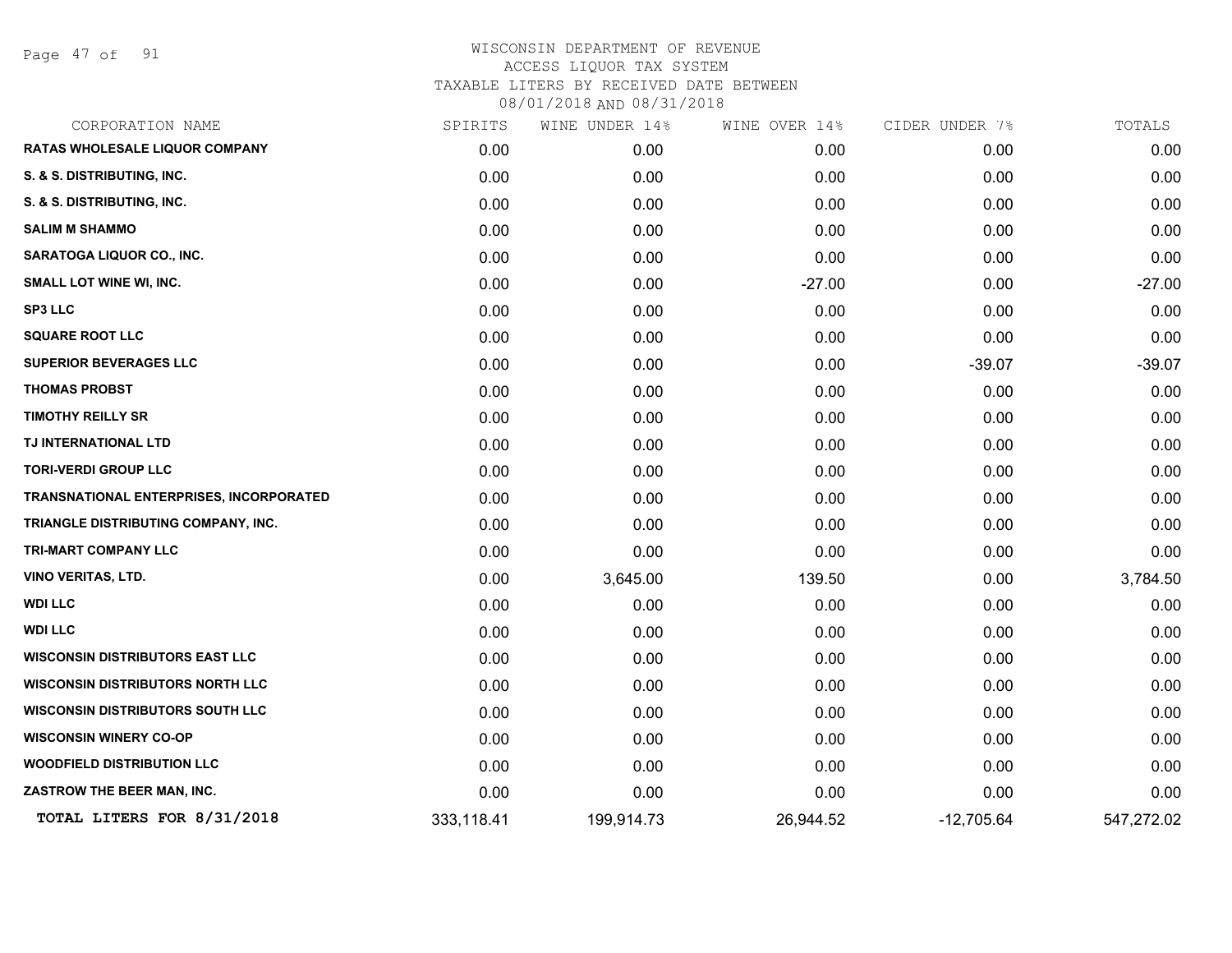# WISCONSIN DEPARTMENT OF REVENUE
## ACCESS LIQUOR TAX SYSTEM
### TAXABLE LITERS BY RECEIVED DATE BETWEEN 08/01/2018 AND 08/31/2018

| CORPORATION NAME | SPIRITS | WINE UNDER 14% | WINE OVER 14% | CIDER UNDER 7% | TOTALS |
|---|---|---|---|---|---|
| RATAS WHOLESALE LIQUOR COMPANY | 0.00 | 0.00 | 0.00 | 0.00 | 0.00 |
| S. & S. DISTRIBUTING, INC. | 0.00 | 0.00 | 0.00 | 0.00 | 0.00 |
| S. & S. DISTRIBUTING, INC. | 0.00 | 0.00 | 0.00 | 0.00 | 0.00 |
| SALIM M SHAMMO | 0.00 | 0.00 | 0.00 | 0.00 | 0.00 |
| SARATOGA LIQUOR CO., INC. | 0.00 | 0.00 | 0.00 | 0.00 | 0.00 |
| SMALL LOT WINE WI, INC. | 0.00 | 0.00 | -27.00 | 0.00 | -27.00 |
| SP3 LLC | 0.00 | 0.00 | 0.00 | 0.00 | 0.00 |
| SQUARE ROOT LLC | 0.00 | 0.00 | 0.00 | 0.00 | 0.00 |
| SUPERIOR BEVERAGES LLC | 0.00 | 0.00 | 0.00 | -39.07 | -39.07 |
| THOMAS PROBST | 0.00 | 0.00 | 0.00 | 0.00 | 0.00 |
| TIMOTHY REILLY SR | 0.00 | 0.00 | 0.00 | 0.00 | 0.00 |
| TJ INTERNATIONAL LTD | 0.00 | 0.00 | 0.00 | 0.00 | 0.00 |
| TORI-VERDI GROUP LLC | 0.00 | 0.00 | 0.00 | 0.00 | 0.00 |
| TRANSNATIONAL ENTERPRISES, INCORPORATED | 0.00 | 0.00 | 0.00 | 0.00 | 0.00 |
| TRIANGLE DISTRIBUTING COMPANY, INC. | 0.00 | 0.00 | 0.00 | 0.00 | 0.00 |
| TRI-MART COMPANY LLC | 0.00 | 0.00 | 0.00 | 0.00 | 0.00 |
| VINO VERITAS, LTD. | 0.00 | 3,645.00 | 139.50 | 0.00 | 3,784.50 |
| WDI LLC | 0.00 | 0.00 | 0.00 | 0.00 | 0.00 |
| WDI LLC | 0.00 | 0.00 | 0.00 | 0.00 | 0.00 |
| WISCONSIN DISTRIBUTORS EAST LLC | 0.00 | 0.00 | 0.00 | 0.00 | 0.00 |
| WISCONSIN DISTRIBUTORS NORTH LLC | 0.00 | 0.00 | 0.00 | 0.00 | 0.00 |
| WISCONSIN DISTRIBUTORS SOUTH LLC | 0.00 | 0.00 | 0.00 | 0.00 | 0.00 |
| WISCONSIN WINERY CO-OP | 0.00 | 0.00 | 0.00 | 0.00 | 0.00 |
| WOODFIELD DISTRIBUTION LLC | 0.00 | 0.00 | 0.00 | 0.00 | 0.00 |
| ZASTROW THE BEER MAN, INC. | 0.00 | 0.00 | 0.00 | 0.00 | 0.00 |
| **TOTAL LITERS FOR 8/31/2018** | 333,118.41 | 199,914.73 | 26,944.52 | -12,705.64 | 547,272.02 |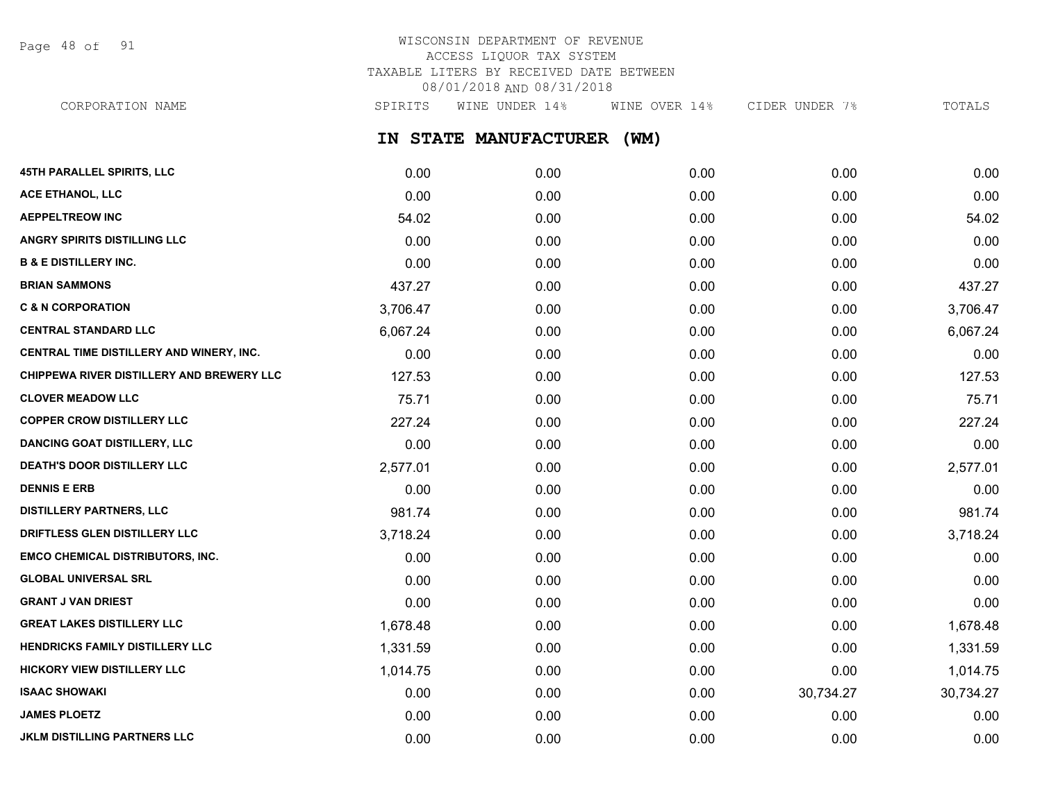WISCONSIN DEPARTMENT OF REVENUE
ACCESS LIQUOR TAX SYSTEM
TAXABLE LITERS BY RECEIVED DATE BETWEEN
08/01/2018 AND 08/31/2018

## IN STATE MANUFACTURER (WM)

| CORPORATION NAME | SPIRITS | WINE UNDER 14% | WINE OVER 14% | CIDER UNDER 7% | TOTALS |
|---|---|---|---|---|---|
| 45TH PARALLEL SPIRITS, LLC | 0.00 | 0.00 | 0.00 | 0.00 | 0.00 |
| ACE ETHANOL, LLC | 0.00 | 0.00 | 0.00 | 0.00 | 0.00 |
| AEPPELTREOW INC | 54.02 | 0.00 | 0.00 | 0.00 | 54.02 |
| ANGRY SPIRITS DISTILLING LLC | 0.00 | 0.00 | 0.00 | 0.00 | 0.00 |
| B & E DISTILLERY INC. | 0.00 | 0.00 | 0.00 | 0.00 | 0.00 |
| BRIAN SAMMONS | 437.27 | 0.00 | 0.00 | 0.00 | 437.27 |
| C & N CORPORATION | 3,706.47 | 0.00 | 0.00 | 0.00 | 3,706.47 |
| CENTRAL STANDARD LLC | 6,067.24 | 0.00 | 0.00 | 0.00 | 6,067.24 |
| CENTRAL TIME DISTILLERY AND WINERY, INC. | 0.00 | 0.00 | 0.00 | 0.00 | 0.00 |
| CHIPPEWA RIVER DISTILLERY AND BREWERY LLC | 127.53 | 0.00 | 0.00 | 0.00 | 127.53 |
| CLOVER MEADOW LLC | 75.71 | 0.00 | 0.00 | 0.00 | 75.71 |
| COPPER CROW DISTILLERY LLC | 227.24 | 0.00 | 0.00 | 0.00 | 227.24 |
| DANCING GOAT DISTILLERY, LLC | 0.00 | 0.00 | 0.00 | 0.00 | 0.00 |
| DEATH'S DOOR DISTILLERY LLC | 2,577.01 | 0.00 | 0.00 | 0.00 | 2,577.01 |
| DENNIS E ERB | 0.00 | 0.00 | 0.00 | 0.00 | 0.00 |
| DISTILLERY PARTNERS, LLC | 981.74 | 0.00 | 0.00 | 0.00 | 981.74 |
| DRIFTLESS GLEN DISTILLERY LLC | 3,718.24 | 0.00 | 0.00 | 0.00 | 3,718.24 |
| EMCO CHEMICAL DISTRIBUTORS, INC. | 0.00 | 0.00 | 0.00 | 0.00 | 0.00 |
| GLOBAL UNIVERSAL SRL | 0.00 | 0.00 | 0.00 | 0.00 | 0.00 |
| GRANT J VAN DRIEST | 0.00 | 0.00 | 0.00 | 0.00 | 0.00 |
| GREAT LAKES DISTILLERY LLC | 1,678.48 | 0.00 | 0.00 | 0.00 | 1,678.48 |
| HENDRICKS FAMILY DISTILLERY LLC | 1,331.59 | 0.00 | 0.00 | 0.00 | 1,331.59 |
| HICKORY VIEW DISTILLERY LLC | 1,014.75 | 0.00 | 0.00 | 0.00 | 1,014.75 |
| ISAAC SHOWAKI | 0.00 | 0.00 | 0.00 | 30,734.27 | 30,734.27 |
| JAMES PLOETZ | 0.00 | 0.00 | 0.00 | 0.00 | 0.00 |
| JKLM DISTILLING PARTNERS LLC | 0.00 | 0.00 | 0.00 | 0.00 | 0.00 |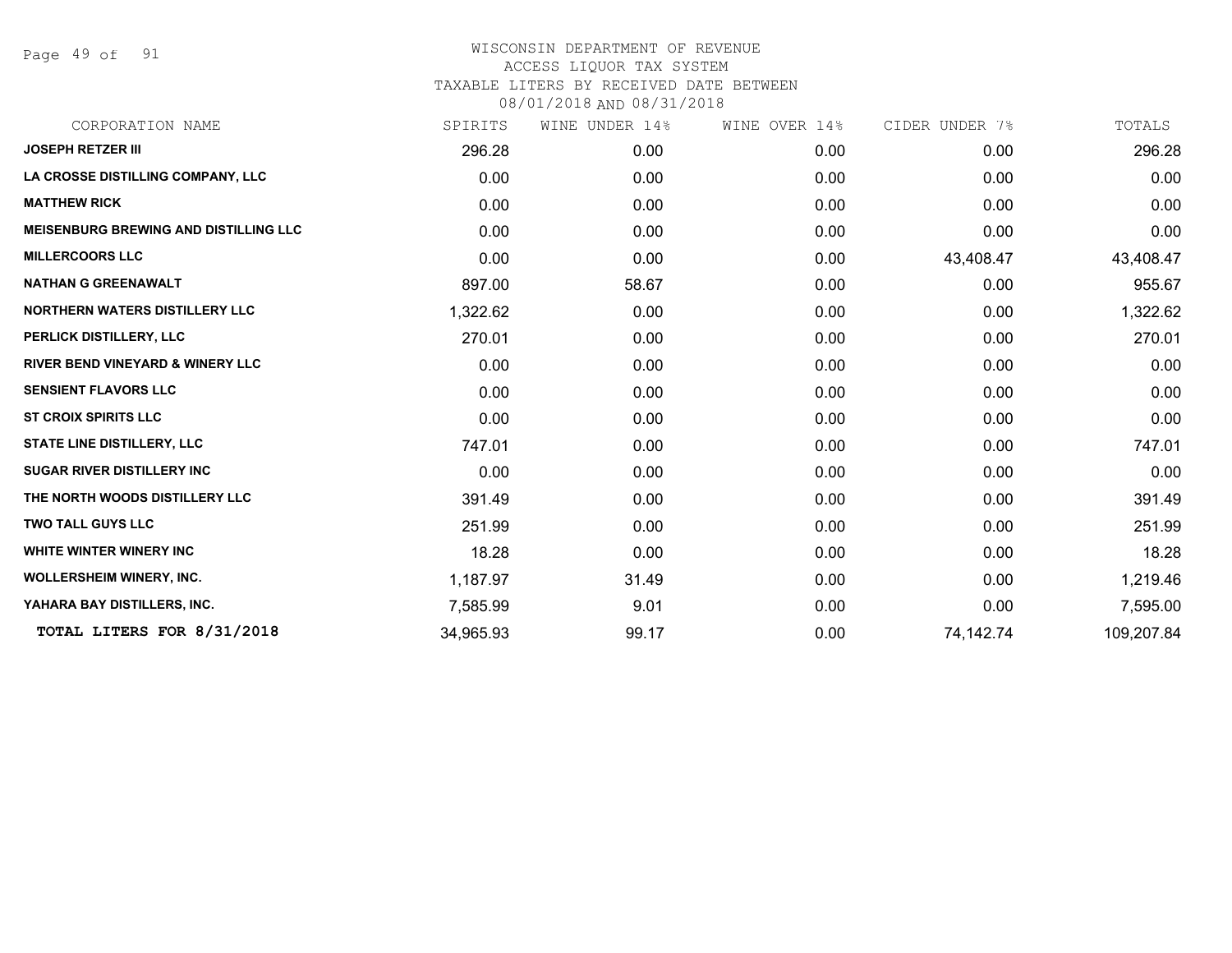WISCONSIN DEPARTMENT OF REVENUE
ACCESS LIQUOR TAX SYSTEM
TAXABLE LITERS BY RECEIVED DATE BETWEEN
08/01/2018 AND 08/31/2018

| CORPORATION NAME | SPIRITS | WINE UNDER 14% | WINE OVER 14% | CIDER UNDER 7% | TOTALS |
|---|---|---|---|---|---|
| **JOSEPH RETZER III** | 296.28 | 0.00 | 0.00 | 0.00 | 296.28 |
| **LA CROSSE DISTILLING COMPANY, LLC** | 0.00 | 0.00 | 0.00 | 0.00 | 0.00 |
| **MATTHEW RICK** | 0.00 | 0.00 | 0.00 | 0.00 | 0.00 |
| **MEISENBURG BREWING AND DISTILLING LLC** | 0.00 | 0.00 | 0.00 | 0.00 | 0.00 |
| **MILLERCOORS LLC** | 0.00 | 0.00 | 0.00 | 43,408.47 | 43,408.47 |
| **NATHAN G GREENAWALT** | 897.00 | 58.67 | 0.00 | 0.00 | 955.67 |
| **NORTHERN WATERS DISTILLERY LLC** | 1,322.62 | 0.00 | 0.00 | 0.00 | 1,322.62 |
| **PERLICK DISTILLERY, LLC** | 270.01 | 0.00 | 0.00 | 0.00 | 270.01 |
| **RIVER BEND VINEYARD & WINERY LLC** | 0.00 | 0.00 | 0.00 | 0.00 | 0.00 |
| **SENSIENT FLAVORS LLC** | 0.00 | 0.00 | 0.00 | 0.00 | 0.00 |
| **ST CROIX SPIRITS LLC** | 0.00 | 0.00 | 0.00 | 0.00 | 0.00 |
| **STATE LINE DISTILLERY, LLC** | 747.01 | 0.00 | 0.00 | 0.00 | 747.01 |
| **SUGAR RIVER DISTILLERY INC** | 0.00 | 0.00 | 0.00 | 0.00 | 0.00 |
| **THE NORTH WOODS DISTILLERY LLC** | 391.49 | 0.00 | 0.00 | 0.00 | 391.49 |
| **TWO TALL GUYS LLC** | 251.99 | 0.00 | 0.00 | 0.00 | 251.99 |
| **WHITE WINTER WINERY INC** | 18.28 | 0.00 | 0.00 | 0.00 | 18.28 |
| **WOLLERSHEIM WINERY, INC.** | 1,187.97 | 31.49 | 0.00 | 0.00 | 1,219.46 |
| **YAHARA BAY DISTILLERS, INC.** | 7,585.99 | 9.01 | 0.00 | 0.00 | 7,595.00 |
| **TOTAL LITERS FOR 8/31/2018** | 34,965.93 | 99.17 | 0.00 | 74,142.74 | 109,207.84 |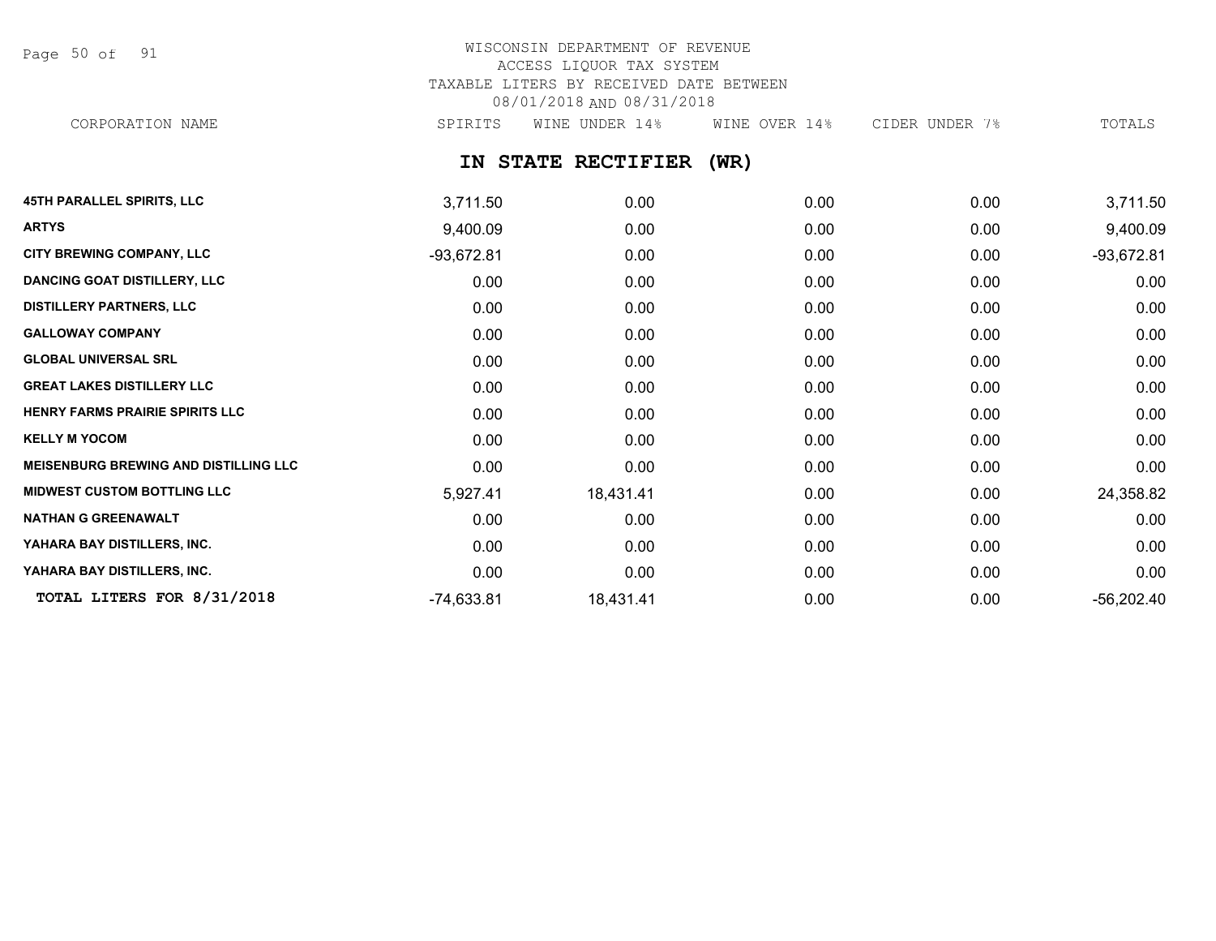WISCONSIN DEPARTMENT OF REVENUE
ACCESS LIQUOR TAX SYSTEM
TAXABLE LITERS BY RECEIVED DATE BETWEEN
08/01/2018 AND 08/31/2018

## IN STATE RECTIFIER (WR)

| CORPORATION NAME | SPIRITS | WINE UNDER 14% | WINE OVER 14% | CIDER UNDER 7% | TOTALS |
|---|---|---|---|---|---|
| **45TH PARALLEL SPIRITS, LLC** | 3,711.50 | 0.00 | 0.00 | 0.00 | 3,711.50 |
| **ARTYS** | 9,400.09 | 0.00 | 0.00 | 0.00 | 9,400.09 |
| **CITY BREWING COMPANY, LLC** | -93,672.81 | 0.00 | 0.00 | 0.00 | -93,672.81 |
| **DANCING GOAT DISTILLERY, LLC** | 0.00 | 0.00 | 0.00 | 0.00 | 0.00 |
| **DISTILLERY PARTNERS, LLC** | 0.00 | 0.00 | 0.00 | 0.00 | 0.00 |
| **GALLOWAY COMPANY** | 0.00 | 0.00 | 0.00 | 0.00 | 0.00 |
| **GLOBAL UNIVERSAL SRL** | 0.00 | 0.00 | 0.00 | 0.00 | 0.00 |
| **GREAT LAKES DISTILLERY LLC** | 0.00 | 0.00 | 0.00 | 0.00 | 0.00 |
| **HENRY FARMS PRAIRIE SPIRITS LLC** | 0.00 | 0.00 | 0.00 | 0.00 | 0.00 |
| **KELLY M YOCOM** | 0.00 | 0.00 | 0.00 | 0.00 | 0.00 |
| **MEISENBURG BREWING AND DISTILLING LLC** | 0.00 | 0.00 | 0.00 | 0.00 | 0.00 |
| **MIDWEST CUSTOM BOTTLING LLC** | 5,927.41 | 18,431.41 | 0.00 | 0.00 | 24,358.82 |
| **NATHAN G GREENAWALT** | 0.00 | 0.00 | 0.00 | 0.00 | 0.00 |
| **YAHARA BAY DISTILLERS, INC.** | 0.00 | 0.00 | 0.00 | 0.00 | 0.00 |
| **YAHARA BAY DISTILLERS, INC.** | 0.00 | 0.00 | 0.00 | 0.00 | 0.00 |
| **TOTAL LITERS FOR 8/31/2018** | -74,633.81 | 18,431.41 | 0.00 | 0.00 | -56,202.40 |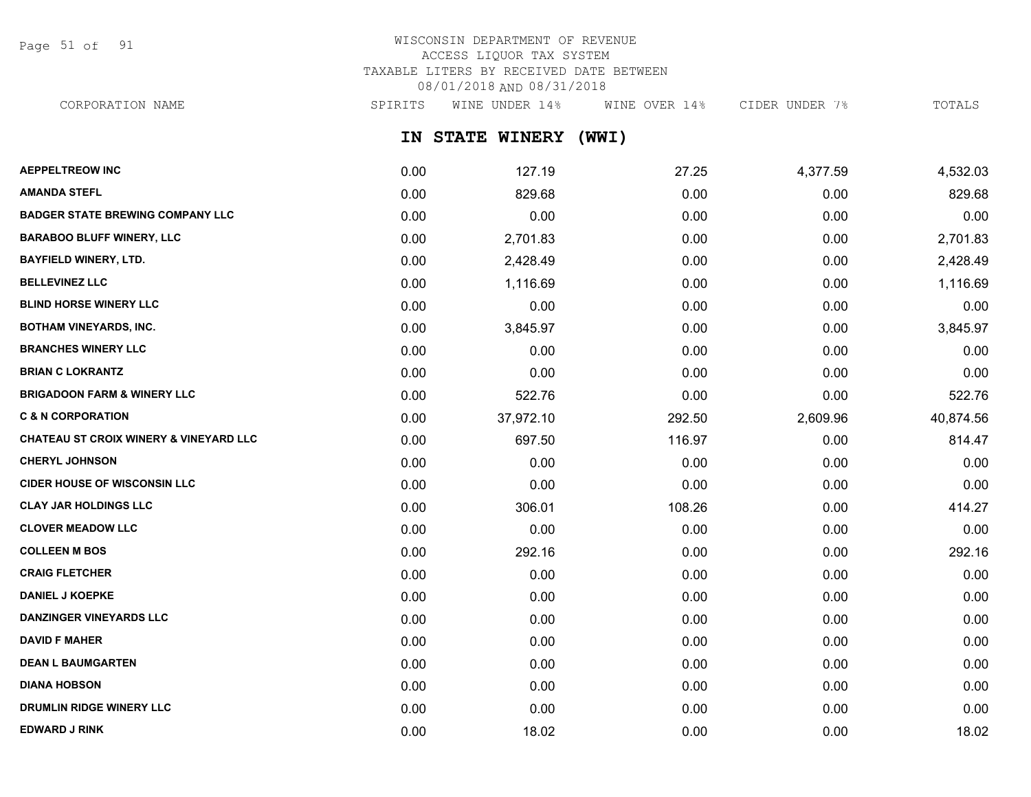# WISCONSIN DEPARTMENT OF REVENUE
## ACCESS LIQUOR TAX SYSTEM
### TAXABLE LITERS BY RECEIVED DATE BETWEEN 08/01/2018 AND 08/31/2018

## IN STATE WINERY (WWI)

| CORPORATION NAME | SPIRITS | WINE UNDER 14% | WINE OVER 14% | CIDER UNDER 7% | TOTALS |
|---|---|---|---|---|---|
| AEPPELTREOW INC | 0.00 | 127.19 | 27.25 | 4,377.59 | 4,532.03 |
| AMANDA STEFL | 0.00 | 829.68 | 0.00 | 0.00 | 829.68 |
| BADGER STATE BREWING COMPANY LLC | 0.00 | 0.00 | 0.00 | 0.00 | 0.00 |
| BARABOO BLUFF WINERY, LLC | 0.00 | 2,701.83 | 0.00 | 0.00 | 2,701.83 |
| BAYFIELD WINERY, LTD. | 0.00 | 2,428.49 | 0.00 | 0.00 | 2,428.49 |
| BELLEVINEZ LLC | 0.00 | 1,116.69 | 0.00 | 0.00 | 1,116.69 |
| BLIND HORSE WINERY LLC | 0.00 | 0.00 | 0.00 | 0.00 | 0.00 |
| BOTHAM VINEYARDS, INC. | 0.00 | 3,845.97 | 0.00 | 0.00 | 3,845.97 |
| BRANCHES WINERY LLC | 0.00 | 0.00 | 0.00 | 0.00 | 0.00 |
| BRIAN C LOKRANTZ | 0.00 | 0.00 | 0.00 | 0.00 | 0.00 |
| BRIGADOON FARM & WINERY LLC | 0.00 | 522.76 | 0.00 | 0.00 | 522.76 |
| C & N CORPORATION | 0.00 | 37,972.10 | 292.50 | 2,609.96 | 40,874.56 |
| CHATEAU ST CROIX WINERY & VINEYARD LLC | 0.00 | 697.50 | 116.97 | 0.00 | 814.47 |
| CHERYL JOHNSON | 0.00 | 0.00 | 0.00 | 0.00 | 0.00 |
| CIDER HOUSE OF WISCONSIN LLC | 0.00 | 0.00 | 0.00 | 0.00 | 0.00 |
| CLAY JAR HOLDINGS LLC | 0.00 | 306.01 | 108.26 | 0.00 | 414.27 |
| CLOVER MEADOW LLC | 0.00 | 0.00 | 0.00 | 0.00 | 0.00 |
| COLLEEN M BOS | 0.00 | 292.16 | 0.00 | 0.00 | 292.16 |
| CRAIG FLETCHER | 0.00 | 0.00 | 0.00 | 0.00 | 0.00 |
| DANIEL J KOEPKE | 0.00 | 0.00 | 0.00 | 0.00 | 0.00 |
| DANZINGER VINEYARDS LLC | 0.00 | 0.00 | 0.00 | 0.00 | 0.00 |
| DAVID F MAHER | 0.00 | 0.00 | 0.00 | 0.00 | 0.00 |
| DEAN L BAUMGARTEN | 0.00 | 0.00 | 0.00 | 0.00 | 0.00 |
| DIANA HOBSON | 0.00 | 0.00 | 0.00 | 0.00 | 0.00 |
| DRUMLIN RIDGE WINERY LLC | 0.00 | 0.00 | 0.00 | 0.00 | 0.00 |
| EDWARD J RINK | 0.00 | 18.02 | 0.00 | 0.00 | 18.02 |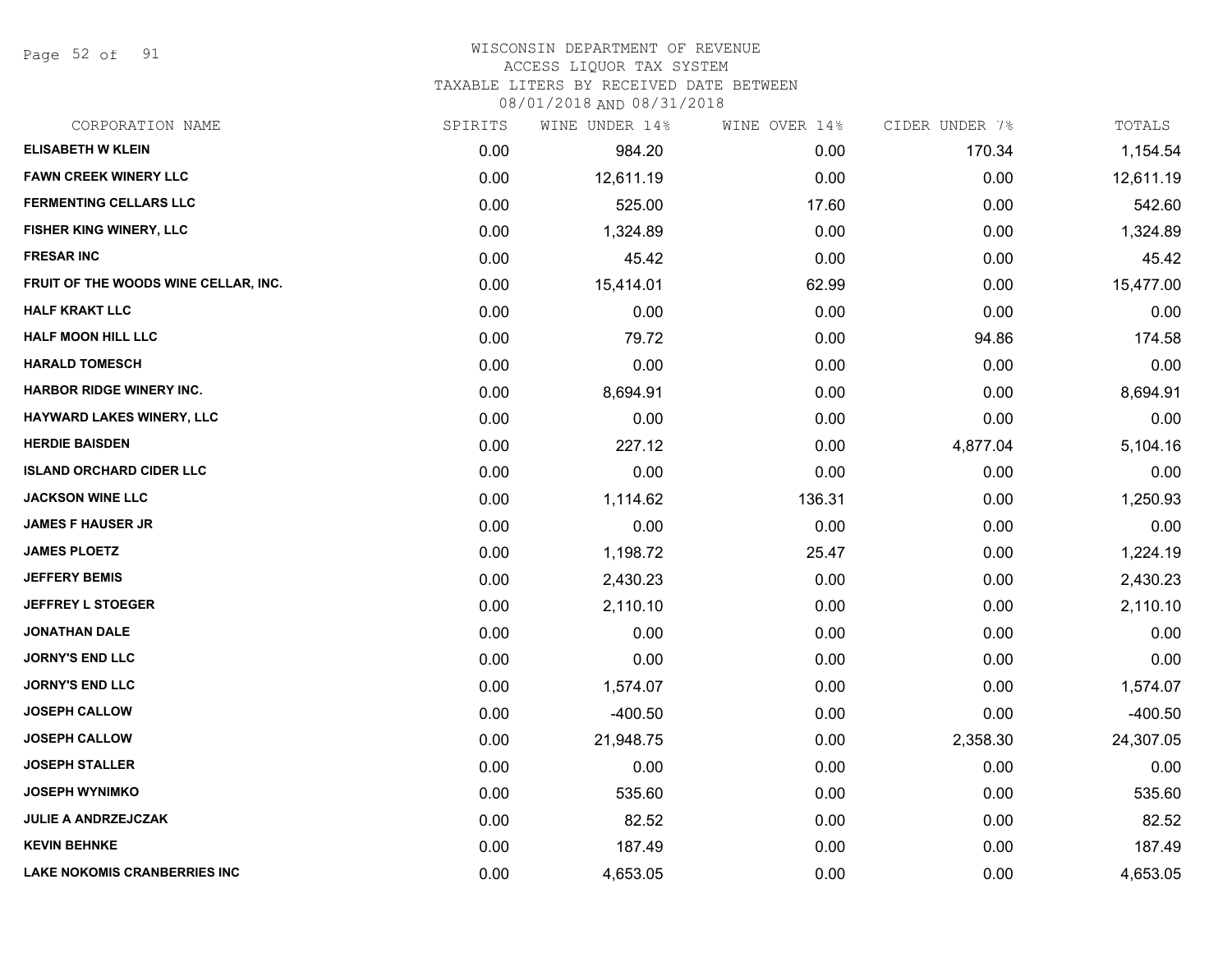# WISCONSIN DEPARTMENT OF REVENUE
## ACCESS LIQUOR TAX SYSTEM
### TAXABLE LITERS BY RECEIVED DATE BETWEEN 08/01/2018 AND 08/31/2018

| CORPORATION NAME | SPIRITS | WINE UNDER 14% | WINE OVER 14% | CIDER UNDER 7% | TOTALS |
|---|---|---|---|---|---|
| ELISABETH W KLEIN | 0.00 | 984.20 | 0.00 | 170.34 | 1,154.54 |
| FAWN CREEK WINERY LLC | 0.00 | 12,611.19 | 0.00 | 0.00 | 12,611.19 |
| FERMENTING CELLARS LLC | 0.00 | 525.00 | 17.60 | 0.00 | 542.60 |
| FISHER KING WINERY, LLC | 0.00 | 1,324.89 | 0.00 | 0.00 | 1,324.89 |
| FRESAR INC | 0.00 | 45.42 | 0.00 | 0.00 | 45.42 |
| FRUIT OF THE WOODS WINE CELLAR, INC. | 0.00 | 15,414.01 | 62.99 | 0.00 | 15,477.00 |
| HALF KRAKT LLC | 0.00 | 0.00 | 0.00 | 0.00 | 0.00 |
| HALF MOON HILL LLC | 0.00 | 79.72 | 0.00 | 94.86 | 174.58 |
| HARALD TOMESCH | 0.00 | 0.00 | 0.00 | 0.00 | 0.00 |
| HARBOR RIDGE WINERY INC. | 0.00 | 8,694.91 | 0.00 | 0.00 | 8,694.91 |
| HAYWARD LAKES WINERY, LLC | 0.00 | 0.00 | 0.00 | 0.00 | 0.00 |
| HERDIE BAISDEN | 0.00 | 227.12 | 0.00 | 4,877.04 | 5,104.16 |
| ISLAND ORCHARD CIDER LLC | 0.00 | 0.00 | 0.00 | 0.00 | 0.00 |
| JACKSON WINE LLC | 0.00 | 1,114.62 | 136.31 | 0.00 | 1,250.93 |
| JAMES F HAUSER JR | 0.00 | 0.00 | 0.00 | 0.00 | 0.00 |
| JAMES PLOETZ | 0.00 | 1,198.72 | 25.47 | 0.00 | 1,224.19 |
| JEFFERY BEMIS | 0.00 | 2,430.23 | 0.00 | 0.00 | 2,430.23 |
| JEFFREY L STOEGER | 0.00 | 2,110.10 | 0.00 | 0.00 | 2,110.10 |
| JONATHAN DALE | 0.00 | 0.00 | 0.00 | 0.00 | 0.00 |
| JORNY'S END LLC | 0.00 | 0.00 | 0.00 | 0.00 | 0.00 |
| JORNY'S END LLC | 0.00 | 1,574.07 | 0.00 | 0.00 | 1,574.07 |
| JOSEPH CALLOW | 0.00 | -400.50 | 0.00 | 0.00 | -400.50 |
| JOSEPH CALLOW | 0.00 | 21,948.75 | 0.00 | 2,358.30 | 24,307.05 |
| JOSEPH STALLER | 0.00 | 0.00 | 0.00 | 0.00 | 0.00 |
| JOSEPH WYNIMKO | 0.00 | 535.60 | 0.00 | 0.00 | 535.60 |
| JULIE A ANDRZEJCZAK | 0.00 | 82.52 | 0.00 | 0.00 | 82.52 |
| KEVIN BEHNKE | 0.00 | 187.49 | 0.00 | 0.00 | 187.49 |
| LAKE NOKOMIS CRANBERRIES INC | 0.00 | 4,653.05 | 0.00 | 0.00 | 4,653.05 |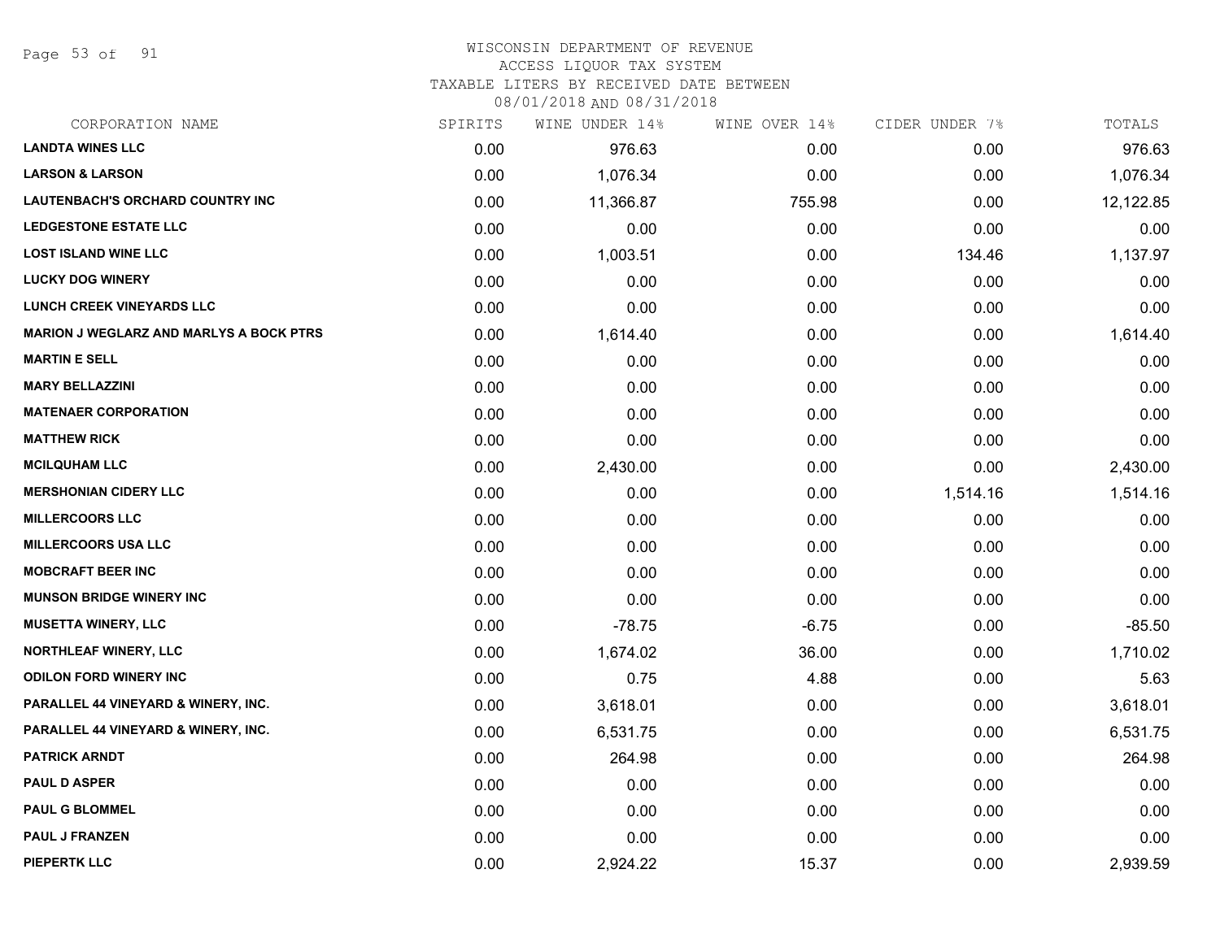# WISCONSIN DEPARTMENT OF REVENUE
## ACCESS LIQUOR TAX SYSTEM
### TAXABLE LITERS BY RECEIVED DATE BETWEEN 08/01/2018 AND 08/31/2018

| CORPORATION NAME | SPIRITS | WINE UNDER 14% | WINE OVER 14% | CIDER UNDER 7% | TOTALS |
|---|---|---|---|---|---|
| LANDTA WINES LLC | 0.00 | 976.63 | 0.00 | 0.00 | 976.63 |
| LARSON & LARSON | 0.00 | 1,076.34 | 0.00 | 0.00 | 1,076.34 |
| LAUTENBACH'S ORCHARD COUNTRY INC | 0.00 | 11,366.87 | 755.98 | 0.00 | 12,122.85 |
| LEDGESTONE ESTATE LLC | 0.00 | 0.00 | 0.00 | 0.00 | 0.00 |
| LOST ISLAND WINE LLC | 0.00 | 1,003.51 | 0.00 | 134.46 | 1,137.97 |
| LUCKY DOG WINERY | 0.00 | 0.00 | 0.00 | 0.00 | 0.00 |
| LUNCH CREEK VINEYARDS LLC | 0.00 | 0.00 | 0.00 | 0.00 | 0.00 |
| MARION J WEGLARZ AND MARLYS A BOCK PTRS | 0.00 | 1,614.40 | 0.00 | 0.00 | 1,614.40 |
| MARTIN E SELL | 0.00 | 0.00 | 0.00 | 0.00 | 0.00 |
| MARY BELLAZZINI | 0.00 | 0.00 | 0.00 | 0.00 | 0.00 |
| MATENAER CORPORATION | 0.00 | 0.00 | 0.00 | 0.00 | 0.00 |
| MATTHEW RICK | 0.00 | 0.00 | 0.00 | 0.00 | 0.00 |
| MCILQUHAM LLC | 0.00 | 2,430.00 | 0.00 | 0.00 | 2,430.00 |
| MERSHONIAN CIDERY LLC | 0.00 | 0.00 | 0.00 | 1,514.16 | 1,514.16 |
| MILLERCOORS LLC | 0.00 | 0.00 | 0.00 | 0.00 | 0.00 |
| MILLERCOORS USA LLC | 0.00 | 0.00 | 0.00 | 0.00 | 0.00 |
| MOBCRAFT BEER INC | 0.00 | 0.00 | 0.00 | 0.00 | 0.00 |
| MUNSON BRIDGE WINERY INC | 0.00 | 0.00 | 0.00 | 0.00 | 0.00 |
| MUSETTA WINERY, LLC | 0.00 | -78.75 | -6.75 | 0.00 | -85.50 |
| NORTHLEAF WINERY, LLC | 0.00 | 1,674.02 | 36.00 | 0.00 | 1,710.02 |
| ODILON FORD WINERY INC | 0.00 | 0.75 | 4.88 | 0.00 | 5.63 |
| PARALLEL 44 VINEYARD & WINERY, INC. | 0.00 | 3,618.01 | 0.00 | 0.00 | 3,618.01 |
| PARALLEL 44 VINEYARD & WINERY, INC. | 0.00 | 6,531.75 | 0.00 | 0.00 | 6,531.75 |
| PATRICK ARNDT | 0.00 | 264.98 | 0.00 | 0.00 | 264.98 |
| PAUL D ASPER | 0.00 | 0.00 | 0.00 | 0.00 | 0.00 |
| PAUL G BLOMMEL | 0.00 | 0.00 | 0.00 | 0.00 | 0.00 |
| PAUL J FRANZEN | 0.00 | 0.00 | 0.00 | 0.00 | 0.00 |
| PIEPERTK LLC | 0.00 | 2,924.22 | 15.37 | 0.00 | 2,939.59 |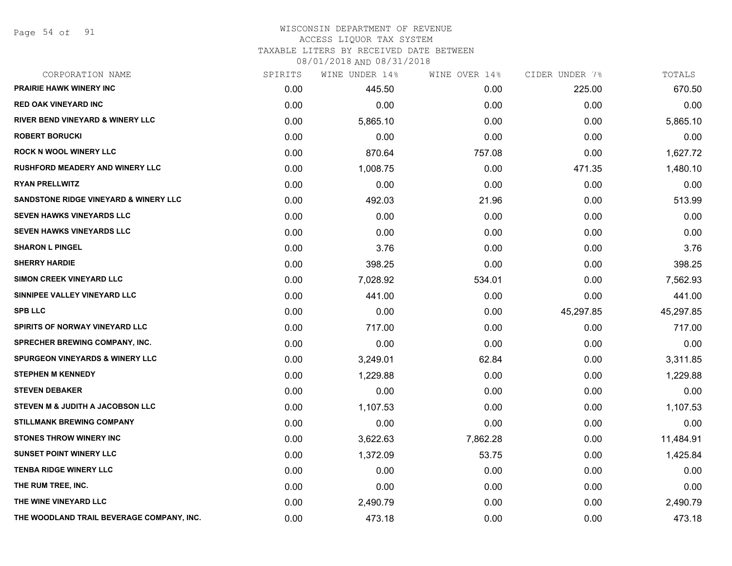# WISCONSIN DEPARTMENT OF REVENUE
## ACCESS LIQUOR TAX SYSTEM
### TAXABLE LITERS BY RECEIVED DATE BETWEEN 08/01/2018 AND 08/31/2018

| CORPORATION NAME | SPIRITS | WINE UNDER 14% | WINE OVER 14% | CIDER UNDER 7% | TOTALS |
|---|---|---|---|---|---|
| PRAIRIE HAWK WINERY INC | 0.00 | 445.50 | 0.00 | 225.00 | 670.50 |
| RED OAK VINEYARD INC | 0.00 | 0.00 | 0.00 | 0.00 | 0.00 |
| RIVER BEND VINEYARD & WINERY LLC | 0.00 | 5,865.10 | 0.00 | 0.00 | 5,865.10 |
| ROBERT BORUCKI | 0.00 | 0.00 | 0.00 | 0.00 | 0.00 |
| ROCK N WOOL WINERY LLC | 0.00 | 870.64 | 757.08 | 0.00 | 1,627.72 |
| RUSHFORD MEADERY AND WINERY LLC | 0.00 | 1,008.75 | 0.00 | 471.35 | 1,480.10 |
| RYAN PRELLWITZ | 0.00 | 0.00 | 0.00 | 0.00 | 0.00 |
| SANDSTONE RIDGE VINEYARD & WINERY LLC | 0.00 | 492.03 | 21.96 | 0.00 | 513.99 |
| SEVEN HAWKS VINEYARDS LLC | 0.00 | 0.00 | 0.00 | 0.00 | 0.00 |
| SEVEN HAWKS VINEYARDS LLC | 0.00 | 0.00 | 0.00 | 0.00 | 0.00 |
| SHARON L PINGEL | 0.00 | 3.76 | 0.00 | 0.00 | 3.76 |
| SHERRY HARDIE | 0.00 | 398.25 | 0.00 | 0.00 | 398.25 |
| SIMON CREEK VINEYARD LLC | 0.00 | 7,028.92 | 534.01 | 0.00 | 7,562.93 |
| SINNIPEE VALLEY VINEYARD LLC | 0.00 | 441.00 | 0.00 | 0.00 | 441.00 |
| SPB LLC | 0.00 | 0.00 | 0.00 | 45,297.85 | 45,297.85 |
| SPIRITS OF NORWAY VINEYARD LLC | 0.00 | 717.00 | 0.00 | 0.00 | 717.00 |
| SPRECHER BREWING COMPANY, INC. | 0.00 | 0.00 | 0.00 | 0.00 | 0.00 |
| SPURGEON VINEYARDS & WINERY LLC | 0.00 | 3,249.01 | 62.84 | 0.00 | 3,311.85 |
| STEPHEN M KENNEDY | 0.00 | 1,229.88 | 0.00 | 0.00 | 1,229.88 |
| STEVEN DEBAKER | 0.00 | 0.00 | 0.00 | 0.00 | 0.00 |
| STEVEN M & JUDITH A JACOBSON LLC | 0.00 | 1,107.53 | 0.00 | 0.00 | 1,107.53 |
| STILLMANK BREWING COMPANY | 0.00 | 0.00 | 0.00 | 0.00 | 0.00 |
| STONES THROW WINERY INC | 0.00 | 3,622.63 | 7,862.28 | 0.00 | 11,484.91 |
| SUNSET POINT WINERY LLC | 0.00 | 1,372.09 | 53.75 | 0.00 | 1,425.84 |
| TENBA RIDGE WINERY LLC | 0.00 | 0.00 | 0.00 | 0.00 | 0.00 |
| THE RUM TREE, INC. | 0.00 | 0.00 | 0.00 | 0.00 | 0.00 |
| THE WINE VINEYARD LLC | 0.00 | 2,490.79 | 0.00 | 0.00 | 2,490.79 |
| THE WOODLAND TRAIL BEVERAGE COMPANY, INC. | 0.00 | 473.18 | 0.00 | 0.00 | 473.18 |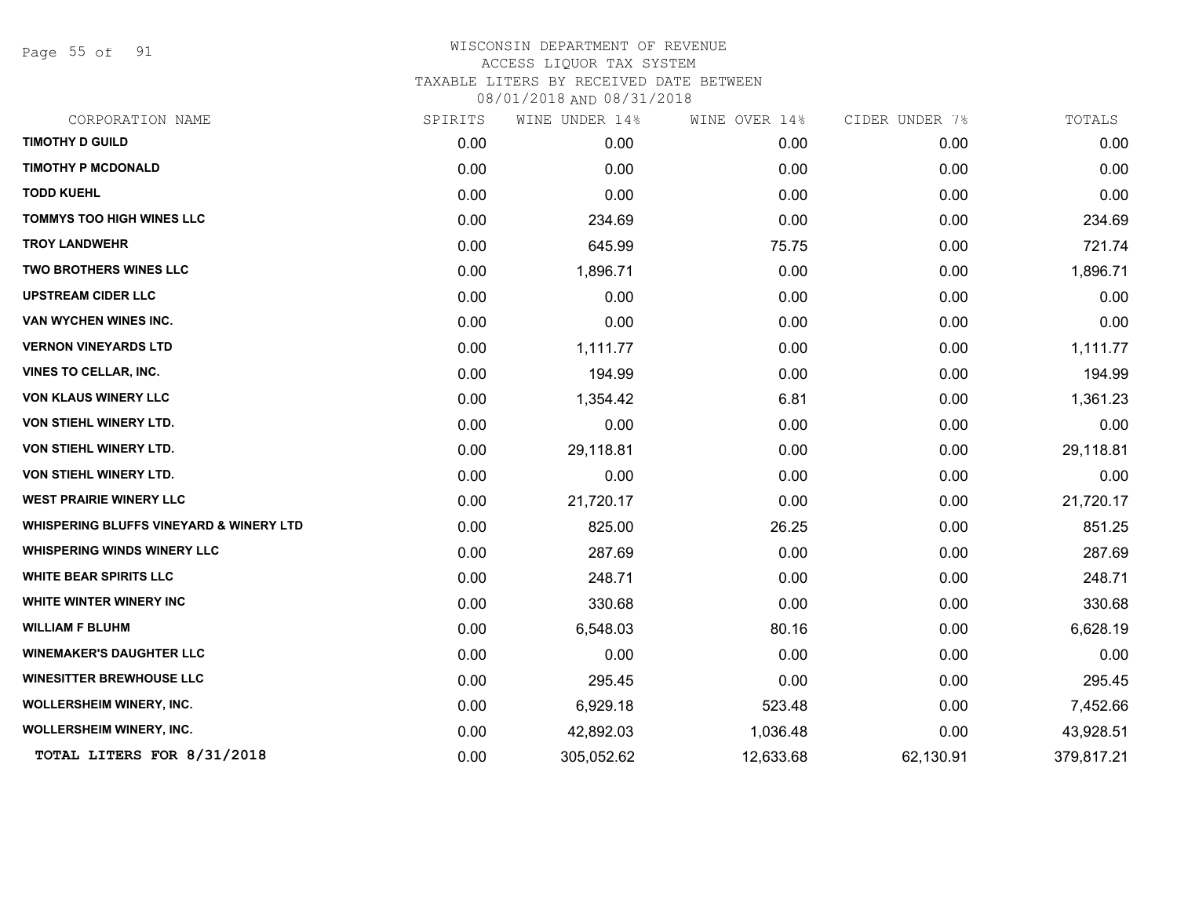# WISCONSIN DEPARTMENT OF REVENUE
ACCESS LIQUOR TAX SYSTEM
TAXABLE LITERS BY RECEIVED DATE BETWEEN
08/01/2018 AND 08/31/2018

| CORPORATION NAME | SPIRITS | WINE UNDER 14% | WINE OVER 14% | CIDER UNDER 7% | TOTALS |
|---|---|---|---|---|---|
| TIMOTHY D GUILD | 0.00 | 0.00 | 0.00 | 0.00 | 0.00 |
| TIMOTHY P MCDONALD | 0.00 | 0.00 | 0.00 | 0.00 | 0.00 |
| TODD KUEHL | 0.00 | 0.00 | 0.00 | 0.00 | 0.00 |
| TOMMYS TOO HIGH WINES LLC | 0.00 | 234.69 | 0.00 | 0.00 | 234.69 |
| TROY LANDWEHR | 0.00 | 645.99 | 75.75 | 0.00 | 721.74 |
| TWO BROTHERS WINES LLC | 0.00 | 1,896.71 | 0.00 | 0.00 | 1,896.71 |
| UPSTREAM CIDER LLC | 0.00 | 0.00 | 0.00 | 0.00 | 0.00 |
| VAN WYCHEN WINES INC. | 0.00 | 0.00 | 0.00 | 0.00 | 0.00 |
| VERNON VINEYARDS LTD | 0.00 | 1,111.77 | 0.00 | 0.00 | 1,111.77 |
| VINES TO CELLAR, INC. | 0.00 | 194.99 | 0.00 | 0.00 | 194.99 |
| VON KLAUS WINERY LLC | 0.00 | 1,354.42 | 6.81 | 0.00 | 1,361.23 |
| VON STIEHL WINERY LTD. | 0.00 | 0.00 | 0.00 | 0.00 | 0.00 |
| VON STIEHL WINERY LTD. | 0.00 | 29,118.81 | 0.00 | 0.00 | 29,118.81 |
| VON STIEHL WINERY LTD. | 0.00 | 0.00 | 0.00 | 0.00 | 0.00 |
| WEST PRAIRIE WINERY LLC | 0.00 | 21,720.17 | 0.00 | 0.00 | 21,720.17 |
| WHISPERING BLUFFS VINEYARD & WINERY LTD | 0.00 | 825.00 | 26.25 | 0.00 | 851.25 |
| WHISPERING WINDS WINERY LLC | 0.00 | 287.69 | 0.00 | 0.00 | 287.69 |
| WHITE BEAR SPIRITS LLC | 0.00 | 248.71 | 0.00 | 0.00 | 248.71 |
| WHITE WINTER WINERY INC | 0.00 | 330.68 | 0.00 | 0.00 | 330.68 |
| WILLIAM F BLUHM | 0.00 | 6,548.03 | 80.16 | 0.00 | 6,628.19 |
| WINEMAKER'S DAUGHTER LLC | 0.00 | 0.00 | 0.00 | 0.00 | 0.00 |
| WINESITTER BREWHOUSE LLC | 0.00 | 295.45 | 0.00 | 0.00 | 295.45 |
| WOLLERSHEIM WINERY, INC. | 0.00 | 6,929.18 | 523.48 | 0.00 | 7,452.66 |
| WOLLERSHEIM WINERY, INC. | 0.00 | 42,892.03 | 1,036.48 | 0.00 | 43,928.51 |
| **TOTAL LITERS FOR 8/31/2018** | 0.00 | 305,052.62 | 12,633.68 | 62,130.91 | 379,817.21 |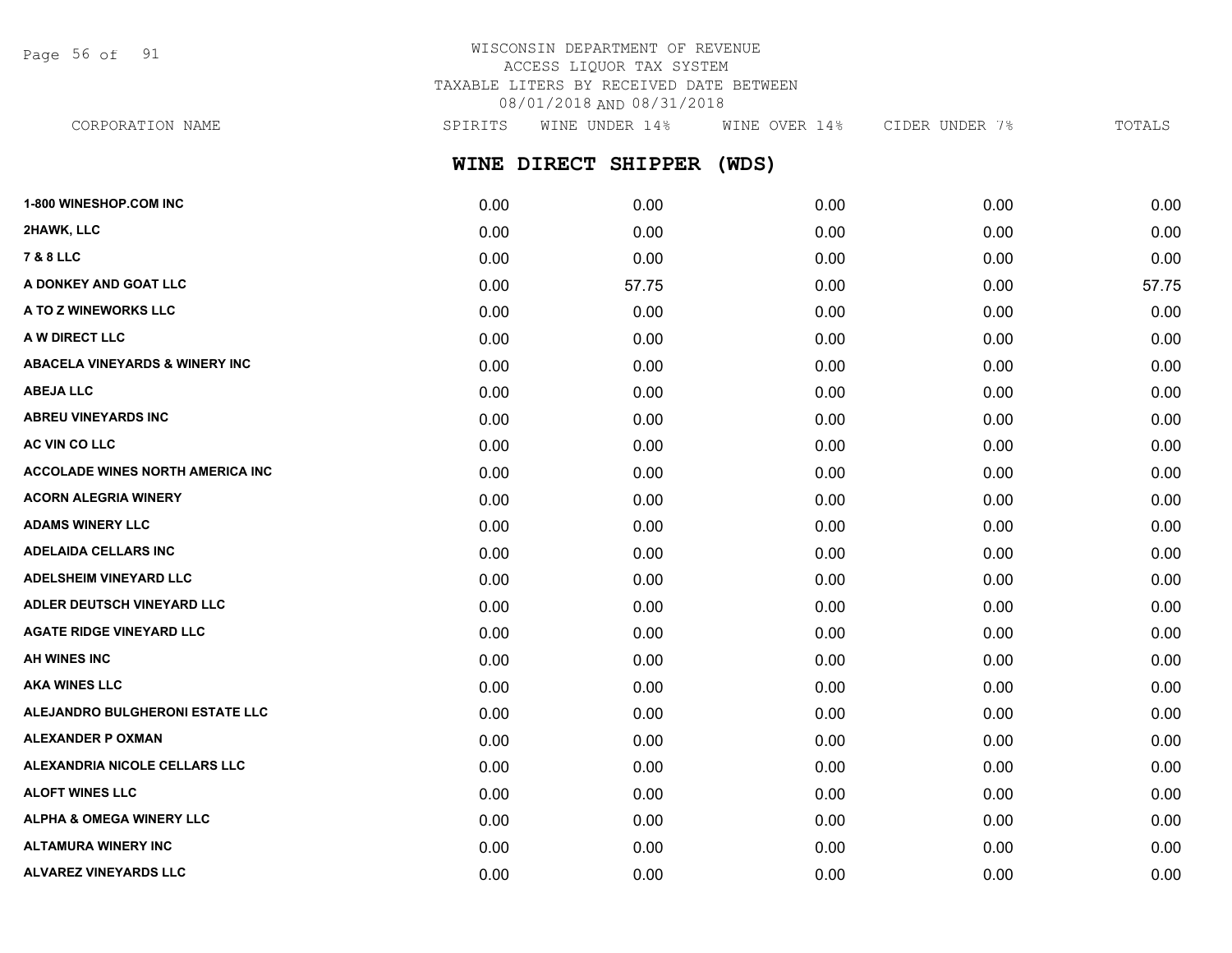WISCONSIN DEPARTMENT OF REVENUE
ACCESS LIQUOR TAX SYSTEM
TAXABLE LITERS BY RECEIVED DATE BETWEEN
08/01/2018 AND 08/31/2018

## WINE DIRECT SHIPPER (WDS)

| CORPORATION NAME | SPIRITS | WINE UNDER 14% | WINE OVER 14% | CIDER UNDER 7% | TOTALS |
|---|---|---|---|---|---|
| 1-800 WINESHOP.COM INC | 0.00 | 0.00 | 0.00 | 0.00 | 0.00 |
| 2HAWK, LLC | 0.00 | 0.00 | 0.00 | 0.00 | 0.00 |
| 7 & 8 LLC | 0.00 | 0.00 | 0.00 | 0.00 | 0.00 |
| A DONKEY AND GOAT LLC | 0.00 | 57.75 | 0.00 | 0.00 | 57.75 |
| A TO Z WINEWORKS LLC | 0.00 | 0.00 | 0.00 | 0.00 | 0.00 |
| A W DIRECT LLC | 0.00 | 0.00 | 0.00 | 0.00 | 0.00 |
| ABACELA VINEYARDS & WINERY INC | 0.00 | 0.00 | 0.00 | 0.00 | 0.00 |
| ABEJA LLC | 0.00 | 0.00 | 0.00 | 0.00 | 0.00 |
| ABREU VINEYARDS INC | 0.00 | 0.00 | 0.00 | 0.00 | 0.00 |
| AC VIN CO LLC | 0.00 | 0.00 | 0.00 | 0.00 | 0.00 |
| ACCOLADE WINES NORTH AMERICA INC | 0.00 | 0.00 | 0.00 | 0.00 | 0.00 |
| ACORN ALEGRIA WINERY | 0.00 | 0.00 | 0.00 | 0.00 | 0.00 |
| ADAMS WINERY LLC | 0.00 | 0.00 | 0.00 | 0.00 | 0.00 |
| ADELAIDA CELLARS INC | 0.00 | 0.00 | 0.00 | 0.00 | 0.00 |
| ADELSHEIM VINEYARD LLC | 0.00 | 0.00 | 0.00 | 0.00 | 0.00 |
| ADLER DEUTSCH VINEYARD LLC | 0.00 | 0.00 | 0.00 | 0.00 | 0.00 |
| AGATE RIDGE VINEYARD LLC | 0.00 | 0.00 | 0.00 | 0.00 | 0.00 |
| AH WINES INC | 0.00 | 0.00 | 0.00 | 0.00 | 0.00 |
| AKA WINES LLC | 0.00 | 0.00 | 0.00 | 0.00 | 0.00 |
| ALEJANDRO BULGHERONI ESTATE LLC | 0.00 | 0.00 | 0.00 | 0.00 | 0.00 |
| ALEXANDER P OXMAN | 0.00 | 0.00 | 0.00 | 0.00 | 0.00 |
| ALEXANDRIA NICOLE CELLARS LLC | 0.00 | 0.00 | 0.00 | 0.00 | 0.00 |
| ALOFT WINES LLC | 0.00 | 0.00 | 0.00 | 0.00 | 0.00 |
| ALPHA & OMEGA WINERY LLC | 0.00 | 0.00 | 0.00 | 0.00 | 0.00 |
| ALTAMURA WINERY INC | 0.00 | 0.00 | 0.00 | 0.00 | 0.00 |
| ALVAREZ VINEYARDS LLC | 0.00 | 0.00 | 0.00 | 0.00 | 0.00 |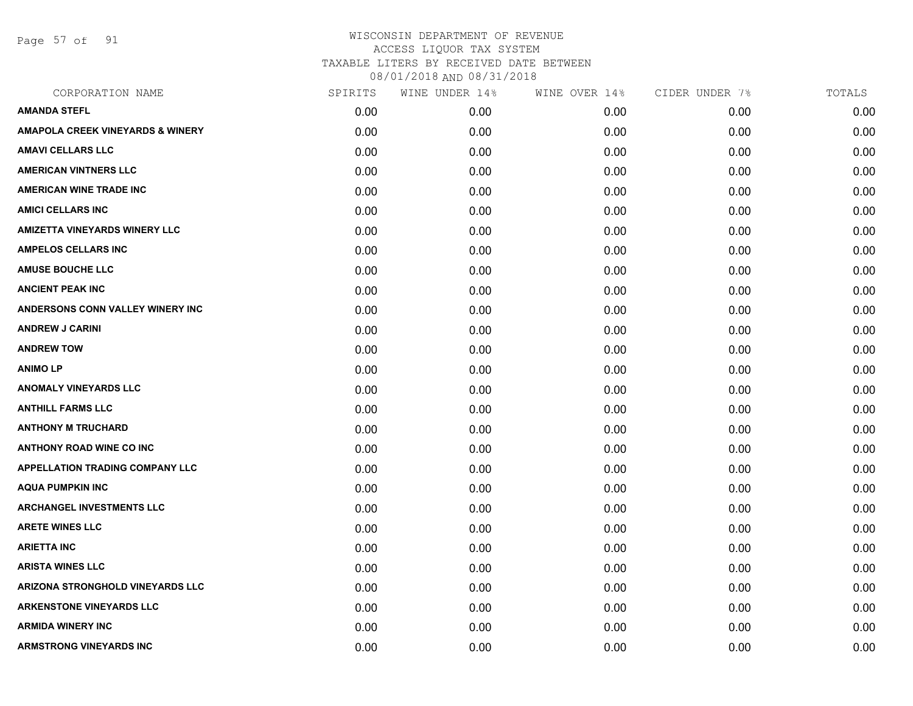# WISCONSIN DEPARTMENT OF REVENUE
## ACCESS LIQUOR TAX SYSTEM
## TAXABLE LITERS BY RECEIVED DATE BETWEEN 08/01/2018 AND 08/31/2018

| CORPORATION NAME | SPIRITS | WINE UNDER 14% | WINE OVER 14% | CIDER UNDER 7% | TOTALS |
|---|---|---|---|---|---|
| AMANDA STEFL | 0.00 | 0.00 | 0.00 | 0.00 | 0.00 |
| AMAPOLA CREEK VINEYARDS & WINERY | 0.00 | 0.00 | 0.00 | 0.00 | 0.00 |
| AMAVI CELLARS LLC | 0.00 | 0.00 | 0.00 | 0.00 | 0.00 |
| AMERICAN VINTNERS LLC | 0.00 | 0.00 | 0.00 | 0.00 | 0.00 |
| AMERICAN WINE TRADE INC | 0.00 | 0.00 | 0.00 | 0.00 | 0.00 |
| AMICI CELLARS INC | 0.00 | 0.00 | 0.00 | 0.00 | 0.00 |
| AMIZETTA VINEYARDS WINERY LLC | 0.00 | 0.00 | 0.00 | 0.00 | 0.00 |
| AMPELOS CELLARS INC | 0.00 | 0.00 | 0.00 | 0.00 | 0.00 |
| AMUSE BOUCHE LLC | 0.00 | 0.00 | 0.00 | 0.00 | 0.00 |
| ANCIENT PEAK INC | 0.00 | 0.00 | 0.00 | 0.00 | 0.00 |
| ANDERSONS CONN VALLEY WINERY INC | 0.00 | 0.00 | 0.00 | 0.00 | 0.00 |
| ANDREW J CARINI | 0.00 | 0.00 | 0.00 | 0.00 | 0.00 |
| ANDREW TOW | 0.00 | 0.00 | 0.00 | 0.00 | 0.00 |
| ANIMO LP | 0.00 | 0.00 | 0.00 | 0.00 | 0.00 |
| ANOMALY VINEYARDS LLC | 0.00 | 0.00 | 0.00 | 0.00 | 0.00 |
| ANTHILL FARMS LLC | 0.00 | 0.00 | 0.00 | 0.00 | 0.00 |
| ANTHONY M TRUCHARD | 0.00 | 0.00 | 0.00 | 0.00 | 0.00 |
| ANTHONY ROAD WINE CO INC | 0.00 | 0.00 | 0.00 | 0.00 | 0.00 |
| APPELLATION TRADING COMPANY LLC | 0.00 | 0.00 | 0.00 | 0.00 | 0.00 |
| AQUA PUMPKIN INC | 0.00 | 0.00 | 0.00 | 0.00 | 0.00 |
| ARCHANGEL INVESTMENTS LLC | 0.00 | 0.00 | 0.00 | 0.00 | 0.00 |
| ARETE WINES LLC | 0.00 | 0.00 | 0.00 | 0.00 | 0.00 |
| ARIETTA INC | 0.00 | 0.00 | 0.00 | 0.00 | 0.00 |
| ARISTA WINES LLC | 0.00 | 0.00 | 0.00 | 0.00 | 0.00 |
| ARIZONA STRONGHOLD VINEYARDS LLC | 0.00 | 0.00 | 0.00 | 0.00 | 0.00 |
| ARKENSTONE VINEYARDS LLC | 0.00 | 0.00 | 0.00 | 0.00 | 0.00 |
| ARMIDA WINERY INC | 0.00 | 0.00 | 0.00 | 0.00 | 0.00 |
| ARMSTRONG VINEYARDS INC | 0.00 | 0.00 | 0.00 | 0.00 | 0.00 |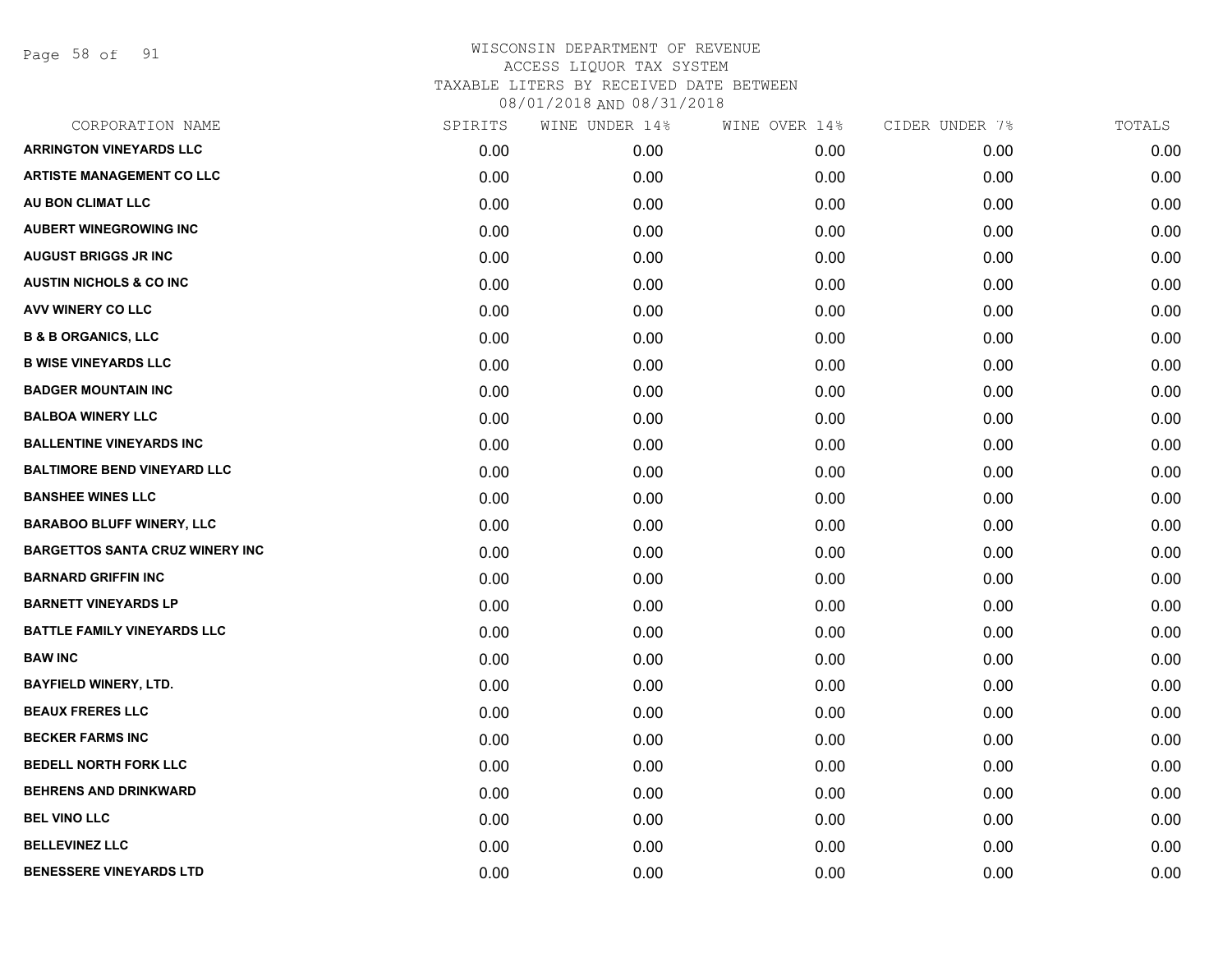# WISCONSIN DEPARTMENT OF REVENUE
## ACCESS LIQUOR TAX SYSTEM
### TAXABLE LITERS BY RECEIVED DATE BETWEEN 08/01/2018 AND 08/31/2018

| CORPORATION NAME | SPIRITS | WINE UNDER 14% | WINE OVER 14% | CIDER UNDER 7% | TOTALS |
|---|---|---|---|---|---|
| ARRINGTON VINEYARDS LLC | 0.00 | 0.00 | 0.00 | 0.00 | 0.00 |
| ARTISTE MANAGEMENT CO LLC | 0.00 | 0.00 | 0.00 | 0.00 | 0.00 |
| AU BON CLIMAT LLC | 0.00 | 0.00 | 0.00 | 0.00 | 0.00 |
| AUBERT WINEGROWING INC | 0.00 | 0.00 | 0.00 | 0.00 | 0.00 |
| AUGUST BRIGGS JR INC | 0.00 | 0.00 | 0.00 | 0.00 | 0.00 |
| AUSTIN NICHOLS & CO INC | 0.00 | 0.00 | 0.00 | 0.00 | 0.00 |
| AVV WINERY CO LLC | 0.00 | 0.00 | 0.00 | 0.00 | 0.00 |
| B & B ORGANICS, LLC | 0.00 | 0.00 | 0.00 | 0.00 | 0.00 |
| B WISE VINEYARDS LLC | 0.00 | 0.00 | 0.00 | 0.00 | 0.00 |
| BADGER MOUNTAIN INC | 0.00 | 0.00 | 0.00 | 0.00 | 0.00 |
| BALBOA WINERY LLC | 0.00 | 0.00 | 0.00 | 0.00 | 0.00 |
| BALLENTINE VINEYARDS INC | 0.00 | 0.00 | 0.00 | 0.00 | 0.00 |
| BALTIMORE BEND VINEYARD LLC | 0.00 | 0.00 | 0.00 | 0.00 | 0.00 |
| BANSHEE WINES LLC | 0.00 | 0.00 | 0.00 | 0.00 | 0.00 |
| BARABOO BLUFF WINERY, LLC | 0.00 | 0.00 | 0.00 | 0.00 | 0.00 |
| BARGETTOS SANTA CRUZ WINERY INC | 0.00 | 0.00 | 0.00 | 0.00 | 0.00 |
| BARNARD GRIFFIN INC | 0.00 | 0.00 | 0.00 | 0.00 | 0.00 |
| BARNETT VINEYARDS LP | 0.00 | 0.00 | 0.00 | 0.00 | 0.00 |
| BATTLE FAMILY VINEYARDS LLC | 0.00 | 0.00 | 0.00 | 0.00 | 0.00 |
| BAW INC | 0.00 | 0.00 | 0.00 | 0.00 | 0.00 |
| BAYFIELD WINERY, LTD. | 0.00 | 0.00 | 0.00 | 0.00 | 0.00 |
| BEAUX FRERES LLC | 0.00 | 0.00 | 0.00 | 0.00 | 0.00 |
| BECKER FARMS INC | 0.00 | 0.00 | 0.00 | 0.00 | 0.00 |
| BEDELL NORTH FORK LLC | 0.00 | 0.00 | 0.00 | 0.00 | 0.00 |
| BEHRENS AND DRINKWARD | 0.00 | 0.00 | 0.00 | 0.00 | 0.00 |
| BEL VINO LLC | 0.00 | 0.00 | 0.00 | 0.00 | 0.00 |
| BELLEVINEZ LLC | 0.00 | 0.00 | 0.00 | 0.00 | 0.00 |
| BENESSERE VINEYARDS LTD | 0.00 | 0.00 | 0.00 | 0.00 | 0.00 |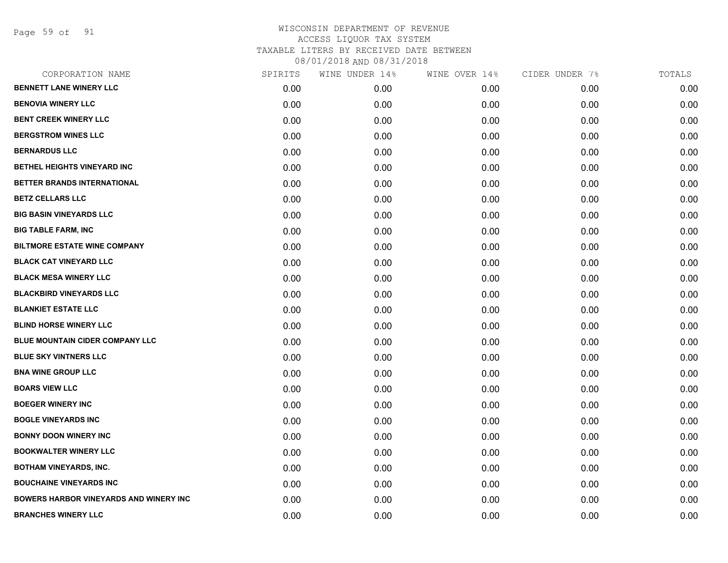WISCONSIN DEPARTMENT OF REVENUE
ACCESS LIQUOR TAX SYSTEM
TAXABLE LITERS BY RECEIVED DATE BETWEEN
08/01/2018 AND 08/31/2018

| CORPORATION NAME | SPIRITS | WINE UNDER 14% | WINE OVER 14% | CIDER UNDER 7% | TOTALS |
|---|---|---|---|---|---|
| BENNETT LANE WINERY LLC | 0.00 | 0.00 | 0.00 | 0.00 | 0.00 |
| BENOVIA WINERY LLC | 0.00 | 0.00 | 0.00 | 0.00 | 0.00 |
| BENT CREEK WINERY LLC | 0.00 | 0.00 | 0.00 | 0.00 | 0.00 |
| BERGSTROM WINES LLC | 0.00 | 0.00 | 0.00 | 0.00 | 0.00 |
| BERNARDUS LLC | 0.00 | 0.00 | 0.00 | 0.00 | 0.00 |
| BETHEL HEIGHTS VINEYARD INC | 0.00 | 0.00 | 0.00 | 0.00 | 0.00 |
| BETTER BRANDS INTERNATIONAL | 0.00 | 0.00 | 0.00 | 0.00 | 0.00 |
| BETZ CELLARS LLC | 0.00 | 0.00 | 0.00 | 0.00 | 0.00 |
| BIG BASIN VINEYARDS LLC | 0.00 | 0.00 | 0.00 | 0.00 | 0.00 |
| BIG TABLE FARM, INC | 0.00 | 0.00 | 0.00 | 0.00 | 0.00 |
| BILTMORE ESTATE WINE COMPANY | 0.00 | 0.00 | 0.00 | 0.00 | 0.00 |
| BLACK CAT VINEYARD LLC | 0.00 | 0.00 | 0.00 | 0.00 | 0.00 |
| BLACK MESA WINERY LLC | 0.00 | 0.00 | 0.00 | 0.00 | 0.00 |
| BLACKBIRD VINEYARDS LLC | 0.00 | 0.00 | 0.00 | 0.00 | 0.00 |
| BLANKIET ESTATE LLC | 0.00 | 0.00 | 0.00 | 0.00 | 0.00 |
| BLIND HORSE WINERY LLC | 0.00 | 0.00 | 0.00 | 0.00 | 0.00 |
| BLUE MOUNTAIN CIDER COMPANY LLC | 0.00 | 0.00 | 0.00 | 0.00 | 0.00 |
| BLUE SKY VINTNERS LLC | 0.00 | 0.00 | 0.00 | 0.00 | 0.00 |
| BNA WINE GROUP LLC | 0.00 | 0.00 | 0.00 | 0.00 | 0.00 |
| BOARS VIEW LLC | 0.00 | 0.00 | 0.00 | 0.00 | 0.00 |
| BOEGER WINERY INC | 0.00 | 0.00 | 0.00 | 0.00 | 0.00 |
| BOGLE VINEYARDS INC | 0.00 | 0.00 | 0.00 | 0.00 | 0.00 |
| BONNY DOON WINERY INC | 0.00 | 0.00 | 0.00 | 0.00 | 0.00 |
| BOOKWALTER WINERY LLC | 0.00 | 0.00 | 0.00 | 0.00 | 0.00 |
| BOTHAM VINEYARDS, INC. | 0.00 | 0.00 | 0.00 | 0.00 | 0.00 |
| BOUCHAINE VINEYARDS INC | 0.00 | 0.00 | 0.00 | 0.00 | 0.00 |
| BOWERS HARBOR VINEYARDS AND WINERY INC | 0.00 | 0.00 | 0.00 | 0.00 | 0.00 |
| BRANCHES WINERY LLC | 0.00 | 0.00 | 0.00 | 0.00 | 0.00 |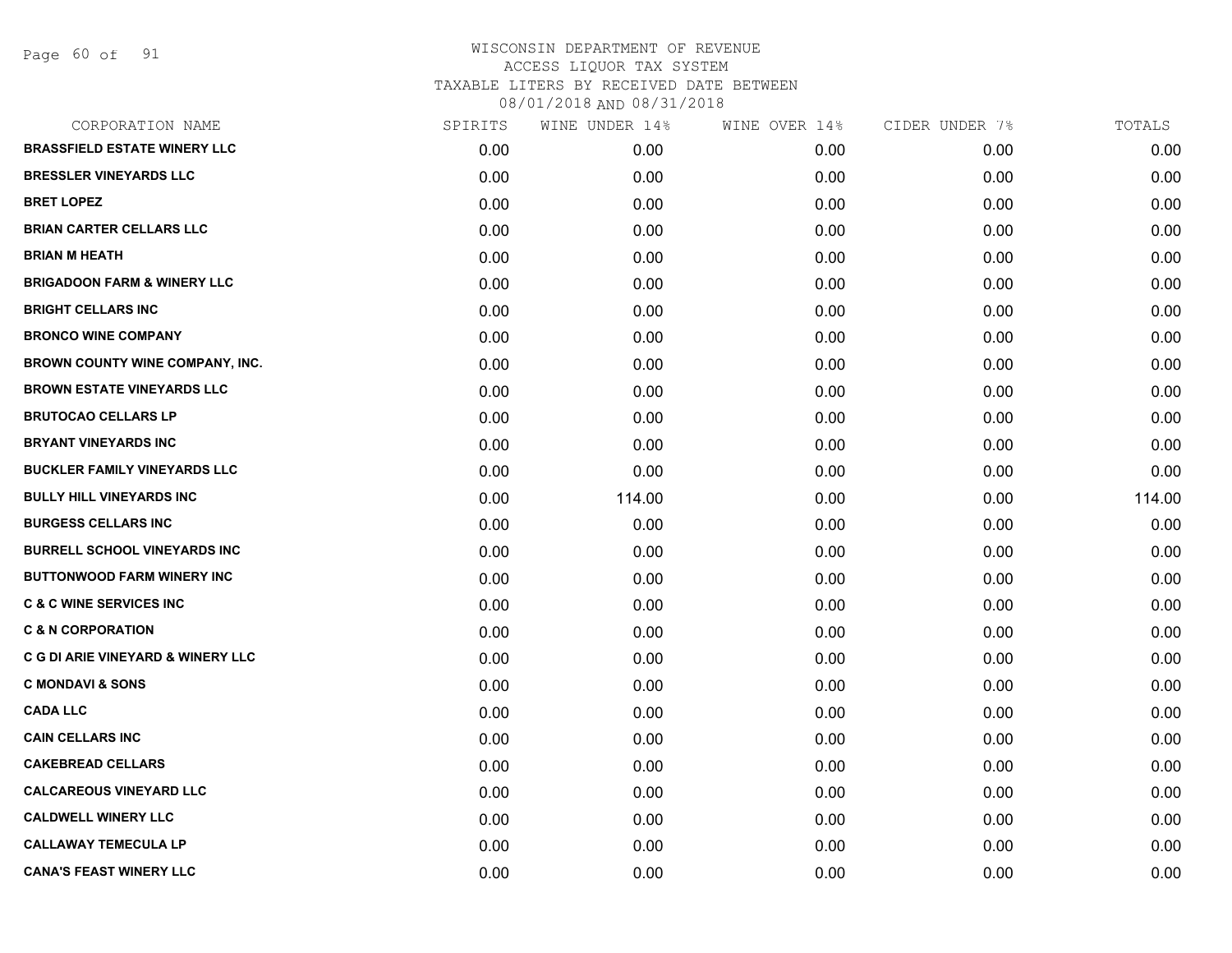WISCONSIN DEPARTMENT OF REVENUE
ACCESS LIQUOR TAX SYSTEM
TAXABLE LITERS BY RECEIVED DATE BETWEEN
08/01/2018 AND 08/31/2018

| CORPORATION NAME | SPIRITS | WINE UNDER 14% | WINE OVER 14% | CIDER UNDER 7% | TOTALS |
|---|---|---|---|---|---|
| BRASSFIELD ESTATE WINERY LLC | 0.00 | 0.00 | 0.00 | 0.00 | 0.00 |
| BRESSLER VINEYARDS LLC | 0.00 | 0.00 | 0.00 | 0.00 | 0.00 |
| BRET LOPEZ | 0.00 | 0.00 | 0.00 | 0.00 | 0.00 |
| BRIAN CARTER CELLARS LLC | 0.00 | 0.00 | 0.00 | 0.00 | 0.00 |
| BRIAN M HEATH | 0.00 | 0.00 | 0.00 | 0.00 | 0.00 |
| BRIGADOON FARM & WINERY LLC | 0.00 | 0.00 | 0.00 | 0.00 | 0.00 |
| BRIGHT CELLARS INC | 0.00 | 0.00 | 0.00 | 0.00 | 0.00 |
| BRONCO WINE COMPANY | 0.00 | 0.00 | 0.00 | 0.00 | 0.00 |
| BROWN COUNTY WINE COMPANY, INC. | 0.00 | 0.00 | 0.00 | 0.00 | 0.00 |
| BROWN ESTATE VINEYARDS LLC | 0.00 | 0.00 | 0.00 | 0.00 | 0.00 |
| BRUTOCAO CELLARS LP | 0.00 | 0.00 | 0.00 | 0.00 | 0.00 |
| BRYANT VINEYARDS INC | 0.00 | 0.00 | 0.00 | 0.00 | 0.00 |
| BUCKLER FAMILY VINEYARDS LLC | 0.00 | 0.00 | 0.00 | 0.00 | 0.00 |
| BULLY HILL VINEYARDS INC | 0.00 | 114.00 | 0.00 | 0.00 | 114.00 |
| BURGESS CELLARS INC | 0.00 | 0.00 | 0.00 | 0.00 | 0.00 |
| BURRELL SCHOOL VINEYARDS INC | 0.00 | 0.00 | 0.00 | 0.00 | 0.00 |
| BUTTONWOOD FARM WINERY INC | 0.00 | 0.00 | 0.00 | 0.00 | 0.00 |
| C & C WINE SERVICES INC | 0.00 | 0.00 | 0.00 | 0.00 | 0.00 |
| C & N CORPORATION | 0.00 | 0.00 | 0.00 | 0.00 | 0.00 |
| C G DI ARIE VINEYARD & WINERY LLC | 0.00 | 0.00 | 0.00 | 0.00 | 0.00 |
| C MONDAVI & SONS | 0.00 | 0.00 | 0.00 | 0.00 | 0.00 |
| CADA LLC | 0.00 | 0.00 | 0.00 | 0.00 | 0.00 |
| CAIN CELLARS INC | 0.00 | 0.00 | 0.00 | 0.00 | 0.00 |
| CAKEBREAD CELLARS | 0.00 | 0.00 | 0.00 | 0.00 | 0.00 |
| CALCAREOUS VINEYARD LLC | 0.00 | 0.00 | 0.00 | 0.00 | 0.00 |
| CALDWELL WINERY LLC | 0.00 | 0.00 | 0.00 | 0.00 | 0.00 |
| CALLAWAY TEMECULA LP | 0.00 | 0.00 | 0.00 | 0.00 | 0.00 |
| CANA'S FEAST WINERY LLC | 0.00 | 0.00 | 0.00 | 0.00 | 0.00 |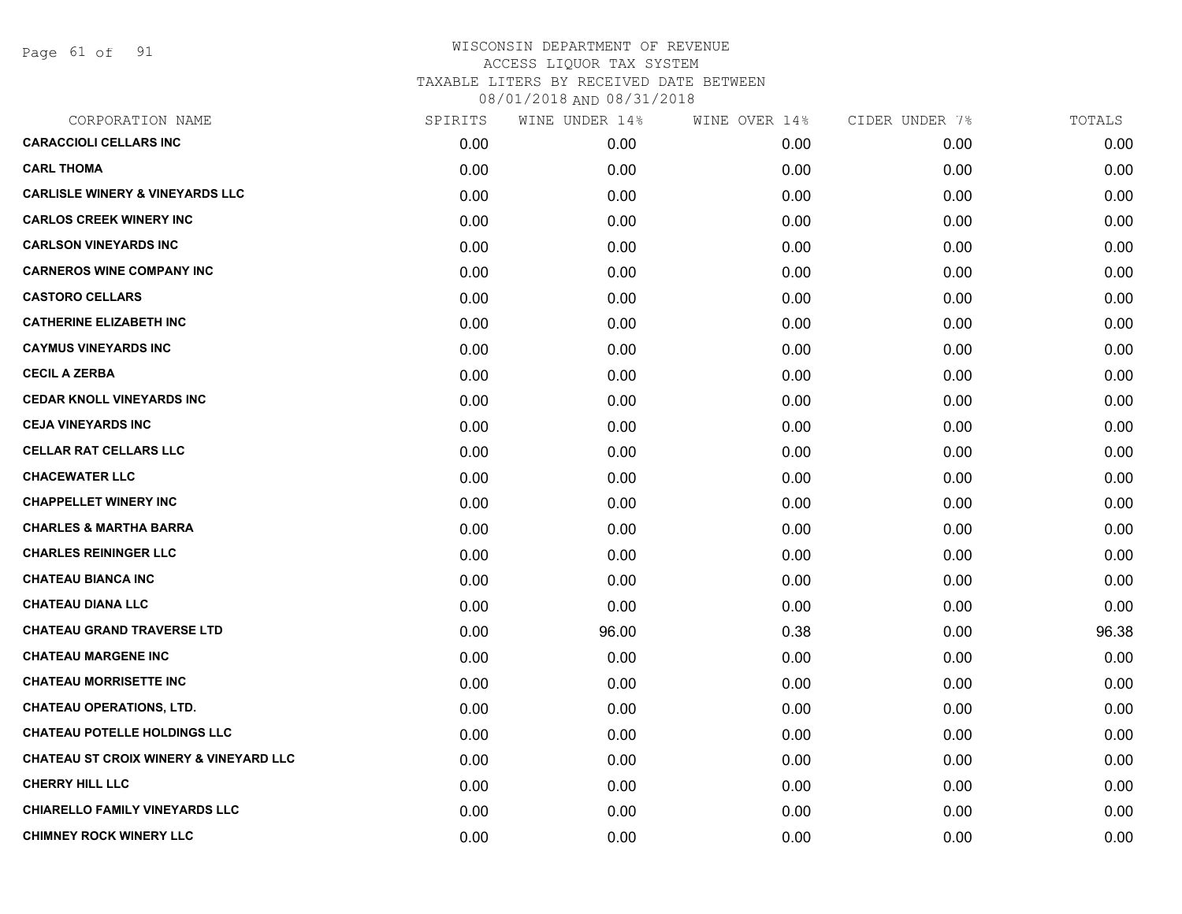WISCONSIN DEPARTMENT OF REVENUE
ACCESS LIQUOR TAX SYSTEM
TAXABLE LITERS BY RECEIVED DATE BETWEEN
08/01/2018 AND 08/31/2018

| CORPORATION NAME | SPIRITS | WINE UNDER 14% | WINE OVER 14% | CIDER UNDER 7% | TOTALS |
|---|---|---|---|---|---|
| CARACCIOLI CELLARS INC | 0.00 | 0.00 | 0.00 | 0.00 | 0.00 |
| CARL THOMA | 0.00 | 0.00 | 0.00 | 0.00 | 0.00 |
| CARLISLE WINERY & VINEYARDS LLC | 0.00 | 0.00 | 0.00 | 0.00 | 0.00 |
| CARLOS CREEK WINERY INC | 0.00 | 0.00 | 0.00 | 0.00 | 0.00 |
| CARLSON VINEYARDS INC | 0.00 | 0.00 | 0.00 | 0.00 | 0.00 |
| CARNEROS WINE COMPANY INC | 0.00 | 0.00 | 0.00 | 0.00 | 0.00 |
| CASTORO CELLARS | 0.00 | 0.00 | 0.00 | 0.00 | 0.00 |
| CATHERINE ELIZABETH INC | 0.00 | 0.00 | 0.00 | 0.00 | 0.00 |
| CAYMUS VINEYARDS INC | 0.00 | 0.00 | 0.00 | 0.00 | 0.00 |
| CECIL A ZERBA | 0.00 | 0.00 | 0.00 | 0.00 | 0.00 |
| CEDAR KNOLL VINEYARDS INC | 0.00 | 0.00 | 0.00 | 0.00 | 0.00 |
| CEJA VINEYARDS INC | 0.00 | 0.00 | 0.00 | 0.00 | 0.00 |
| CELLAR RAT CELLARS LLC | 0.00 | 0.00 | 0.00 | 0.00 | 0.00 |
| CHACEWATER LLC | 0.00 | 0.00 | 0.00 | 0.00 | 0.00 |
| CHAPPELLET WINERY INC | 0.00 | 0.00 | 0.00 | 0.00 | 0.00 |
| CHARLES & MARTHA BARRA | 0.00 | 0.00 | 0.00 | 0.00 | 0.00 |
| CHARLES REININGER LLC | 0.00 | 0.00 | 0.00 | 0.00 | 0.00 |
| CHATEAU BIANCA INC | 0.00 | 0.00 | 0.00 | 0.00 | 0.00 |
| CHATEAU DIANA LLC | 0.00 | 0.00 | 0.00 | 0.00 | 0.00 |
| CHATEAU GRAND TRAVERSE LTD | 0.00 | 96.00 | 0.38 | 0.00 | 96.38 |
| CHATEAU MARGENE INC | 0.00 | 0.00 | 0.00 | 0.00 | 0.00 |
| CHATEAU MORRISETTE INC | 0.00 | 0.00 | 0.00 | 0.00 | 0.00 |
| CHATEAU OPERATIONS, LTD. | 0.00 | 0.00 | 0.00 | 0.00 | 0.00 |
| CHATEAU POTELLE HOLDINGS LLC | 0.00 | 0.00 | 0.00 | 0.00 | 0.00 |
| CHATEAU ST CROIX WINERY & VINEYARD LLC | 0.00 | 0.00 | 0.00 | 0.00 | 0.00 |
| CHERRY HILL LLC | 0.00 | 0.00 | 0.00 | 0.00 | 0.00 |
| CHIARELLO FAMILY VINEYARDS LLC | 0.00 | 0.00 | 0.00 | 0.00 | 0.00 |
| CHIMNEY ROCK WINERY LLC | 0.00 | 0.00 | 0.00 | 0.00 | 0.00 |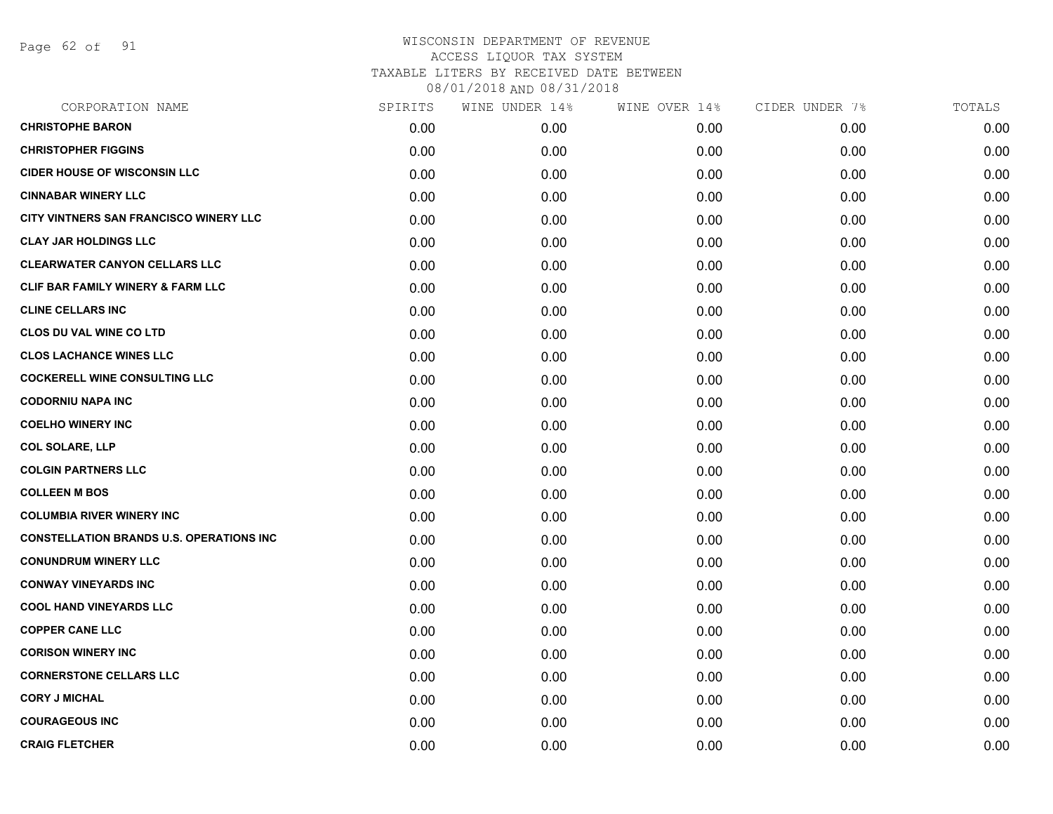WISCONSIN DEPARTMENT OF REVENUE
ACCESS LIQUOR TAX SYSTEM
TAXABLE LITERS BY RECEIVED DATE BETWEEN
08/01/2018 AND 08/31/2018

| CORPORATION NAME | SPIRITS | WINE UNDER 14% | WINE OVER 14% | CIDER UNDER 7% | TOTALS |
|---|---|---|---|---|---|
| **CHRISTOPHE BARON** | 0.00 | 0.00 | 0.00 | 0.00 | 0.00 |
| **CHRISTOPHER FIGGINS** | 0.00 | 0.00 | 0.00 | 0.00 | 0.00 |
| **CIDER HOUSE OF WISCONSIN LLC** | 0.00 | 0.00 | 0.00 | 0.00 | 0.00 |
| **CINNABAR WINERY LLC** | 0.00 | 0.00 | 0.00 | 0.00 | 0.00 |
| **CITY VINTNERS SAN FRANCISCO WINERY LLC** | 0.00 | 0.00 | 0.00 | 0.00 | 0.00 |
| **CLAY JAR HOLDINGS LLC** | 0.00 | 0.00 | 0.00 | 0.00 | 0.00 |
| **CLEARWATER CANYON CELLARS LLC** | 0.00 | 0.00 | 0.00 | 0.00 | 0.00 |
| **CLIF BAR FAMILY WINERY & FARM LLC** | 0.00 | 0.00 | 0.00 | 0.00 | 0.00 |
| **CLINE CELLARS INC** | 0.00 | 0.00 | 0.00 | 0.00 | 0.00 |
| **CLOS DU VAL WINE CO LTD** | 0.00 | 0.00 | 0.00 | 0.00 | 0.00 |
| **CLOS LACHANCE WINES LLC** | 0.00 | 0.00 | 0.00 | 0.00 | 0.00 |
| **COCKERELL WINE CONSULTING LLC** | 0.00 | 0.00 | 0.00 | 0.00 | 0.00 |
| **CODORNIU NAPA INC** | 0.00 | 0.00 | 0.00 | 0.00 | 0.00 |
| **COELHO WINERY INC** | 0.00 | 0.00 | 0.00 | 0.00 | 0.00 |
| **COL SOLARE, LLP** | 0.00 | 0.00 | 0.00 | 0.00 | 0.00 |
| **COLGIN PARTNERS LLC** | 0.00 | 0.00 | 0.00 | 0.00 | 0.00 |
| **COLLEEN M BOS** | 0.00 | 0.00 | 0.00 | 0.00 | 0.00 |
| **COLUMBIA RIVER WINERY INC** | 0.00 | 0.00 | 0.00 | 0.00 | 0.00 |
| **CONSTELLATION BRANDS U.S. OPERATIONS INC** | 0.00 | 0.00 | 0.00 | 0.00 | 0.00 |
| **CONUNDRUM WINERY LLC** | 0.00 | 0.00 | 0.00 | 0.00 | 0.00 |
| **CONWAY VINEYARDS INC** | 0.00 | 0.00 | 0.00 | 0.00 | 0.00 |
| **COOL HAND VINEYARDS LLC** | 0.00 | 0.00 | 0.00 | 0.00 | 0.00 |
| **COPPER CANE LLC** | 0.00 | 0.00 | 0.00 | 0.00 | 0.00 |
| **CORISON WINERY INC** | 0.00 | 0.00 | 0.00 | 0.00 | 0.00 |
| **CORNERSTONE CELLARS LLC** | 0.00 | 0.00 | 0.00 | 0.00 | 0.00 |
| **CORY J MICHAL** | 0.00 | 0.00 | 0.00 | 0.00 | 0.00 |
| **COURAGEOUS INC** | 0.00 | 0.00 | 0.00 | 0.00 | 0.00 |
| **CRAIG FLETCHER** | 0.00 | 0.00 | 0.00 | 0.00 | 0.00 |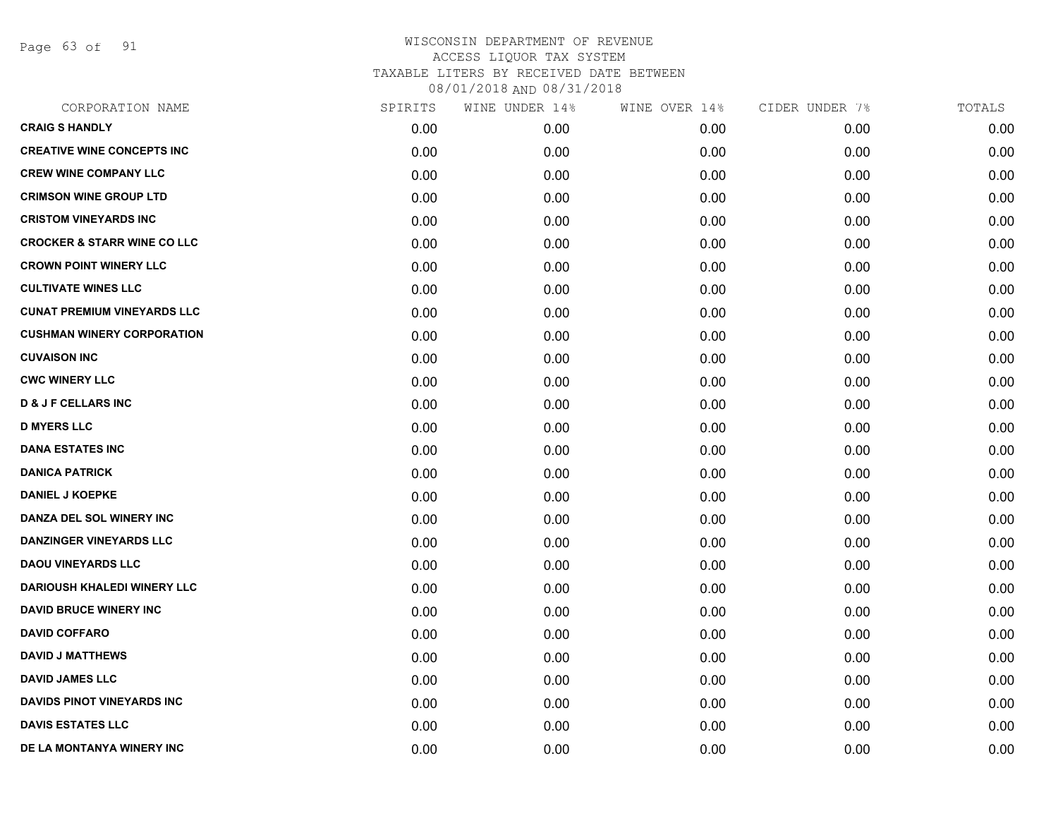WISCONSIN DEPARTMENT OF REVENUE
ACCESS LIQUOR TAX SYSTEM
TAXABLE LITERS BY RECEIVED DATE BETWEEN
08/01/2018 AND 08/31/2018

| CORPORATION NAME | SPIRITS | WINE UNDER 14% | WINE OVER 14% | CIDER UNDER 7% | TOTALS |
|---|---|---|---|---|---|
| **CRAIG S HANDLY** | 0.00 | 0.00 | 0.00 | 0.00 | 0.00 |
| **CREATIVE WINE CONCEPTS INC** | 0.00 | 0.00 | 0.00 | 0.00 | 0.00 |
| **CREW WINE COMPANY LLC** | 0.00 | 0.00 | 0.00 | 0.00 | 0.00 |
| **CRIMSON WINE GROUP LTD** | 0.00 | 0.00 | 0.00 | 0.00 | 0.00 |
| **CRISTOM VINEYARDS INC** | 0.00 | 0.00 | 0.00 | 0.00 | 0.00 |
| **CROCKER & STARR WINE CO LLC** | 0.00 | 0.00 | 0.00 | 0.00 | 0.00 |
| **CROWN POINT WINERY LLC** | 0.00 | 0.00 | 0.00 | 0.00 | 0.00 |
| **CULTIVATE WINES LLC** | 0.00 | 0.00 | 0.00 | 0.00 | 0.00 |
| **CUNAT PREMIUM VINEYARDS LLC** | 0.00 | 0.00 | 0.00 | 0.00 | 0.00 |
| **CUSHMAN WINERY CORPORATION** | 0.00 | 0.00 | 0.00 | 0.00 | 0.00 |
| **CUVAISON INC** | 0.00 | 0.00 | 0.00 | 0.00 | 0.00 |
| **CWC WINERY LLC** | 0.00 | 0.00 | 0.00 | 0.00 | 0.00 |
| **D & J F CELLARS INC** | 0.00 | 0.00 | 0.00 | 0.00 | 0.00 |
| **D MYERS LLC** | 0.00 | 0.00 | 0.00 | 0.00 | 0.00 |
| **DANA ESTATES INC** | 0.00 | 0.00 | 0.00 | 0.00 | 0.00 |
| **DANICA PATRICK** | 0.00 | 0.00 | 0.00 | 0.00 | 0.00 |
| **DANIEL J KOEPKE** | 0.00 | 0.00 | 0.00 | 0.00 | 0.00 |
| **DANZA DEL SOL WINERY INC** | 0.00 | 0.00 | 0.00 | 0.00 | 0.00 |
| **DANZINGER VINEYARDS LLC** | 0.00 | 0.00 | 0.00 | 0.00 | 0.00 |
| **DAOU VINEYARDS LLC** | 0.00 | 0.00 | 0.00 | 0.00 | 0.00 |
| **DARIOUSH KHALEDI WINERY LLC** | 0.00 | 0.00 | 0.00 | 0.00 | 0.00 |
| **DAVID BRUCE WINERY INC** | 0.00 | 0.00 | 0.00 | 0.00 | 0.00 |
| **DAVID COFFARO** | 0.00 | 0.00 | 0.00 | 0.00 | 0.00 |
| **DAVID J MATTHEWS** | 0.00 | 0.00 | 0.00 | 0.00 | 0.00 |
| **DAVID JAMES LLC** | 0.00 | 0.00 | 0.00 | 0.00 | 0.00 |
| **DAVIDS PINOT VINEYARDS INC** | 0.00 | 0.00 | 0.00 | 0.00 | 0.00 |
| **DAVIS ESTATES LLC** | 0.00 | 0.00 | 0.00 | 0.00 | 0.00 |
| **DE LA MONTANYA WINERY INC** | 0.00 | 0.00 | 0.00 | 0.00 | 0.00 |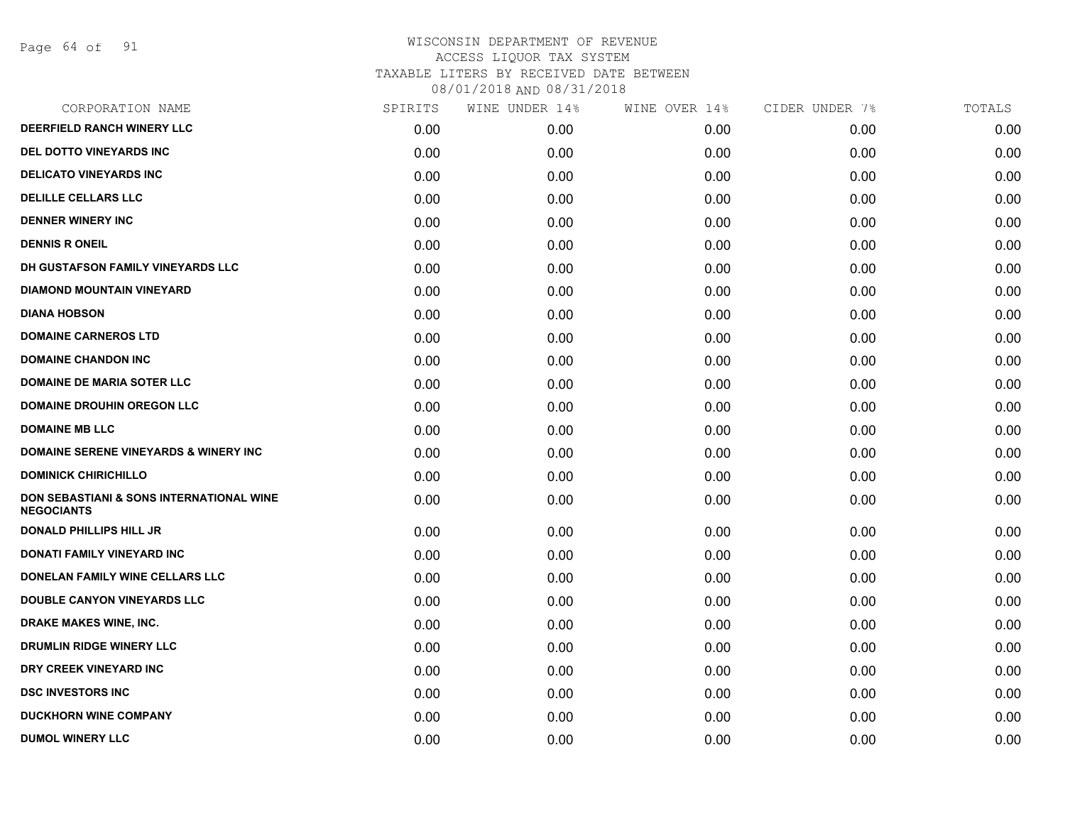WISCONSIN DEPARTMENT OF REVENUE
ACCESS LIQUOR TAX SYSTEM
TAXABLE LITERS BY RECEIVED DATE BETWEEN
08/01/2018 AND 08/31/2018

| CORPORATION NAME | SPIRITS | WINE UNDER 14% | WINE OVER 14% | CIDER UNDER 7% | TOTALS |
|---|---|---|---|---|---|
| DEERFIELD RANCH WINERY LLC | 0.00 | 0.00 | 0.00 | 0.00 | 0.00 |
| DEL DOTTO VINEYARDS INC | 0.00 | 0.00 | 0.00 | 0.00 | 0.00 |
| DELICATO VINEYARDS INC | 0.00 | 0.00 | 0.00 | 0.00 | 0.00 |
| DELILLE CELLARS LLC | 0.00 | 0.00 | 0.00 | 0.00 | 0.00 |
| DENNER WINERY INC | 0.00 | 0.00 | 0.00 | 0.00 | 0.00 |
| DENNIS R ONEIL | 0.00 | 0.00 | 0.00 | 0.00 | 0.00 |
| DH GUSTAFSON FAMILY VINEYARDS LLC | 0.00 | 0.00 | 0.00 | 0.00 | 0.00 |
| DIAMOND MOUNTAIN VINEYARD | 0.00 | 0.00 | 0.00 | 0.00 | 0.00 |
| DIANA HOBSON | 0.00 | 0.00 | 0.00 | 0.00 | 0.00 |
| DOMAINE CARNEROS LTD | 0.00 | 0.00 | 0.00 | 0.00 | 0.00 |
| DOMAINE CHANDON INC | 0.00 | 0.00 | 0.00 | 0.00 | 0.00 |
| DOMAINE DE MARIA SOTER LLC | 0.00 | 0.00 | 0.00 | 0.00 | 0.00 |
| DOMAINE DROUHIN OREGON LLC | 0.00 | 0.00 | 0.00 | 0.00 | 0.00 |
| DOMAINE MB LLC | 0.00 | 0.00 | 0.00 | 0.00 | 0.00 |
| DOMAINE SERENE VINEYARDS & WINERY INC | 0.00 | 0.00 | 0.00 | 0.00 | 0.00 |
| DOMINICK CHIRICHILLO | 0.00 | 0.00 | 0.00 | 0.00 | 0.00 |
| DON SEBASTIANI & SONS INTERNATIONAL WINE NEGOCIANTS | 0.00 | 0.00 | 0.00 | 0.00 | 0.00 |
| DONALD PHILLIPS HILL JR | 0.00 | 0.00 | 0.00 | 0.00 | 0.00 |
| DONATI FAMILY VINEYARD INC | 0.00 | 0.00 | 0.00 | 0.00 | 0.00 |
| DONELAN FAMILY WINE CELLARS LLC | 0.00 | 0.00 | 0.00 | 0.00 | 0.00 |
| DOUBLE CANYON VINEYARDS LLC | 0.00 | 0.00 | 0.00 | 0.00 | 0.00 |
| DRAKE MAKES WINE, INC. | 0.00 | 0.00 | 0.00 | 0.00 | 0.00 |
| DRUMLIN RIDGE WINERY LLC | 0.00 | 0.00 | 0.00 | 0.00 | 0.00 |
| DRY CREEK VINEYARD INC | 0.00 | 0.00 | 0.00 | 0.00 | 0.00 |
| DSC INVESTORS INC | 0.00 | 0.00 | 0.00 | 0.00 | 0.00 |
| DUCKHORN WINE COMPANY | 0.00 | 0.00 | 0.00 | 0.00 | 0.00 |
| DUMOL WINERY LLC | 0.00 | 0.00 | 0.00 | 0.00 | 0.00 |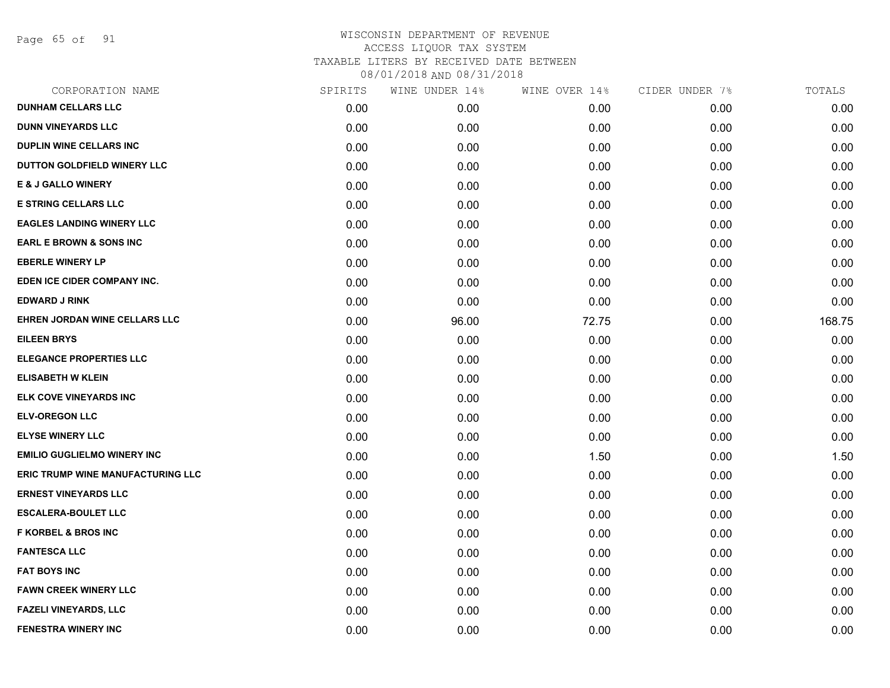WISCONSIN DEPARTMENT OF REVENUE
ACCESS LIQUOR TAX SYSTEM
TAXABLE LITERS BY RECEIVED DATE BETWEEN
08/01/2018 AND 08/31/2018

| CORPORATION NAME | SPIRITS | WINE UNDER 14% | WINE OVER 14% | CIDER UNDER 7% | TOTALS |
|---|---|---|---|---|---|
| DUNHAM CELLARS LLC | 0.00 | 0.00 | 0.00 | 0.00 | 0.00 |
| DUNN VINEYARDS LLC | 0.00 | 0.00 | 0.00 | 0.00 | 0.00 |
| DUPLIN WINE CELLARS INC | 0.00 | 0.00 | 0.00 | 0.00 | 0.00 |
| DUTTON GOLDFIELD WINERY LLC | 0.00 | 0.00 | 0.00 | 0.00 | 0.00 |
| E & J GALLO WINERY | 0.00 | 0.00 | 0.00 | 0.00 | 0.00 |
| E STRING CELLARS LLC | 0.00 | 0.00 | 0.00 | 0.00 | 0.00 |
| EAGLES LANDING WINERY LLC | 0.00 | 0.00 | 0.00 | 0.00 | 0.00 |
| EARL E BROWN & SONS INC | 0.00 | 0.00 | 0.00 | 0.00 | 0.00 |
| EBERLE WINERY LP | 0.00 | 0.00 | 0.00 | 0.00 | 0.00 |
| EDEN ICE CIDER COMPANY INC. | 0.00 | 0.00 | 0.00 | 0.00 | 0.00 |
| EDWARD J RINK | 0.00 | 0.00 | 0.00 | 0.00 | 0.00 |
| EHREN JORDAN WINE CELLARS LLC | 0.00 | 96.00 | 72.75 | 0.00 | 168.75 |
| EILEEN BRYS | 0.00 | 0.00 | 0.00 | 0.00 | 0.00 |
| ELEGANCE PROPERTIES LLC | 0.00 | 0.00 | 0.00 | 0.00 | 0.00 |
| ELISABETH W KLEIN | 0.00 | 0.00 | 0.00 | 0.00 | 0.00 |
| ELK COVE VINEYARDS INC | 0.00 | 0.00 | 0.00 | 0.00 | 0.00 |
| ELV-OREGON LLC | 0.00 | 0.00 | 0.00 | 0.00 | 0.00 |
| ELYSE WINERY LLC | 0.00 | 0.00 | 0.00 | 0.00 | 0.00 |
| EMILIO GUGLIELMO WINERY INC | 0.00 | 0.00 | 1.50 | 0.00 | 1.50 |
| ERIC TRUMP WINE MANUFACTURING LLC | 0.00 | 0.00 | 0.00 | 0.00 | 0.00 |
| ERNEST VINEYARDS LLC | 0.00 | 0.00 | 0.00 | 0.00 | 0.00 |
| ESCALERA-BOULET LLC | 0.00 | 0.00 | 0.00 | 0.00 | 0.00 |
| F KORBEL & BROS INC | 0.00 | 0.00 | 0.00 | 0.00 | 0.00 |
| FANTESCA LLC | 0.00 | 0.00 | 0.00 | 0.00 | 0.00 |
| FAT BOYS INC | 0.00 | 0.00 | 0.00 | 0.00 | 0.00 |
| FAWN CREEK WINERY LLC | 0.00 | 0.00 | 0.00 | 0.00 | 0.00 |
| FAZELI VINEYARDS, LLC | 0.00 | 0.00 | 0.00 | 0.00 | 0.00 |
| FENESTRA WINERY INC | 0.00 | 0.00 | 0.00 | 0.00 | 0.00 |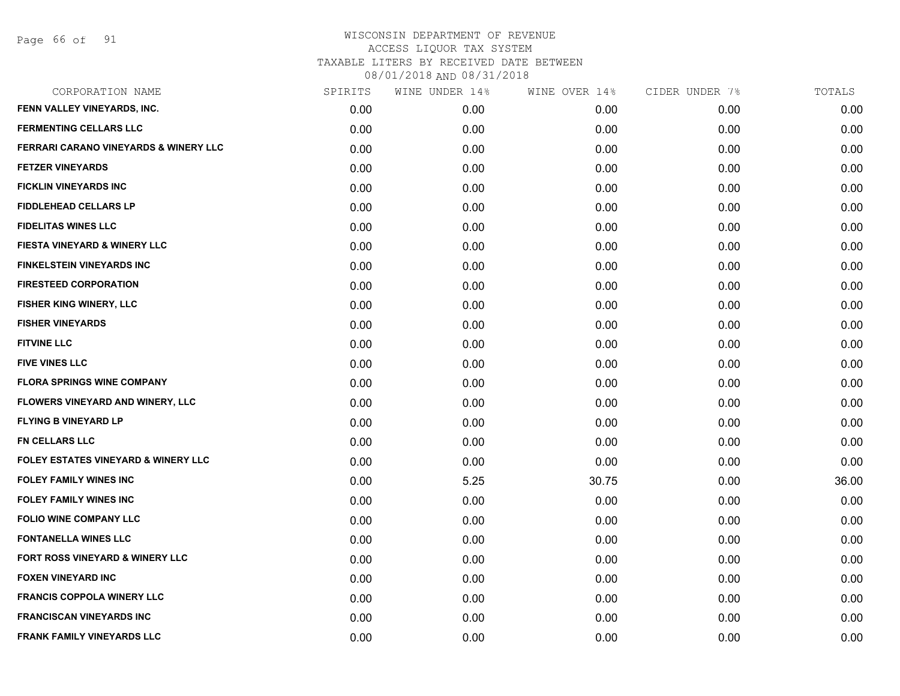WISCONSIN DEPARTMENT OF REVENUE
ACCESS LIQUOR TAX SYSTEM
TAXABLE LITERS BY RECEIVED DATE BETWEEN
08/01/2018 AND 08/31/2018

| CORPORATION NAME | SPIRITS | WINE UNDER 14% | WINE OVER 14% | CIDER UNDER 7% | TOTALS |
|---|---|---|---|---|---|
| FENN VALLEY VINEYARDS, INC. | 0.00 | 0.00 | 0.00 | 0.00 | 0.00 |
| FERMENTING CELLARS LLC | 0.00 | 0.00 | 0.00 | 0.00 | 0.00 |
| FERRARI CARANO VINEYARDS & WINERY LLC | 0.00 | 0.00 | 0.00 | 0.00 | 0.00 |
| FETZER VINEYARDS | 0.00 | 0.00 | 0.00 | 0.00 | 0.00 |
| FICKLIN VINEYARDS INC | 0.00 | 0.00 | 0.00 | 0.00 | 0.00 |
| FIDDLEHEAD CELLARS LP | 0.00 | 0.00 | 0.00 | 0.00 | 0.00 |
| FIDELITAS WINES LLC | 0.00 | 0.00 | 0.00 | 0.00 | 0.00 |
| FIESTA VINEYARD & WINERY LLC | 0.00 | 0.00 | 0.00 | 0.00 | 0.00 |
| FINKELSTEIN VINEYARDS INC | 0.00 | 0.00 | 0.00 | 0.00 | 0.00 |
| FIRESTEED CORPORATION | 0.00 | 0.00 | 0.00 | 0.00 | 0.00 |
| FISHER KING WINERY, LLC | 0.00 | 0.00 | 0.00 | 0.00 | 0.00 |
| FISHER VINEYARDS | 0.00 | 0.00 | 0.00 | 0.00 | 0.00 |
| FITVINE LLC | 0.00 | 0.00 | 0.00 | 0.00 | 0.00 |
| FIVE VINES LLC | 0.00 | 0.00 | 0.00 | 0.00 | 0.00 |
| FLORA SPRINGS WINE COMPANY | 0.00 | 0.00 | 0.00 | 0.00 | 0.00 |
| FLOWERS VINEYARD AND WINERY, LLC | 0.00 | 0.00 | 0.00 | 0.00 | 0.00 |
| FLYING B VINEYARD LP | 0.00 | 0.00 | 0.00 | 0.00 | 0.00 |
| FN CELLARS LLC | 0.00 | 0.00 | 0.00 | 0.00 | 0.00 |
| FOLEY ESTATES VINEYARD & WINERY LLC | 0.00 | 0.00 | 0.00 | 0.00 | 0.00 |
| FOLEY FAMILY WINES INC | 0.00 | 5.25 | 30.75 | 0.00 | 36.00 |
| FOLEY FAMILY WINES INC | 0.00 | 0.00 | 0.00 | 0.00 | 0.00 |
| FOLIO WINE COMPANY LLC | 0.00 | 0.00 | 0.00 | 0.00 | 0.00 |
| FONTANELLA WINES LLC | 0.00 | 0.00 | 0.00 | 0.00 | 0.00 |
| FORT ROSS VINEYARD & WINERY LLC | 0.00 | 0.00 | 0.00 | 0.00 | 0.00 |
| FOXEN VINEYARD INC | 0.00 | 0.00 | 0.00 | 0.00 | 0.00 |
| FRANCIS COPPOLA WINERY LLC | 0.00 | 0.00 | 0.00 | 0.00 | 0.00 |
| FRANCISCAN VINEYARDS INC | 0.00 | 0.00 | 0.00 | 0.00 | 0.00 |
| FRANK FAMILY VINEYARDS LLC | 0.00 | 0.00 | 0.00 | 0.00 | 0.00 |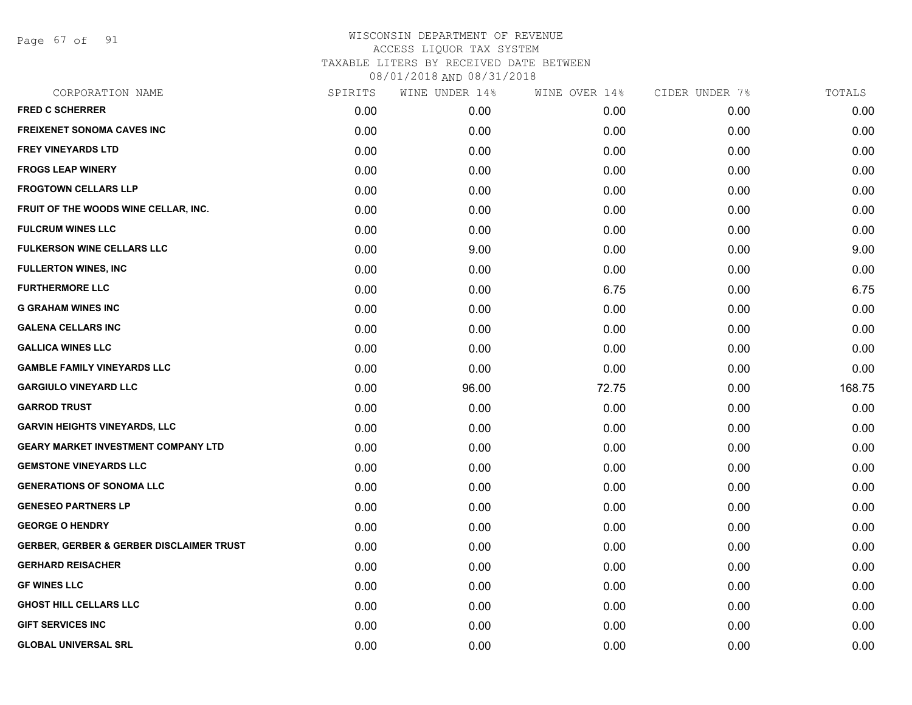WISCONSIN DEPARTMENT OF REVENUE
ACCESS LIQUOR TAX SYSTEM
TAXABLE LITERS BY RECEIVED DATE BETWEEN
08/01/2018 AND 08/31/2018

| CORPORATION NAME | SPIRITS | WINE UNDER 14% | WINE OVER 14% | CIDER UNDER 7% | TOTALS |
|---|---|---|---|---|---|
| **FRED C SCHERRER** | 0.00 | 0.00 | 0.00 | 0.00 | 0.00 |
| **FREIXENET SONOMA CAVES INC** | 0.00 | 0.00 | 0.00 | 0.00 | 0.00 |
| **FREY VINEYARDS LTD** | 0.00 | 0.00 | 0.00 | 0.00 | 0.00 |
| **FROGS LEAP WINERY** | 0.00 | 0.00 | 0.00 | 0.00 | 0.00 |
| **FROGTOWN CELLARS LLP** | 0.00 | 0.00 | 0.00 | 0.00 | 0.00 |
| **FRUIT OF THE WOODS WINE CELLAR, INC.** | 0.00 | 0.00 | 0.00 | 0.00 | 0.00 |
| **FULCRUM WINES LLC** | 0.00 | 0.00 | 0.00 | 0.00 | 0.00 |
| **FULKERSON WINE CELLARS LLC** | 0.00 | 9.00 | 0.00 | 0.00 | 9.00 |
| **FULLERTON WINES, INC** | 0.00 | 0.00 | 0.00 | 0.00 | 0.00 |
| **FURTHERMORE LLC** | 0.00 | 0.00 | 6.75 | 0.00 | 6.75 |
| **G GRAHAM WINES INC** | 0.00 | 0.00 | 0.00 | 0.00 | 0.00 |
| **GALENA CELLARS INC** | 0.00 | 0.00 | 0.00 | 0.00 | 0.00 |
| **GALLICA WINES LLC** | 0.00 | 0.00 | 0.00 | 0.00 | 0.00 |
| **GAMBLE FAMILY VINEYARDS LLC** | 0.00 | 0.00 | 0.00 | 0.00 | 0.00 |
| **GARGIULO VINEYARD LLC** | 0.00 | 96.00 | 72.75 | 0.00 | 168.75 |
| **GARROD TRUST** | 0.00 | 0.00 | 0.00 | 0.00 | 0.00 |
| **GARVIN HEIGHTS VINEYARDS, LLC** | 0.00 | 0.00 | 0.00 | 0.00 | 0.00 |
| **GEARY MARKET INVESTMENT COMPANY LTD** | 0.00 | 0.00 | 0.00 | 0.00 | 0.00 |
| **GEMSTONE VINEYARDS LLC** | 0.00 | 0.00 | 0.00 | 0.00 | 0.00 |
| **GENERATIONS OF SONOMA LLC** | 0.00 | 0.00 | 0.00 | 0.00 | 0.00 |
| **GENESEO PARTNERS LP** | 0.00 | 0.00 | 0.00 | 0.00 | 0.00 |
| **GEORGE O HENDRY** | 0.00 | 0.00 | 0.00 | 0.00 | 0.00 |
| **GERBER, GERBER & GERBER DISCLAIMER TRUST** | 0.00 | 0.00 | 0.00 | 0.00 | 0.00 |
| **GERHARD REISACHER** | 0.00 | 0.00 | 0.00 | 0.00 | 0.00 |
| **GF WINES LLC** | 0.00 | 0.00 | 0.00 | 0.00 | 0.00 |
| **GHOST HILL CELLARS LLC** | 0.00 | 0.00 | 0.00 | 0.00 | 0.00 |
| **GIFT SERVICES INC** | 0.00 | 0.00 | 0.00 | 0.00 | 0.00 |
| **GLOBAL UNIVERSAL SRL** | 0.00 | 0.00 | 0.00 | 0.00 | 0.00 |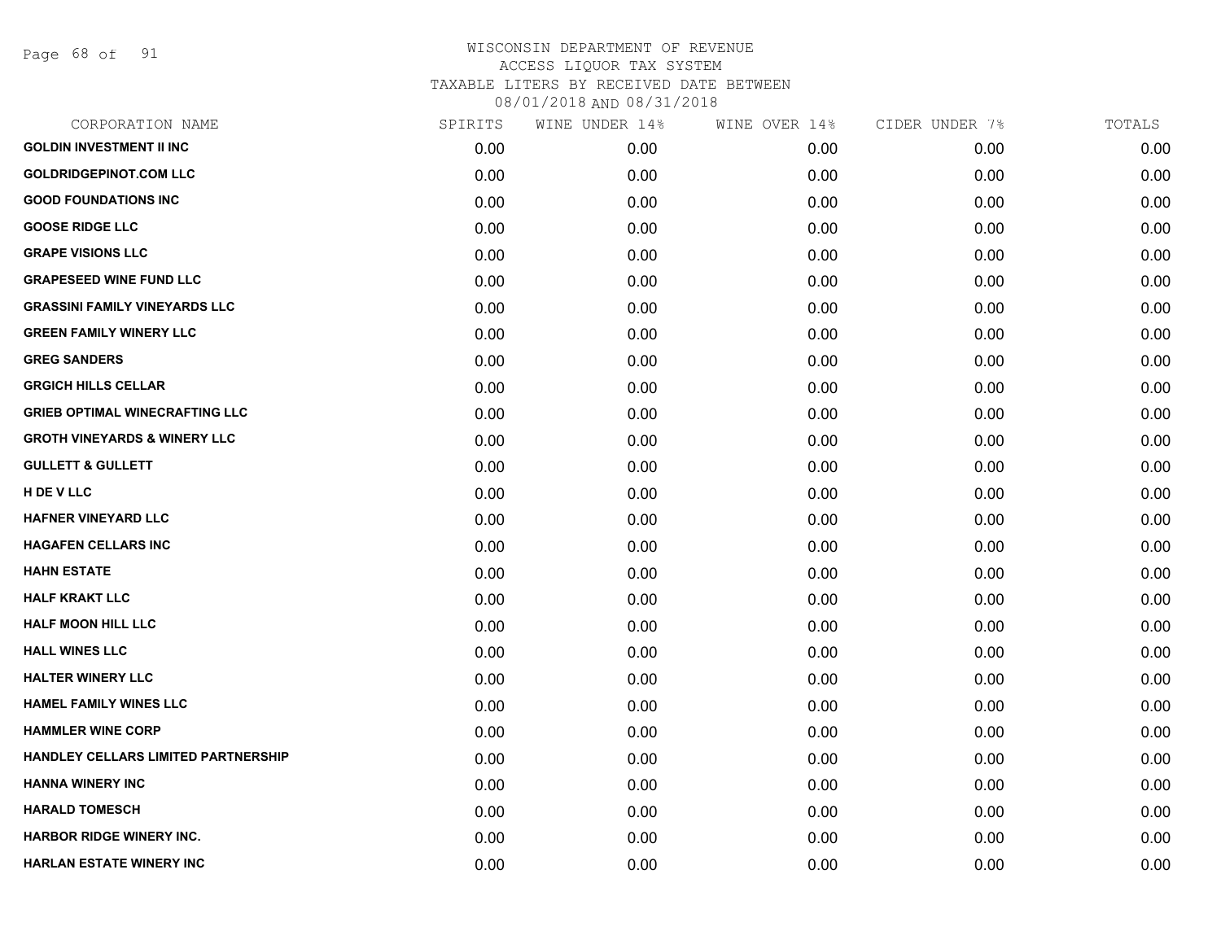# WISCONSIN DEPARTMENT OF REVENUE
## ACCESS LIQUOR TAX SYSTEM
### TAXABLE LITERS BY RECEIVED DATE BETWEEN 08/01/2018 AND 08/31/2018

| CORPORATION NAME | SPIRITS | WINE UNDER 14% | WINE OVER 14% | CIDER UNDER 7% | TOTALS |
|---|---|---|---|---|---|
| GOLDIN INVESTMENT II INC | 0.00 | 0.00 | 0.00 | 0.00 | 0.00 |
| GOLDRIDGEPINOT.COM LLC | 0.00 | 0.00 | 0.00 | 0.00 | 0.00 |
| GOOD FOUNDATIONS INC | 0.00 | 0.00 | 0.00 | 0.00 | 0.00 |
| GOOSE RIDGE LLC | 0.00 | 0.00 | 0.00 | 0.00 | 0.00 |
| GRAPE VISIONS LLC | 0.00 | 0.00 | 0.00 | 0.00 | 0.00 |
| GRAPESEED WINE FUND LLC | 0.00 | 0.00 | 0.00 | 0.00 | 0.00 |
| GRASSINI FAMILY VINEYARDS LLC | 0.00 | 0.00 | 0.00 | 0.00 | 0.00 |
| GREEN FAMILY WINERY LLC | 0.00 | 0.00 | 0.00 | 0.00 | 0.00 |
| GREG SANDERS | 0.00 | 0.00 | 0.00 | 0.00 | 0.00 |
| GRGICH HILLS CELLAR | 0.00 | 0.00 | 0.00 | 0.00 | 0.00 |
| GRIEB OPTIMAL WINECRAFTING LLC | 0.00 | 0.00 | 0.00 | 0.00 | 0.00 |
| GROTH VINEYARDS & WINERY LLC | 0.00 | 0.00 | 0.00 | 0.00 | 0.00 |
| GULLETT & GULLETT | 0.00 | 0.00 | 0.00 | 0.00 | 0.00 |
| H DE V LLC | 0.00 | 0.00 | 0.00 | 0.00 | 0.00 |
| HAFNER VINEYARD LLC | 0.00 | 0.00 | 0.00 | 0.00 | 0.00 |
| HAGAFEN CELLARS INC | 0.00 | 0.00 | 0.00 | 0.00 | 0.00 |
| HAHN ESTATE | 0.00 | 0.00 | 0.00 | 0.00 | 0.00 |
| HALF KRAKT LLC | 0.00 | 0.00 | 0.00 | 0.00 | 0.00 |
| HALF MOON HILL LLC | 0.00 | 0.00 | 0.00 | 0.00 | 0.00 |
| HALL WINES LLC | 0.00 | 0.00 | 0.00 | 0.00 | 0.00 |
| HALTER WINERY LLC | 0.00 | 0.00 | 0.00 | 0.00 | 0.00 |
| HAMEL FAMILY WINES LLC | 0.00 | 0.00 | 0.00 | 0.00 | 0.00 |
| HAMMLER WINE CORP | 0.00 | 0.00 | 0.00 | 0.00 | 0.00 |
| HANDLEY CELLARS LIMITED PARTNERSHIP | 0.00 | 0.00 | 0.00 | 0.00 | 0.00 |
| HANNA WINERY INC | 0.00 | 0.00 | 0.00 | 0.00 | 0.00 |
| HARALD TOMESCH | 0.00 | 0.00 | 0.00 | 0.00 | 0.00 |
| HARBOR RIDGE WINERY INC. | 0.00 | 0.00 | 0.00 | 0.00 | 0.00 |
| HARLAN ESTATE WINERY INC | 0.00 | 0.00 | 0.00 | 0.00 | 0.00 |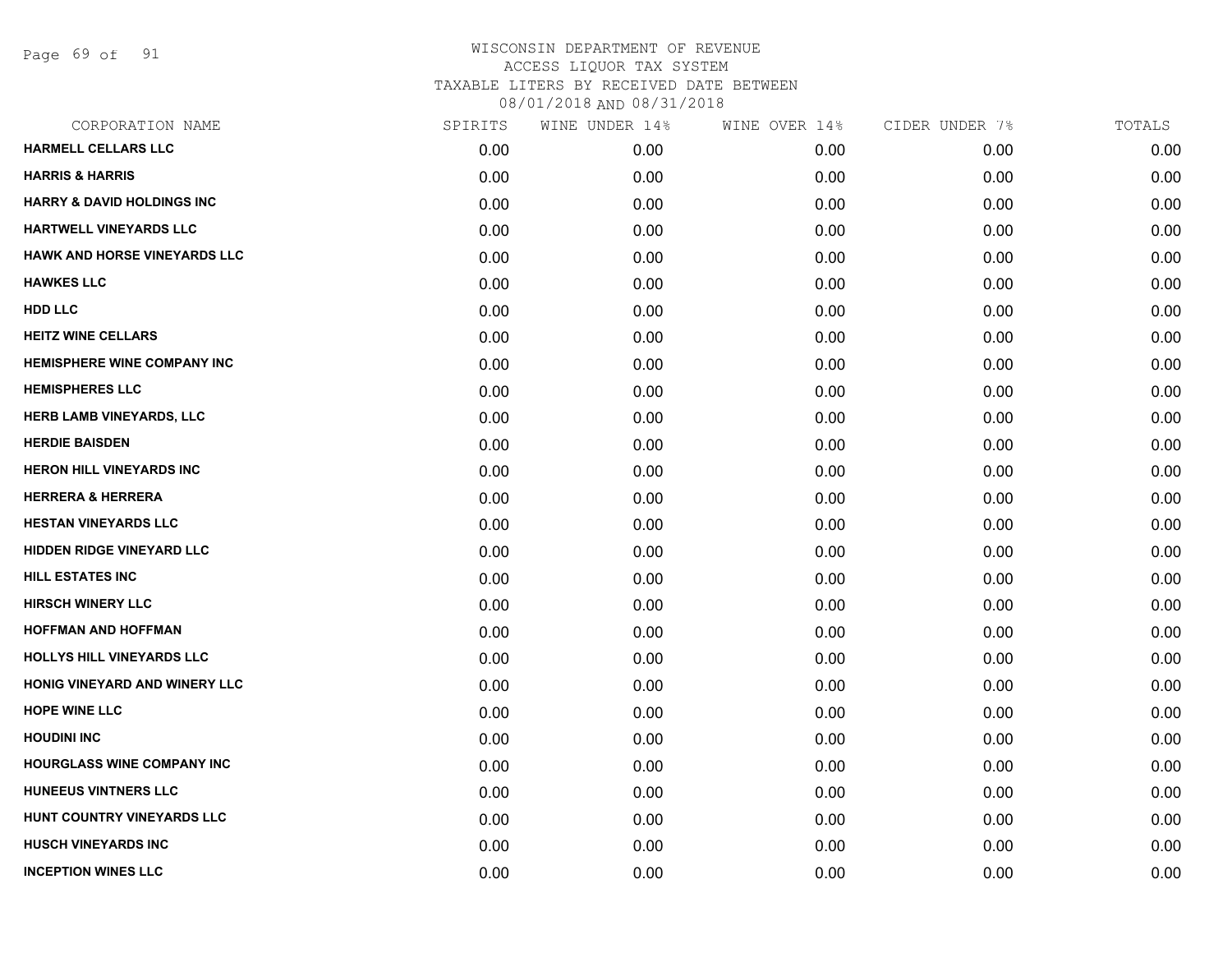# WISCONSIN DEPARTMENT OF REVENUE
ACCESS LIQUOR TAX SYSTEM
TAXABLE LITERS BY RECEIVED DATE BETWEEN
08/01/2018 AND 08/31/2018

| CORPORATION NAME | SPIRITS | WINE UNDER 14% | WINE OVER 14% | CIDER UNDER 7% | TOTALS |
|---|---|---|---|---|---|
| HARMELL CELLARS LLC | 0.00 | 0.00 | 0.00 | 0.00 | 0.00 |
| HARRIS & HARRIS | 0.00 | 0.00 | 0.00 | 0.00 | 0.00 |
| HARRY & DAVID HOLDINGS INC | 0.00 | 0.00 | 0.00 | 0.00 | 0.00 |
| HARTWELL VINEYARDS LLC | 0.00 | 0.00 | 0.00 | 0.00 | 0.00 |
| HAWK AND HORSE VINEYARDS LLC | 0.00 | 0.00 | 0.00 | 0.00 | 0.00 |
| HAWKES LLC | 0.00 | 0.00 | 0.00 | 0.00 | 0.00 |
| HDD LLC | 0.00 | 0.00 | 0.00 | 0.00 | 0.00 |
| HEITZ WINE CELLARS | 0.00 | 0.00 | 0.00 | 0.00 | 0.00 |
| HEMISPHERE WINE COMPANY INC | 0.00 | 0.00 | 0.00 | 0.00 | 0.00 |
| HEMISPHERES LLC | 0.00 | 0.00 | 0.00 | 0.00 | 0.00 |
| HERB LAMB VINEYARDS, LLC | 0.00 | 0.00 | 0.00 | 0.00 | 0.00 |
| HERDIE BAISDEN | 0.00 | 0.00 | 0.00 | 0.00 | 0.00 |
| HERON HILL VINEYARDS INC | 0.00 | 0.00 | 0.00 | 0.00 | 0.00 |
| HERRERA & HERRERA | 0.00 | 0.00 | 0.00 | 0.00 | 0.00 |
| HESTAN VINEYARDS LLC | 0.00 | 0.00 | 0.00 | 0.00 | 0.00 |
| HIDDEN RIDGE VINEYARD LLC | 0.00 | 0.00 | 0.00 | 0.00 | 0.00 |
| HILL ESTATES INC | 0.00 | 0.00 | 0.00 | 0.00 | 0.00 |
| HIRSCH WINERY LLC | 0.00 | 0.00 | 0.00 | 0.00 | 0.00 |
| HOFFMAN AND HOFFMAN | 0.00 | 0.00 | 0.00 | 0.00 | 0.00 |
| HOLLYS HILL VINEYARDS LLC | 0.00 | 0.00 | 0.00 | 0.00 | 0.00 |
| HONIG VINEYARD AND WINERY LLC | 0.00 | 0.00 | 0.00 | 0.00 | 0.00 |
| HOPE WINE LLC | 0.00 | 0.00 | 0.00 | 0.00 | 0.00 |
| HOUDINI INC | 0.00 | 0.00 | 0.00 | 0.00 | 0.00 |
| HOURGLASS WINE COMPANY INC | 0.00 | 0.00 | 0.00 | 0.00 | 0.00 |
| HUNEEUS VINTNERS LLC | 0.00 | 0.00 | 0.00 | 0.00 | 0.00 |
| HUNT COUNTRY VINEYARDS LLC | 0.00 | 0.00 | 0.00 | 0.00 | 0.00 |
| HUSCH VINEYARDS INC | 0.00 | 0.00 | 0.00 | 0.00 | 0.00 |
| INCEPTION WINES LLC | 0.00 | 0.00 | 0.00 | 0.00 | 0.00 |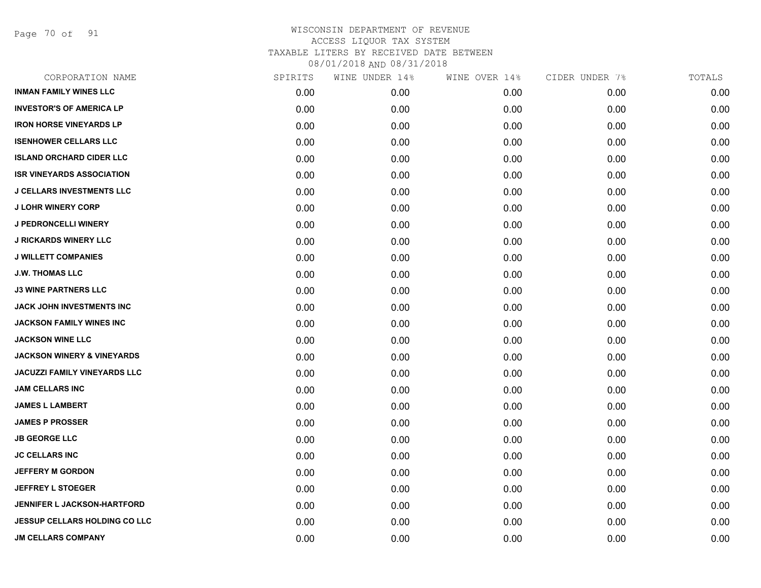WISCONSIN DEPARTMENT OF REVENUE
ACCESS LIQUOR TAX SYSTEM
TAXABLE LITERS BY RECEIVED DATE BETWEEN
08/01/2018 AND 08/31/2018

| CORPORATION NAME | SPIRITS | WINE UNDER 14% | WINE OVER 14% | CIDER UNDER 7% | TOTALS |
|---|---|---|---|---|---|
| INMAN FAMILY WINES LLC | 0.00 | 0.00 | 0.00 | 0.00 | 0.00 |
| INVESTOR'S OF AMERICA LP | 0.00 | 0.00 | 0.00 | 0.00 | 0.00 |
| IRON HORSE VINEYARDS LP | 0.00 | 0.00 | 0.00 | 0.00 | 0.00 |
| ISENHOWER CELLARS LLC | 0.00 | 0.00 | 0.00 | 0.00 | 0.00 |
| ISLAND ORCHARD CIDER LLC | 0.00 | 0.00 | 0.00 | 0.00 | 0.00 |
| ISR VINEYARDS ASSOCIATION | 0.00 | 0.00 | 0.00 | 0.00 | 0.00 |
| J CELLARS INVESTMENTS LLC | 0.00 | 0.00 | 0.00 | 0.00 | 0.00 |
| J LOHR WINERY CORP | 0.00 | 0.00 | 0.00 | 0.00 | 0.00 |
| J PEDRONCELLI WINERY | 0.00 | 0.00 | 0.00 | 0.00 | 0.00 |
| J RICKARDS WINERY LLC | 0.00 | 0.00 | 0.00 | 0.00 | 0.00 |
| J WILLETT COMPANIES | 0.00 | 0.00 | 0.00 | 0.00 | 0.00 |
| J.W. THOMAS LLC | 0.00 | 0.00 | 0.00 | 0.00 | 0.00 |
| J3 WINE PARTNERS LLC | 0.00 | 0.00 | 0.00 | 0.00 | 0.00 |
| JACK JOHN INVESTMENTS INC | 0.00 | 0.00 | 0.00 | 0.00 | 0.00 |
| JACKSON FAMILY WINES INC | 0.00 | 0.00 | 0.00 | 0.00 | 0.00 |
| JACKSON WINE LLC | 0.00 | 0.00 | 0.00 | 0.00 | 0.00 |
| JACKSON WINERY & VINEYARDS | 0.00 | 0.00 | 0.00 | 0.00 | 0.00 |
| JACUZZI FAMILY VINEYARDS LLC | 0.00 | 0.00 | 0.00 | 0.00 | 0.00 |
| JAM CELLARS INC | 0.00 | 0.00 | 0.00 | 0.00 | 0.00 |
| JAMES L LAMBERT | 0.00 | 0.00 | 0.00 | 0.00 | 0.00 |
| JAMES P PROSSER | 0.00 | 0.00 | 0.00 | 0.00 | 0.00 |
| JB GEORGE LLC | 0.00 | 0.00 | 0.00 | 0.00 | 0.00 |
| JC CELLARS INC | 0.00 | 0.00 | 0.00 | 0.00 | 0.00 |
| JEFFERY M GORDON | 0.00 | 0.00 | 0.00 | 0.00 | 0.00 |
| JEFFREY L STOEGER | 0.00 | 0.00 | 0.00 | 0.00 | 0.00 |
| JENNIFER L JACKSON-HARTFORD | 0.00 | 0.00 | 0.00 | 0.00 | 0.00 |
| JESSUP CELLARS HOLDING CO LLC | 0.00 | 0.00 | 0.00 | 0.00 | 0.00 |
| JM CELLARS COMPANY | 0.00 | 0.00 | 0.00 | 0.00 | 0.00 |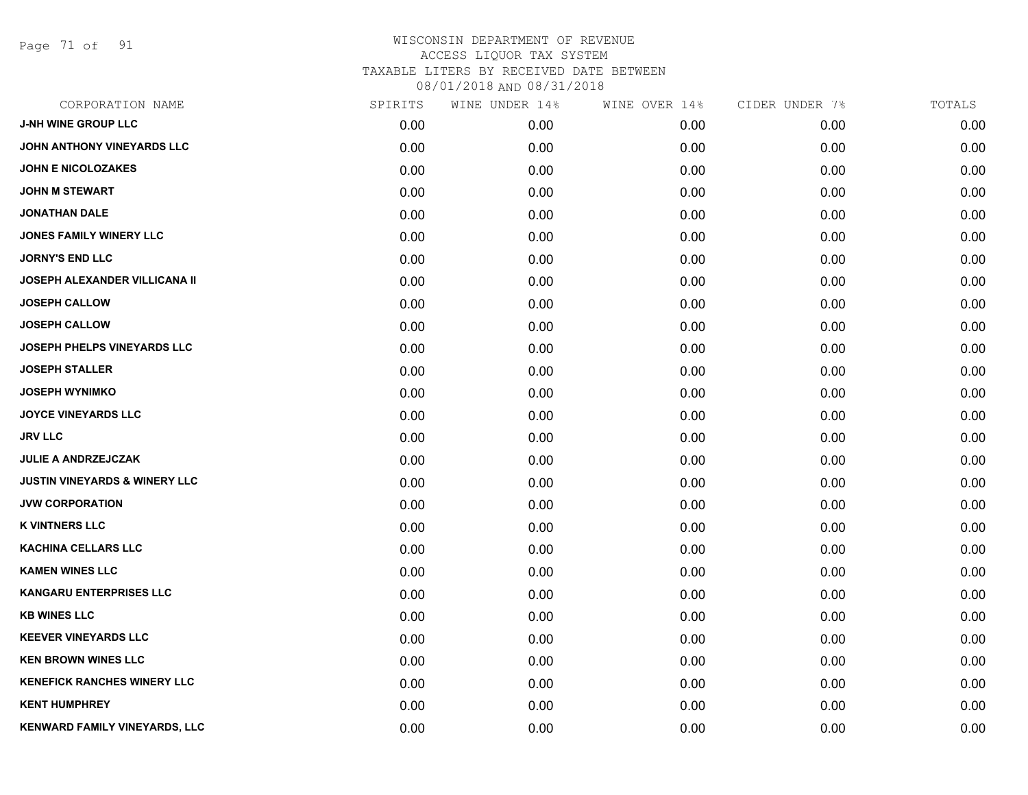# WISCONSIN DEPARTMENT OF REVENUE
## ACCESS LIQUOR TAX SYSTEM
### TAXABLE LITERS BY RECEIVED DATE BETWEEN 08/01/2018 AND 08/31/2018

| CORPORATION NAME | SPIRITS | WINE UNDER 14% | WINE OVER 14% | CIDER UNDER 7% | TOTALS |
|---|---|---|---|---|---|
| J-NH WINE GROUP LLC | 0.00 | 0.00 | 0.00 | 0.00 | 0.00 |
| JOHN ANTHONY VINEYARDS LLC | 0.00 | 0.00 | 0.00 | 0.00 | 0.00 |
| JOHN E NICOLOZAKES | 0.00 | 0.00 | 0.00 | 0.00 | 0.00 |
| JOHN M STEWART | 0.00 | 0.00 | 0.00 | 0.00 | 0.00 |
| JONATHAN DALE | 0.00 | 0.00 | 0.00 | 0.00 | 0.00 |
| JONES FAMILY WINERY LLC | 0.00 | 0.00 | 0.00 | 0.00 | 0.00 |
| JORNY'S END LLC | 0.00 | 0.00 | 0.00 | 0.00 | 0.00 |
| JOSEPH ALEXANDER VILLICANA II | 0.00 | 0.00 | 0.00 | 0.00 | 0.00 |
| JOSEPH CALLOW | 0.00 | 0.00 | 0.00 | 0.00 | 0.00 |
| JOSEPH CALLOW | 0.00 | 0.00 | 0.00 | 0.00 | 0.00 |
| JOSEPH PHELPS VINEYARDS LLC | 0.00 | 0.00 | 0.00 | 0.00 | 0.00 |
| JOSEPH STALLER | 0.00 | 0.00 | 0.00 | 0.00 | 0.00 |
| JOSEPH WYNIMKO | 0.00 | 0.00 | 0.00 | 0.00 | 0.00 |
| JOYCE VINEYARDS LLC | 0.00 | 0.00 | 0.00 | 0.00 | 0.00 |
| JRV LLC | 0.00 | 0.00 | 0.00 | 0.00 | 0.00 |
| JULIE A ANDRZEJCZAK | 0.00 | 0.00 | 0.00 | 0.00 | 0.00 |
| JUSTIN VINEYARDS & WINERY LLC | 0.00 | 0.00 | 0.00 | 0.00 | 0.00 |
| JVW CORPORATION | 0.00 | 0.00 | 0.00 | 0.00 | 0.00 |
| K VINTNERS LLC | 0.00 | 0.00 | 0.00 | 0.00 | 0.00 |
| KACHINA CELLARS LLC | 0.00 | 0.00 | 0.00 | 0.00 | 0.00 |
| KAMEN WINES LLC | 0.00 | 0.00 | 0.00 | 0.00 | 0.00 |
| KANGARU ENTERPRISES LLC | 0.00 | 0.00 | 0.00 | 0.00 | 0.00 |
| KB WINES LLC | 0.00 | 0.00 | 0.00 | 0.00 | 0.00 |
| KEEVER VINEYARDS LLC | 0.00 | 0.00 | 0.00 | 0.00 | 0.00 |
| KEN BROWN WINES LLC | 0.00 | 0.00 | 0.00 | 0.00 | 0.00 |
| KENEFICK RANCHES WINERY LLC | 0.00 | 0.00 | 0.00 | 0.00 | 0.00 |
| KENT HUMPHREY | 0.00 | 0.00 | 0.00 | 0.00 | 0.00 |
| KENWARD FAMILY VINEYARDS, LLC | 0.00 | 0.00 | 0.00 | 0.00 | 0.00 |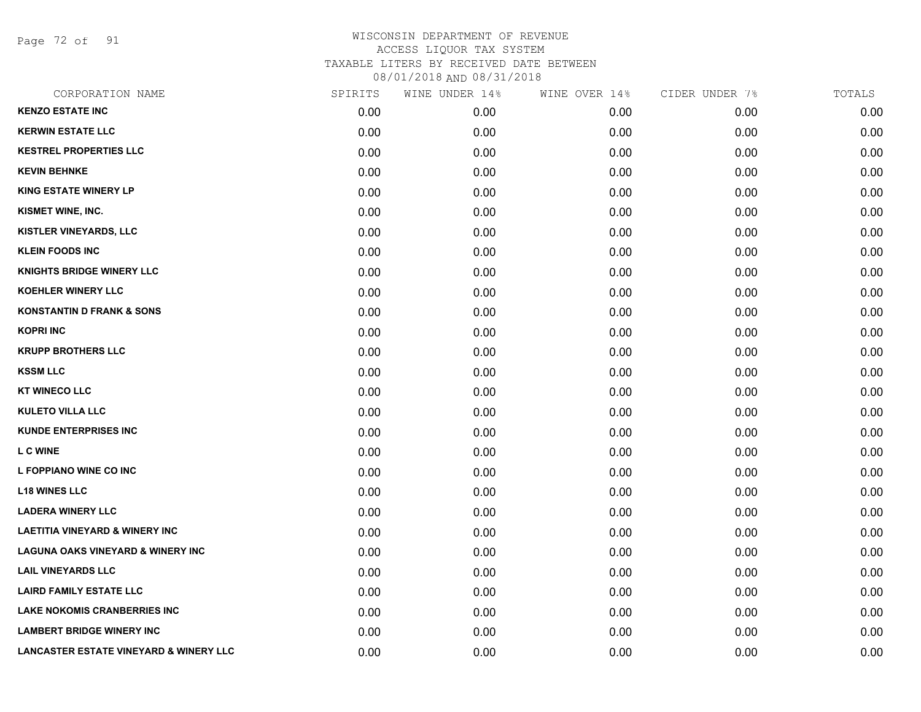# WISCONSIN DEPARTMENT OF REVENUE
## ACCESS LIQUOR TAX SYSTEM
### TAXABLE LITERS BY RECEIVED DATE BETWEEN 08/01/2018 AND 08/31/2018

| CORPORATION NAME | SPIRITS | WINE UNDER 14% | WINE OVER 14% | CIDER UNDER 7% | TOTALS |
|---|---|---|---|---|---|
| KENZO ESTATE INC | 0.00 | 0.00 | 0.00 | 0.00 | 0.00 |
| KERWIN ESTATE LLC | 0.00 | 0.00 | 0.00 | 0.00 | 0.00 |
| KESTREL PROPERTIES LLC | 0.00 | 0.00 | 0.00 | 0.00 | 0.00 |
| KEVIN BEHNKE | 0.00 | 0.00 | 0.00 | 0.00 | 0.00 |
| KING ESTATE WINERY LP | 0.00 | 0.00 | 0.00 | 0.00 | 0.00 |
| KISMET WINE, INC. | 0.00 | 0.00 | 0.00 | 0.00 | 0.00 |
| KISTLER VINEYARDS, LLC | 0.00 | 0.00 | 0.00 | 0.00 | 0.00 |
| KLEIN FOODS INC | 0.00 | 0.00 | 0.00 | 0.00 | 0.00 |
| KNIGHTS BRIDGE WINERY LLC | 0.00 | 0.00 | 0.00 | 0.00 | 0.00 |
| KOEHLER WINERY LLC | 0.00 | 0.00 | 0.00 | 0.00 | 0.00 |
| KONSTANTIN D FRANK & SONS | 0.00 | 0.00 | 0.00 | 0.00 | 0.00 |
| KOPRI INC | 0.00 | 0.00 | 0.00 | 0.00 | 0.00 |
| KRUPP BROTHERS LLC | 0.00 | 0.00 | 0.00 | 0.00 | 0.00 |
| KSSM LLC | 0.00 | 0.00 | 0.00 | 0.00 | 0.00 |
| KT WINECO LLC | 0.00 | 0.00 | 0.00 | 0.00 | 0.00 |
| KULETO VILLA LLC | 0.00 | 0.00 | 0.00 | 0.00 | 0.00 |
| KUNDE ENTERPRISES INC | 0.00 | 0.00 | 0.00 | 0.00 | 0.00 |
| L C WINE | 0.00 | 0.00 | 0.00 | 0.00 | 0.00 |
| L FOPPIANO WINE CO INC | 0.00 | 0.00 | 0.00 | 0.00 | 0.00 |
| L18 WINES LLC | 0.00 | 0.00 | 0.00 | 0.00 | 0.00 |
| LADERA WINERY LLC | 0.00 | 0.00 | 0.00 | 0.00 | 0.00 |
| LAETITIA VINEYARD & WINERY INC | 0.00 | 0.00 | 0.00 | 0.00 | 0.00 |
| LAGUNA OAKS VINEYARD & WINERY INC | 0.00 | 0.00 | 0.00 | 0.00 | 0.00 |
| LAIL VINEYARDS LLC | 0.00 | 0.00 | 0.00 | 0.00 | 0.00 |
| LAIRD FAMILY ESTATE LLC | 0.00 | 0.00 | 0.00 | 0.00 | 0.00 |
| LAKE NOKOMIS CRANBERRIES INC | 0.00 | 0.00 | 0.00 | 0.00 | 0.00 |
| LAMBERT BRIDGE WINERY INC | 0.00 | 0.00 | 0.00 | 0.00 | 0.00 |
| LANCASTER ESTATE VINEYARD & WINERY LLC | 0.00 | 0.00 | 0.00 | 0.00 | 0.00 |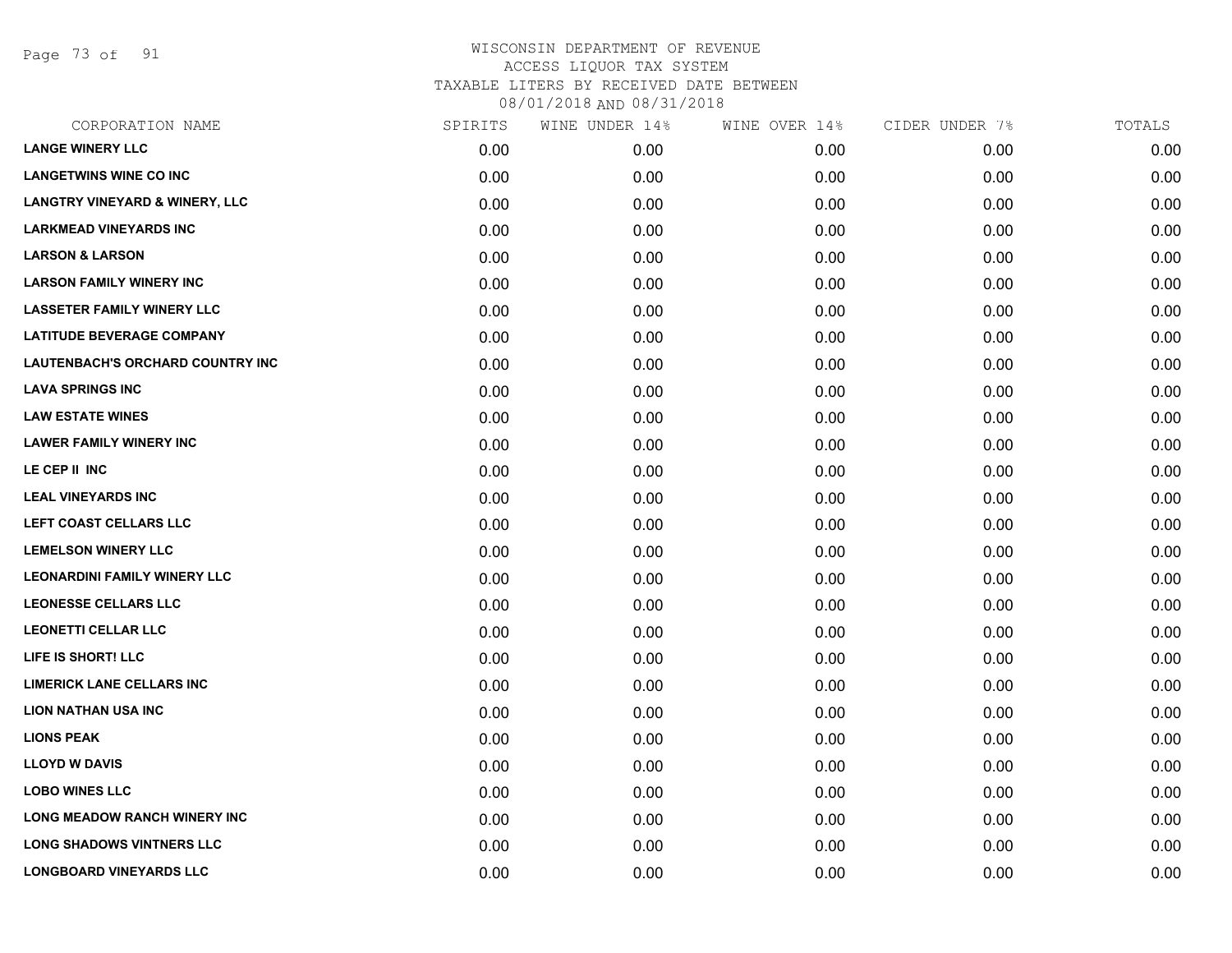# WISCONSIN DEPARTMENT OF REVENUE
## ACCESS LIQUOR TAX SYSTEM
### TAXABLE LITERS BY RECEIVED DATE BETWEEN 08/01/2018 AND 08/31/2018

| CORPORATION NAME | SPIRITS | WINE UNDER 14% | WINE OVER 14% | CIDER UNDER 7% | TOTALS |
|---|---|---|---|---|---|
| LANGE WINERY LLC | 0.00 | 0.00 | 0.00 | 0.00 | 0.00 |
| LANGETWINS WINE CO INC | 0.00 | 0.00 | 0.00 | 0.00 | 0.00 |
| LANGTRY VINEYARD & WINERY, LLC | 0.00 | 0.00 | 0.00 | 0.00 | 0.00 |
| LARKMEAD VINEYARDS INC | 0.00 | 0.00 | 0.00 | 0.00 | 0.00 |
| LARSON & LARSON | 0.00 | 0.00 | 0.00 | 0.00 | 0.00 |
| LARSON FAMILY WINERY INC | 0.00 | 0.00 | 0.00 | 0.00 | 0.00 |
| LASSETER FAMILY WINERY LLC | 0.00 | 0.00 | 0.00 | 0.00 | 0.00 |
| LATITUDE BEVERAGE COMPANY | 0.00 | 0.00 | 0.00 | 0.00 | 0.00 |
| LAUTENBACH'S ORCHARD COUNTRY INC | 0.00 | 0.00 | 0.00 | 0.00 | 0.00 |
| LAVA SPRINGS INC | 0.00 | 0.00 | 0.00 | 0.00 | 0.00 |
| LAW ESTATE WINES | 0.00 | 0.00 | 0.00 | 0.00 | 0.00 |
| LAWER FAMILY WINERY INC | 0.00 | 0.00 | 0.00 | 0.00 | 0.00 |
| LE CEP II INC | 0.00 | 0.00 | 0.00 | 0.00 | 0.00 |
| LEAL VINEYARDS INC | 0.00 | 0.00 | 0.00 | 0.00 | 0.00 |
| LEFT COAST CELLARS LLC | 0.00 | 0.00 | 0.00 | 0.00 | 0.00 |
| LEMELSON WINERY LLC | 0.00 | 0.00 | 0.00 | 0.00 | 0.00 |
| LEONARDINI FAMILY WINERY LLC | 0.00 | 0.00 | 0.00 | 0.00 | 0.00 |
| LEONESSE CELLARS LLC | 0.00 | 0.00 | 0.00 | 0.00 | 0.00 |
| LEONETTI CELLAR LLC | 0.00 | 0.00 | 0.00 | 0.00 | 0.00 |
| LIFE IS SHORT! LLC | 0.00 | 0.00 | 0.00 | 0.00 | 0.00 |
| LIMERICK LANE CELLARS INC | 0.00 | 0.00 | 0.00 | 0.00 | 0.00 |
| LION NATHAN USA INC | 0.00 | 0.00 | 0.00 | 0.00 | 0.00 |
| LIONS PEAK | 0.00 | 0.00 | 0.00 | 0.00 | 0.00 |
| LLOYD W DAVIS | 0.00 | 0.00 | 0.00 | 0.00 | 0.00 |
| LOBO WINES LLC | 0.00 | 0.00 | 0.00 | 0.00 | 0.00 |
| LONG MEADOW RANCH WINERY INC | 0.00 | 0.00 | 0.00 | 0.00 | 0.00 |
| LONG SHADOWS VINTNERS LLC | 0.00 | 0.00 | 0.00 | 0.00 | 0.00 |
| LONGBOARD VINEYARDS LLC | 0.00 | 0.00 | 0.00 | 0.00 | 0.00 |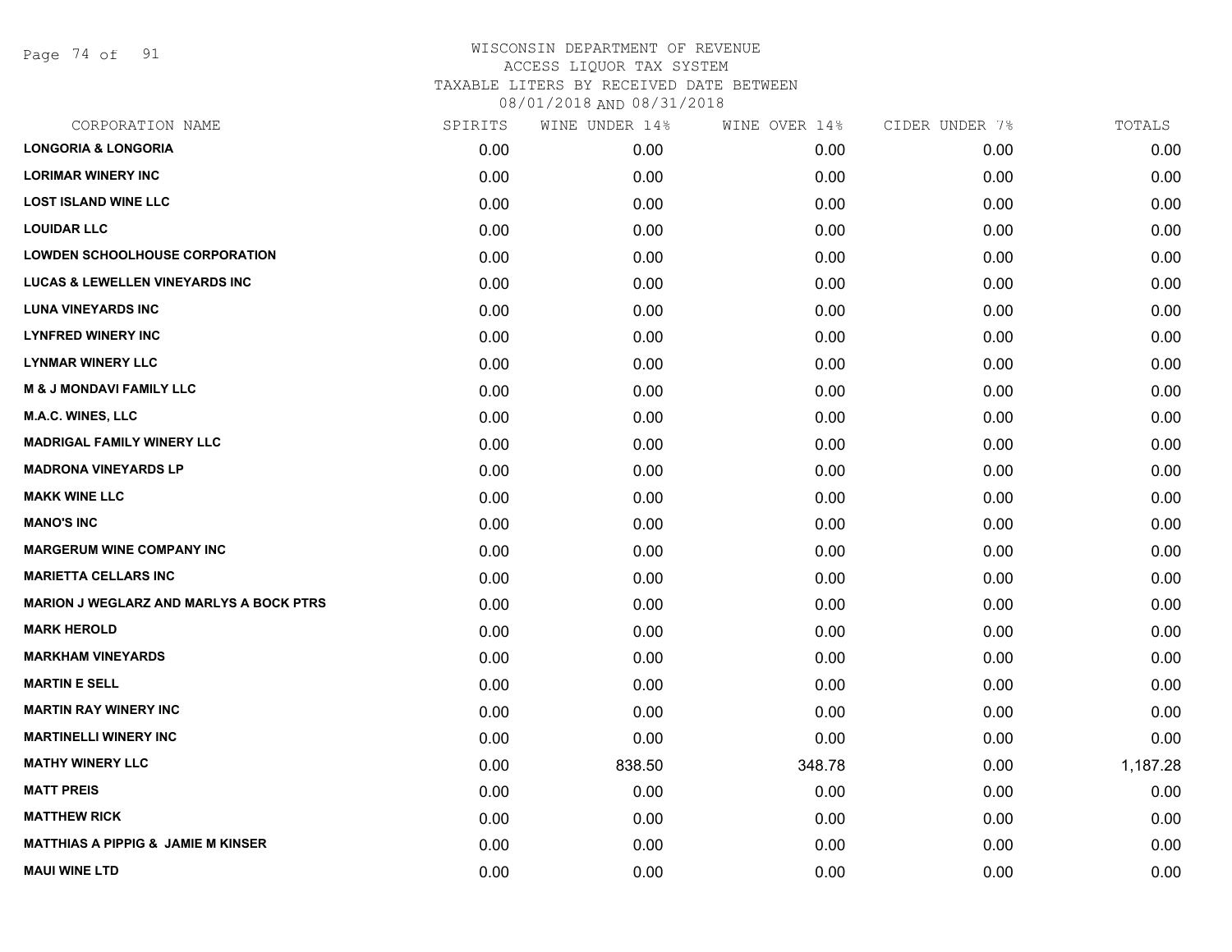# WISCONSIN DEPARTMENT OF REVENUE
## ACCESS LIQUOR TAX SYSTEM
### TAXABLE LITERS BY RECEIVED DATE BETWEEN 08/01/2018 AND 08/31/2018

| CORPORATION NAME | SPIRITS | WINE UNDER 14% | WINE OVER 14% | CIDER UNDER 7% | TOTALS |
|---|---|---|---|---|---|
| LONGORIA & LONGORIA | 0.00 | 0.00 | 0.00 | 0.00 | 0.00 |
| LORIMAR WINERY INC | 0.00 | 0.00 | 0.00 | 0.00 | 0.00 |
| LOST ISLAND WINE LLC | 0.00 | 0.00 | 0.00 | 0.00 | 0.00 |
| LOUIDAR LLC | 0.00 | 0.00 | 0.00 | 0.00 | 0.00 |
| LOWDEN SCHOOLHOUSE CORPORATION | 0.00 | 0.00 | 0.00 | 0.00 | 0.00 |
| LUCAS & LEWELLEN VINEYARDS INC | 0.00 | 0.00 | 0.00 | 0.00 | 0.00 |
| LUNA VINEYARDS INC | 0.00 | 0.00 | 0.00 | 0.00 | 0.00 |
| LYNFRED WINERY INC | 0.00 | 0.00 | 0.00 | 0.00 | 0.00 |
| LYNMAR WINERY LLC | 0.00 | 0.00 | 0.00 | 0.00 | 0.00 |
| M & J MONDAVI FAMILY LLC | 0.00 | 0.00 | 0.00 | 0.00 | 0.00 |
| M.A.C. WINES, LLC | 0.00 | 0.00 | 0.00 | 0.00 | 0.00 |
| MADRIGAL FAMILY WINERY LLC | 0.00 | 0.00 | 0.00 | 0.00 | 0.00 |
| MADRONA VINEYARDS LP | 0.00 | 0.00 | 0.00 | 0.00 | 0.00 |
| MAKK WINE LLC | 0.00 | 0.00 | 0.00 | 0.00 | 0.00 |
| MANO'S INC | 0.00 | 0.00 | 0.00 | 0.00 | 0.00 |
| MARGERUM WINE COMPANY INC | 0.00 | 0.00 | 0.00 | 0.00 | 0.00 |
| MARIETTA CELLARS INC | 0.00 | 0.00 | 0.00 | 0.00 | 0.00 |
| MARION J WEGLARZ AND MARLYS A BOCK PTRS | 0.00 | 0.00 | 0.00 | 0.00 | 0.00 |
| MARK HEROLD | 0.00 | 0.00 | 0.00 | 0.00 | 0.00 |
| MARKHAM VINEYARDS | 0.00 | 0.00 | 0.00 | 0.00 | 0.00 |
| MARTIN E SELL | 0.00 | 0.00 | 0.00 | 0.00 | 0.00 |
| MARTIN RAY WINERY INC | 0.00 | 0.00 | 0.00 | 0.00 | 0.00 |
| MARTINELLI WINERY INC | 0.00 | 0.00 | 0.00 | 0.00 | 0.00 |
| MATHY WINERY LLC | 0.00 | 838.50 | 348.78 | 0.00 | 1,187.28 |
| MATT PREIS | 0.00 | 0.00 | 0.00 | 0.00 | 0.00 |
| MATTHEW RICK | 0.00 | 0.00 | 0.00 | 0.00 | 0.00 |
| MATTHIAS A PIPPIG & JAMIE M KINSER | 0.00 | 0.00 | 0.00 | 0.00 | 0.00 |
| MAUI WINE LTD | 0.00 | 0.00 | 0.00 | 0.00 | 0.00 |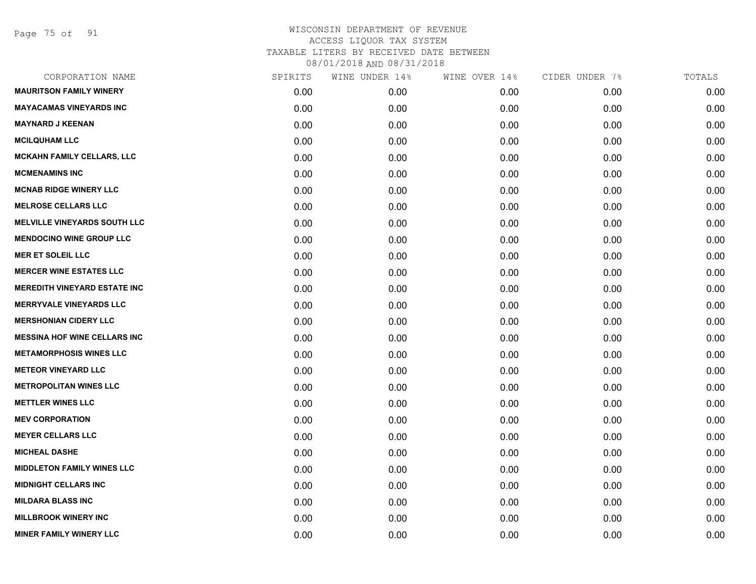WISCONSIN DEPARTMENT OF REVENUE
ACCESS LIQUOR TAX SYSTEM
TAXABLE LITERS BY RECEIVED DATE BETWEEN
08/01/2018 AND 08/31/2018

| CORPORATION NAME | SPIRITS | WINE UNDER 14% | WINE OVER 14% | CIDER UNDER 7% | TOTALS |
|---|---|---|---|---|---|
| **MAURITSON FAMILY WINERY** | 0.00 | 0.00 | 0.00 | 0.00 | 0.00 |
| **MAYACAMAS VINEYARDS INC** | 0.00 | 0.00 | 0.00 | 0.00 | 0.00 |
| **MAYNARD J KEENAN** | 0.00 | 0.00 | 0.00 | 0.00 | 0.00 |
| **MCILQUHAM LLC** | 0.00 | 0.00 | 0.00 | 0.00 | 0.00 |
| **MCKAHN FAMILY CELLARS, LLC** | 0.00 | 0.00 | 0.00 | 0.00 | 0.00 |
| **MCMENAMINS INC** | 0.00 | 0.00 | 0.00 | 0.00 | 0.00 |
| **MCNAB RIDGE WINERY LLC** | 0.00 | 0.00 | 0.00 | 0.00 | 0.00 |
| **MELROSE CELLARS LLC** | 0.00 | 0.00 | 0.00 | 0.00 | 0.00 |
| **MELVILLE VINEYARDS SOUTH LLC** | 0.00 | 0.00 | 0.00 | 0.00 | 0.00 |
| **MENDOCINO WINE GROUP LLC** | 0.00 | 0.00 | 0.00 | 0.00 | 0.00 |
| **MER ET SOLEIL LLC** | 0.00 | 0.00 | 0.00 | 0.00 | 0.00 |
| **MERCER WINE ESTATES LLC** | 0.00 | 0.00 | 0.00 | 0.00 | 0.00 |
| **MEREDITH VINEYARD ESTATE INC** | 0.00 | 0.00 | 0.00 | 0.00 | 0.00 |
| **MERRYVALE VINEYARDS LLC** | 0.00 | 0.00 | 0.00 | 0.00 | 0.00 |
| **MERSHONIAN CIDERY LLC** | 0.00 | 0.00 | 0.00 | 0.00 | 0.00 |
| **MESSINA HOF WINE CELLARS INC** | 0.00 | 0.00 | 0.00 | 0.00 | 0.00 |
| **METAMORPHOSIS WINES LLC** | 0.00 | 0.00 | 0.00 | 0.00 | 0.00 |
| **METEOR VINEYARD LLC** | 0.00 | 0.00 | 0.00 | 0.00 | 0.00 |
| **METROPOLITAN WINES LLC** | 0.00 | 0.00 | 0.00 | 0.00 | 0.00 |
| **METTLER WINES LLC** | 0.00 | 0.00 | 0.00 | 0.00 | 0.00 |
| **MEV CORPORATION** | 0.00 | 0.00 | 0.00 | 0.00 | 0.00 |
| **MEYER CELLARS LLC** | 0.00 | 0.00 | 0.00 | 0.00 | 0.00 |
| **MICHEAL DASHE** | 0.00 | 0.00 | 0.00 | 0.00 | 0.00 |
| **MIDDLETON FAMILY WINES LLC** | 0.00 | 0.00 | 0.00 | 0.00 | 0.00 |
| **MIDNIGHT CELLARS INC** | 0.00 | 0.00 | 0.00 | 0.00 | 0.00 |
| **MILDARA BLASS INC** | 0.00 | 0.00 | 0.00 | 0.00 | 0.00 |
| **MILLBROOK WINERY INC** | 0.00 | 0.00 | 0.00 | 0.00 | 0.00 |
| **MINER FAMILY WINERY LLC** | 0.00 | 0.00 | 0.00 | 0.00 | 0.00 |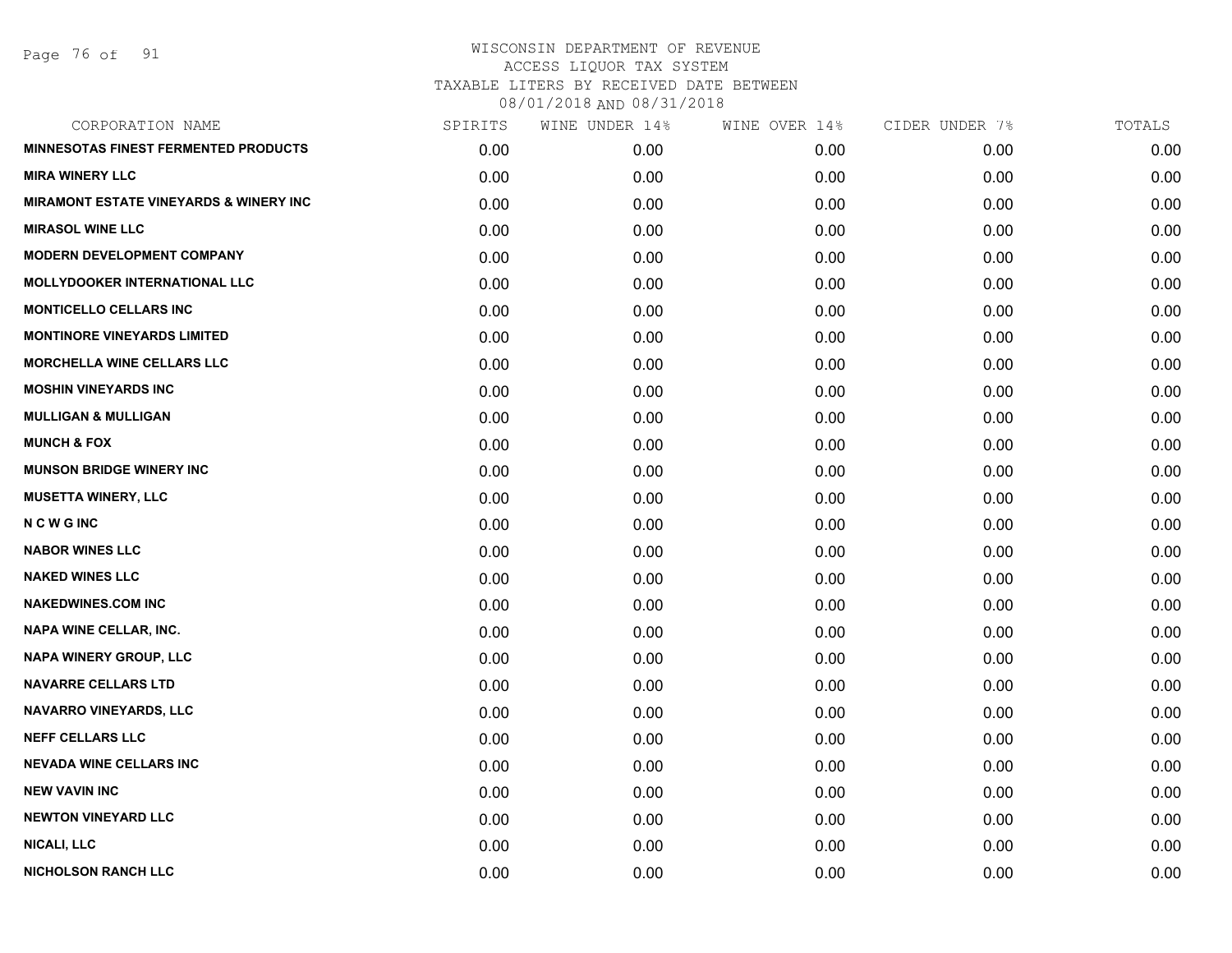WISCONSIN DEPARTMENT OF REVENUE
ACCESS LIQUOR TAX SYSTEM
TAXABLE LITERS BY RECEIVED DATE BETWEEN
08/01/2018 AND 08/31/2018

| CORPORATION NAME | SPIRITS | WINE UNDER 14% | WINE OVER 14% | CIDER UNDER 7% | TOTALS |
|---|---|---|---|---|---|
| MINNESOTAS FINEST FERMENTED PRODUCTS | 0.00 | 0.00 | 0.00 | 0.00 | 0.00 |
| MIRA WINERY LLC | 0.00 | 0.00 | 0.00 | 0.00 | 0.00 |
| MIRAMONT ESTATE VINEYARDS & WINERY INC | 0.00 | 0.00 | 0.00 | 0.00 | 0.00 |
| MIRASOL WINE LLC | 0.00 | 0.00 | 0.00 | 0.00 | 0.00 |
| MODERN DEVELOPMENT COMPANY | 0.00 | 0.00 | 0.00 | 0.00 | 0.00 |
| MOLLYDOOKER INTERNATIONAL LLC | 0.00 | 0.00 | 0.00 | 0.00 | 0.00 |
| MONTICELLO CELLARS INC | 0.00 | 0.00 | 0.00 | 0.00 | 0.00 |
| MONTINORE VINEYARDS LIMITED | 0.00 | 0.00 | 0.00 | 0.00 | 0.00 |
| MORCHELLA WINE CELLARS LLC | 0.00 | 0.00 | 0.00 | 0.00 | 0.00 |
| MOSHIN VINEYARDS INC | 0.00 | 0.00 | 0.00 | 0.00 | 0.00 |
| MULLIGAN & MULLIGAN | 0.00 | 0.00 | 0.00 | 0.00 | 0.00 |
| MUNCH & FOX | 0.00 | 0.00 | 0.00 | 0.00 | 0.00 |
| MUNSON BRIDGE WINERY INC | 0.00 | 0.00 | 0.00 | 0.00 | 0.00 |
| MUSETTA WINERY, LLC | 0.00 | 0.00 | 0.00 | 0.00 | 0.00 |
| N C W G INC | 0.00 | 0.00 | 0.00 | 0.00 | 0.00 |
| NABOR WINES LLC | 0.00 | 0.00 | 0.00 | 0.00 | 0.00 |
| NAKED WINES LLC | 0.00 | 0.00 | 0.00 | 0.00 | 0.00 |
| NAKEDWINES.COM INC | 0.00 | 0.00 | 0.00 | 0.00 | 0.00 |
| NAPA WINE CELLAR, INC. | 0.00 | 0.00 | 0.00 | 0.00 | 0.00 |
| NAPA WINERY GROUP, LLC | 0.00 | 0.00 | 0.00 | 0.00 | 0.00 |
| NAVARRE CELLARS LTD | 0.00 | 0.00 | 0.00 | 0.00 | 0.00 |
| NAVARRO VINEYARDS, LLC | 0.00 | 0.00 | 0.00 | 0.00 | 0.00 |
| NEFF CELLARS LLC | 0.00 | 0.00 | 0.00 | 0.00 | 0.00 |
| NEVADA WINE CELLARS INC | 0.00 | 0.00 | 0.00 | 0.00 | 0.00 |
| NEW VAVIN INC | 0.00 | 0.00 | 0.00 | 0.00 | 0.00 |
| NEWTON VINEYARD LLC | 0.00 | 0.00 | 0.00 | 0.00 | 0.00 |
| NICALI, LLC | 0.00 | 0.00 | 0.00 | 0.00 | 0.00 |
| NICHOLSON RANCH LLC | 0.00 | 0.00 | 0.00 | 0.00 | 0.00 |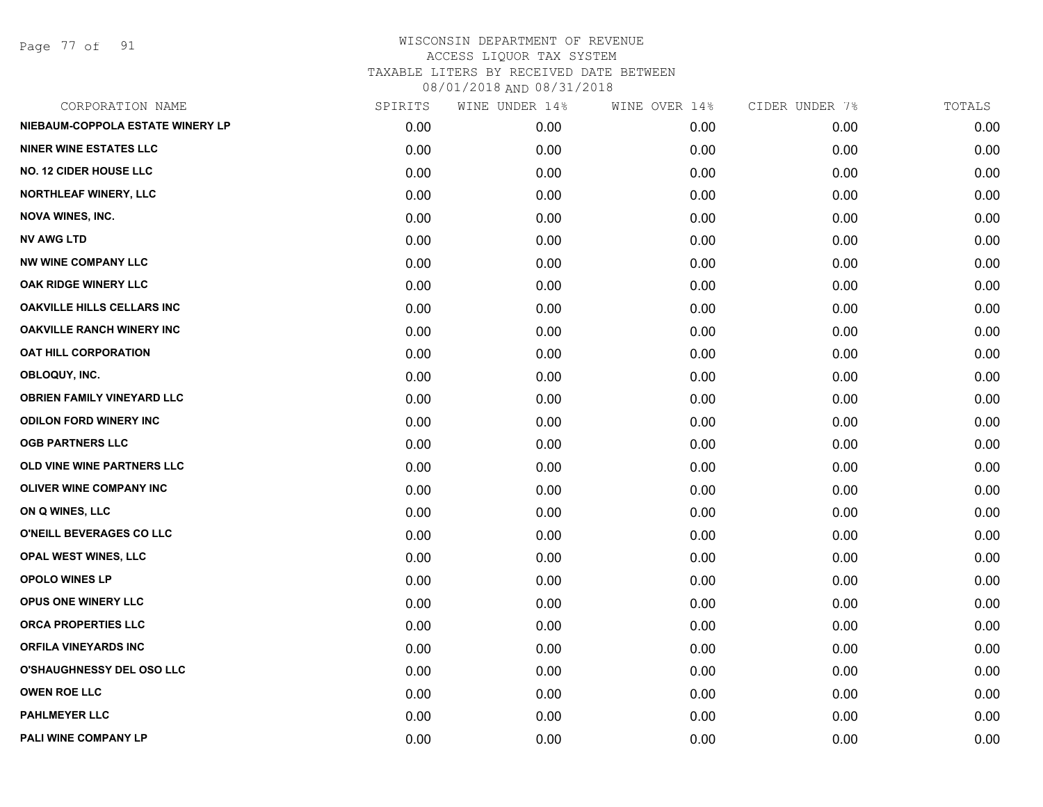# WISCONSIN DEPARTMENT OF REVENUE
## ACCESS LIQUOR TAX SYSTEM
### TAXABLE LITERS BY RECEIVED DATE BETWEEN 08/01/2018 AND 08/31/2018

| CORPORATION NAME | SPIRITS | WINE UNDER 14% | WINE OVER 14% | CIDER UNDER 7% | TOTALS |
|---|---|---|---|---|---|
| NIEBAUM-COPPOLA ESTATE WINERY LP | 0.00 | 0.00 | 0.00 | 0.00 | 0.00 |
| NINER WINE ESTATES LLC | 0.00 | 0.00 | 0.00 | 0.00 | 0.00 |
| NO. 12 CIDER HOUSE LLC | 0.00 | 0.00 | 0.00 | 0.00 | 0.00 |
| NORTHLEAF WINERY, LLC | 0.00 | 0.00 | 0.00 | 0.00 | 0.00 |
| NOVA WINES, INC. | 0.00 | 0.00 | 0.00 | 0.00 | 0.00 |
| NV AWG LTD | 0.00 | 0.00 | 0.00 | 0.00 | 0.00 |
| NW WINE COMPANY LLC | 0.00 | 0.00 | 0.00 | 0.00 | 0.00 |
| OAK RIDGE WINERY LLC | 0.00 | 0.00 | 0.00 | 0.00 | 0.00 |
| OAKVILLE HILLS CELLARS INC | 0.00 | 0.00 | 0.00 | 0.00 | 0.00 |
| OAKVILLE RANCH WINERY INC | 0.00 | 0.00 | 0.00 | 0.00 | 0.00 |
| OAT HILL CORPORATION | 0.00 | 0.00 | 0.00 | 0.00 | 0.00 |
| OBLOQUY, INC. | 0.00 | 0.00 | 0.00 | 0.00 | 0.00 |
| OBRIEN FAMILY VINEYARD LLC | 0.00 | 0.00 | 0.00 | 0.00 | 0.00 |
| ODILON FORD WINERY INC | 0.00 | 0.00 | 0.00 | 0.00 | 0.00 |
| OGB PARTNERS LLC | 0.00 | 0.00 | 0.00 | 0.00 | 0.00 |
| OLD VINE WINE PARTNERS LLC | 0.00 | 0.00 | 0.00 | 0.00 | 0.00 |
| OLIVER WINE COMPANY INC | 0.00 | 0.00 | 0.00 | 0.00 | 0.00 |
| ON Q WINES, LLC | 0.00 | 0.00 | 0.00 | 0.00 | 0.00 |
| O'NEILL BEVERAGES CO LLC | 0.00 | 0.00 | 0.00 | 0.00 | 0.00 |
| OPAL WEST WINES, LLC | 0.00 | 0.00 | 0.00 | 0.00 | 0.00 |
| OPOLO WINES LP | 0.00 | 0.00 | 0.00 | 0.00 | 0.00 |
| OPUS ONE WINERY LLC | 0.00 | 0.00 | 0.00 | 0.00 | 0.00 |
| ORCA PROPERTIES LLC | 0.00 | 0.00 | 0.00 | 0.00 | 0.00 |
| ORFILA VINEYARDS INC | 0.00 | 0.00 | 0.00 | 0.00 | 0.00 |
| O'SHAUGHNESSY DEL OSO LLC | 0.00 | 0.00 | 0.00 | 0.00 | 0.00 |
| OWEN ROE LLC | 0.00 | 0.00 | 0.00 | 0.00 | 0.00 |
| PAHLMEYER LLC | 0.00 | 0.00 | 0.00 | 0.00 | 0.00 |
| PALI WINE COMPANY LP | 0.00 | 0.00 | 0.00 | 0.00 | 0.00 |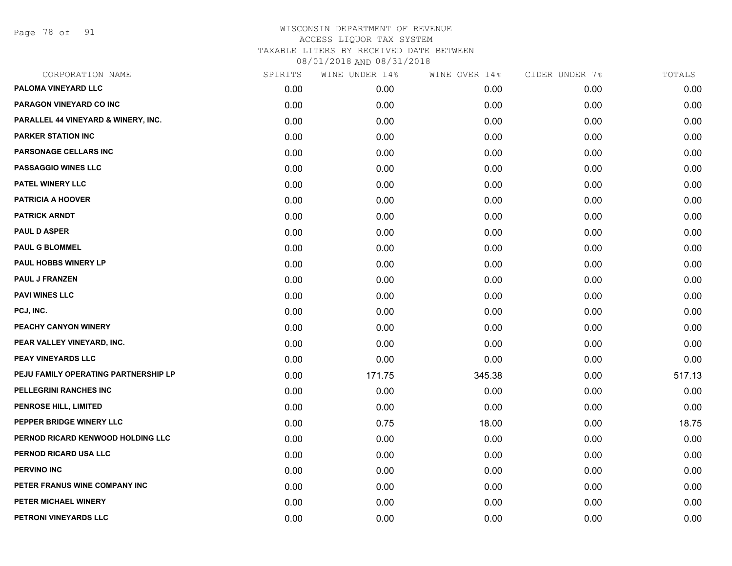# WISCONSIN DEPARTMENT OF REVENUE
ACCESS LIQUOR TAX SYSTEM
TAXABLE LITERS BY RECEIVED DATE BETWEEN
08/01/2018 AND 08/31/2018

| CORPORATION NAME | SPIRITS | WINE UNDER 14% | WINE OVER 14% | CIDER UNDER 7% | TOTALS |
|---|---|---|---|---|---|
| PALOMA VINEYARD LLC | 0.00 | 0.00 | 0.00 | 0.00 | 0.00 |
| PARAGON VINEYARD CO INC | 0.00 | 0.00 | 0.00 | 0.00 | 0.00 |
| PARALLEL 44 VINEYARD & WINERY, INC. | 0.00 | 0.00 | 0.00 | 0.00 | 0.00 |
| PARKER STATION INC | 0.00 | 0.00 | 0.00 | 0.00 | 0.00 |
| PARSONAGE CELLARS INC | 0.00 | 0.00 | 0.00 | 0.00 | 0.00 |
| PASSAGGIO WINES LLC | 0.00 | 0.00 | 0.00 | 0.00 | 0.00 |
| PATEL WINERY LLC | 0.00 | 0.00 | 0.00 | 0.00 | 0.00 |
| PATRICIA A HOOVER | 0.00 | 0.00 | 0.00 | 0.00 | 0.00 |
| PATRICK ARNDT | 0.00 | 0.00 | 0.00 | 0.00 | 0.00 |
| PAUL D ASPER | 0.00 | 0.00 | 0.00 | 0.00 | 0.00 |
| PAUL G BLOMMEL | 0.00 | 0.00 | 0.00 | 0.00 | 0.00 |
| PAUL HOBBS WINERY LP | 0.00 | 0.00 | 0.00 | 0.00 | 0.00 |
| PAUL J FRANZEN | 0.00 | 0.00 | 0.00 | 0.00 | 0.00 |
| PAVI WINES LLC | 0.00 | 0.00 | 0.00 | 0.00 | 0.00 |
| PCJ, INC. | 0.00 | 0.00 | 0.00 | 0.00 | 0.00 |
| PEACHY CANYON WINERY | 0.00 | 0.00 | 0.00 | 0.00 | 0.00 |
| PEAR VALLEY VINEYARD, INC. | 0.00 | 0.00 | 0.00 | 0.00 | 0.00 |
| PEAY VINEYARDS LLC | 0.00 | 0.00 | 0.00 | 0.00 | 0.00 |
| PEJU FAMILY OPERATING PARTNERSHIP LP | 0.00 | 171.75 | 345.38 | 0.00 | 517.13 |
| PELLEGRINI RANCHES INC | 0.00 | 0.00 | 0.00 | 0.00 | 0.00 |
| PENROSE HILL, LIMITED | 0.00 | 0.00 | 0.00 | 0.00 | 0.00 |
| PEPPER BRIDGE WINERY LLC | 0.00 | 0.75 | 18.00 | 0.00 | 18.75 |
| PERNOD RICARD KENWOOD HOLDING LLC | 0.00 | 0.00 | 0.00 | 0.00 | 0.00 |
| PERNOD RICARD USA LLC | 0.00 | 0.00 | 0.00 | 0.00 | 0.00 |
| PERVINO INC | 0.00 | 0.00 | 0.00 | 0.00 | 0.00 |
| PETER FRANUS WINE COMPANY INC | 0.00 | 0.00 | 0.00 | 0.00 | 0.00 |
| PETER MICHAEL WINERY | 0.00 | 0.00 | 0.00 | 0.00 | 0.00 |
| PETRONI VINEYARDS LLC | 0.00 | 0.00 | 0.00 | 0.00 | 0.00 |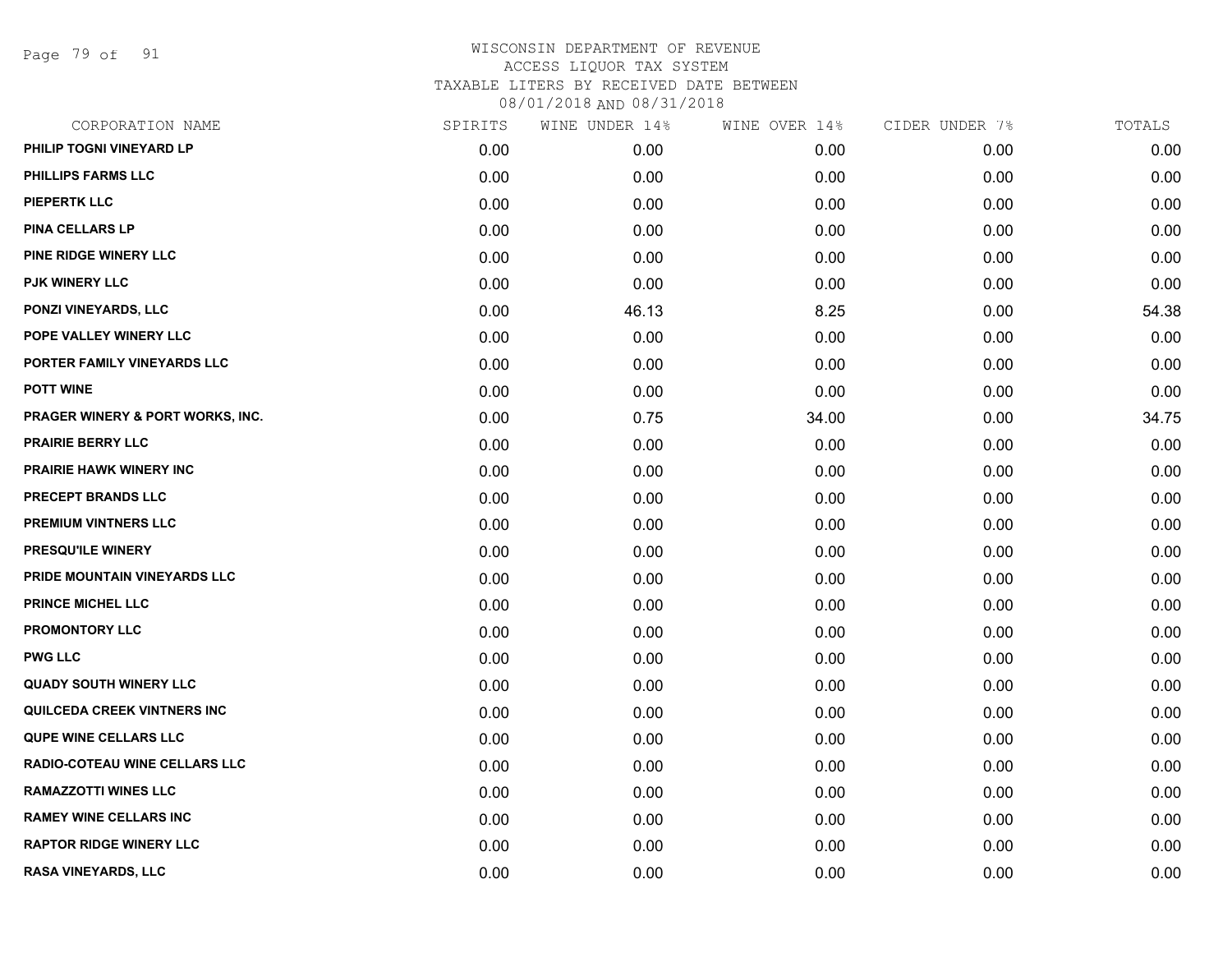# WISCONSIN DEPARTMENT OF REVENUE
ACCESS LIQUOR TAX SYSTEM
TAXABLE LITERS BY RECEIVED DATE BETWEEN
08/01/2018 AND 08/31/2018

| CORPORATION NAME | SPIRITS | WINE UNDER 14% | WINE OVER 14% | CIDER UNDER 7% | TOTALS |
|---|---|---|---|---|---|
| PHILIP TOGNI VINEYARD LP | 0.00 | 0.00 | 0.00 | 0.00 | 0.00 |
| PHILLIPS FARMS LLC | 0.00 | 0.00 | 0.00 | 0.00 | 0.00 |
| PIEPERTK LLC | 0.00 | 0.00 | 0.00 | 0.00 | 0.00 |
| PINA CELLARS LP | 0.00 | 0.00 | 0.00 | 0.00 | 0.00 |
| PINE RIDGE WINERY LLC | 0.00 | 0.00 | 0.00 | 0.00 | 0.00 |
| PJK WINERY LLC | 0.00 | 0.00 | 0.00 | 0.00 | 0.00 |
| PONZI VINEYARDS, LLC | 0.00 | 46.13 | 8.25 | 0.00 | 54.38 |
| POPE VALLEY WINERY LLC | 0.00 | 0.00 | 0.00 | 0.00 | 0.00 |
| PORTER FAMILY VINEYARDS LLC | 0.00 | 0.00 | 0.00 | 0.00 | 0.00 |
| POTT WINE | 0.00 | 0.00 | 0.00 | 0.00 | 0.00 |
| PRAGER WINERY & PORT WORKS, INC. | 0.00 | 0.75 | 34.00 | 0.00 | 34.75 |
| PRAIRIE BERRY LLC | 0.00 | 0.00 | 0.00 | 0.00 | 0.00 |
| PRAIRIE HAWK WINERY INC | 0.00 | 0.00 | 0.00 | 0.00 | 0.00 |
| PRECEPT BRANDS LLC | 0.00 | 0.00 | 0.00 | 0.00 | 0.00 |
| PREMIUM VINTNERS LLC | 0.00 | 0.00 | 0.00 | 0.00 | 0.00 |
| PRESQU'ILE WINERY | 0.00 | 0.00 | 0.00 | 0.00 | 0.00 |
| PRIDE MOUNTAIN VINEYARDS LLC | 0.00 | 0.00 | 0.00 | 0.00 | 0.00 |
| PRINCE MICHEL LLC | 0.00 | 0.00 | 0.00 | 0.00 | 0.00 |
| PROMONTORY LLC | 0.00 | 0.00 | 0.00 | 0.00 | 0.00 |
| PWG LLC | 0.00 | 0.00 | 0.00 | 0.00 | 0.00 |
| QUADY SOUTH WINERY LLC | 0.00 | 0.00 | 0.00 | 0.00 | 0.00 |
| QUILCEDA CREEK VINTNERS INC | 0.00 | 0.00 | 0.00 | 0.00 | 0.00 |
| QUPE WINE CELLARS LLC | 0.00 | 0.00 | 0.00 | 0.00 | 0.00 |
| RADIO-COTEAU WINE CELLARS LLC | 0.00 | 0.00 | 0.00 | 0.00 | 0.00 |
| RAMAZZOTTI WINES LLC | 0.00 | 0.00 | 0.00 | 0.00 | 0.00 |
| RAMEY WINE CELLARS INC | 0.00 | 0.00 | 0.00 | 0.00 | 0.00 |
| RAPTOR RIDGE WINERY LLC | 0.00 | 0.00 | 0.00 | 0.00 | 0.00 |
| RASA VINEYARDS, LLC | 0.00 | 0.00 | 0.00 | 0.00 | 0.00 |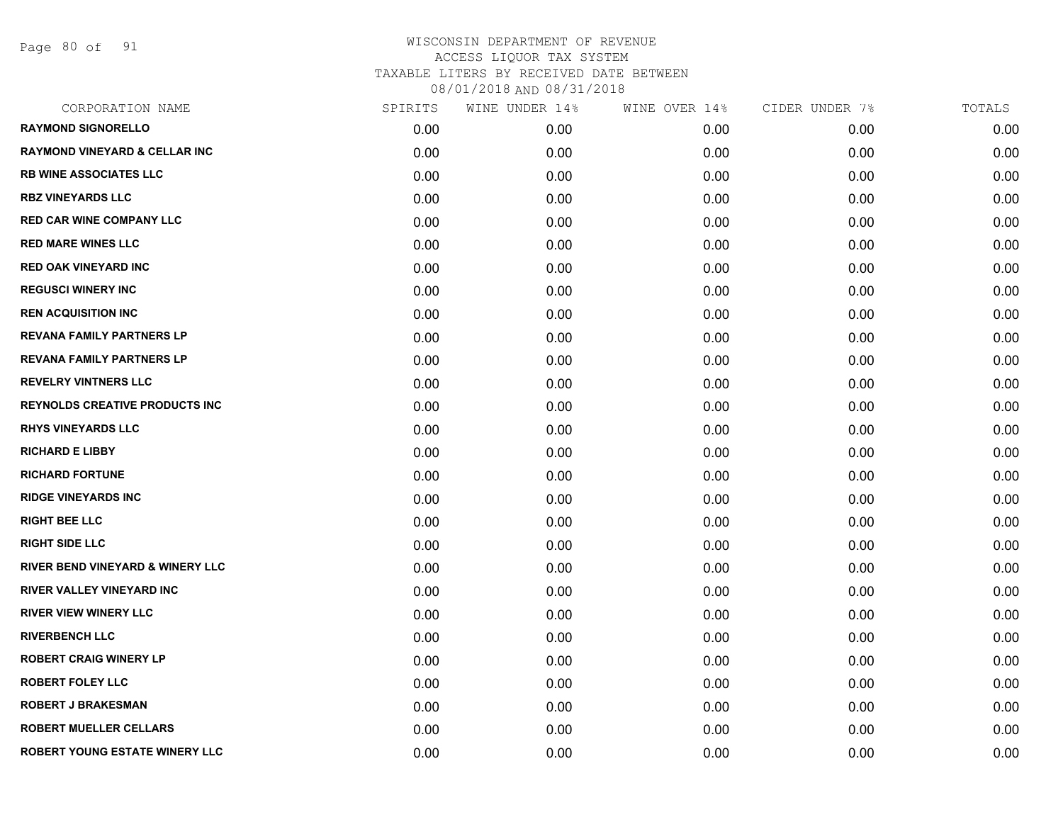WISCONSIN DEPARTMENT OF REVENUE
ACCESS LIQUOR TAX SYSTEM
TAXABLE LITERS BY RECEIVED DATE BETWEEN
08/01/2018 AND 08/31/2018

| CORPORATION NAME | SPIRITS | WINE UNDER 14% | WINE OVER 14% | CIDER UNDER 7% | TOTALS |
|---|---|---|---|---|---|
| RAYMOND SIGNORELLO | 0.00 | 0.00 | 0.00 | 0.00 | 0.00 |
| RAYMOND VINEYARD & CELLAR INC | 0.00 | 0.00 | 0.00 | 0.00 | 0.00 |
| RB WINE ASSOCIATES LLC | 0.00 | 0.00 | 0.00 | 0.00 | 0.00 |
| RBZ VINEYARDS LLC | 0.00 | 0.00 | 0.00 | 0.00 | 0.00 |
| RED CAR WINE COMPANY LLC | 0.00 | 0.00 | 0.00 | 0.00 | 0.00 |
| RED MARE WINES LLC | 0.00 | 0.00 | 0.00 | 0.00 | 0.00 |
| RED OAK VINEYARD INC | 0.00 | 0.00 | 0.00 | 0.00 | 0.00 |
| REGUSCI WINERY INC | 0.00 | 0.00 | 0.00 | 0.00 | 0.00 |
| REN ACQUISITION INC | 0.00 | 0.00 | 0.00 | 0.00 | 0.00 |
| REVANA FAMILY PARTNERS LP | 0.00 | 0.00 | 0.00 | 0.00 | 0.00 |
| REVANA FAMILY PARTNERS LP | 0.00 | 0.00 | 0.00 | 0.00 | 0.00 |
| REVELRY VINTNERS LLC | 0.00 | 0.00 | 0.00 | 0.00 | 0.00 |
| REYNOLDS CREATIVE PRODUCTS INC | 0.00 | 0.00 | 0.00 | 0.00 | 0.00 |
| RHYS VINEYARDS LLC | 0.00 | 0.00 | 0.00 | 0.00 | 0.00 |
| RICHARD E LIBBY | 0.00 | 0.00 | 0.00 | 0.00 | 0.00 |
| RICHARD FORTUNE | 0.00 | 0.00 | 0.00 | 0.00 | 0.00 |
| RIDGE VINEYARDS INC | 0.00 | 0.00 | 0.00 | 0.00 | 0.00 |
| RIGHT BEE LLC | 0.00 | 0.00 | 0.00 | 0.00 | 0.00 |
| RIGHT SIDE LLC | 0.00 | 0.00 | 0.00 | 0.00 | 0.00 |
| RIVER BEND VINEYARD & WINERY LLC | 0.00 | 0.00 | 0.00 | 0.00 | 0.00 |
| RIVER VALLEY VINEYARD INC | 0.00 | 0.00 | 0.00 | 0.00 | 0.00 |
| RIVER VIEW WINERY LLC | 0.00 | 0.00 | 0.00 | 0.00 | 0.00 |
| RIVERBENCH LLC | 0.00 | 0.00 | 0.00 | 0.00 | 0.00 |
| ROBERT CRAIG WINERY LP | 0.00 | 0.00 | 0.00 | 0.00 | 0.00 |
| ROBERT FOLEY LLC | 0.00 | 0.00 | 0.00 | 0.00 | 0.00 |
| ROBERT J BRAKESMAN | 0.00 | 0.00 | 0.00 | 0.00 | 0.00 |
| ROBERT MUELLER CELLARS | 0.00 | 0.00 | 0.00 | 0.00 | 0.00 |
| ROBERT YOUNG ESTATE WINERY LLC | 0.00 | 0.00 | 0.00 | 0.00 | 0.00 |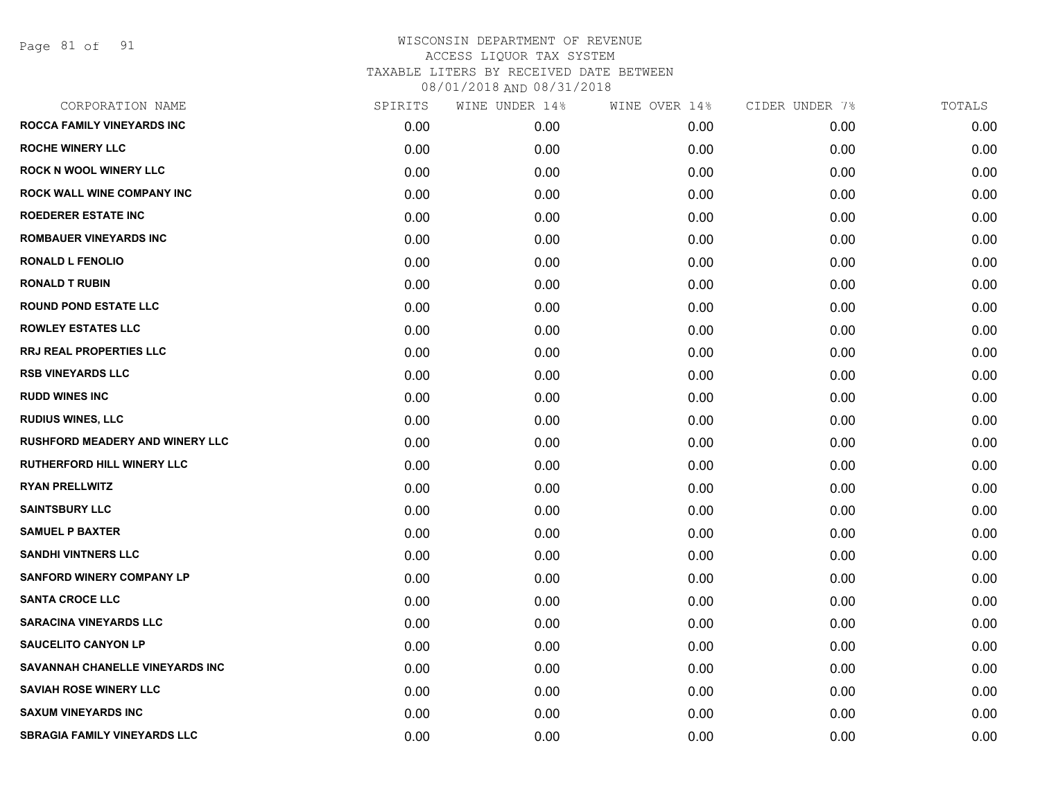# WISCONSIN DEPARTMENT OF REVENUE
## ACCESS LIQUOR TAX SYSTEM
### TAXABLE LITERS BY RECEIVED DATE BETWEEN 08/01/2018 AND 08/31/2018

| CORPORATION NAME | SPIRITS | WINE UNDER 14% | WINE OVER 14% | CIDER UNDER 7% | TOTALS |
|---|---|---|---|---|---|
| ROCCA FAMILY VINEYARDS INC | 0.00 | 0.00 | 0.00 | 0.00 | 0.00 |
| ROCHE WINERY LLC | 0.00 | 0.00 | 0.00 | 0.00 | 0.00 |
| ROCK N WOOL WINERY LLC | 0.00 | 0.00 | 0.00 | 0.00 | 0.00 |
| ROCK WALL WINE COMPANY INC | 0.00 | 0.00 | 0.00 | 0.00 | 0.00 |
| ROEDERER ESTATE INC | 0.00 | 0.00 | 0.00 | 0.00 | 0.00 |
| ROMBAUER VINEYARDS INC | 0.00 | 0.00 | 0.00 | 0.00 | 0.00 |
| RONALD L FENOLIO | 0.00 | 0.00 | 0.00 | 0.00 | 0.00 |
| RONALD T RUBIN | 0.00 | 0.00 | 0.00 | 0.00 | 0.00 |
| ROUND POND ESTATE LLC | 0.00 | 0.00 | 0.00 | 0.00 | 0.00 |
| ROWLEY ESTATES LLC | 0.00 | 0.00 | 0.00 | 0.00 | 0.00 |
| RRJ REAL PROPERTIES LLC | 0.00 | 0.00 | 0.00 | 0.00 | 0.00 |
| RSB VINEYARDS LLC | 0.00 | 0.00 | 0.00 | 0.00 | 0.00 |
| RUDD WINES INC | 0.00 | 0.00 | 0.00 | 0.00 | 0.00 |
| RUDIUS WINES, LLC | 0.00 | 0.00 | 0.00 | 0.00 | 0.00 |
| RUSHFORD MEADERY AND WINERY LLC | 0.00 | 0.00 | 0.00 | 0.00 | 0.00 |
| RUTHERFORD HILL WINERY LLC | 0.00 | 0.00 | 0.00 | 0.00 | 0.00 |
| RYAN PRELLWITZ | 0.00 | 0.00 | 0.00 | 0.00 | 0.00 |
| SAINTSBURY LLC | 0.00 | 0.00 | 0.00 | 0.00 | 0.00 |
| SAMUEL P BAXTER | 0.00 | 0.00 | 0.00 | 0.00 | 0.00 |
| SANDHI VINTNERS LLC | 0.00 | 0.00 | 0.00 | 0.00 | 0.00 |
| SANFORD WINERY COMPANY LP | 0.00 | 0.00 | 0.00 | 0.00 | 0.00 |
| SANTA CROCE LLC | 0.00 | 0.00 | 0.00 | 0.00 | 0.00 |
| SARACINA VINEYARDS LLC | 0.00 | 0.00 | 0.00 | 0.00 | 0.00 |
| SAUCELITO CANYON LP | 0.00 | 0.00 | 0.00 | 0.00 | 0.00 |
| SAVANNAH CHANELLE VINEYARDS INC | 0.00 | 0.00 | 0.00 | 0.00 | 0.00 |
| SAVIAH ROSE WINERY LLC | 0.00 | 0.00 | 0.00 | 0.00 | 0.00 |
| SAXUM VINEYARDS INC | 0.00 | 0.00 | 0.00 | 0.00 | 0.00 |
| SBRAGIA FAMILY VINEYARDS LLC | 0.00 | 0.00 | 0.00 | 0.00 | 0.00 |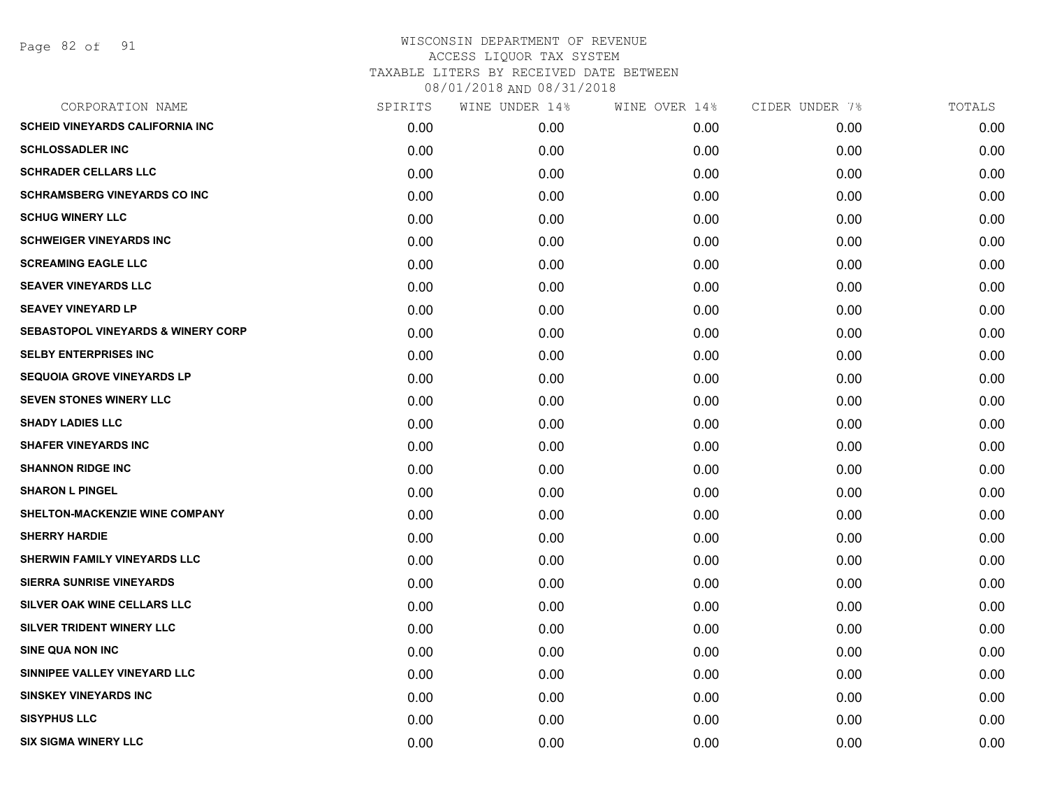# WISCONSIN DEPARTMENT OF REVENUE
## ACCESS LIQUOR TAX SYSTEM
### TAXABLE LITERS BY RECEIVED DATE BETWEEN 08/01/2018 AND 08/31/2018

| CORPORATION NAME | SPIRITS | WINE UNDER 14% | WINE OVER 14% | CIDER UNDER 7% | TOTALS |
|---|---|---|---|---|---|
| SCHEID VINEYARDS CALIFORNIA INC | 0.00 | 0.00 | 0.00 | 0.00 | 0.00 |
| SCHLOSSADLER INC | 0.00 | 0.00 | 0.00 | 0.00 | 0.00 |
| SCHRADER CELLARS LLC | 0.00 | 0.00 | 0.00 | 0.00 | 0.00 |
| SCHRAMSBERG VINEYARDS CO INC | 0.00 | 0.00 | 0.00 | 0.00 | 0.00 |
| SCHUG WINERY LLC | 0.00 | 0.00 | 0.00 | 0.00 | 0.00 |
| SCHWEIGER VINEYARDS INC | 0.00 | 0.00 | 0.00 | 0.00 | 0.00 |
| SCREAMING EAGLE LLC | 0.00 | 0.00 | 0.00 | 0.00 | 0.00 |
| SEAVER VINEYARDS LLC | 0.00 | 0.00 | 0.00 | 0.00 | 0.00 |
| SEAVEY VINEYARD LP | 0.00 | 0.00 | 0.00 | 0.00 | 0.00 |
| SEBASTOPOL VINEYARDS & WINERY CORP | 0.00 | 0.00 | 0.00 | 0.00 | 0.00 |
| SELBY ENTERPRISES INC | 0.00 | 0.00 | 0.00 | 0.00 | 0.00 |
| SEQUOIA GROVE VINEYARDS LP | 0.00 | 0.00 | 0.00 | 0.00 | 0.00 |
| SEVEN STONES WINERY LLC | 0.00 | 0.00 | 0.00 | 0.00 | 0.00 |
| SHADY LADIES LLC | 0.00 | 0.00 | 0.00 | 0.00 | 0.00 |
| SHAFER VINEYARDS INC | 0.00 | 0.00 | 0.00 | 0.00 | 0.00 |
| SHANNON RIDGE INC | 0.00 | 0.00 | 0.00 | 0.00 | 0.00 |
| SHARON L PINGEL | 0.00 | 0.00 | 0.00 | 0.00 | 0.00 |
| SHELTON-MACKENZIE WINE COMPANY | 0.00 | 0.00 | 0.00 | 0.00 | 0.00 |
| SHERRY HARDIE | 0.00 | 0.00 | 0.00 | 0.00 | 0.00 |
| SHERWIN FAMILY VINEYARDS LLC | 0.00 | 0.00 | 0.00 | 0.00 | 0.00 |
| SIERRA SUNRISE VINEYARDS | 0.00 | 0.00 | 0.00 | 0.00 | 0.00 |
| SILVER OAK WINE CELLARS LLC | 0.00 | 0.00 | 0.00 | 0.00 | 0.00 |
| SILVER TRIDENT WINERY LLC | 0.00 | 0.00 | 0.00 | 0.00 | 0.00 |
| SINE QUA NON INC | 0.00 | 0.00 | 0.00 | 0.00 | 0.00 |
| SINNIPEE VALLEY VINEYARD LLC | 0.00 | 0.00 | 0.00 | 0.00 | 0.00 |
| SINSKEY VINEYARDS INC | 0.00 | 0.00 | 0.00 | 0.00 | 0.00 |
| SISYPHUS LLC | 0.00 | 0.00 | 0.00 | 0.00 | 0.00 |
| SIX SIGMA WINERY LLC | 0.00 | 0.00 | 0.00 | 0.00 | 0.00 |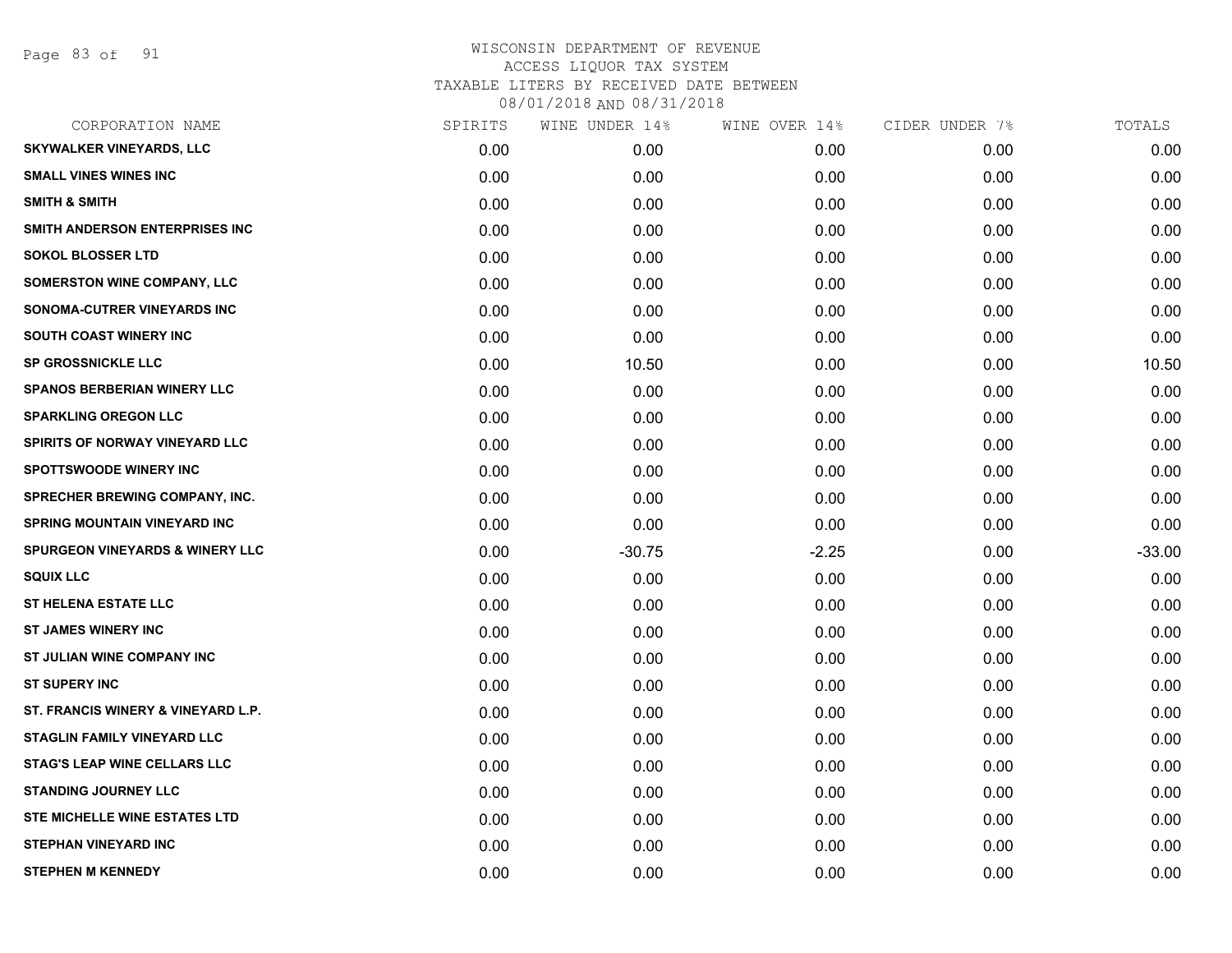# WISCONSIN DEPARTMENT OF REVENUE
## ACCESS LIQUOR TAX SYSTEM
### TAXABLE LITERS BY RECEIVED DATE BETWEEN 08/01/2018 AND 08/31/2018

| CORPORATION NAME | SPIRITS | WINE UNDER 14% | WINE OVER 14% | CIDER UNDER 7% | TOTALS |
|---|---|---|---|---|---|
| SKYWALKER VINEYARDS, LLC | 0.00 | 0.00 | 0.00 | 0.00 | 0.00 |
| SMALL VINES WINES INC | 0.00 | 0.00 | 0.00 | 0.00 | 0.00 |
| SMITH & SMITH | 0.00 | 0.00 | 0.00 | 0.00 | 0.00 |
| SMITH ANDERSON ENTERPRISES INC | 0.00 | 0.00 | 0.00 | 0.00 | 0.00 |
| SOKOL BLOSSER LTD | 0.00 | 0.00 | 0.00 | 0.00 | 0.00 |
| SOMERSTON WINE COMPANY, LLC | 0.00 | 0.00 | 0.00 | 0.00 | 0.00 |
| SONOMA-CUTRER VINEYARDS INC | 0.00 | 0.00 | 0.00 | 0.00 | 0.00 |
| SOUTH COAST WINERY INC | 0.00 | 0.00 | 0.00 | 0.00 | 0.00 |
| SP GROSSNICKLE LLC | 0.00 | 10.50 | 0.00 | 0.00 | 10.50 |
| SPANOS BERBERIAN WINERY LLC | 0.00 | 0.00 | 0.00 | 0.00 | 0.00 |
| SPARKLING OREGON LLC | 0.00 | 0.00 | 0.00 | 0.00 | 0.00 |
| SPIRITS OF NORWAY VINEYARD LLC | 0.00 | 0.00 | 0.00 | 0.00 | 0.00 |
| SPOTTSWOODE WINERY INC | 0.00 | 0.00 | 0.00 | 0.00 | 0.00 |
| SPRECHER BREWING COMPANY, INC. | 0.00 | 0.00 | 0.00 | 0.00 | 0.00 |
| SPRING MOUNTAIN VINEYARD INC | 0.00 | 0.00 | 0.00 | 0.00 | 0.00 |
| SPURGEON VINEYARDS & WINERY LLC | 0.00 | -30.75 | -2.25 | 0.00 | -33.00 |
| SQUIX LLC | 0.00 | 0.00 | 0.00 | 0.00 | 0.00 |
| ST HELENA ESTATE LLC | 0.00 | 0.00 | 0.00 | 0.00 | 0.00 |
| ST JAMES WINERY INC | 0.00 | 0.00 | 0.00 | 0.00 | 0.00 |
| ST JULIAN WINE COMPANY INC | 0.00 | 0.00 | 0.00 | 0.00 | 0.00 |
| ST SUPERY INC | 0.00 | 0.00 | 0.00 | 0.00 | 0.00 |
| ST. FRANCIS WINERY & VINEYARD L.P. | 0.00 | 0.00 | 0.00 | 0.00 | 0.00 |
| STAGLIN FAMILY VINEYARD LLC | 0.00 | 0.00 | 0.00 | 0.00 | 0.00 |
| STAG'S LEAP WINE CELLARS LLC | 0.00 | 0.00 | 0.00 | 0.00 | 0.00 |
| STANDING JOURNEY LLC | 0.00 | 0.00 | 0.00 | 0.00 | 0.00 |
| STE MICHELLE WINE ESTATES LTD | 0.00 | 0.00 | 0.00 | 0.00 | 0.00 |
| STEPHAN VINEYARD INC | 0.00 | 0.00 | 0.00 | 0.00 | 0.00 |
| STEPHEN M KENNEDY | 0.00 | 0.00 | 0.00 | 0.00 | 0.00 |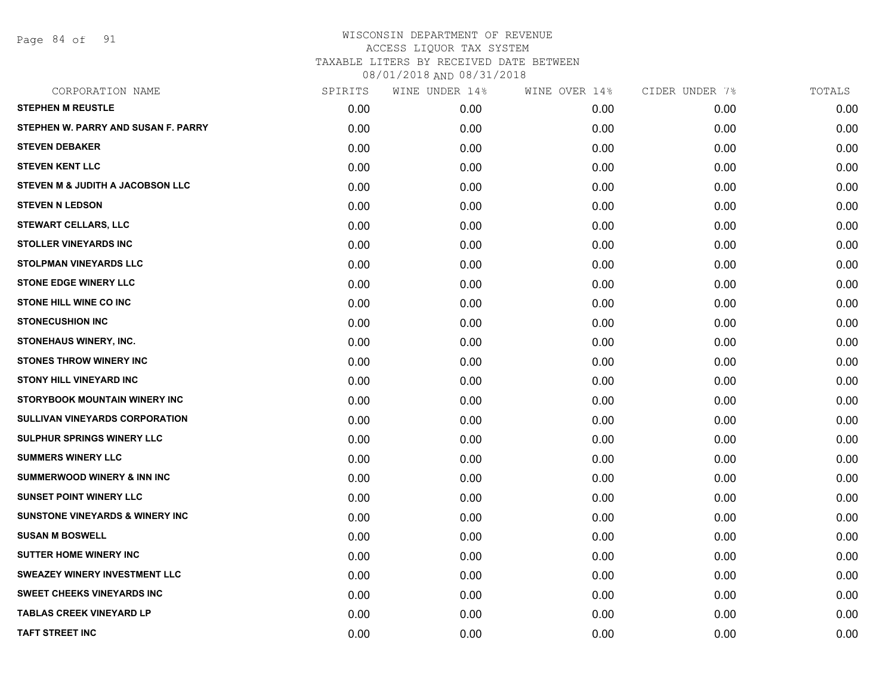# WISCONSIN DEPARTMENT OF REVENUE
## ACCESS LIQUOR TAX SYSTEM
### TAXABLE LITERS BY RECEIVED DATE BETWEEN 08/01/2018 AND 08/31/2018

| CORPORATION NAME | SPIRITS | WINE UNDER 14% | WINE OVER 14% | CIDER UNDER 7% | TOTALS |
|---|---|---|---|---|---|
| STEPHEN M REUSTLE | 0.00 | 0.00 | 0.00 | 0.00 | 0.00 |
| STEPHEN W. PARRY AND SUSAN F. PARRY | 0.00 | 0.00 | 0.00 | 0.00 | 0.00 |
| STEVEN DEBAKER | 0.00 | 0.00 | 0.00 | 0.00 | 0.00 |
| STEVEN KENT LLC | 0.00 | 0.00 | 0.00 | 0.00 | 0.00 |
| STEVEN M & JUDITH A JACOBSON LLC | 0.00 | 0.00 | 0.00 | 0.00 | 0.00 |
| STEVEN N LEDSON | 0.00 | 0.00 | 0.00 | 0.00 | 0.00 |
| STEWART CELLARS, LLC | 0.00 | 0.00 | 0.00 | 0.00 | 0.00 |
| STOLLER VINEYARDS INC | 0.00 | 0.00 | 0.00 | 0.00 | 0.00 |
| STOLPMAN VINEYARDS LLC | 0.00 | 0.00 | 0.00 | 0.00 | 0.00 |
| STONE EDGE WINERY LLC | 0.00 | 0.00 | 0.00 | 0.00 | 0.00 |
| STONE HILL WINE CO INC | 0.00 | 0.00 | 0.00 | 0.00 | 0.00 |
| STONECUSHION INC | 0.00 | 0.00 | 0.00 | 0.00 | 0.00 |
| STONEHAUS WINERY, INC. | 0.00 | 0.00 | 0.00 | 0.00 | 0.00 |
| STONES THROW WINERY INC | 0.00 | 0.00 | 0.00 | 0.00 | 0.00 |
| STONY HILL VINEYARD INC | 0.00 | 0.00 | 0.00 | 0.00 | 0.00 |
| STORYBOOK MOUNTAIN WINERY INC | 0.00 | 0.00 | 0.00 | 0.00 | 0.00 |
| SULLIVAN VINEYARDS CORPORATION | 0.00 | 0.00 | 0.00 | 0.00 | 0.00 |
| SULPHUR SPRINGS WINERY LLC | 0.00 | 0.00 | 0.00 | 0.00 | 0.00 |
| SUMMERS WINERY LLC | 0.00 | 0.00 | 0.00 | 0.00 | 0.00 |
| SUMMERWOOD WINERY & INN INC | 0.00 | 0.00 | 0.00 | 0.00 | 0.00 |
| SUNSET POINT WINERY LLC | 0.00 | 0.00 | 0.00 | 0.00 | 0.00 |
| SUNSTONE VINEYARDS & WINERY INC | 0.00 | 0.00 | 0.00 | 0.00 | 0.00 |
| SUSAN M BOSWELL | 0.00 | 0.00 | 0.00 | 0.00 | 0.00 |
| SUTTER HOME WINERY INC | 0.00 | 0.00 | 0.00 | 0.00 | 0.00 |
| SWEAZEY WINERY INVESTMENT LLC | 0.00 | 0.00 | 0.00 | 0.00 | 0.00 |
| SWEET CHEEKS VINEYARDS INC | 0.00 | 0.00 | 0.00 | 0.00 | 0.00 |
| TABLAS CREEK VINEYARD LP | 0.00 | 0.00 | 0.00 | 0.00 | 0.00 |
| TAFT STREET INC | 0.00 | 0.00 | 0.00 | 0.00 | 0.00 |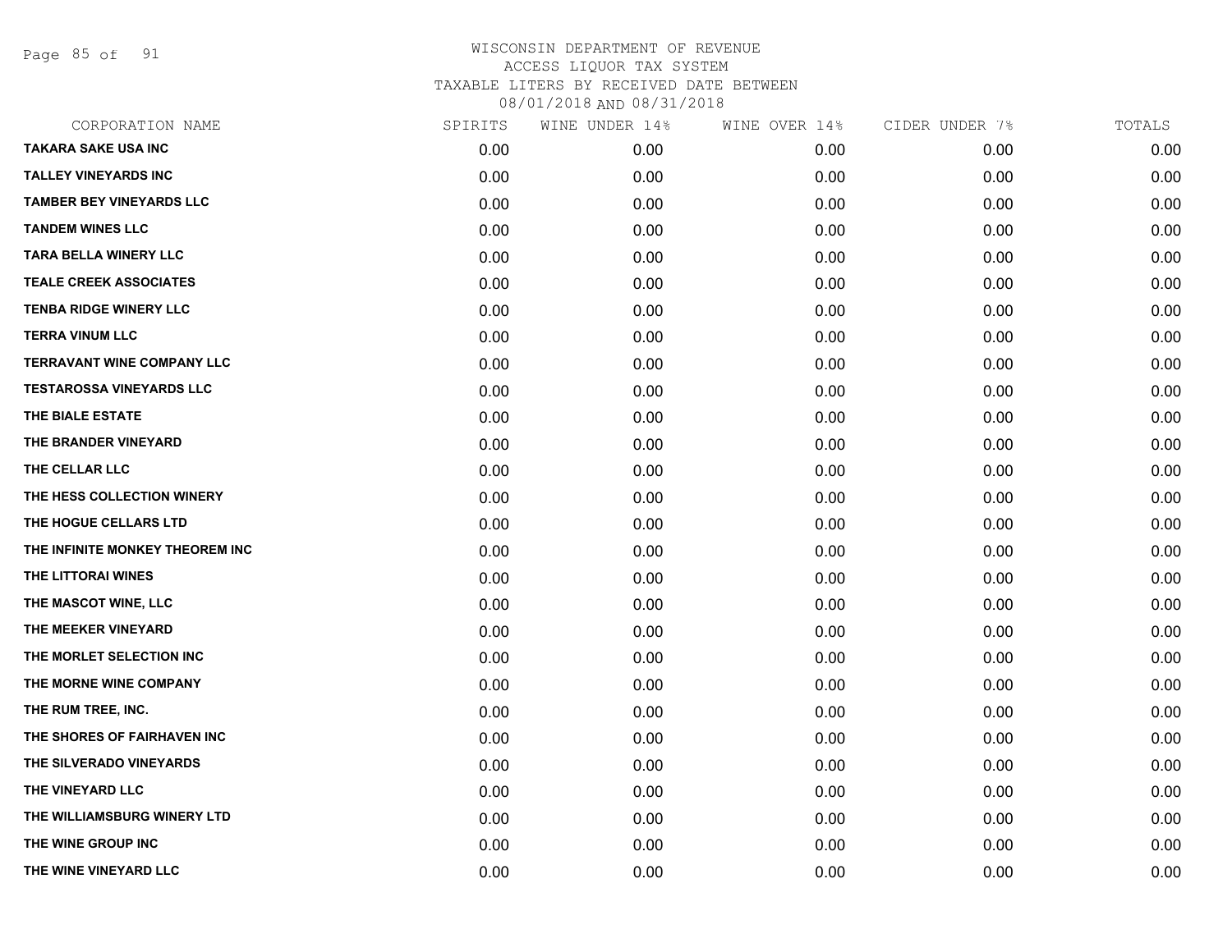# WISCONSIN DEPARTMENT OF REVENUE
ACCESS LIQUOR TAX SYSTEM
TAXABLE LITERS BY RECEIVED DATE BETWEEN
08/01/2018 AND 08/31/2018

| CORPORATION NAME | SPIRITS | WINE UNDER 14% | WINE OVER 14% | CIDER UNDER 7% | TOTALS |
|---|---|---|---|---|---|
| TAKARA SAKE USA INC | 0.00 | 0.00 | 0.00 | 0.00 | 0.00 |
| TALLEY VINEYARDS INC | 0.00 | 0.00 | 0.00 | 0.00 | 0.00 |
| TAMBER BEY VINEYARDS LLC | 0.00 | 0.00 | 0.00 | 0.00 | 0.00 |
| TANDEM WINES LLC | 0.00 | 0.00 | 0.00 | 0.00 | 0.00 |
| TARA BELLA WINERY LLC | 0.00 | 0.00 | 0.00 | 0.00 | 0.00 |
| TEALE CREEK ASSOCIATES | 0.00 | 0.00 | 0.00 | 0.00 | 0.00 |
| TENBA RIDGE WINERY LLC | 0.00 | 0.00 | 0.00 | 0.00 | 0.00 |
| TERRA VINUM LLC | 0.00 | 0.00 | 0.00 | 0.00 | 0.00 |
| TERRAVANT WINE COMPANY LLC | 0.00 | 0.00 | 0.00 | 0.00 | 0.00 |
| TESTAROSSA VINEYARDS LLC | 0.00 | 0.00 | 0.00 | 0.00 | 0.00 |
| THE BIALE ESTATE | 0.00 | 0.00 | 0.00 | 0.00 | 0.00 |
| THE BRANDER VINEYARD | 0.00 | 0.00 | 0.00 | 0.00 | 0.00 |
| THE CELLAR LLC | 0.00 | 0.00 | 0.00 | 0.00 | 0.00 |
| THE HESS COLLECTION WINERY | 0.00 | 0.00 | 0.00 | 0.00 | 0.00 |
| THE HOGUE CELLARS LTD | 0.00 | 0.00 | 0.00 | 0.00 | 0.00 |
| THE INFINITE MONKEY THEOREM INC | 0.00 | 0.00 | 0.00 | 0.00 | 0.00 |
| THE LITTORAI WINES | 0.00 | 0.00 | 0.00 | 0.00 | 0.00 |
| THE MASCOT WINE, LLC | 0.00 | 0.00 | 0.00 | 0.00 | 0.00 |
| THE MEEKER VINEYARD | 0.00 | 0.00 | 0.00 | 0.00 | 0.00 |
| THE MORLET SELECTION INC | 0.00 | 0.00 | 0.00 | 0.00 | 0.00 |
| THE MORNE WINE COMPANY | 0.00 | 0.00 | 0.00 | 0.00 | 0.00 |
| THE RUM TREE, INC. | 0.00 | 0.00 | 0.00 | 0.00 | 0.00 |
| THE SHORES OF FAIRHAVEN INC | 0.00 | 0.00 | 0.00 | 0.00 | 0.00 |
| THE SILVERADO VINEYARDS | 0.00 | 0.00 | 0.00 | 0.00 | 0.00 |
| THE VINEYARD LLC | 0.00 | 0.00 | 0.00 | 0.00 | 0.00 |
| THE WILLIAMSBURG WINERY LTD | 0.00 | 0.00 | 0.00 | 0.00 | 0.00 |
| THE WINE GROUP INC | 0.00 | 0.00 | 0.00 | 0.00 | 0.00 |
| THE WINE VINEYARD LLC | 0.00 | 0.00 | 0.00 | 0.00 | 0.00 |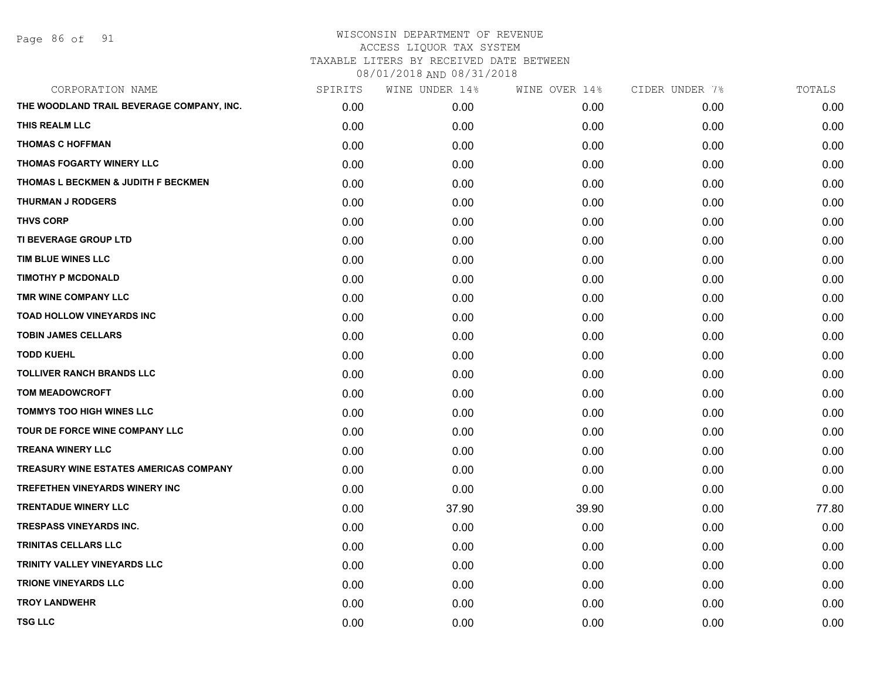WISCONSIN DEPARTMENT OF REVENUE
ACCESS LIQUOR TAX SYSTEM
TAXABLE LITERS BY RECEIVED DATE BETWEEN
08/01/2018 AND 08/31/2018

| CORPORATION NAME | SPIRITS | WINE UNDER 14% | WINE OVER 14% | CIDER UNDER 7% | TOTALS |
|---|---|---|---|---|---|
| THE WOODLAND TRAIL BEVERAGE COMPANY, INC. | 0.00 | 0.00 | 0.00 | 0.00 | 0.00 |
| THIS REALM LLC | 0.00 | 0.00 | 0.00 | 0.00 | 0.00 |
| THOMAS C HOFFMAN | 0.00 | 0.00 | 0.00 | 0.00 | 0.00 |
| THOMAS FOGARTY WINERY LLC | 0.00 | 0.00 | 0.00 | 0.00 | 0.00 |
| THOMAS L BECKMEN & JUDITH F BECKMEN | 0.00 | 0.00 | 0.00 | 0.00 | 0.00 |
| THURMAN J RODGERS | 0.00 | 0.00 | 0.00 | 0.00 | 0.00 |
| THVS CORP | 0.00 | 0.00 | 0.00 | 0.00 | 0.00 |
| TI BEVERAGE GROUP LTD | 0.00 | 0.00 | 0.00 | 0.00 | 0.00 |
| TIM BLUE WINES LLC | 0.00 | 0.00 | 0.00 | 0.00 | 0.00 |
| TIMOTHY P MCDONALD | 0.00 | 0.00 | 0.00 | 0.00 | 0.00 |
| TMR WINE COMPANY LLC | 0.00 | 0.00 | 0.00 | 0.00 | 0.00 |
| TOAD HOLLOW VINEYARDS INC | 0.00 | 0.00 | 0.00 | 0.00 | 0.00 |
| TOBIN JAMES CELLARS | 0.00 | 0.00 | 0.00 | 0.00 | 0.00 |
| TODD KUEHL | 0.00 | 0.00 | 0.00 | 0.00 | 0.00 |
| TOLLIVER RANCH BRANDS LLC | 0.00 | 0.00 | 0.00 | 0.00 | 0.00 |
| TOM MEADOWCROFT | 0.00 | 0.00 | 0.00 | 0.00 | 0.00 |
| TOMMYS TOO HIGH WINES LLC | 0.00 | 0.00 | 0.00 | 0.00 | 0.00 |
| TOUR DE FORCE WINE COMPANY LLC | 0.00 | 0.00 | 0.00 | 0.00 | 0.00 |
| TREANA WINERY LLC | 0.00 | 0.00 | 0.00 | 0.00 | 0.00 |
| TREASURY WINE ESTATES AMERICAS COMPANY | 0.00 | 0.00 | 0.00 | 0.00 | 0.00 |
| TREFETHEN VINEYARDS WINERY INC | 0.00 | 0.00 | 0.00 | 0.00 | 0.00 |
| TRENTADUE WINERY LLC | 0.00 | 37.90 | 39.90 | 0.00 | 77.80 |
| TRESPASS VINEYARDS INC. | 0.00 | 0.00 | 0.00 | 0.00 | 0.00 |
| TRINITAS CELLARS LLC | 0.00 | 0.00 | 0.00 | 0.00 | 0.00 |
| TRINITY VALLEY VINEYARDS LLC | 0.00 | 0.00 | 0.00 | 0.00 | 0.00 |
| TRIONE VINEYARDS LLC | 0.00 | 0.00 | 0.00 | 0.00 | 0.00 |
| TROY LANDWEHR | 0.00 | 0.00 | 0.00 | 0.00 | 0.00 |
| TSG LLC | 0.00 | 0.00 | 0.00 | 0.00 | 0.00 |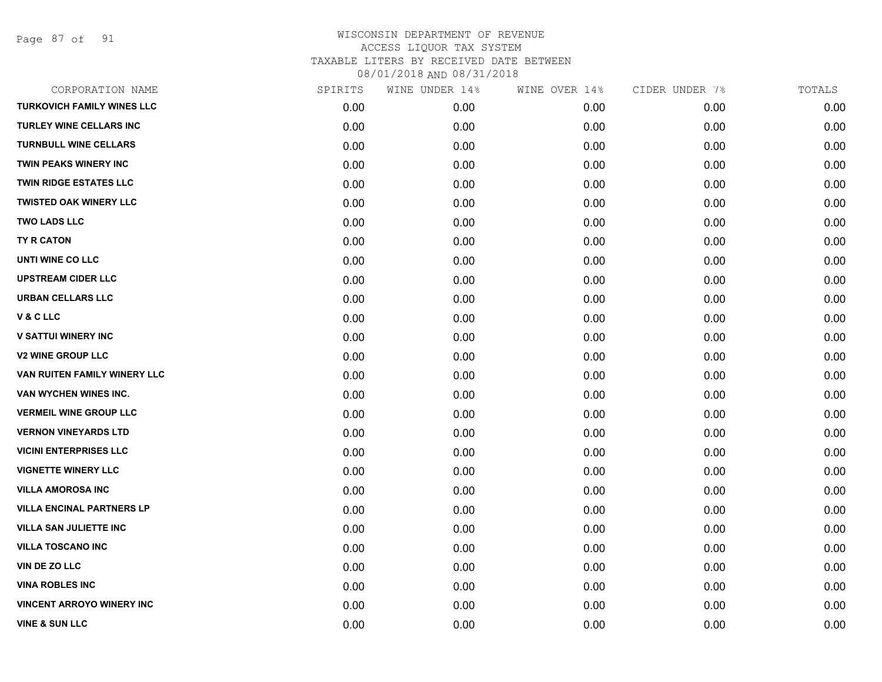WISCONSIN DEPARTMENT OF REVENUE
ACCESS LIQUOR TAX SYSTEM
TAXABLE LITERS BY RECEIVED DATE BETWEEN
08/01/2018 AND 08/31/2018

| CORPORATION NAME | SPIRITS | WINE UNDER 14% | WINE OVER 14% | CIDER UNDER 7% | TOTALS |
|---|---|---|---|---|---|
| TURKOVICH FAMILY WINES LLC | 0.00 | 0.00 | 0.00 | 0.00 | 0.00 |
| TURLEY WINE CELLARS INC | 0.00 | 0.00 | 0.00 | 0.00 | 0.00 |
| TURNBULL WINE CELLARS | 0.00 | 0.00 | 0.00 | 0.00 | 0.00 |
| TWIN PEAKS WINERY INC | 0.00 | 0.00 | 0.00 | 0.00 | 0.00 |
| TWIN RIDGE ESTATES LLC | 0.00 | 0.00 | 0.00 | 0.00 | 0.00 |
| TWISTED OAK WINERY LLC | 0.00 | 0.00 | 0.00 | 0.00 | 0.00 |
| TWO LADS LLC | 0.00 | 0.00 | 0.00 | 0.00 | 0.00 |
| TY R CATON | 0.00 | 0.00 | 0.00 | 0.00 | 0.00 |
| UNTI WINE CO LLC | 0.00 | 0.00 | 0.00 | 0.00 | 0.00 |
| UPSTREAM CIDER LLC | 0.00 | 0.00 | 0.00 | 0.00 | 0.00 |
| URBAN CELLARS LLC | 0.00 | 0.00 | 0.00 | 0.00 | 0.00 |
| V & C LLC | 0.00 | 0.00 | 0.00 | 0.00 | 0.00 |
| V SATTUI WINERY INC | 0.00 | 0.00 | 0.00 | 0.00 | 0.00 |
| V2 WINE GROUP LLC | 0.00 | 0.00 | 0.00 | 0.00 | 0.00 |
| VAN RUITEN FAMILY WINERY LLC | 0.00 | 0.00 | 0.00 | 0.00 | 0.00 |
| VAN WYCHEN WINES INC. | 0.00 | 0.00 | 0.00 | 0.00 | 0.00 |
| VERMEIL WINE GROUP LLC | 0.00 | 0.00 | 0.00 | 0.00 | 0.00 |
| VERNON VINEYARDS LTD | 0.00 | 0.00 | 0.00 | 0.00 | 0.00 |
| VICINI ENTERPRISES LLC | 0.00 | 0.00 | 0.00 | 0.00 | 0.00 |
| VIGNETTE WINERY LLC | 0.00 | 0.00 | 0.00 | 0.00 | 0.00 |
| VILLA AMOROSA INC | 0.00 | 0.00 | 0.00 | 0.00 | 0.00 |
| VILLA ENCINAL PARTNERS LP | 0.00 | 0.00 | 0.00 | 0.00 | 0.00 |
| VILLA SAN JULIETTE INC | 0.00 | 0.00 | 0.00 | 0.00 | 0.00 |
| VILLA TOSCANO INC | 0.00 | 0.00 | 0.00 | 0.00 | 0.00 |
| VIN DE ZO LLC | 0.00 | 0.00 | 0.00 | 0.00 | 0.00 |
| VINA ROBLES INC | 0.00 | 0.00 | 0.00 | 0.00 | 0.00 |
| VINCENT ARROYO WINERY INC | 0.00 | 0.00 | 0.00 | 0.00 | 0.00 |
| VINE & SUN LLC | 0.00 | 0.00 | 0.00 | 0.00 | 0.00 |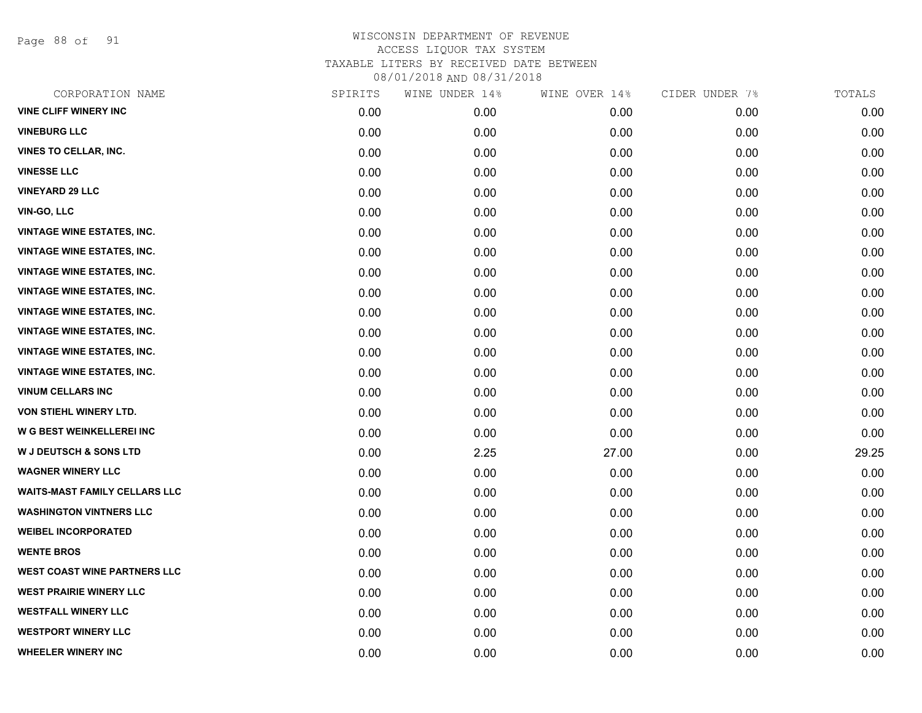WISCONSIN DEPARTMENT OF REVENUE
ACCESS LIQUOR TAX SYSTEM
TAXABLE LITERS BY RECEIVED DATE BETWEEN
08/01/2018 AND 08/31/2018

| CORPORATION NAME | SPIRITS | WINE UNDER 14% | WINE OVER 14% | CIDER UNDER 7% | TOTALS |
|---|---|---|---|---|---|
| VINE CLIFF WINERY INC | 0.00 | 0.00 | 0.00 | 0.00 | 0.00 |
| VINEBURG LLC | 0.00 | 0.00 | 0.00 | 0.00 | 0.00 |
| VINES TO CELLAR, INC. | 0.00 | 0.00 | 0.00 | 0.00 | 0.00 |
| VINESSE LLC | 0.00 | 0.00 | 0.00 | 0.00 | 0.00 |
| VINEYARD 29 LLC | 0.00 | 0.00 | 0.00 | 0.00 | 0.00 |
| VIN-GO, LLC | 0.00 | 0.00 | 0.00 | 0.00 | 0.00 |
| VINTAGE WINE ESTATES, INC. | 0.00 | 0.00 | 0.00 | 0.00 | 0.00 |
| VINTAGE WINE ESTATES, INC. | 0.00 | 0.00 | 0.00 | 0.00 | 0.00 |
| VINTAGE WINE ESTATES, INC. | 0.00 | 0.00 | 0.00 | 0.00 | 0.00 |
| VINTAGE WINE ESTATES, INC. | 0.00 | 0.00 | 0.00 | 0.00 | 0.00 |
| VINTAGE WINE ESTATES, INC. | 0.00 | 0.00 | 0.00 | 0.00 | 0.00 |
| VINTAGE WINE ESTATES, INC. | 0.00 | 0.00 | 0.00 | 0.00 | 0.00 |
| VINTAGE WINE ESTATES, INC. | 0.00 | 0.00 | 0.00 | 0.00 | 0.00 |
| VINTAGE WINE ESTATES, INC. | 0.00 | 0.00 | 0.00 | 0.00 | 0.00 |
| VINUM CELLARS INC | 0.00 | 0.00 | 0.00 | 0.00 | 0.00 |
| VON STIEHL WINERY LTD. | 0.00 | 0.00 | 0.00 | 0.00 | 0.00 |
| W G BEST WEINKELLEREI INC | 0.00 | 0.00 | 0.00 | 0.00 | 0.00 |
| W J DEUTSCH & SONS LTD | 0.00 | 2.25 | 27.00 | 0.00 | 29.25 |
| WAGNER WINERY LLC | 0.00 | 0.00 | 0.00 | 0.00 | 0.00 |
| WAITS-MAST FAMILY CELLARS LLC | 0.00 | 0.00 | 0.00 | 0.00 | 0.00 |
| WASHINGTON VINTNERS LLC | 0.00 | 0.00 | 0.00 | 0.00 | 0.00 |
| WEIBEL INCORPORATED | 0.00 | 0.00 | 0.00 | 0.00 | 0.00 |
| WENTE BROS | 0.00 | 0.00 | 0.00 | 0.00 | 0.00 |
| WEST COAST WINE PARTNERS LLC | 0.00 | 0.00 | 0.00 | 0.00 | 0.00 |
| WEST PRAIRIE WINERY LLC | 0.00 | 0.00 | 0.00 | 0.00 | 0.00 |
| WESTFALL WINERY LLC | 0.00 | 0.00 | 0.00 | 0.00 | 0.00 |
| WESTPORT WINERY LLC | 0.00 | 0.00 | 0.00 | 0.00 | 0.00 |
| WHEELER WINERY INC | 0.00 | 0.00 | 0.00 | 0.00 | 0.00 |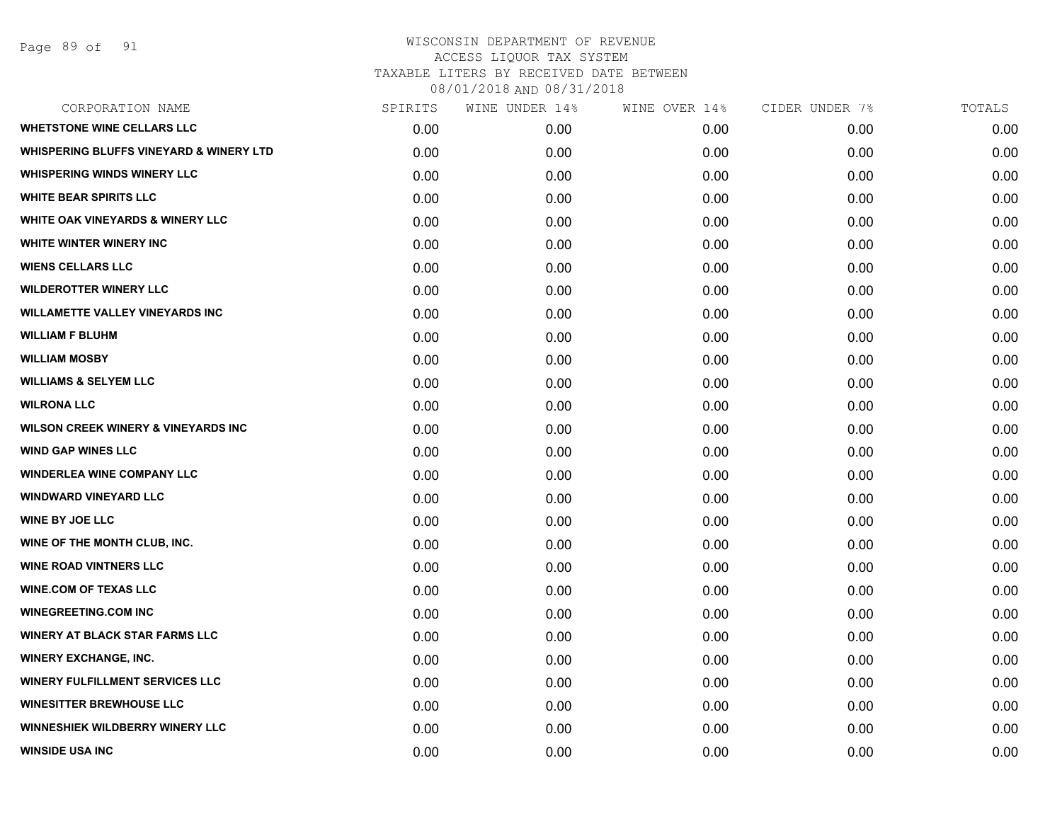# WISCONSIN DEPARTMENT OF REVENUE
ACCESS LIQUOR TAX SYSTEM
TAXABLE LITERS BY RECEIVED DATE BETWEEN
08/01/2018 AND 08/31/2018

| CORPORATION NAME | SPIRITS | WINE UNDER 14% | WINE OVER 14% | CIDER UNDER 7% | TOTALS |
|---|---|---|---|---|---|
| WHETSTONE WINE CELLARS LLC | 0.00 | 0.00 | 0.00 | 0.00 | 0.00 |
| WHISPERING BLUFFS VINEYARD & WINERY LTD | 0.00 | 0.00 | 0.00 | 0.00 | 0.00 |
| WHISPERING WINDS WINERY LLC | 0.00 | 0.00 | 0.00 | 0.00 | 0.00 |
| WHITE BEAR SPIRITS LLC | 0.00 | 0.00 | 0.00 | 0.00 | 0.00 |
| WHITE OAK VINEYARDS & WINERY LLC | 0.00 | 0.00 | 0.00 | 0.00 | 0.00 |
| WHITE WINTER WINERY INC | 0.00 | 0.00 | 0.00 | 0.00 | 0.00 |
| WIENS CELLARS LLC | 0.00 | 0.00 | 0.00 | 0.00 | 0.00 |
| WILDEROTTER WINERY LLC | 0.00 | 0.00 | 0.00 | 0.00 | 0.00 |
| WILLAMETTE VALLEY VINEYARDS INC | 0.00 | 0.00 | 0.00 | 0.00 | 0.00 |
| WILLIAM F BLUHM | 0.00 | 0.00 | 0.00 | 0.00 | 0.00 |
| WILLIAM MOSBY | 0.00 | 0.00 | 0.00 | 0.00 | 0.00 |
| WILLIAMS & SELYEM LLC | 0.00 | 0.00 | 0.00 | 0.00 | 0.00 |
| WILRONA LLC | 0.00 | 0.00 | 0.00 | 0.00 | 0.00 |
| WILSON CREEK WINERY & VINEYARDS INC | 0.00 | 0.00 | 0.00 | 0.00 | 0.00 |
| WIND GAP WINES LLC | 0.00 | 0.00 | 0.00 | 0.00 | 0.00 |
| WINDERLEA WINE COMPANY LLC | 0.00 | 0.00 | 0.00 | 0.00 | 0.00 |
| WINDWARD VINEYARD LLC | 0.00 | 0.00 | 0.00 | 0.00 | 0.00 |
| WINE BY JOE LLC | 0.00 | 0.00 | 0.00 | 0.00 | 0.00 |
| WINE OF THE MONTH CLUB, INC. | 0.00 | 0.00 | 0.00 | 0.00 | 0.00 |
| WINE ROAD VINTNERS LLC | 0.00 | 0.00 | 0.00 | 0.00 | 0.00 |
| WINE.COM OF TEXAS LLC | 0.00 | 0.00 | 0.00 | 0.00 | 0.00 |
| WINEGREETING.COM INC | 0.00 | 0.00 | 0.00 | 0.00 | 0.00 |
| WINERY AT BLACK STAR FARMS LLC | 0.00 | 0.00 | 0.00 | 0.00 | 0.00 |
| WINERY EXCHANGE, INC. | 0.00 | 0.00 | 0.00 | 0.00 | 0.00 |
| WINERY FULFILLMENT SERVICES LLC | 0.00 | 0.00 | 0.00 | 0.00 | 0.00 |
| WINESITTER BREWHOUSE LLC | 0.00 | 0.00 | 0.00 | 0.00 | 0.00 |
| WINNESHIEK WILDBERRY WINERY LLC | 0.00 | 0.00 | 0.00 | 0.00 | 0.00 |
| WINSIDE USA INC | 0.00 | 0.00 | 0.00 | 0.00 | 0.00 |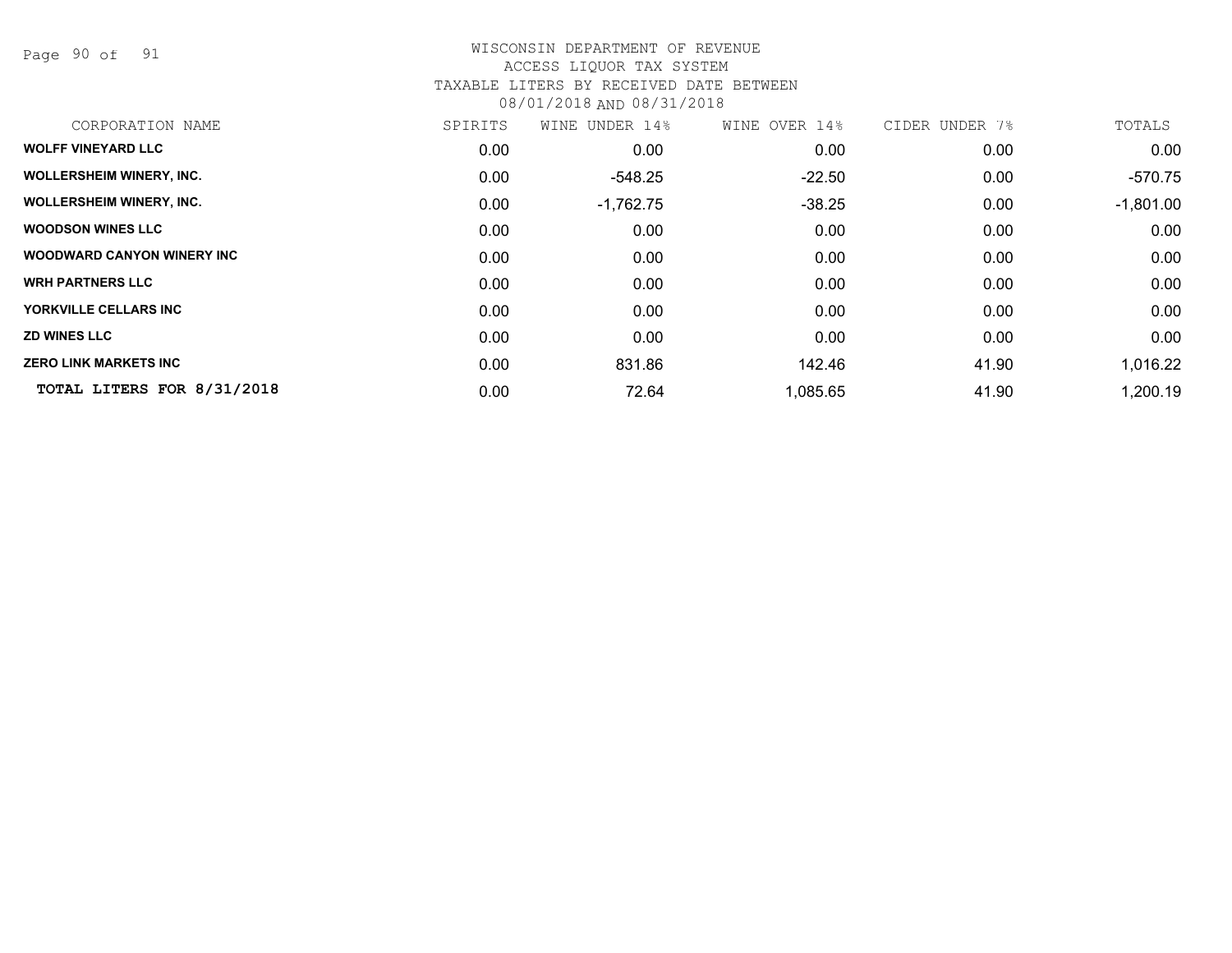WISCONSIN DEPARTMENT OF REVENUE
ACCESS LIQUOR TAX SYSTEM
TAXABLE LITERS BY RECEIVED DATE BETWEEN
08/01/2018 AND 08/31/2018

| CORPORATION NAME | SPIRITS | WINE UNDER 14% | WINE OVER 14% | CIDER UNDER 7% | TOTALS |
|---|---|---|---|---|---|
| **WOLFF VINEYARD LLC** | 0.00 | 0.00 | 0.00 | 0.00 | 0.00 |
| **WOLLERSHEIM WINERY, INC.** | 0.00 | -548.25 | -22.50 | 0.00 | -570.75 |
| **WOLLERSHEIM WINERY, INC.** | 0.00 | -1,762.75 | -38.25 | 0.00 | -1,801.00 |
| **WOODSON WINES LLC** | 0.00 | 0.00 | 0.00 | 0.00 | 0.00 |
| **WOODWARD CANYON WINERY INC** | 0.00 | 0.00 | 0.00 | 0.00 | 0.00 |
| **WRH PARTNERS LLC** | 0.00 | 0.00 | 0.00 | 0.00 | 0.00 |
| **YORKVILLE CELLARS INC** | 0.00 | 0.00 | 0.00 | 0.00 | 0.00 |
| **ZD WINES LLC** | 0.00 | 0.00 | 0.00 | 0.00 | 0.00 |
| **ZERO LINK MARKETS INC** | 0.00 | 831.86 | 142.46 | 41.90 | 1,016.22 |
| **TOTAL LITERS FOR 8/31/2018** | 0.00 | 72.64 | 1,085.65 | 41.90 | 1,200.19 |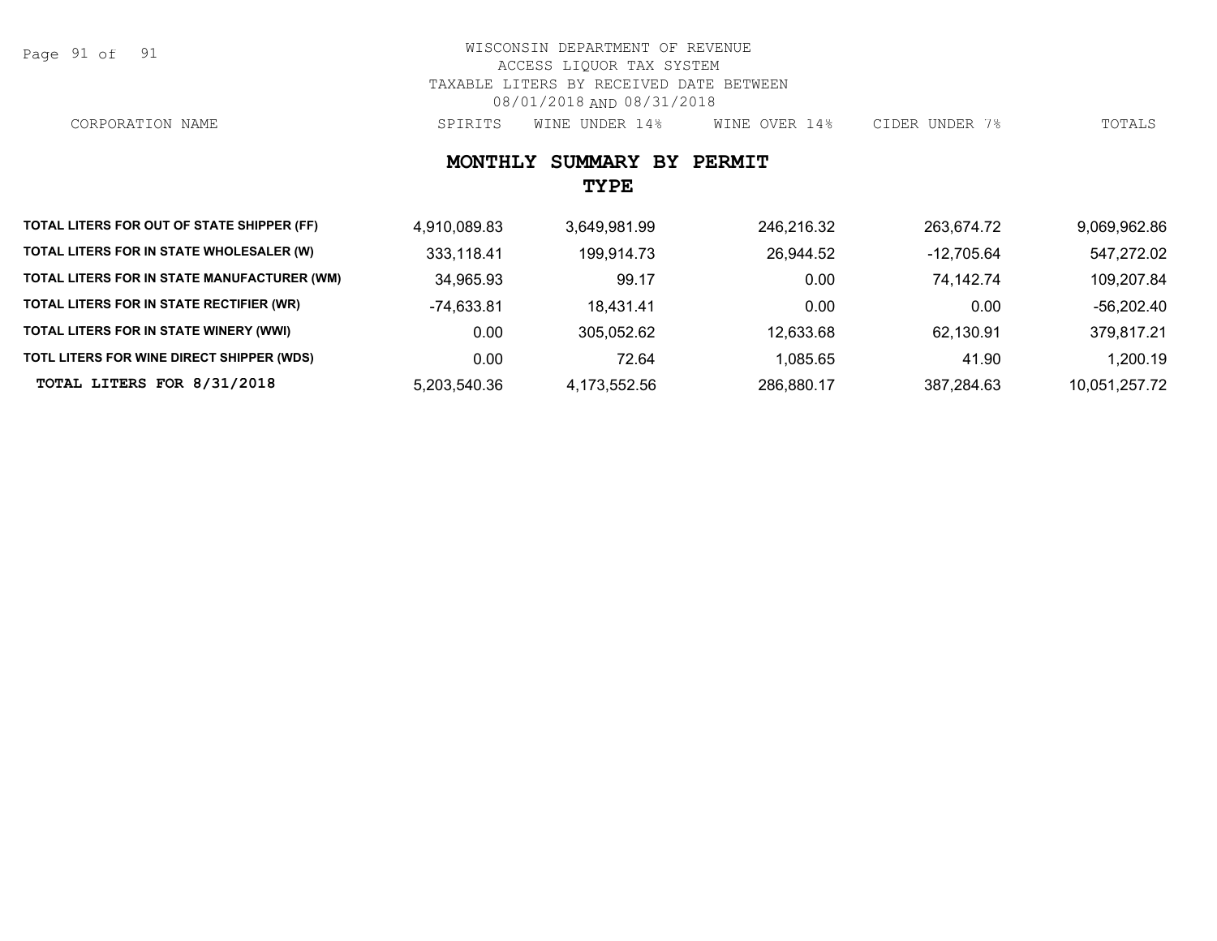WISCONSIN DEPARTMENT OF REVENUE
ACCESS LIQUOR TAX SYSTEM
TAXABLE LITERS BY RECEIVED DATE BETWEEN
08/01/2018 AND 08/31/2018

## MONTHLY SUMMARY BY PERMIT TYPE

| CORPORATION NAME | SPIRITS | WINE UNDER 14% | WINE OVER 14% | CIDER UNDER 7% | TOTALS |
|---|---|---|---|---|---|
| TOTAL LITERS FOR OUT OF STATE SHIPPER (FF) | 4,910,089.83 | 3,649,981.99 | 246,216.32 | 263,674.72 | 9,069,962.86 |
| TOTAL LITERS FOR IN STATE WHOLESALER (W) | 333,118.41 | 199,914.73 | 26,944.52 | -12,705.64 | 547,272.02 |
| TOTAL LITERS FOR IN STATE MANUFACTURER (WM) | 34,965.93 | 99.17 | 0.00 | 74,142.74 | 109,207.84 |
| TOTAL LITERS FOR IN STATE RECTIFIER (WR) | -74,633.81 | 18,431.41 | 0.00 | 0.00 | -56,202.40 |
| TOTAL LITERS FOR IN STATE WINERY (WWI) | 0.00 | 305,052.62 | 12,633.68 | 62,130.91 | 379,817.21 |
| TOTL LITERS FOR WINE DIRECT SHIPPER (WDS) | 0.00 | 72.64 | 1,085.65 | 41.90 | 1,200.19 |
| **TOTAL LITERS FOR 8/31/2018** | 5,203,540.36 | 4,173,552.56 | 286,880.17 | 387,284.63 | 10,051,257.72 |